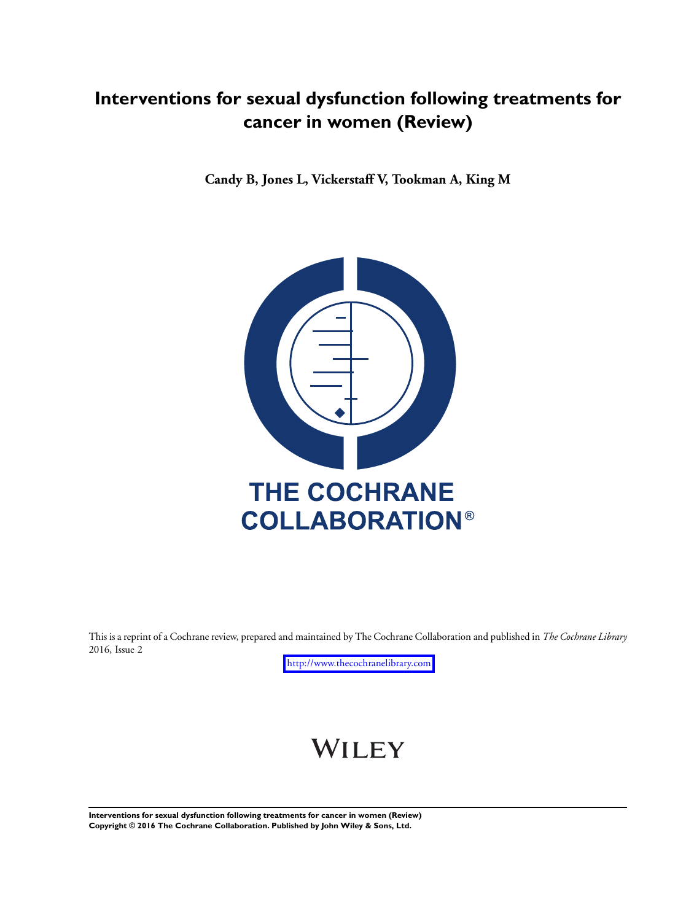# Interventions for sexual dysfunction following treatments for cancer in women (Review)

**Candy B, Jones L, Vickerstaff V, Tookman A, King M**

THE COCHRANE COLLABORATION®

This is a reprint of a Cochrane review, prepared and maintained by The Cochrane Collaboration and published in *The Cochrane Library* 2016, Issue 2

http://www.thecochranelibrary.com

WILEY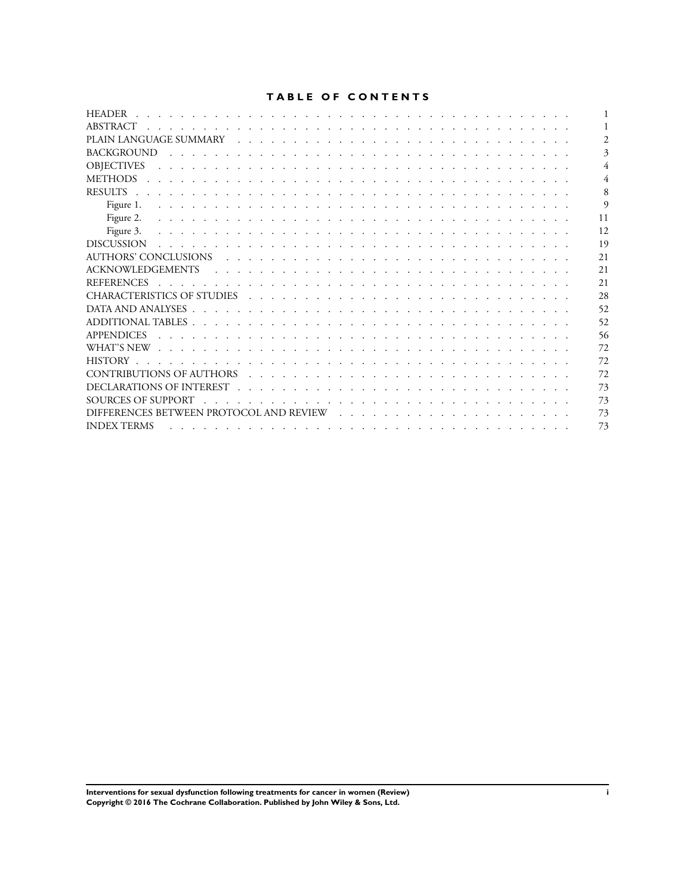# TABLE OF CONTENTS

| | |
|---|---|
| HEADER | 1 |
| ABSTRACT | 1 |
| PLAIN LANGUAGE SUMMARY | 2 |
| BACKGROUND | 3 |
| OBJECTIVES | 4 |
| METHODS | 4 |
| RESULTS | 8 |
| Figure 1. | 9 |
| Figure 2. | 11 |
| Figure 3. | 12 |
| DISCUSSION | 19 |
| AUTHORS' CONCLUSIONS | 21 |
| ACKNOWLEDGEMENTS | 21 |
| REFERENCES | 21 |
| CHARACTERISTICS OF STUDIES | 28 |
| DATA AND ANALYSES | 52 |
| ADDITIONAL TABLES | 52 |
| APPENDICES | 56 |
| WHAT'S NEW | 72 |
| HISTORY | 72 |
| CONTRIBUTIONS OF AUTHORS | 72 |
| DECLARATIONS OF INTEREST | 73 |
| SOURCES OF SUPPORT | 73 |
| DIFFERENCES BETWEEN PROTOCOL AND REVIEW | 73 |
| INDEX TERMS | 73 |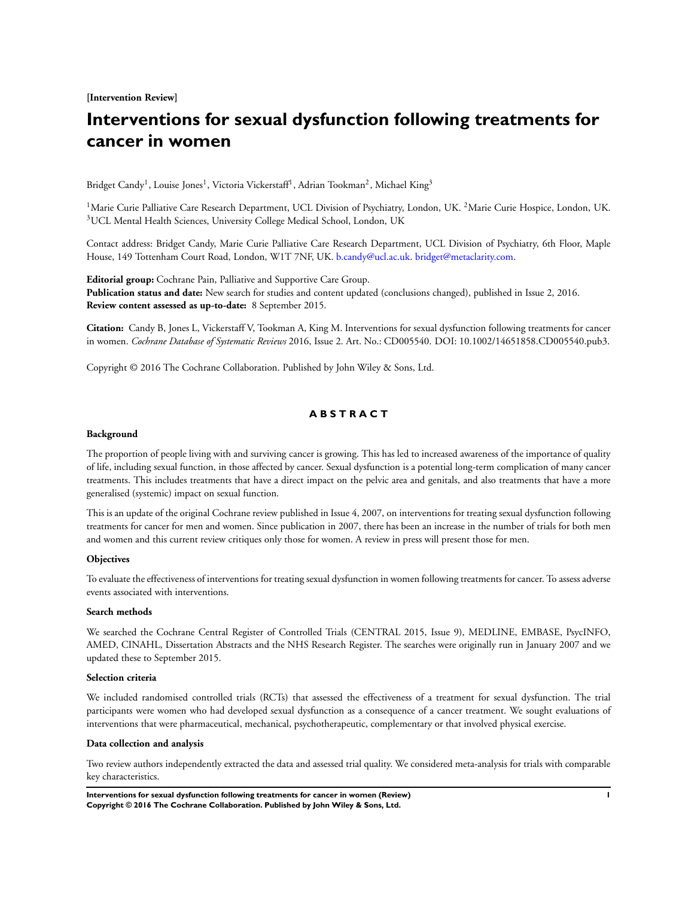**[Intervention Review]**

# Interventions for sexual dysfunction following treatments for cancer in women

Bridget Candy[1], Louise Jones[1], Victoria Vickerstaff[1], Adrian Tookman[2], Michael King[3]

[1]Marie Curie Palliative Care Research Department, UCL Division of Psychiatry, London, UK. [2]Marie Curie Hospice, London, UK. [3]UCL Mental Health Sciences, University College Medical School, London, UK

Contact address: Bridget Candy, Marie Curie Palliative Care Research Department, UCL Division of Psychiatry, 6th Floor, Maple House, 149 Tottenham Court Road, London, W1T 7NF, UK. b.candy@ucl.ac.uk. bridget@metaclarity.com.

**Editorial group:** Cochrane Pain, Palliative and Supportive Care Group.
**Publication status and date:** New search for studies and content updated (conclusions changed), published in Issue 2, 2016.
**Review content assessed as up-to-date:** 8 September 2015.

**Citation:** Candy B, Jones L, Vickerstaff V, Tookman A, King M. Interventions for sexual dysfunction following treatments for cancer in women. *Cochrane Database of Systematic Reviews* 2016, Issue 2. Art. No.: CD005540. DOI: 10.1002/14651858.CD005540.pub3.

Copyright © 2016 The Cochrane Collaboration. Published by John Wiley & Sons, Ltd.

## ABSTRACT

### Background

The proportion of people living with and surviving cancer is growing. This has led to increased awareness of the importance of quality of life, including sexual function, in those affected by cancer. Sexual dysfunction is a potential long-term complication of many cancer treatments. This includes treatments that have a direct impact on the pelvic area and genitals, and also treatments that have a more generalised (systemic) impact on sexual function.

This is an update of the original Cochrane review published in Issue 4, 2007, on interventions for treating sexual dysfunction following treatments for cancer for men and women. Since publication in 2007, there has been an increase in the number of trials for both men and women and this current review critiques only those for women. A review in press will present those for men.

### Objectives

To evaluate the effectiveness of interventions for treating sexual dysfunction in women following treatments for cancer. To assess adverse events associated with interventions.

### Search methods

We searched the Cochrane Central Register of Controlled Trials (CENTRAL 2015, Issue 9), MEDLINE, EMBASE, PsycINFO, AMED, CINAHL, Dissertation Abstracts and the NHS Research Register. The searches were originally run in January 2007 and we updated these to September 2015.

### Selection criteria

We included randomised controlled trials (RCTs) that assessed the effectiveness of a treatment for sexual dysfunction. The trial participants were women who had developed sexual dysfunction as a consequence of a cancer treatment. We sought evaluations of interventions that were pharmaceutical, mechanical, psychotherapeutic, complementary or that involved physical exercise.

### Data collection and analysis

Two review authors independently extracted the data and assessed trial quality. We considered meta-analysis for trials with comparable key characteristics.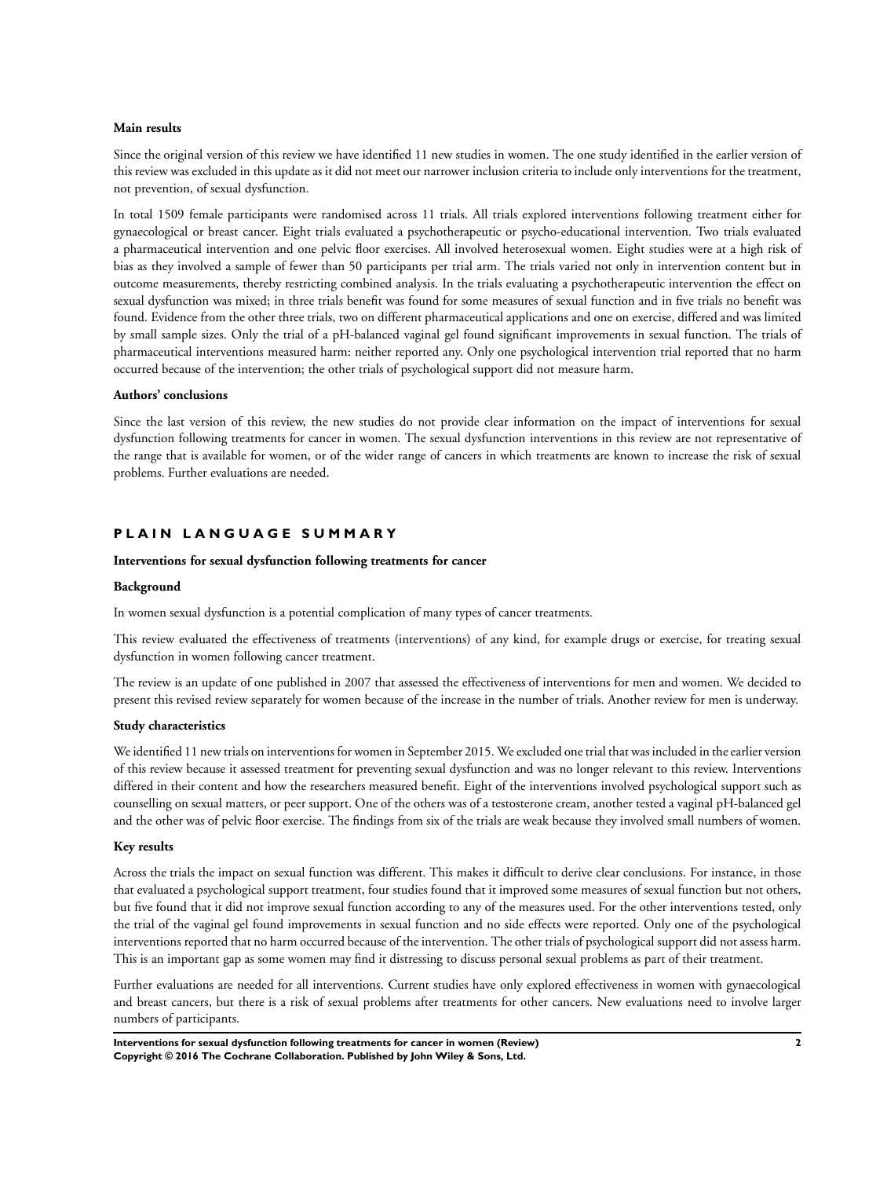**Main results**

Since the original version of this review we have identified 11 new studies in women. The one study identified in the earlier version of this review was excluded in this update as it did not meet our narrower inclusion criteria to include only interventions for the treatment, not prevention, of sexual dysfunction.

In total 1509 female participants were randomised across 11 trials. All trials explored interventions following treatment either for gynaecological or breast cancer. Eight trials evaluated a psychotherapeutic or psycho-educational intervention. Two trials evaluated a pharmaceutical intervention and one pelvic floor exercises. All involved heterosexual women. Eight studies were at a high risk of bias as they involved a sample of fewer than 50 participants per trial arm. The trials varied not only in intervention content but in outcome measurements, thereby restricting combined analysis. In the trials evaluating a psychotherapeutic intervention the effect on sexual dysfunction was mixed; in three trials benefit was found for some measures of sexual function and in five trials no benefit was found. Evidence from the other three trials, two on different pharmaceutical applications and one on exercise, differed and was limited by small sample sizes. Only the trial of a pH-balanced vaginal gel found significant improvements in sexual function. The trials of pharmaceutical interventions measured harm: neither reported any. Only one psychological intervention trial reported that no harm occurred because of the intervention; the other trials of psychological support did not measure harm.

**Authors' conclusions**

Since the last version of this review, the new studies do not provide clear information on the impact of interventions for sexual dysfunction following treatments for cancer in women. The sexual dysfunction interventions in this review are not representative of the range that is available for women, or of the wider range of cancers in which treatments are known to increase the risk of sexual problems. Further evaluations are needed.

## PLAIN LANGUAGE SUMMARY

**Interventions for sexual dysfunction following treatments for cancer**

**Background**

In women sexual dysfunction is a potential complication of many types of cancer treatments.

This review evaluated the effectiveness of treatments (interventions) of any kind, for example drugs or exercise, for treating sexual dysfunction in women following cancer treatment.

The review is an update of one published in 2007 that assessed the effectiveness of interventions for men and women. We decided to present this revised review separately for women because of the increase in the number of trials. Another review for men is underway.

**Study characteristics**

We identified 11 new trials on interventions for women in September 2015. We excluded one trial that was included in the earlier version of this review because it assessed treatment for preventing sexual dysfunction and was no longer relevant to this review. Interventions differed in their content and how the researchers measured benefit. Eight of the interventions involved psychological support such as counselling on sexual matters, or peer support. One of the others was of a testosterone cream, another tested a vaginal pH-balanced gel and the other was of pelvic floor exercise. The findings from six of the trials are weak because they involved small numbers of women.

**Key results**

Across the trials the impact on sexual function was different. This makes it difficult to derive clear conclusions. For instance, in those that evaluated a psychological support treatment, four studies found that it improved some measures of sexual function but not others, but five found that it did not improve sexual function according to any of the measures used. For the other interventions tested, only the trial of the vaginal gel found improvements in sexual function and no side effects were reported. Only one of the psychological interventions reported that no harm occurred because of the intervention. The other trials of psychological support did not assess harm. This is an important gap as some women may find it distressing to discuss personal sexual problems as part of their treatment.

Further evaluations are needed for all interventions. Current studies have only explored effectiveness in women with gynaecological and breast cancers, but there is a risk of sexual problems after treatments for other cancers. New evaluations need to involve larger numbers of participants.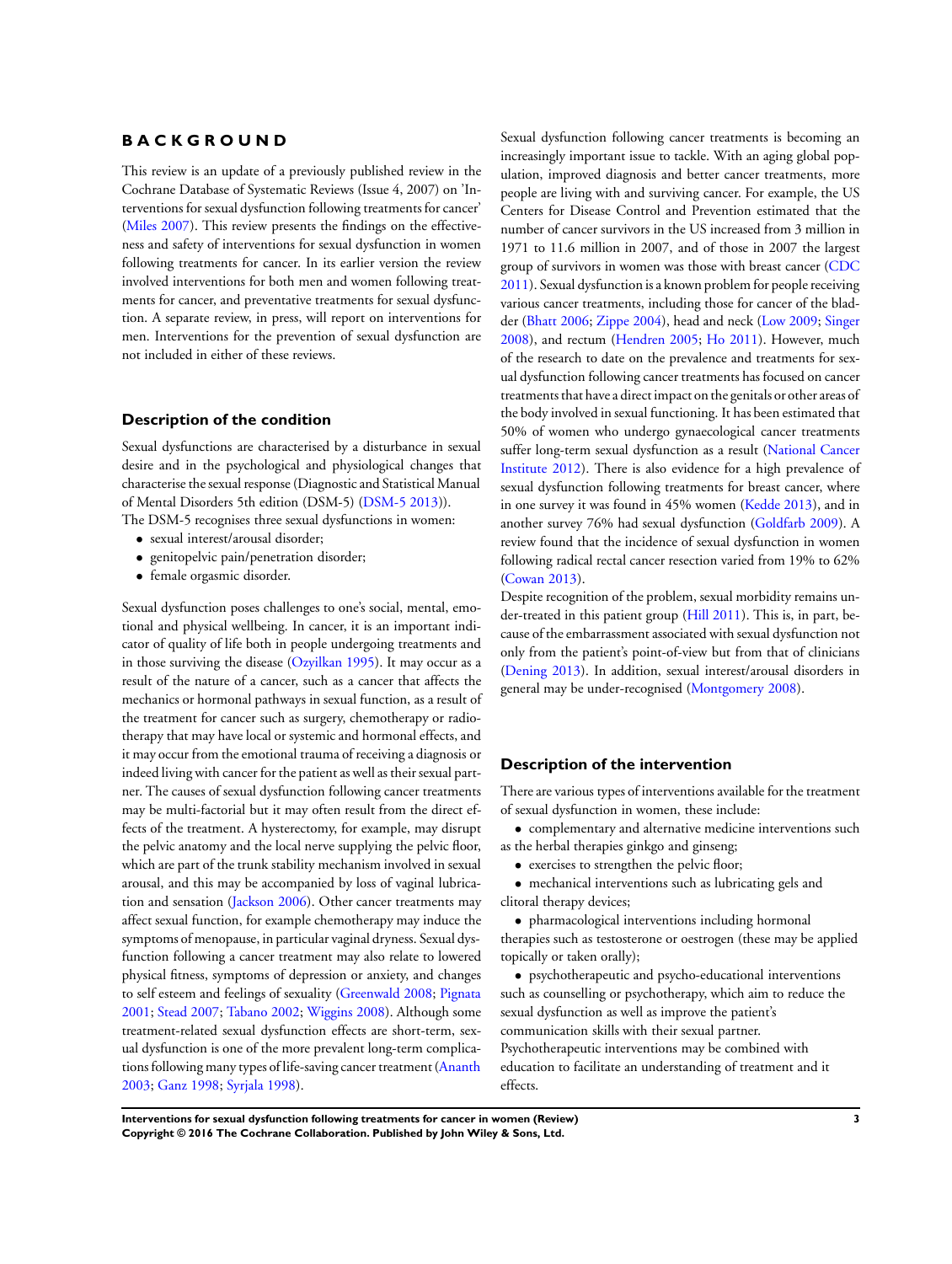# BACKGROUND

This review is an update of a previously published review in the Cochrane Database of Systematic Reviews (Issue 4, 2007) on 'Interventions for sexual dysfunction following treatments for cancer' (Miles 2007). This review presents the findings on the effectiveness and safety of interventions for sexual dysfunction in women following treatments for cancer. In its earlier version the review involved interventions for both men and women following treatments for cancer, and preventative treatments for sexual dysfunction. A separate review, in press, will report on interventions for men. Interventions for the prevention of sexual dysfunction are not included in either of these reviews.

## Description of the condition

Sexual dysfunctions are characterised by a disturbance in sexual desire and in the psychological and physiological changes that characterise the sexual response (Diagnostic and Statistical Manual of Mental Disorders 5th edition (DSM-5) (DSM-5 2013)).

The DSM-5 recognises three sexual dysfunctions in women:

- sexual interest/arousal disorder;
- genitopelvic pain/penetration disorder;
- female orgasmic disorder.

Sexual dysfunction poses challenges to one's social, mental, emotional and physical wellbeing. In cancer, it is an important indicator of quality of life both in people undergoing treatments and in those surviving the disease (Ozyilkan 1995). It may occur as a result of the nature of a cancer, such as a cancer that affects the mechanics or hormonal pathways in sexual function, as a result of the treatment for cancer such as surgery, chemotherapy or radiotherapy that may have local or systemic and hormonal effects, and it may occur from the emotional trauma of receiving a diagnosis or indeed living with cancer for the patient as well as their sexual partner. The causes of sexual dysfunction following cancer treatments may be multi-factorial but it may often result from the direct effects of the treatment. A hysterectomy, for example, may disrupt the pelvic anatomy and the local nerve supplying the pelvic floor, which are part of the trunk stability mechanism involved in sexual arousal, and this may be accompanied by loss of vaginal lubrication and sensation (Jackson 2006). Other cancer treatments may affect sexual function, for example chemotherapy may induce the symptoms of menopause, in particular vaginal dryness. Sexual dysfunction following a cancer treatment may also relate to lowered physical fitness, symptoms of depression or anxiety, and changes to self esteem and feelings of sexuality (Greenwald 2008; Pignata 2001; Stead 2007; Tabano 2002; Wiggins 2008). Although some treatment-related sexual dysfunction effects are short-term, sexual dysfunction is one of the more prevalent long-term complications following many types of life-saving cancer treatment (Ananth 2003; Ganz 1998; Syrjala 1998).

Sexual dysfunction following cancer treatments is becoming an increasingly important issue to tackle. With an aging global population, improved diagnosis and better cancer treatments, more people are living with and surviving cancer. For example, the US Centers for Disease Control and Prevention estimated that the number of cancer survivors in the US increased from 3 million in 1971 to 11.6 million in 2007, and of those in 2007 the largest group of survivors in women was those with breast cancer (CDC 2011). Sexual dysfunction is a known problem for people receiving various cancer treatments, including those for cancer of the bladder (Bhatt 2006; Zippe 2004), head and neck (Low 2009; Singer 2008), and rectum (Hendren 2005; Ho 2011). However, much of the research to date on the prevalence and treatments for sexual dysfunction following cancer treatments has focused on cancer treatments that have a direct impact on the genitals or other areas of the body involved in sexual functioning. It has been estimated that 50% of women who undergo gynaecological cancer treatments suffer long-term sexual dysfunction as a result (National Cancer Institute 2012). There is also evidence for a high prevalence of sexual dysfunction following treatments for breast cancer, where in one survey it was found in 45% women (Kedde 2013), and in another survey 76% had sexual dysfunction (Goldfarb 2009). A review found that the incidence of sexual dysfunction in women following radical rectal cancer resection varied from 19% to 62% (Cowan 2013).

Despite recognition of the problem, sexual morbidity remains under-treated in this patient group (Hill 2011). This is, in part, because of the embarrassment associated with sexual dysfunction not only from the patient's point-of-view but from that of clinicians (Dening 2013). In addition, sexual interest/arousal disorders in general may be under-recognised (Montgomery 2008).

## Description of the intervention

There are various types of interventions available for the treatment of sexual dysfunction in women, these include:

- complementary and alternative medicine interventions such as the herbal therapies ginkgo and ginseng;
- exercises to strengthen the pelvic floor;
- mechanical interventions such as lubricating gels and clitoral therapy devices;
- pharmacological interventions including hormonal therapies such as testosterone or oestrogen (these may be applied topically or taken orally);
- psychotherapeutic and psycho-educational interventions such as counselling or psychotherapy, which aim to reduce the sexual dysfunction as well as improve the patient's communication skills with their sexual partner.

Psychotherapeutic interventions may be combined with education to facilitate an understanding of treatment and it effects.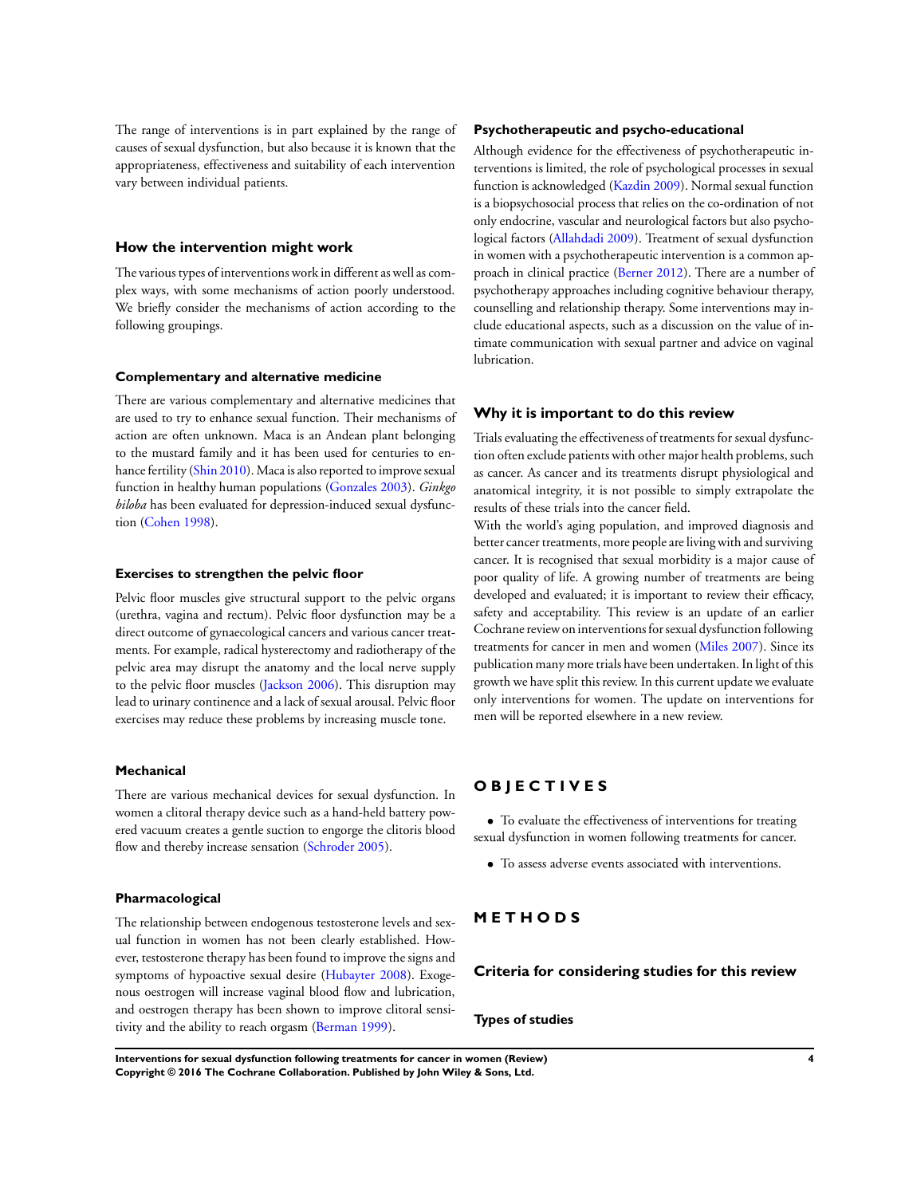The range of interventions is in part explained by the range of causes of sexual dysfunction, but also because it is known that the appropriateness, effectiveness and suitability of each intervention vary between individual patients.

## How the intervention might work

The various types of interventions work in different as well as complex ways, with some mechanisms of action poorly understood. We briefly consider the mechanisms of action according to the following groupings.

### Complementary and alternative medicine

There are various complementary and alternative medicines that are used to try to enhance sexual function. Their mechanisms of action are often unknown. Maca is an Andean plant belonging to the mustard family and it has been used for centuries to enhance fertility (Shin 2010). Maca is also reported to improve sexual function in healthy human populations (Gonzales 2003). *Ginkgo biloba* has been evaluated for depression-induced sexual dysfunction (Cohen 1998).

### Exercises to strengthen the pelvic floor

Pelvic floor muscles give structural support to the pelvic organs (urethra, vagina and rectum). Pelvic floor dysfunction may be a direct outcome of gynaecological cancers and various cancer treatments. For example, radical hysterectomy and radiotherapy of the pelvic area may disrupt the anatomy and the local nerve supply to the pelvic floor muscles (Jackson 2006). This disruption may lead to urinary continence and a lack of sexual arousal. Pelvic floor exercises may reduce these problems by increasing muscle tone.

### Mechanical

There are various mechanical devices for sexual dysfunction. In women a clitoral therapy device such as a hand-held battery powered vacuum creates a gentle suction to engorge the clitoris blood flow and thereby increase sensation (Schroder 2005).

### Pharmacological

The relationship between endogenous testosterone levels and sexual function in women has not been clearly established. However, testosterone therapy has been found to improve the signs and symptoms of hypoactive sexual desire (Hubayter 2008). Exogenous oestrogen will increase vaginal blood flow and lubrication, and oestrogen therapy has been shown to improve clitoral sensitivity and the ability to reach orgasm (Berman 1999).

### Psychotherapeutic and psycho-educational

Although evidence for the effectiveness of psychotherapeutic interventions is limited, the role of psychological processes in sexual function is acknowledged (Kazdin 2009). Normal sexual function is a biopsychosocial process that relies on the co-ordination of not only endocrine, vascular and neurological factors but also psychological factors (Allahdadi 2009). Treatment of sexual dysfunction in women with a psychotherapeutic intervention is a common approach in clinical practice (Berner 2012). There are a number of psychotherapy approaches including cognitive behaviour therapy, counselling and relationship therapy. Some interventions may include educational aspects, such as a discussion on the value of intimate communication with sexual partner and advice on vaginal lubrication.

## Why it is important to do this review

Trials evaluating the effectiveness of treatments for sexual dysfunction often exclude patients with other major health problems, such as cancer. As cancer and its treatments disrupt physiological and anatomical integrity, it is not possible to simply extrapolate the results of these trials into the cancer field.

With the world's aging population, and improved diagnosis and better cancer treatments, more people are living with and surviving cancer. It is recognised that sexual morbidity is a major cause of poor quality of life. A growing number of treatments are being developed and evaluated; it is important to review their efficacy, safety and acceptability. This review is an update of an earlier Cochrane review on interventions for sexual dysfunction following treatments for cancer in men and women (Miles 2007). Since its publication many more trials have been undertaken. In light of this growth we have split this review. In this current update we evaluate only interventions for women. The update on interventions for men will be reported elsewhere in a new review.

# OBJECTIVES

- To evaluate the effectiveness of interventions for treating sexual dysfunction in women following treatments for cancer.
- To assess adverse events associated with interventions.

# METHODS

## Criteria for considering studies for this review

### Types of studies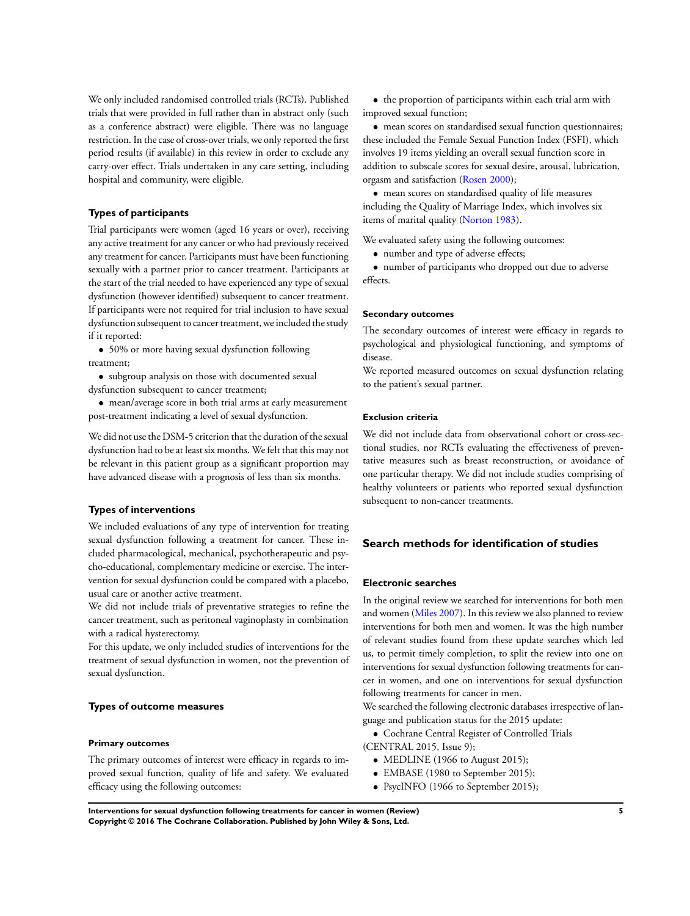We only included randomised controlled trials (RCTs). Published trials that were provided in full rather than in abstract only (such as a conference abstract) were eligible. There was no language restriction. In the case of cross-over trials, we only reported the first period results (if available) in this review in order to exclude any carry-over effect. Trials undertaken in any care setting, including hospital and community, were eligible.

### Types of participants

Trial participants were women (aged 16 years or over), receiving any active treatment for any cancer or who had previously received any treatment for cancer. Participants must have been functioning sexually with a partner prior to cancer treatment. Participants at the start of the trial needed to have experienced any type of sexual dysfunction (however identified) subsequent to cancer treatment. If participants were not required for trial inclusion to have sexual dysfunction subsequent to cancer treatment, we included the study if it reported:

- 50% or more having sexual dysfunction following treatment;
- subgroup analysis on those with documented sexual dysfunction subsequent to cancer treatment;
- mean/average score in both trial arms at early measurement post-treatment indicating a level of sexual dysfunction.

We did not use the DSM-5 criterion that the duration of the sexual dysfunction had to be at least six months. We felt that this may not be relevant in this patient group as a significant proportion may have advanced disease with a prognosis of less than six months.

### Types of interventions

We included evaluations of any type of intervention for treating sexual dysfunction following a treatment for cancer. These included pharmacological, mechanical, psychotherapeutic and psycho-educational, complementary medicine or exercise. The intervention for sexual dysfunction could be compared with a placebo, usual care or another active treatment.

We did not include trials of preventative strategies to refine the cancer treatment, such as peritoneal vaginoplasty in combination with a radical hysterectomy.

For this update, we only included studies of interventions for the treatment of sexual dysfunction in women, not the prevention of sexual dysfunction.

### Types of outcome measures

#### Primary outcomes

The primary outcomes of interest were efficacy in regards to improved sexual function, quality of life and safety. We evaluated efficacy using the following outcomes:

- the proportion of participants within each trial arm with improved sexual function;
- mean scores on standardised sexual function questionnaires; these included the Female Sexual Function Index (FSFI), which involves 19 items yielding an overall sexual function score in addition to subscale scores for sexual desire, arousal, lubrication, orgasm and satisfaction (Rosen 2000);
- mean scores on standardised quality of life measures including the Quality of Marriage Index, which involves six items of marital quality (Norton 1983).

We evaluated safety using the following outcomes:

- number and type of adverse effects;
- number of participants who dropped out due to adverse effects.

#### Secondary outcomes

The secondary outcomes of interest were efficacy in regards to psychological and physiological functioning, and symptoms of disease.

We reported measured outcomes on sexual dysfunction relating to the patient's sexual partner.

#### Exclusion criteria

We did not include data from observational cohort or cross-sectional studies, nor RCTs evaluating the effectiveness of preventative measures such as breast reconstruction, or avoidance of one particular therapy. We did not include studies comprising of healthy volunteers or patients who reported sexual dysfunction subsequent to non-cancer treatments.

## Search methods for identification of studies

### Electronic searches

In the original review we searched for interventions for both men and women (Miles 2007). In this review we also planned to review interventions for both men and women. It was the high number of relevant studies found from these update searches which led us, to permit timely completion, to split the review into one on interventions for sexual dysfunction following treatments for cancer in women, and one on interventions for sexual dysfunction following treatments for cancer in men.

We searched the following electronic databases irrespective of language and publication status for the 2015 update:

- Cochrane Central Register of Controlled Trials (CENTRAL 2015, Issue 9);
- MEDLINE (1966 to August 2015);
- EMBASE (1980 to September 2015);
- PsycINFO (1966 to September 2015);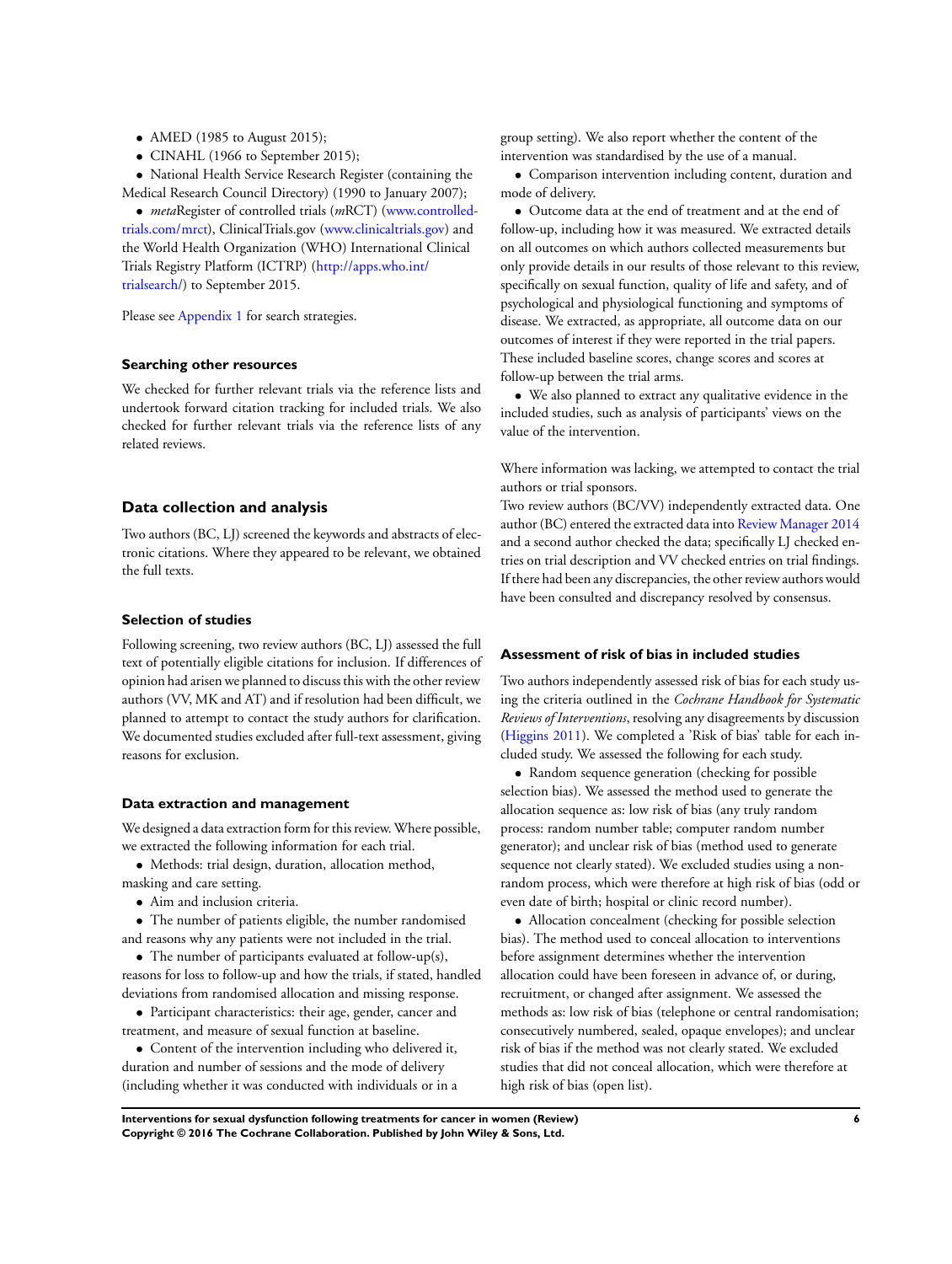- AMED (1985 to August 2015);
- CINAHL (1966 to September 2015);
- National Health Service Research Register (containing the Medical Research Council Directory) (1990 to January 2007);
- *meta*Register of controlled trials (*m*RCT) (www.controlled-trials.com/mrct), ClinicalTrials.gov (www.clinicaltrials.gov) and the World Health Organization (WHO) International Clinical Trials Registry Platform (ICTRP) (http://apps.who.int/trialsearch/) to September 2015.

Please see Appendix 1 for search strategies.

### Searching other resources

We checked for further relevant trials via the reference lists and undertook forward citation tracking for included trials. We also checked for further relevant trials via the reference lists of any related reviews.

## Data collection and analysis

Two authors (BC, LJ) screened the keywords and abstracts of electronic citations. Where they appeared to be relevant, we obtained the full texts.

### Selection of studies

Following screening, two review authors (BC, LJ) assessed the full text of potentially eligible citations for inclusion. If differences of opinion had arisen we planned to discuss this with the other review authors (VV, MK and AT) and if resolution had been difficult, we planned to attempt to contact the study authors for clarification. We documented studies excluded after full-text assessment, giving reasons for exclusion.

### Data extraction and management

We designed a data extraction form for this review. Where possible, we extracted the following information for each trial.

- Methods: trial design, duration, allocation method, masking and care setting.
- Aim and inclusion criteria.
- The number of patients eligible, the number randomised and reasons why any patients were not included in the trial.
- The number of participants evaluated at follow-up(s), reasons for loss to follow-up and how the trials, if stated, handled deviations from randomised allocation and missing response.
- Participant characteristics: their age, gender, cancer and treatment, and measure of sexual function at baseline.
- Content of the intervention including who delivered it, duration and number of sessions and the mode of delivery (including whether it was conducted with individuals or in a group setting). We also report whether the content of the intervention was standardised by the use of a manual.
- Comparison intervention including content, duration and mode of delivery.
- Outcome data at the end of treatment and at the end of follow-up, including how it was measured. We extracted details on all outcomes on which authors collected measurements but only provide details in our results of those relevant to this review, specifically on sexual function, quality of life and safety, and of psychological and physiological functioning and symptoms of disease. We extracted, as appropriate, all outcome data on our outcomes of interest if they were reported in the trial papers. These included baseline scores, change scores and scores at follow-up between the trial arms.
- We also planned to extract any qualitative evidence in the included studies, such as analysis of participants' views on the value of the intervention.

Where information was lacking, we attempted to contact the trial authors or trial sponsors.

Two review authors (BC/VV) independently extracted data. One author (BC) entered the extracted data into Review Manager 2014 and a second author checked the data; specifically LJ checked entries on trial description and VV checked entries on trial findings. If there had been any discrepancies, the other review authors would have been consulted and discrepancy resolved by consensus.

### Assessment of risk of bias in included studies

Two authors independently assessed risk of bias for each study using the criteria outlined in the *Cochrane Handbook for Systematic Reviews of Interventions*, resolving any disagreements by discussion (Higgins 2011). We completed a 'Risk of bias' table for each included study. We assessed the following for each study.

- Random sequence generation (checking for possible selection bias). We assessed the method used to generate the allocation sequence as: low risk of bias (any truly random process: random number table; computer random number generator); and unclear risk of bias (method used to generate sequence not clearly stated). We excluded studies using a non-random process, which were therefore at high risk of bias (odd or even date of birth; hospital or clinic record number).
- Allocation concealment (checking for possible selection bias). The method used to conceal allocation to interventions before assignment determines whether the intervention allocation could have been foreseen in advance of, or during, recruitment, or changed after assignment. We assessed the methods as: low risk of bias (telephone or central randomisation; consecutively numbered, sealed, opaque envelopes); and unclear risk of bias if the method was not clearly stated. We excluded studies that did not conceal allocation, which were therefore at high risk of bias (open list).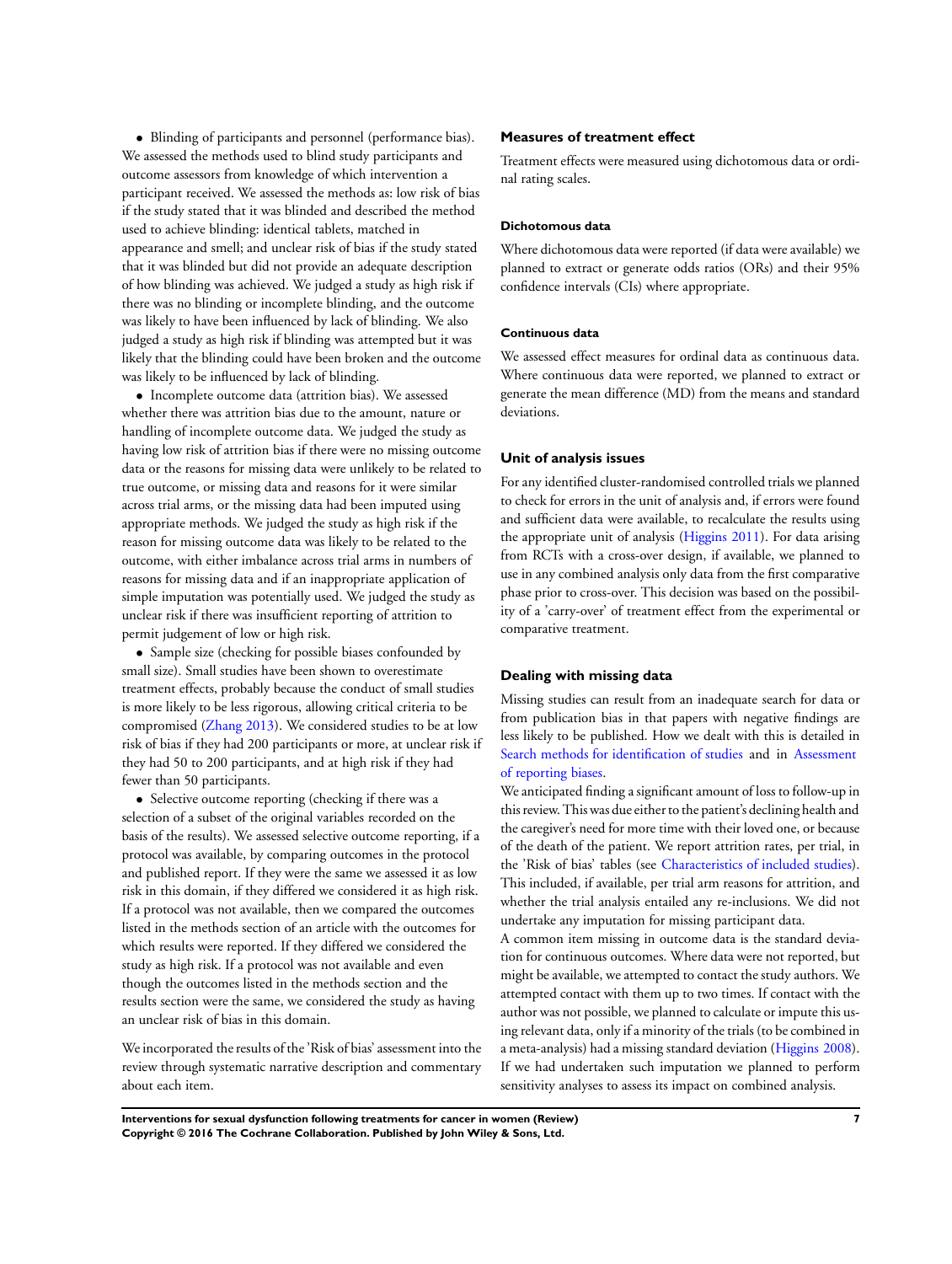- Blinding of participants and personnel (performance bias). We assessed the methods used to blind study participants and outcome assessors from knowledge of which intervention a participant received. We assessed the methods as: low risk of bias if the study stated that it was blinded and described the method used to achieve blinding: identical tablets, matched in appearance and smell; and unclear risk of bias if the study stated that it was blinded but did not provide an adequate description of how blinding was achieved. We judged a study as high risk if there was no blinding or incomplete blinding, and the outcome was likely to have been influenced by lack of blinding. We also judged a study as high risk if blinding was attempted but it was likely that the blinding could have been broken and the outcome was likely to be influenced by lack of blinding.
- Incomplete outcome data (attrition bias). We assessed whether there was attrition bias due to the amount, nature or handling of incomplete outcome data. We judged the study as having low risk of attrition bias if there were no missing outcome data or the reasons for missing data were unlikely to be related to true outcome, or missing data and reasons for it were similar across trial arms, or the missing data had been imputed using appropriate methods. We judged the study as high risk if the reason for missing outcome data was likely to be related to the outcome, with either imbalance across trial arms in numbers of reasons for missing data and if an inappropriate application of simple imputation was potentially used. We judged the study as unclear risk if there was insufficient reporting of attrition to permit judgement of low or high risk.
- Sample size (checking for possible biases confounded by small size). Small studies have been shown to overestimate treatment effects, probably because the conduct of small studies is more likely to be less rigorous, allowing critical criteria to be compromised (Zhang 2013). We considered studies to be at low risk of bias if they had 200 participants or more, at unclear risk if they had 50 to 200 participants, and at high risk if they had fewer than 50 participants.
- Selective outcome reporting (checking if there was a selection of a subset of the original variables recorded on the basis of the results). We assessed selective outcome reporting, if a protocol was available, by comparing outcomes in the protocol and published report. If they were the same we assessed it as low risk in this domain, if they differed we considered it as high risk. If a protocol was not available, then we compared the outcomes listed in the methods section of an article with the outcomes for which results were reported. If they differed we considered the study as high risk. If a protocol was not available and even though the outcomes listed in the methods section and the results section were the same, we considered the study as having an unclear risk of bias in this domain.

We incorporated the results of the 'Risk of bias' assessment into the review through systematic narrative description and commentary about each item.

### Measures of treatment effect

Treatment effects were measured using dichotomous data or ordinal rating scales.

#### Dichotomous data

Where dichotomous data were reported (if data were available) we planned to extract or generate odds ratios (ORs) and their 95% confidence intervals (CIs) where appropriate.

#### Continuous data

We assessed effect measures for ordinal data as continuous data. Where continuous data were reported, we planned to extract or generate the mean difference (MD) from the means and standard deviations.

### Unit of analysis issues

For any identified cluster-randomised controlled trials we planned to check for errors in the unit of analysis and, if errors were found and sufficient data were available, to recalculate the results using the appropriate unit of analysis (Higgins 2011). For data arising from RCTs with a cross-over design, if available, we planned to use in any combined analysis only data from the first comparative phase prior to cross-over. This decision was based on the possibility of a 'carry-over' of treatment effect from the experimental or comparative treatment.

### Dealing with missing data

Missing studies can result from an inadequate search for data or from publication bias in that papers with negative findings are less likely to be published. How we dealt with this is detailed in Search methods for identification of studies and in Assessment of reporting biases.

We anticipated finding a significant amount of loss to follow-up in this review. This was due either to the patient's declining health and the caregiver's need for more time with their loved one, or because of the death of the patient. We report attrition rates, per trial, in the 'Risk of bias' tables (see Characteristics of included studies). This included, if available, per trial arm reasons for attrition, and whether the trial analysis entailed any re-inclusions. We did not undertake any imputation for missing participant data.

A common item missing in outcome data is the standard deviation for continuous outcomes. Where data were not reported, but might be available, we attempted to contact the study authors. We attempted contact with them up to two times. If contact with the author was not possible, we planned to calculate or impute this using relevant data, only if a minority of the trials (to be combined in a meta-analysis) had a missing standard deviation (Higgins 2008). If we had undertaken such imputation we planned to perform sensitivity analyses to assess its impact on combined analysis.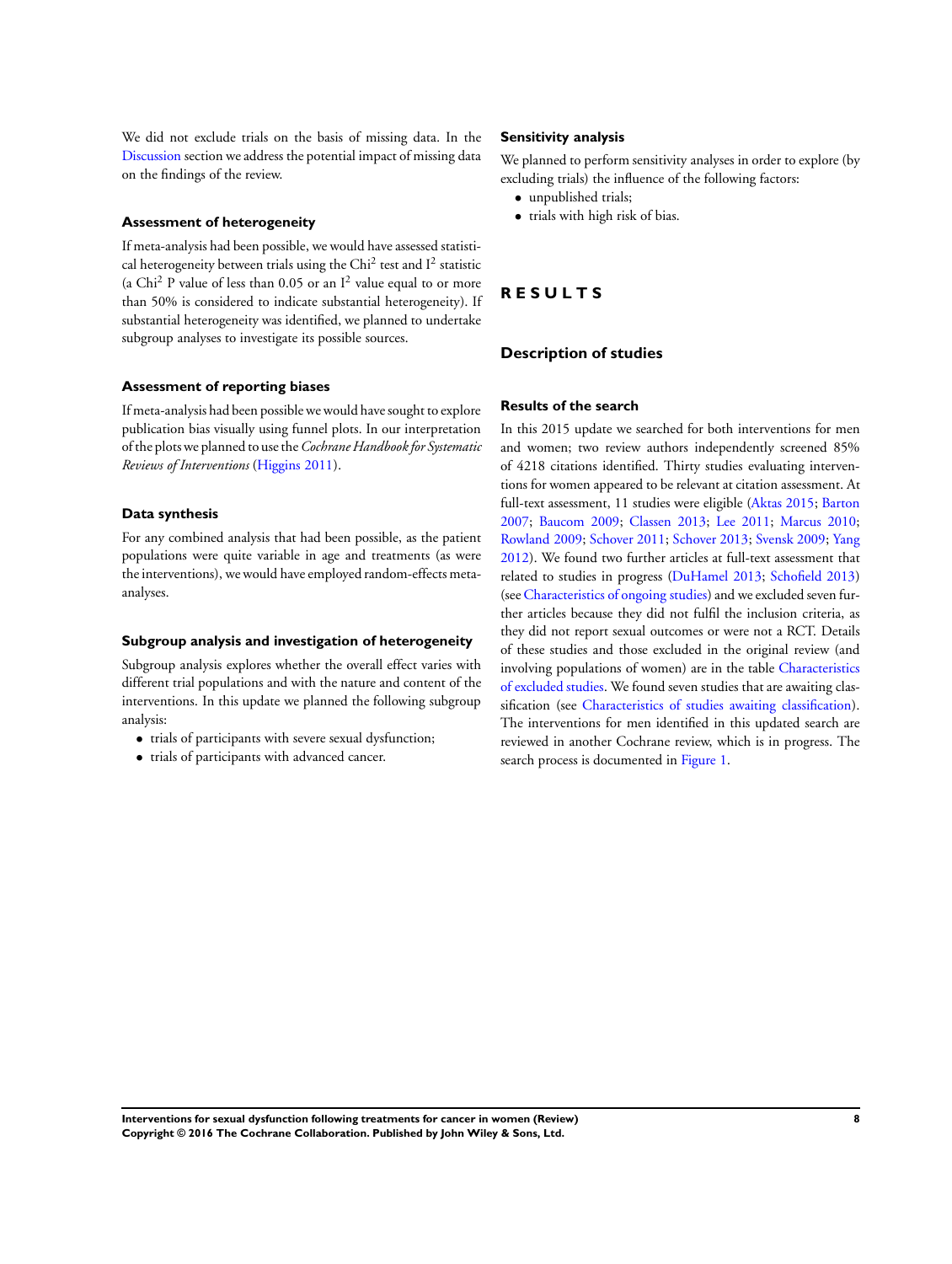We did not exclude trials on the basis of missing data. In the Discussion section we address the potential impact of missing data on the findings of the review.

### Assessment of heterogeneity

If meta-analysis had been possible, we would have assessed statistical heterogeneity between trials using the $Chi^2$ test and $I^2$ statistic (a $Chi^2$ P value of less than 0.05 or an $I^2$ value equal to or more than 50% is considered to indicate substantial heterogeneity). If substantial heterogeneity was identified, we planned to undertake subgroup analyses to investigate its possible sources.

### Assessment of reporting biases

If meta-analysis had been possible we would have sought to explore publication bias visually using funnel plots. In our interpretation of the plots we planned to use the *Cochrane Handbook for Systematic Reviews of Interventions* (Higgins 2011).

### Data synthesis

For any combined analysis that had been possible, as the patient populations were quite variable in age and treatments (as were the interventions), we would have employed random-effects meta-analyses.

### Subgroup analysis and investigation of heterogeneity

Subgroup analysis explores whether the overall effect varies with different trial populations and with the nature and content of the interventions. In this update we planned the following subgroup analysis:

- trials of participants with severe sexual dysfunction;
- trials of participants with advanced cancer.

### Sensitivity analysis

We planned to perform sensitivity analyses in order to explore (by excluding trials) the influence of the following factors:

- unpublished trials;
- trials with high risk of bias.

# RESULTS

## Description of studies

### Results of the search

In this 2015 update we searched for both interventions for men and women; two review authors independently screened 85% of 4218 citations identified. Thirty studies evaluating interventions for women appeared to be relevant at citation assessment. At full-text assessment, 11 studies were eligible (Aktas 2015; Barton 2007; Baucom 2009; Classen 2013; Lee 2011; Marcus 2010; Rowland 2009; Schover 2011; Schover 2013; Svensk 2009; Yang 2012). We found two further articles at full-text assessment that related to studies in progress (DuHamel 2013; Schofield 2013) (see Characteristics of ongoing studies) and we excluded seven further articles because they did not fulfil the inclusion criteria, as they did not report sexual outcomes or were not a RCT. Details of these studies and those excluded in the original review (and involving populations of women) are in the table Characteristics of excluded studies. We found seven studies that are awaiting classification (see Characteristics of studies awaiting classification). The interventions for men identified in this updated search are reviewed in another Cochrane review, which is in progress. The search process is documented in Figure 1.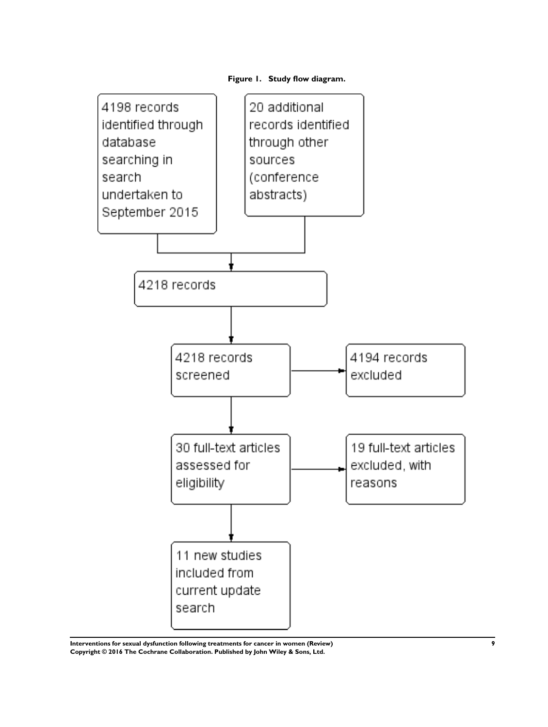**Figure 1. Study flow diagram.**

4198 records identified through database searching in search undertaken to September 2015

20 additional records identified through other sources (conference abstracts)

4218 records

4218 records screened

4194 records excluded

30 full-text articles assessed for eligibility

19 full-text articles excluded, with reasons

11 new studies included from current update search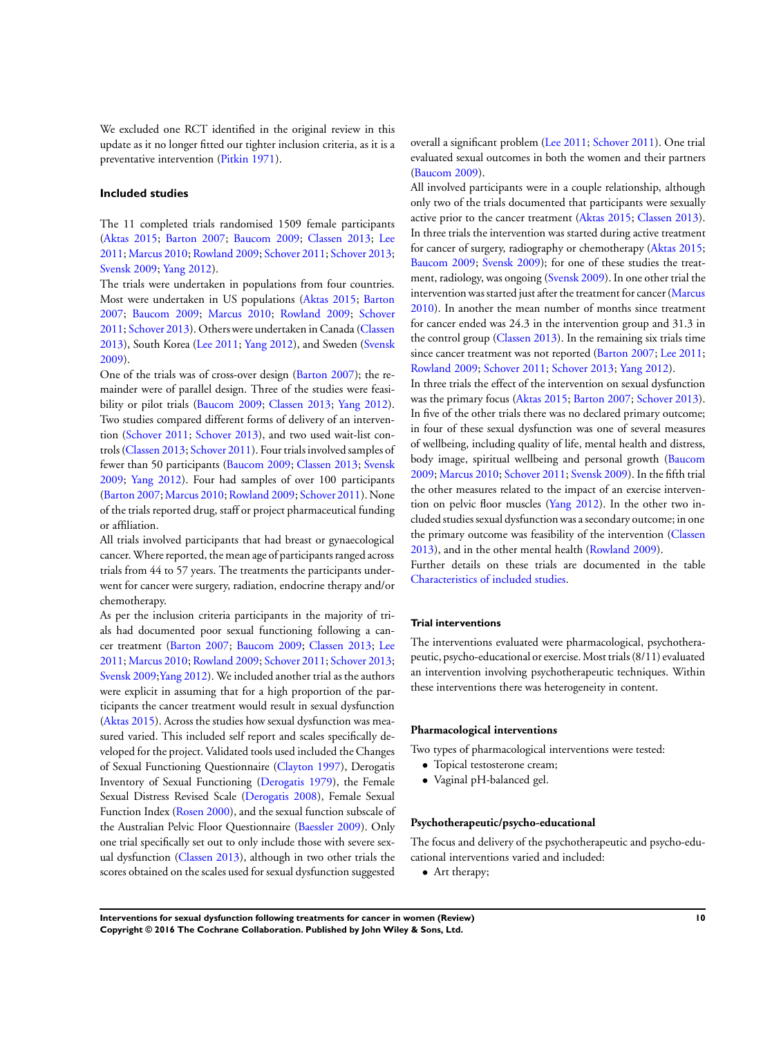We excluded one RCT identified in the original review in this update as it no longer fitted our tighter inclusion criteria, as it is a preventative intervention (Pitkin 1971).

### Included studies

The 11 completed trials randomised 1509 female participants (Aktas 2015; Barton 2007; Baucom 2009; Classen 2013; Lee 2011; Marcus 2010; Rowland 2009; Schover 2011; Schover 2013; Svensk 2009; Yang 2012).

The trials were undertaken in populations from four countries. Most were undertaken in US populations (Aktas 2015; Barton 2007; Baucom 2009; Marcus 2010; Rowland 2009; Schover 2011; Schover 2013). Others were undertaken in Canada (Classen 2013), South Korea (Lee 2011; Yang 2012), and Sweden (Svensk 2009).

One of the trials was of cross-over design (Barton 2007); the remainder were of parallel design. Three of the studies were feasibility or pilot trials (Baucom 2009; Classen 2013; Yang 2012). Two studies compared different forms of delivery of an intervention (Schover 2011; Schover 2013), and two used wait-list controls (Classen 2013; Schover 2011). Four trials involved samples of fewer than 50 participants (Baucom 2009; Classen 2013; Svensk 2009; Yang 2012). Four had samples of over 100 participants (Barton 2007; Marcus 2010; Rowland 2009; Schover 2011). None of the trials reported drug, staff or project pharmaceutical funding or affiliation.

All trials involved participants that had breast or gynaecological cancer. Where reported, the mean age of participants ranged across trials from 44 to 57 years. The treatments the participants underwent for cancer were surgery, radiation, endocrine therapy and/or chemotherapy.

As per the inclusion criteria participants in the majority of trials had documented poor sexual functioning following a cancer treatment (Barton 2007; Baucom 2009; Classen 2013; Lee 2011; Marcus 2010; Rowland 2009; Schover 2011; Schover 2013; Svensk 2009;Yang 2012). We included another trial as the authors were explicit in assuming that for a high proportion of the participants the cancer treatment would result in sexual dysfunction (Aktas 2015). Across the studies how sexual dysfunction was measured varied. This included self report and scales specifically developed for the project. Validated tools used included the Changes of Sexual Functioning Questionnaire (Clayton 1997), Derogatis Inventory of Sexual Functioning (Derogatis 1979), the Female Sexual Distress Revised Scale (Derogatis 2008), Female Sexual Function Index (Rosen 2000), and the sexual function subscale of the Australian Pelvic Floor Questionnaire (Baessler 2009). Only one trial specifically set out to only include those with severe sexual dysfunction (Classen 2013), although in two other trials the scores obtained on the scales used for sexual dysfunction suggested overall a significant problem (Lee 2011; Schover 2011). One trial evaluated sexual outcomes in both the women and their partners (Baucom 2009).

All involved participants were in a couple relationship, although only two of the trials documented that participants were sexually active prior to the cancer treatment (Aktas 2015; Classen 2013). In three trials the intervention was started during active treatment for cancer of surgery, radiography or chemotherapy (Aktas 2015; Baucom 2009; Svensk 2009); for one of these studies the treatment, radiology, was ongoing (Svensk 2009). In one other trial the intervention was started just after the treatment for cancer (Marcus 2010). In another the mean number of months since treatment for cancer ended was 24.3 in the intervention group and 31.3 in the control group (Classen 2013). In the remaining six trials time since cancer treatment was not reported (Barton 2007; Lee 2011; Rowland 2009; Schover 2011; Schover 2013; Yang 2012).

In three trials the effect of the intervention on sexual dysfunction was the primary focus (Aktas 2015; Barton 2007; Schover 2013). In five of the other trials there was no declared primary outcome; in four of these sexual dysfunction was one of several measures of wellbeing, including quality of life, mental health and distress, body image, spiritual wellbeing and personal growth (Baucom 2009; Marcus 2010; Schover 2011; Svensk 2009). In the fifth trial the other measures related to the impact of an exercise intervention on pelvic floor muscles (Yang 2012). In the other two included studies sexual dysfunction was a secondary outcome; in one the primary outcome was feasibility of the intervention (Classen 2013), and in the other mental health (Rowland 2009).

Further details on these trials are documented in the table Characteristics of included studies.

#### Trial interventions

The interventions evaluated were pharmacological, psychotherapeutic, psycho-educational or exercise. Most trials (8/11) evaluated an intervention involving psychotherapeutic techniques. Within these interventions there was heterogeneity in content.

#### Pharmacological interventions

Two types of pharmacological interventions were tested:

- Topical testosterone cream;
- Vaginal pH-balanced gel.

#### Psychotherapeutic/psycho-educational

The focus and delivery of the psychotherapeutic and psycho-educational interventions varied and included:

- Art therapy;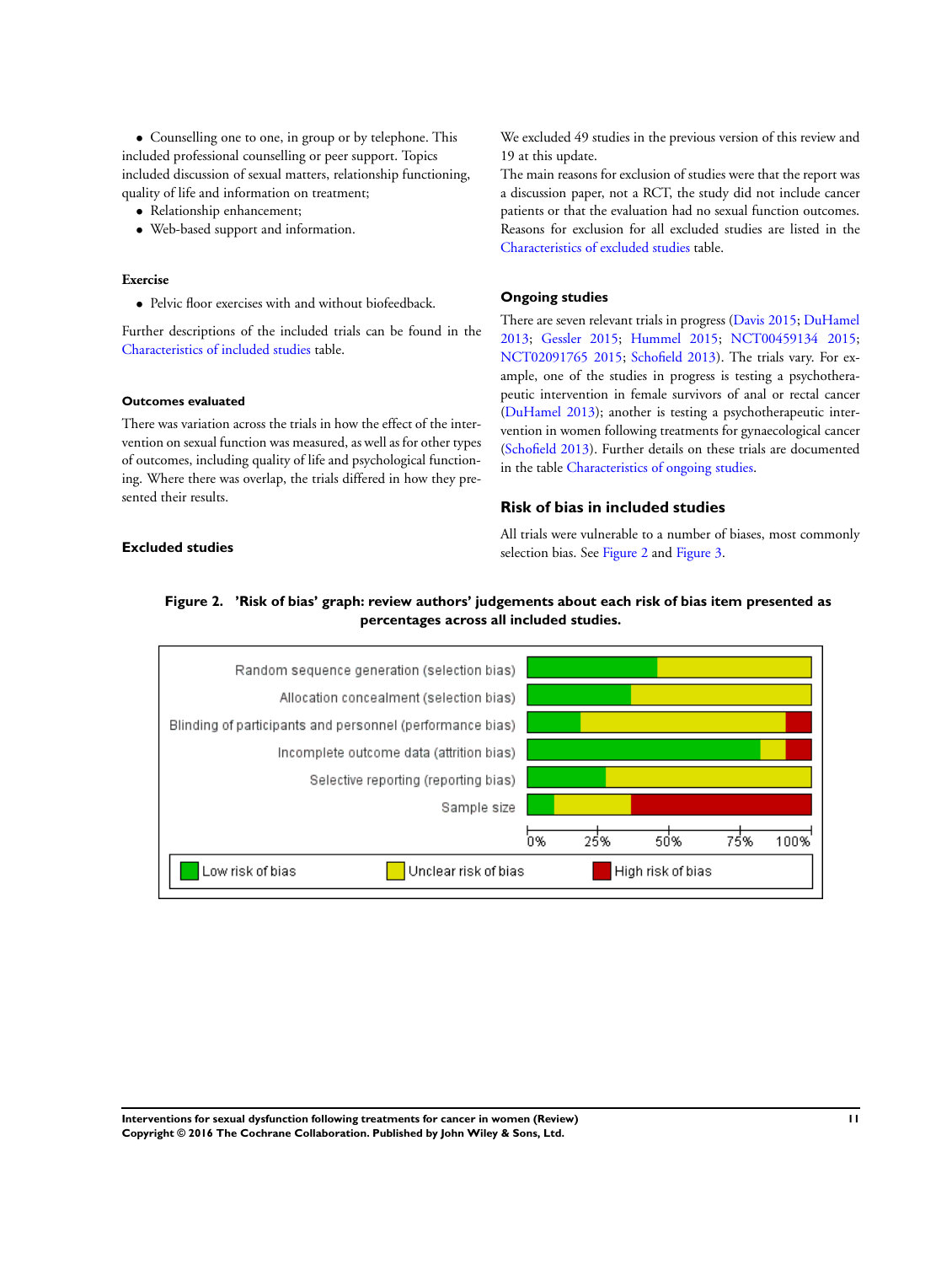- Counselling one to one, in group or by telephone. This included professional counselling or peer support. Topics included discussion of sexual matters, relationship functioning, quality of life and information on treatment;
- Relationship enhancement;
- Web-based support and information.

#### Exercise

- Pelvic floor exercises with and without biofeedback.

Further descriptions of the included trials can be found in the Characteristics of included studies table.

#### Outcomes evaluated

There was variation across the trials in how the effect of the intervention on sexual function was measured, as well as for other types of outcomes, including quality of life and psychological functioning. Where there was overlap, the trials differed in how they presented their results.

### Excluded studies

We excluded 49 studies in the previous version of this review and 19 at this update.

The main reasons for exclusion of studies were that the report was a discussion paper, not a RCT, the study did not include cancer patients or that the evaluation had no sexual function outcomes. Reasons for exclusion for all excluded studies are listed in the Characteristics of excluded studies table.

### Ongoing studies

There are seven relevant trials in progress (Davis 2015; DuHamel 2013; Gessler 2015; Hummel 2015; NCT00459134 2015; NCT02091765 2015; Schofield 2013). The trials vary. For example, one of the studies in progress is testing a psychotherapeutic intervention in female survivors of anal or rectal cancer (DuHamel 2013); another is testing a psychotherapeutic intervention in women following treatments for gynaecological cancer (Schofield 2013). Further details on these trials are documented in the table Characteristics of ongoing studies.

## Risk of bias in included studies

All trials were vulnerable to a number of biases, most commonly selection bias. See Figure 2 and Figure 3.

**Figure 2. 'Risk of bias' graph: review authors' judgements about each risk of bias item presented as percentages across all included studies.**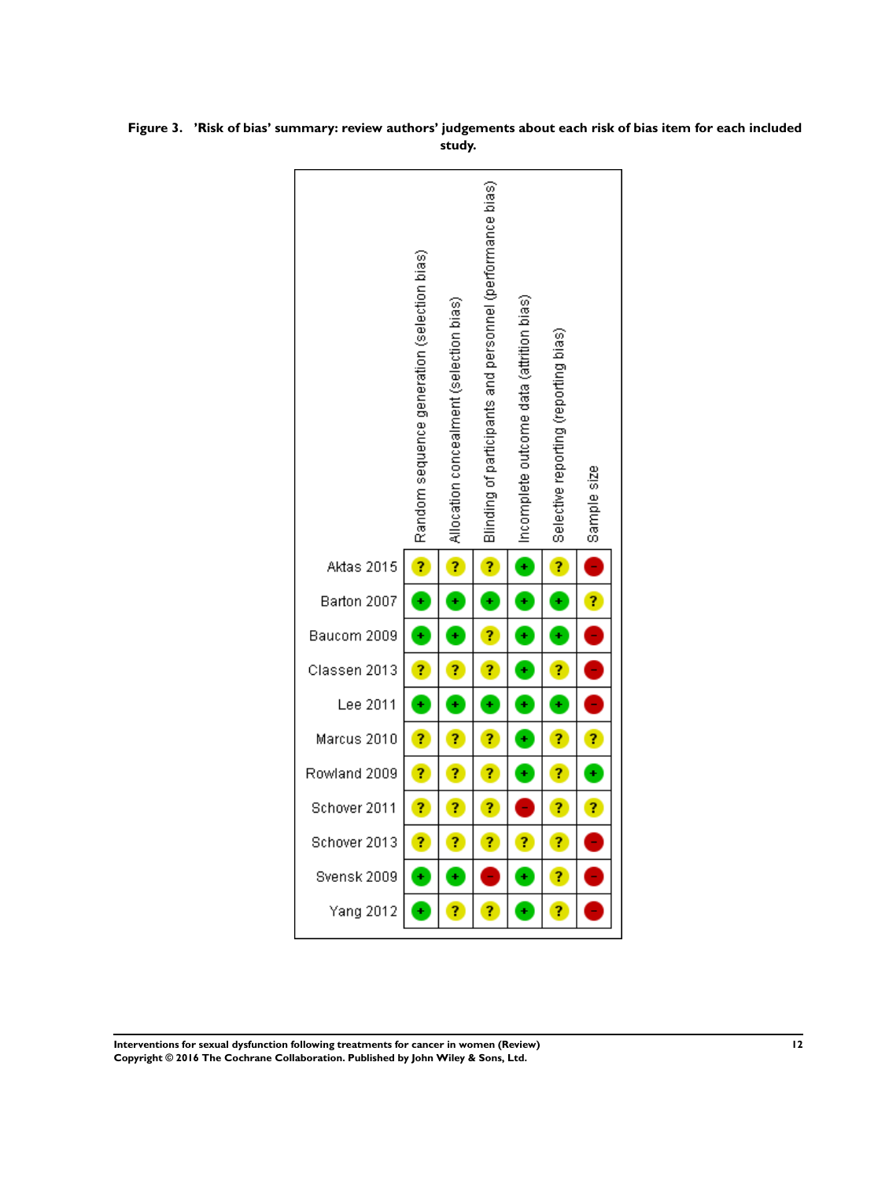**Figure 3. 'Risk of bias' summary: review authors' judgements about each risk of bias item for each included study.**

| | Random sequence generation (selection bias) | Allocation concealment (selection bias) | Blinding of participants and personnel (performance bias) | Incomplete outcome data (attrition bias) | Selective reporting (reporting bias) | Sample size |
|---|---|---|---|---|---|---|
| Aktas 2015 | ? | ? | ? | + | ? | - |
| Barton 2007 | + | + | + | + | + | ? |
| Baucom 2009 | + | + | ? | + | + | - |
| Classen 2013 | ? | ? | ? | + | ? | - |
| Lee 2011 | + | + | + | + | + | - |
| Marcus 2010 | ? | ? | ? | + | ? | ? |
| Rowland 2009 | ? | ? | ? | + | ? | + |
| Schover 2011 | ? | ? | ? | - | ? | ? |
| Schover 2013 | ? | ? | ? | ? | ? | - |
| Svensk 2009 | + | + | - | + | ? | - |
| Yang 2012 | + | ? | ? | + | ? | - |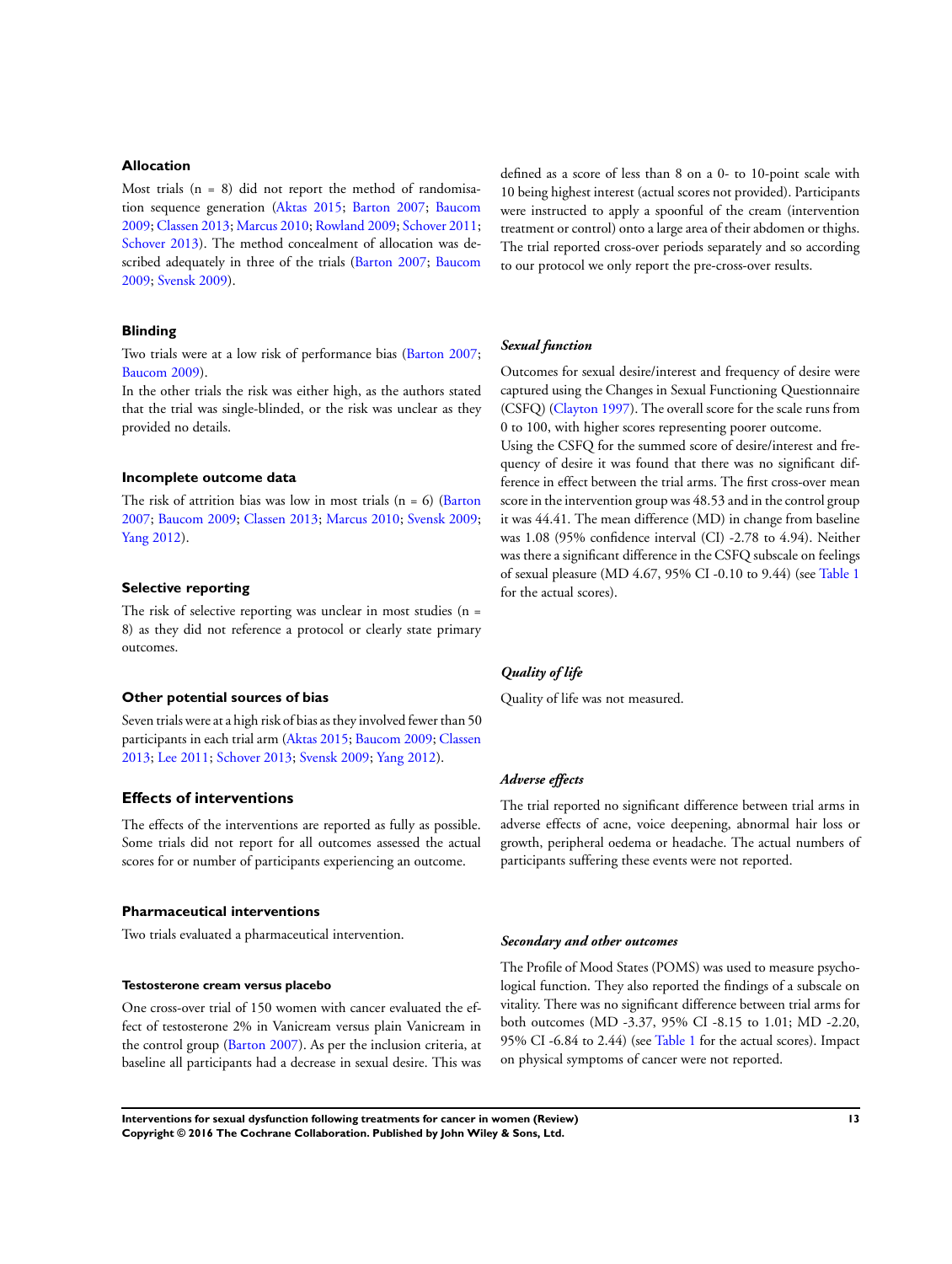### Allocation

Most trials (n = 8) did not report the method of randomisation sequence generation (Aktas 2015; Barton 2007; Baucom 2009; Classen 2013; Marcus 2010; Rowland 2009; Schover 2011; Schover 2013). The method concealment of allocation was described adequately in three of the trials (Barton 2007; Baucom 2009; Svensk 2009).

### Blinding

Two trials were at a low risk of performance bias (Barton 2007; Baucom 2009).

In the other trials the risk was either high, as the authors stated that the trial was single-blinded, or the risk was unclear as they provided no details.

### Incomplete outcome data

The risk of attrition bias was low in most trials (n = 6) (Barton 2007; Baucom 2009; Classen 2013; Marcus 2010; Svensk 2009; Yang 2012).

### Selective reporting

The risk of selective reporting was unclear in most studies (n = 8) as they did not reference a protocol or clearly state primary outcomes.

### Other potential sources of bias

Seven trials were at a high risk of bias as they involved fewer than 50 participants in each trial arm (Aktas 2015; Baucom 2009; Classen 2013; Lee 2011; Schover 2013; Svensk 2009; Yang 2012).

## Effects of interventions

The effects of the interventions are reported as fully as possible. Some trials did not report for all outcomes assessed the actual scores for or number of participants experiencing an outcome.

### Pharmaceutical interventions

Two trials evaluated a pharmaceutical intervention.

#### Testosterone cream versus placebo

One cross-over trial of 150 women with cancer evaluated the effect of testosterone 2% in Vanicream versus plain Vanicream in the control group (Barton 2007). As per the inclusion criteria, at baseline all participants had a decrease in sexual desire. This was defined as a score of less than 8 on a 0- to 10-point scale with 10 being highest interest (actual scores not provided). Participants were instructed to apply a spoonful of the cream (intervention treatment or control) onto a large area of their abdomen or thighs. The trial reported cross-over periods separately and so according to our protocol we only report the pre-cross-over results.

##### *Sexual function*

Outcomes for sexual desire/interest and frequency of desire were captured using the Changes in Sexual Functioning Questionnaire (CSFQ) (Clayton 1997). The overall score for the scale runs from 0 to 100, with higher scores representing poorer outcome.

Using the CSFQ for the summed score of desire/interest and frequency of desire it was found that there was no significant difference in effect between the trial arms. The first cross-over mean score in the intervention group was 48.53 and in the control group it was 44.41. The mean difference (MD) in change from baseline was 1.08 (95% confidence interval (CI) -2.78 to 4.94). Neither was there a significant difference in the CSFQ subscale on feelings of sexual pleasure (MD 4.67, 95% CI -0.10 to 9.44) (see Table 1 for the actual scores).

##### *Quality of life*

Quality of life was not measured.

##### *Adverse effects*

The trial reported no significant difference between trial arms in adverse effects of acne, voice deepening, abnormal hair loss or growth, peripheral oedema or headache. The actual numbers of participants suffering these events were not reported.

##### *Secondary and other outcomes*

The Profile of Mood States (POMS) was used to measure psychological function. They also reported the findings of a subscale on vitality. There was no significant difference between trial arms for both outcomes (MD -3.37, 95% CI -8.15 to 1.01; MD -2.20, 95% CI -6.84 to 2.44) (see Table 1 for the actual scores). Impact on physical symptoms of cancer were not reported.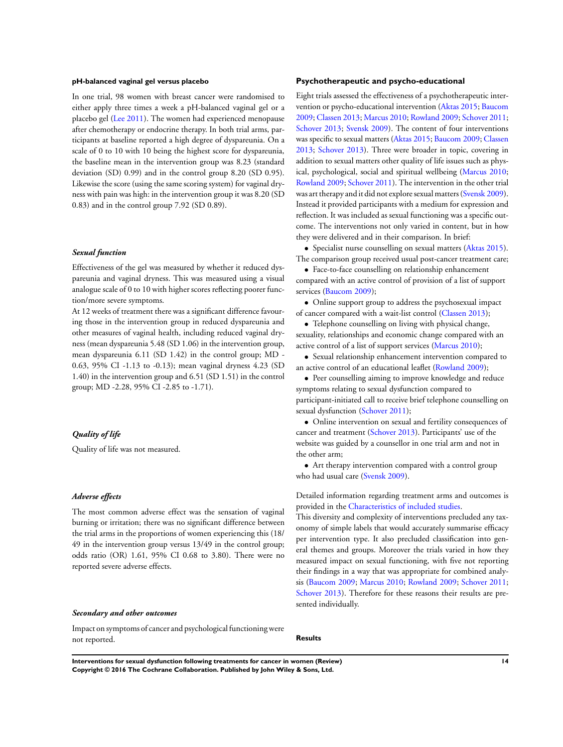#### pH-balanced vaginal gel versus placebo

In one trial, 98 women with breast cancer were randomised to either apply three times a week a pH-balanced vaginal gel or a placebo gel (Lee 2011). The women had experienced menopause after chemotherapy or endocrine therapy. In both trial arms, participants at baseline reported a high degree of dyspareunia. On a scale of 0 to 10 with 10 being the highest score for dyspareunia, the baseline mean in the intervention group was 8.23 (standard deviation (SD) 0.99) and in the control group 8.20 (SD 0.95). Likewise the score (using the same scoring system) for vaginal dryness with pain was high: in the intervention group it was 8.20 (SD 0.83) and in the control group 7.92 (SD 0.89).

##### *Sexual function*

Effectiveness of the gel was measured by whether it reduced dyspareunia and vaginal dryness. This was measured using a visual analogue scale of 0 to 10 with higher scores reflecting poorer function/more severe symptoms.

At 12 weeks of treatment there was a significant difference favouring those in the intervention group in reduced dyspareunia and other measures of vaginal health, including reduced vaginal dryness (mean dyspareunia 5.48 (SD 1.06) in the intervention group, mean dyspareunia 6.11 (SD 1.42) in the control group; MD -0.63, 95% CI -1.13 to -0.13); mean vaginal dryness 4.23 (SD 1.40) in the intervention group and 6.51 (SD 1.51) in the control group; MD -2.28, 95% CI -2.85 to -1.71).

##### *Quality of life*

Quality of life was not measured.

##### *Adverse effects*

The most common adverse effect was the sensation of vaginal burning or irritation; there was no significant difference between the trial arms in the proportions of women experiencing this (18/49 in the intervention group versus 13/49 in the control group; odds ratio (OR) 1.61, 95% CI 0.68 to 3.80). There were no reported severe adverse effects.

##### *Secondary and other outcomes*

Impact on symptoms of cancer and psychological functioning were not reported.

### Psychotherapeutic and psycho-educational

Eight trials assessed the effectiveness of a psychotherapeutic intervention or psycho-educational intervention (Aktas 2015; Baucom 2009; Classen 2013; Marcus 2010; Rowland 2009; Schover 2011; Schover 2013; Svensk 2009). The content of four interventions was specific to sexual matters (Aktas 2015; Baucom 2009; Classen 2013; Schover 2013). Three were broader in topic, covering in addition to sexual matters other quality of life issues such as physical, psychological, social and spiritual wellbeing (Marcus 2010; Rowland 2009; Schover 2011). The intervention in the other trial was art therapy and it did not explore sexual matters (Svensk 2009). Instead it provided participants with a medium for expression and reflection. It was included as sexual functioning was a specific outcome. The interventions not only varied in content, but in how they were delivered and in their comparison. In brief:

- Specialist nurse counselling on sexual matters (Aktas 2015). The comparison group received usual post-cancer treatment care;
- Face-to-face counselling on relationship enhancement compared with an active control of provision of a list of support services (Baucom 2009);
- Online support group to address the psychosexual impact of cancer compared with a wait-list control (Classen 2013);
- Telephone counselling on living with physical change, sexuality, relationships and economic change compared with an active control of a list of support services (Marcus 2010);
- Sexual relationship enhancement intervention compared to an active control of an educational leaflet (Rowland 2009);
- Peer counselling aiming to improve knowledge and reduce symptoms relating to sexual dysfunction compared to participant-initiated call to receive brief telephone counselling on sexual dysfunction (Schover 2011);
- Online intervention on sexual and fertility consequences of cancer and treatment (Schover 2013). Participants' use of the website was guided by a counsellor in one trial arm and not in the other arm;
- Art therapy intervention compared with a control group who had usual care (Svensk 2009).

Detailed information regarding treatment arms and outcomes is provided in the Characteristics of included studies.

This diversity and complexity of interventions precluded any taxonomy of simple labels that would accurately summarise efficacy per intervention type. It also precluded classification into general themes and groups. Moreover the trials varied in how they measured impact on sexual functioning, with five not reporting their findings in a way that was appropriate for combined analysis (Baucom 2009; Marcus 2010; Rowland 2009; Schover 2011; Schover 2013). Therefore for these reasons their results are presented individually.

#### Results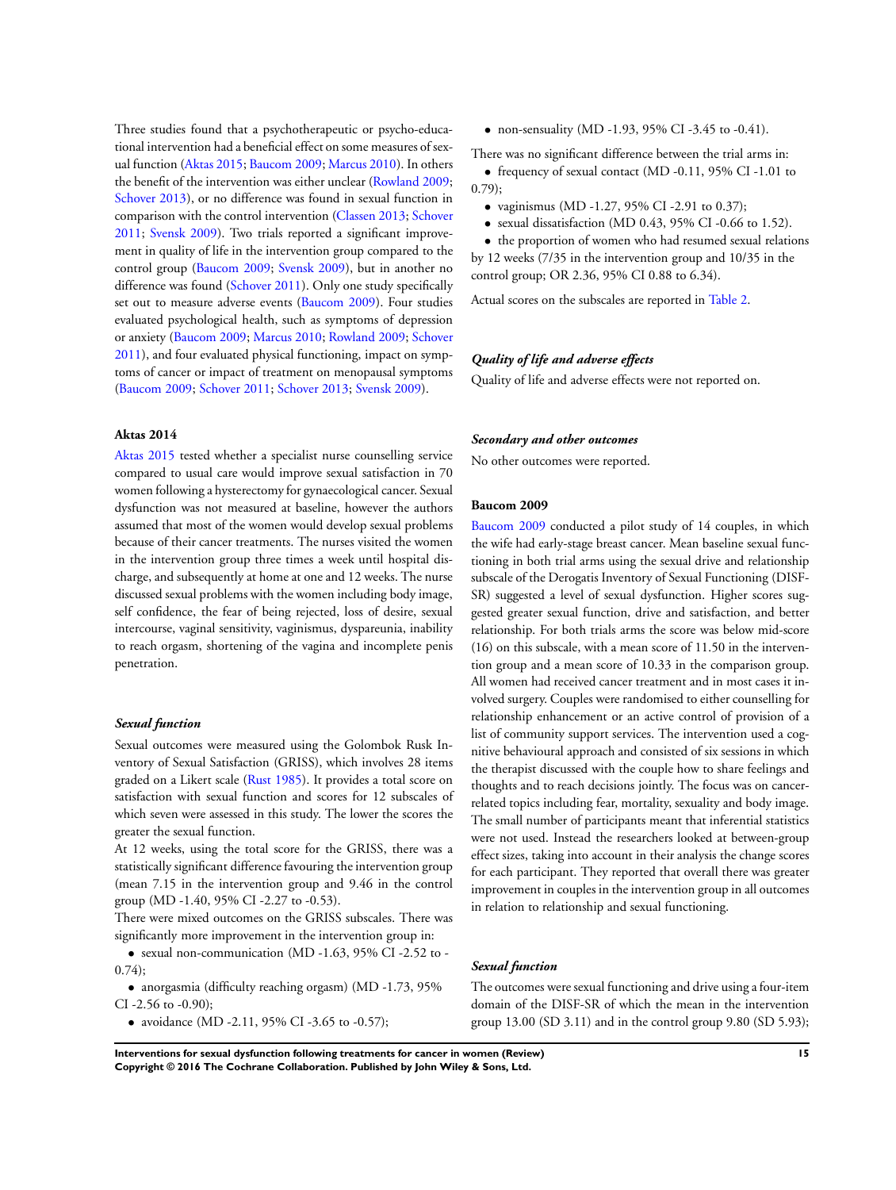Three studies found that a psychotherapeutic or psycho-educational intervention had a beneficial effect on some measures of sexual function (Aktas 2015; Baucom 2009; Marcus 2010). In others the benefit of the intervention was either unclear (Rowland 2009; Schover 2013), or no difference was found in sexual function in comparison with the control intervention (Classen 2013; Schover 2011; Svensk 2009). Two trials reported a significant improvement in quality of life in the intervention group compared to the control group (Baucom 2009; Svensk 2009), but in another no difference was found (Schover 2011). Only one study specifically set out to measure adverse events (Baucom 2009). Four studies evaluated psychological health, such as symptoms of depression or anxiety (Baucom 2009; Marcus 2010; Rowland 2009; Schover 2011), and four evaluated physical functioning, impact on symptoms of cancer or impact of treatment on menopausal symptoms (Baucom 2009; Schover 2011; Schover 2013; Svensk 2009).

#### Aktas 2014

Aktas 2015 tested whether a specialist nurse counselling service compared to usual care would improve sexual satisfaction in 70 women following a hysterectomy for gynaecological cancer. Sexual dysfunction was not measured at baseline, however the authors assumed that most of the women would develop sexual problems because of their cancer treatments. The nurses visited the women in the intervention group three times a week until hospital discharge, and subsequently at home at one and 12 weeks. The nurse discussed sexual problems with the women including body image, self confidence, the fear of being rejected, loss of desire, sexual intercourse, vaginal sensitivity, vaginismus, dyspareunia, inability to reach orgasm, shortening of the vagina and incomplete penis penetration.

##### *Sexual function*

Sexual outcomes were measured using the Golombok Rusk Inventory of Sexual Satisfaction (GRISS), which involves 28 items graded on a Likert scale (Rust 1985). It provides a total score on satisfaction with sexual function and scores for 12 subscales of which seven were assessed in this study. The lower the scores the greater the sexual function.

At 12 weeks, using the total score for the GRISS, there was a statistically significant difference favouring the intervention group (mean 7.15 in the intervention group and 9.46 in the control group (MD -1.40, 95% CI -2.27 to -0.53).

There were mixed outcomes on the GRISS subscales. There was significantly more improvement in the intervention group in:

- sexual non-communication (MD -1.63, 95% CI -2.52 to -0.74);
- anorgasmia (difficulty reaching orgasm) (MD -1.73, 95% CI -2.56 to -0.90);
- avoidance (MD -2.11, 95% CI -3.65 to -0.57);
- non-sensuality (MD -1.93, 95% CI -3.45 to -0.41).

There was no significant difference between the trial arms in:

- frequency of sexual contact (MD -0.11, 95% CI -1.01 to 0.79);
- vaginismus (MD -1.27, 95% CI -2.91 to 0.37);
- sexual dissatisfaction (MD 0.43, 95% CI -0.66 to 1.52).
- the proportion of women who had resumed sexual relations by 12 weeks (7/35 in the intervention group and 10/35 in the control group; OR 2.36, 95% CI 0.88 to 6.34).

Actual scores on the subscales are reported in Table 2.

##### *Quality of life and adverse effects*

Quality of life and adverse effects were not reported on.

##### *Secondary and other outcomes*

No other outcomes were reported.

#### Baucom 2009

Baucom 2009 conducted a pilot study of 14 couples, in which the wife had early-stage breast cancer. Mean baseline sexual functioning in both trial arms using the sexual drive and relationship subscale of the Derogatis Inventory of Sexual Functioning (DISF-SR) suggested a level of sexual dysfunction. Higher scores suggested greater sexual function, drive and satisfaction, and better relationship. For both trials arms the score was below mid-score (16) on this subscale, with a mean score of 11.50 in the intervention group and a mean score of 10.33 in the comparison group. All women had received cancer treatment and in most cases it involved surgery. Couples were randomised to either counselling for relationship enhancement or an active control of provision of a list of community support services. The intervention used a cognitive behavioural approach and consisted of six sessions in which the therapist discussed with the couple how to share feelings and thoughts and to reach decisions jointly. The focus was on cancer-related topics including fear, mortality, sexuality and body image. The small number of participants meant that inferential statistics were not used. Instead the researchers looked at between-group effect sizes, taking into account in their analysis the change scores for each participant. They reported that overall there was greater improvement in couples in the intervention group in all outcomes in relation to relationship and sexual functioning.

##### *Sexual function*

The outcomes were sexual functioning and drive using a four-item domain of the DISF-SR of which the mean in the intervention group 13.00 (SD 3.11) and in the control group 9.80 (SD 5.93);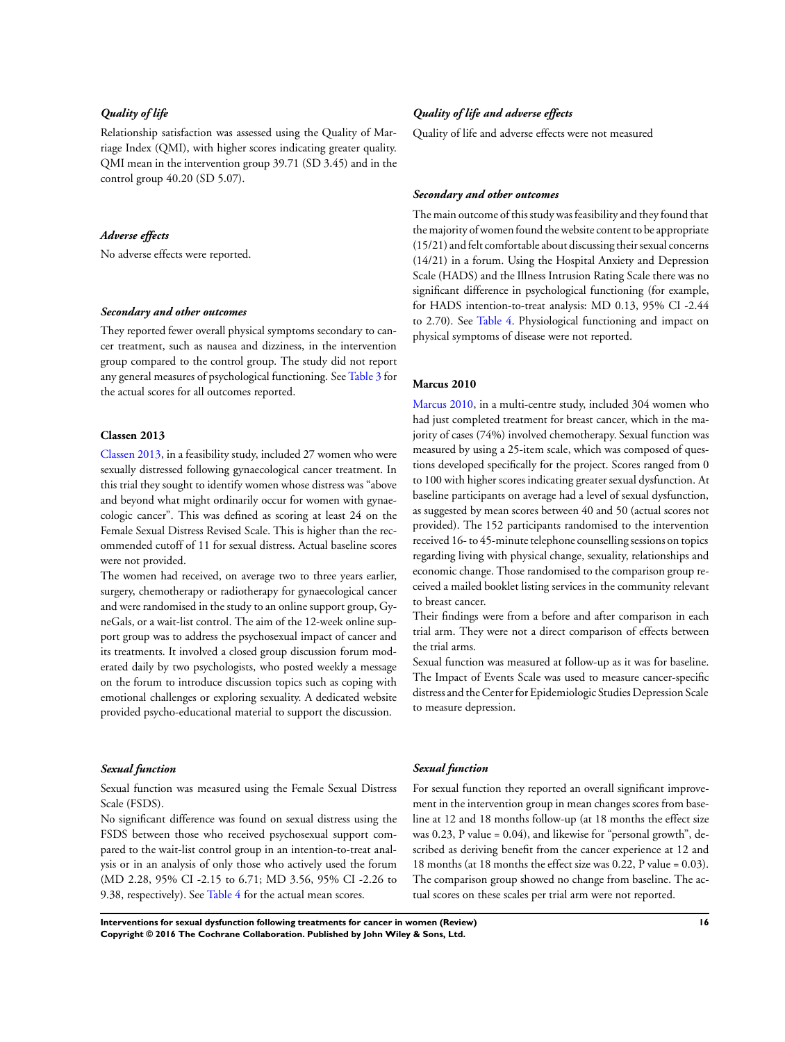#### *Quality of life*

Relationship satisfaction was assessed using the Quality of Marriage Index (QMI), with higher scores indicating greater quality. QMI mean in the intervention group 39.71 (SD 3.45) and in the control group 40.20 (SD 5.07).

#### *Adverse effects*

No adverse effects were reported.

#### *Secondary and other outcomes*

They reported fewer overall physical symptoms secondary to cancer treatment, such as nausea and dizziness, in the intervention group compared to the control group. The study did not report any general measures of psychological functioning. See Table 3 for the actual scores for all outcomes reported.

### Classen 2013

Classen 2013, in a feasibility study, included 27 women who were sexually distressed following gynaecological cancer treatment. In this trial they sought to identify women whose distress was "above and beyond what might ordinarily occur for women with gynaecologic cancer". This was defined as scoring at least 24 on the Female Sexual Distress Revised Scale. This is higher than the recommended cutoff of 11 for sexual distress. Actual baseline scores were not provided.

The women had received, on average two to three years earlier, surgery, chemotherapy or radiotherapy for gynaecological cancer and were randomised in the study to an online support group, GyneGals, or a wait-list control. The aim of the 12-week online support group was to address the psychosexual impact of cancer and its treatments. It involved a closed group discussion forum moderated daily by two psychologists, who posted weekly a message on the forum to introduce discussion topics such as coping with emotional challenges or exploring sexuality. A dedicated website provided psycho-educational material to support the discussion.

#### *Sexual function*

Sexual function was measured using the Female Sexual Distress Scale (FSDS).

No significant difference was found on sexual distress using the FSDS between those who received psychosexual support compared to the wait-list control group in an intention-to-treat analysis or in an analysis of only those who actively used the forum (MD 2.28, 95% CI -2.15 to 6.71; MD 3.56, 95% CI -2.26 to 9.38, respectively). See Table 4 for the actual mean scores.

#### *Quality of life and adverse effects*

Quality of life and adverse effects were not measured

#### *Secondary and other outcomes*

The main outcome of this study was feasibility and they found that the majority of women found the website content to be appropriate (15/21) and felt comfortable about discussing their sexual concerns (14/21) in a forum. Using the Hospital Anxiety and Depression Scale (HADS) and the Illness Intrusion Rating Scale there was no significant difference in psychological functioning (for example, for HADS intention-to-treat analysis: MD 0.13, 95% CI -2.44 to 2.70). See Table 4. Physiological functioning and impact on physical symptoms of disease were not reported.

### Marcus 2010

Marcus 2010, in a multi-centre study, included 304 women who had just completed treatment for breast cancer, which in the majority of cases (74%) involved chemotherapy. Sexual function was measured by using a 25-item scale, which was composed of questions developed specifically for the project. Scores ranged from 0 to 100 with higher scores indicating greater sexual dysfunction. At baseline participants on average had a level of sexual dysfunction, as suggested by mean scores between 40 and 50 (actual scores not provided). The 152 participants randomised to the intervention received 16- to 45-minute telephone counselling sessions on topics regarding living with physical change, sexuality, relationships and economic change. Those randomised to the comparison group received a mailed booklet listing services in the community relevant to breast cancer.

Their findings were from a before and after comparison in each trial arm. They were not a direct comparison of effects between the trial arms.

Sexual function was measured at follow-up as it was for baseline. The Impact of Events Scale was used to measure cancer-specific distress and the Center for Epidemiologic Studies Depression Scale to measure depression.

#### *Sexual function*

For sexual function they reported an overall significant improvement in the intervention group in mean changes scores from baseline at 12 and 18 months follow-up (at 18 months the effect size was 0.23, P value = 0.04), and likewise for "personal growth", described as deriving benefit from the cancer experience at 12 and 18 months (at 18 months the effect size was 0.22, P value = 0.03). The comparison group showed no change from baseline. The actual scores on these scales per trial arm were not reported.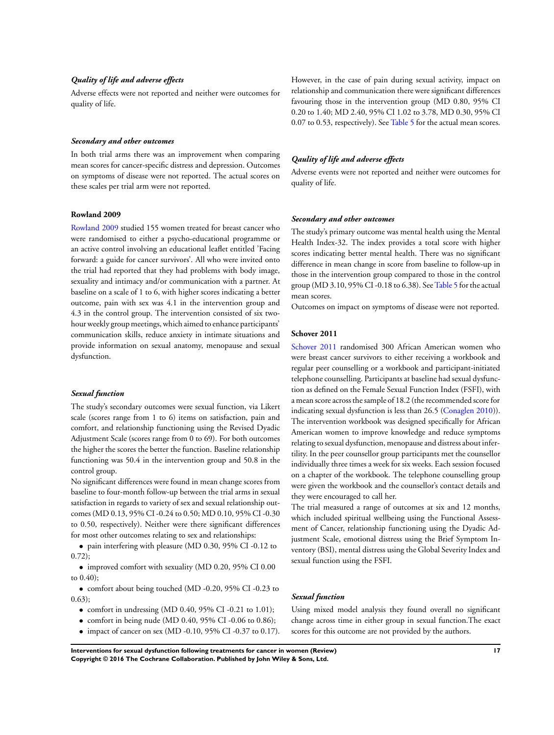### *Quality of life and adverse effects*

Adverse effects were not reported and neither were outcomes for quality of life.

### *Secondary and other outcomes*

In both trial arms there was an improvement when comparing mean scores for cancer-specific distress and depression. Outcomes on symptoms of disease were not reported. The actual scores on these scales per trial arm were not reported.

### Rowland 2009

Rowland 2009 studied 155 women treated for breast cancer who were randomised to either a psycho-educational programme or an active control involving an educational leaflet entitled 'Facing forward: a guide for cancer survivors'. All who were invited onto the trial had reported that they had problems with body image, sexuality and intimacy and/or communication with a partner. At baseline on a scale of 1 to 6, with higher scores indicating a better outcome, pain with sex was 4.1 in the intervention group and 4.3 in the control group. The intervention consisted of six two-hour weekly group meetings, which aimed to enhance participants' communication skills, reduce anxiety in intimate situations and provide information on sexual anatomy, menopause and sexual dysfunction.

### *Sexual function*

The study's secondary outcomes were sexual function, via Likert scale (scores range from 1 to 6) items on satisfaction, pain and comfort, and relationship functioning using the Revised Dyadic Adjustment Scale (scores range from 0 to 69). For both outcomes the higher the scores the better the function. Baseline relationship functioning was 50.4 in the intervention group and 50.8 in the control group.

No significant differences were found in mean change scores from baseline to four-month follow-up between the trial arms in sexual satisfaction in regards to variety of sex and sexual relationship outcomes (MD 0.13, 95% CI -0.24 to 0.50; MD 0.10, 95% CI -0.30 to 0.50, respectively). Neither were there significant differences for most other outcomes relating to sex and relationships:

- pain interfering with pleasure (MD 0.30, 95% CI -0.12 to 0.72);
- improved comfort with sexuality (MD 0.20, 95% CI 0.00 to 0.40);
- comfort about being touched (MD -0.20, 95% CI -0.23 to 0.63);
- comfort in undressing (MD 0.40, 95% CI -0.21 to 1.01);
- comfort in being nude (MD 0.40, 95% CI -0.06 to 0.86);
- impact of cancer on sex (MD -0.10, 95% CI -0.37 to 0.17).

However, in the case of pain during sexual activity, impact on relationship and communication there were significant differences favouring those in the intervention group (MD 0.80, 95% CI 0.20 to 1.40; MD 2.40, 95% CI 1.02 to 3.78, MD 0.30, 95% CI 0.07 to 0.53, respectively). See Table 5 for the actual mean scores.

### *Qaulity of life and adverse effects*

Adverse events were not reported and neither were outcomes for quality of life.

### *Secondary and other outcomes*

The study's primary outcome was mental health using the Mental Health Index-32. The index provides a total score with higher scores indicating better mental health. There was no significant difference in mean change in score from baseline to follow-up in those in the intervention group compared to those in the control group (MD 3.10, 95% CI -0.18 to 6.38). See Table 5 for the actual mean scores.

Outcomes on impact on symptoms of disease were not reported.

### Schover 2011

Schover 2011 randomised 300 African American women who were breast cancer survivors to either receiving a workbook and regular peer counselling or a workbook and participant-initiated telephone counselling. Participants at baseline had sexual dysfunction as defined on the Female Sexual Function Index (FSFI), with a mean score across the sample of 18.2 (the recommended score for indicating sexual dysfunction is less than 26.5 (Conaglen 2010)). The intervention workbook was designed specifically for African American women to improve knowledge and reduce symptoms relating to sexual dysfunction, menopause and distress about infertility. In the peer counsellor group participants met the counsellor individually three times a week for six weeks. Each session focused on a chapter of the workbook. The telephone counselling group were given the workbook and the counsellor's contact details and they were encouraged to call her.

The trial measured a range of outcomes at six and 12 months, which included spiritual wellbeing using the Functional Assessment of Cancer, relationship functioning using the Dyadic Adjustment Scale, emotional distress using the Brief Symptom Inventory (BSI), mental distress using the Global Severity Index and sexual function using the FSFI.

### *Sexual function*

Using mixed model analysis they found overall no significant change across time in either group in sexual function.The exact scores for this outcome are not provided by the authors.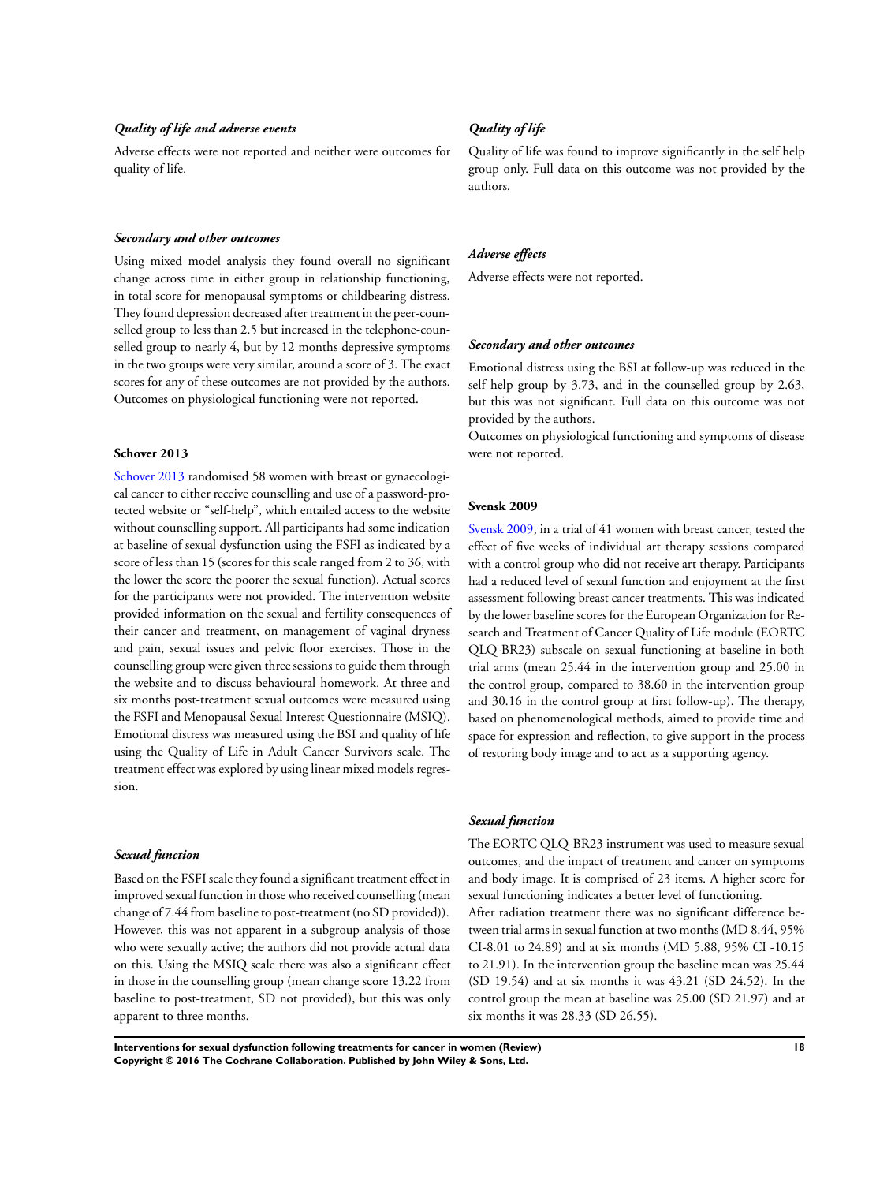#### *Quality of life and adverse events*

Adverse effects were not reported and neither were outcomes for quality of life.

#### *Secondary and other outcomes*

Using mixed model analysis they found overall no significant change across time in either group in relationship functioning, in total score for menopausal symptoms or childbearing distress. They found depression decreased after treatment in the peer-counselled group to less than 2.5 but increased in the telephone-counselled group to nearly 4, but by 12 months depressive symptoms in the two groups were very similar, around a score of 3. The exact scores for any of these outcomes are not provided by the authors. Outcomes on physiological functioning were not reported.

### Schover 2013

Schover 2013 randomised 58 women with breast or gynaecological cancer to either receive counselling and use of a password-protected website or "self-help", which entailed access to the website without counselling support. All participants had some indication at baseline of sexual dysfunction using the FSFI as indicated by a score of less than 15 (scores for this scale ranged from 2 to 36, with the lower the score the poorer the sexual function). Actual scores for the participants were not provided. The intervention website provided information on the sexual and fertility consequences of their cancer and treatment, on management of vaginal dryness and pain, sexual issues and pelvic floor exercises. Those in the counselling group were given three sessions to guide them through the website and to discuss behavioural homework. At three and six months post-treatment sexual outcomes were measured using the FSFI and Menopausal Sexual Interest Questionnaire (MSIQ). Emotional distress was measured using the BSI and quality of life using the Quality of Life in Adult Cancer Survivors scale. The treatment effect was explored by using linear mixed models regression.

#### *Sexual function*

Based on the FSFI scale they found a significant treatment effect in improved sexual function in those who received counselling (mean change of 7.44 from baseline to post-treatment (no SD provided)). However, this was not apparent in a subgroup analysis of those who were sexually active; the authors did not provide actual data on this. Using the MSIQ scale there was also a significant effect in those in the counselling group (mean change score 13.22 from baseline to post-treatment, SD not provided), but this was only apparent to three months.

#### *Quality of life*

Quality of life was found to improve significantly in the self help group only. Full data on this outcome was not provided by the authors.

#### *Adverse effects*

Adverse effects were not reported.

#### *Secondary and other outcomes*

Emotional distress using the BSI at follow-up was reduced in the self help group by 3.73, and in the counselled group by 2.63, but this was not significant. Full data on this outcome was not provided by the authors.

Outcomes on physiological functioning and symptoms of disease were not reported.

### Svensk 2009

Svensk 2009, in a trial of 41 women with breast cancer, tested the effect of five weeks of individual art therapy sessions compared with a control group who did not receive art therapy. Participants had a reduced level of sexual function and enjoyment at the first assessment following breast cancer treatments. This was indicated by the lower baseline scores for the European Organization for Research and Treatment of Cancer Quality of Life module (EORTC QLQ-BR23) subscale on sexual functioning at baseline in both trial arms (mean 25.44 in the intervention group and 25.00 in the control group, compared to 38.60 in the intervention group and 30.16 in the control group at first follow-up). The therapy, based on phenomenological methods, aimed to provide time and space for expression and reflection, to give support in the process of restoring body image and to act as a supporting agency.

#### *Sexual function*

The EORTC QLQ-BR23 instrument was used to measure sexual outcomes, and the impact of treatment and cancer on symptoms and body image. It is comprised of 23 items. A higher score for sexual functioning indicates a better level of functioning.

After radiation treatment there was no significant difference between trial arms in sexual function at two months (MD 8.44, 95% CI-8.01 to 24.89) and at six months (MD 5.88, 95% CI -10.15 to 21.91). In the intervention group the baseline mean was 25.44 (SD 19.54) and at six months it was 43.21 (SD 24.52). In the control group the mean at baseline was 25.00 (SD 21.97) and at six months it was 28.33 (SD 26.55).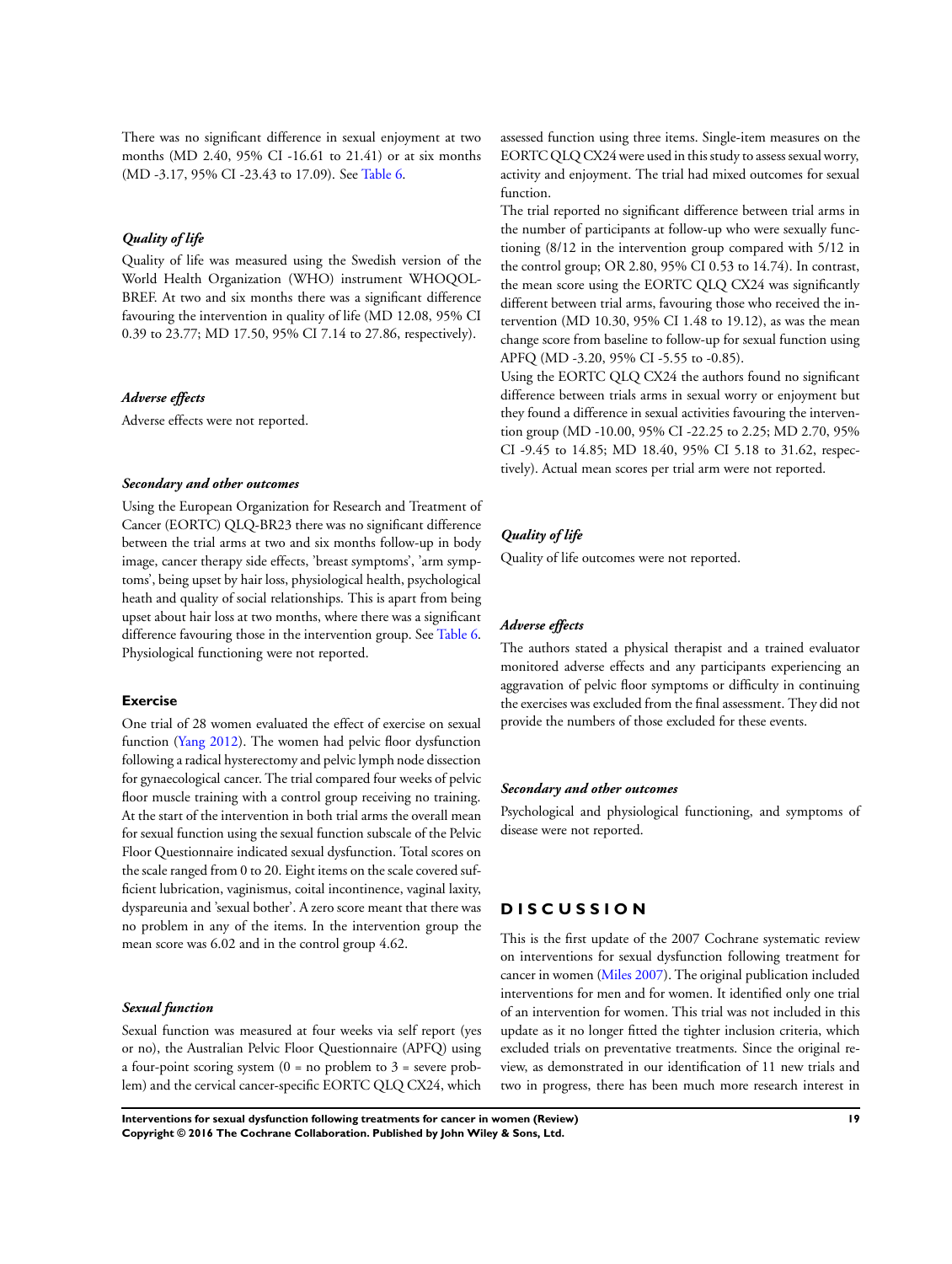There was no significant difference in sexual enjoyment at two months (MD 2.40, 95% CI -16.61 to 21.41) or at six months (MD -3.17, 95% CI -23.43 to 17.09). See Table 6.

#### *Quality of life*

Quality of life was measured using the Swedish version of the World Health Organization (WHO) instrument WHOQOL-BREF. At two and six months there was a significant difference favouring the intervention in quality of life (MD 12.08, 95% CI 0.39 to 23.77; MD 17.50, 95% CI 7.14 to 27.86, respectively).

#### *Adverse effects*

Adverse effects were not reported.

#### *Secondary and other outcomes*

Using the European Organization for Research and Treatment of Cancer (EORTC) QLQ-BR23 there was no significant difference between the trial arms at two and six months follow-up in body image, cancer therapy side effects, 'breast symptoms', 'arm symptoms', being upset by hair loss, physiological health, psychological heath and quality of social relationships. This is apart from being upset about hair loss at two months, where there was a significant difference favouring those in the intervention group. See Table 6. Physiological functioning were not reported.

### Exercise

One trial of 28 women evaluated the effect of exercise on sexual function (Yang 2012). The women had pelvic floor dysfunction following a radical hysterectomy and pelvic lymph node dissection for gynaecological cancer. The trial compared four weeks of pelvic floor muscle training with a control group receiving no training. At the start of the intervention in both trial arms the overall mean for sexual function using the sexual function subscale of the Pelvic Floor Questionnaire indicated sexual dysfunction. Total scores on the scale ranged from 0 to 20. Eight items on the scale covered sufficient lubrication, vaginismus, coital incontinence, vaginal laxity, dyspareunia and 'sexual bother'. A zero score meant that there was no problem in any of the items. In the intervention group the mean score was 6.02 and in the control group 4.62.

#### *Sexual function*

Sexual function was measured at four weeks via self report (yes or no), the Australian Pelvic Floor Questionnaire (APFQ) using a four-point scoring system (0 = no problem to 3 = severe problem) and the cervical cancer-specific EORTC QLQ CX24, which assessed function using three items. Single-item measures on the EORTC QLQ CX24 were used in this study to assess sexual worry, activity and enjoyment. The trial had mixed outcomes for sexual function.

The trial reported no significant difference between trial arms in the number of participants at follow-up who were sexually functioning (8/12 in the intervention group compared with 5/12 in the control group; OR 2.80, 95% CI 0.53 to 14.74). In contrast, the mean score using the EORTC QLQ CX24 was significantly different between trial arms, favouring those who received the intervention (MD 10.30, 95% CI 1.48 to 19.12), as was the mean change score from baseline to follow-up for sexual function using APFQ (MD -3.20, 95% CI -5.55 to -0.85).

Using the EORTC QLQ CX24 the authors found no significant difference between trials arms in sexual worry or enjoyment but they found a difference in sexual activities favouring the intervention group (MD -10.00, 95% CI -22.25 to 2.25; MD 2.70, 95% CI -9.45 to 14.85; MD 18.40, 95% CI 5.18 to 31.62, respectively). Actual mean scores per trial arm were not reported.

#### *Quality of life*

Quality of life outcomes were not reported.

#### *Adverse effects*

The authors stated a physical therapist and a trained evaluator monitored adverse effects and any participants experiencing an aggravation of pelvic floor symptoms or difficulty in continuing the exercises was excluded from the final assessment. They did not provide the numbers of those excluded for these events.

#### *Secondary and other outcomes*

Psychological and physiological functioning, and symptoms of disease were not reported.

# DISCUSSION

This is the first update of the 2007 Cochrane systematic review on interventions for sexual dysfunction following treatment for cancer in women (Miles 2007). The original publication included interventions for men and for women. It identified only one trial of an intervention for women. This trial was not included in this update as it no longer fitted the tighter inclusion criteria, which excluded trials on preventative treatments. Since the original review, as demonstrated in our identification of 11 new trials and two in progress, there has been much more research interest in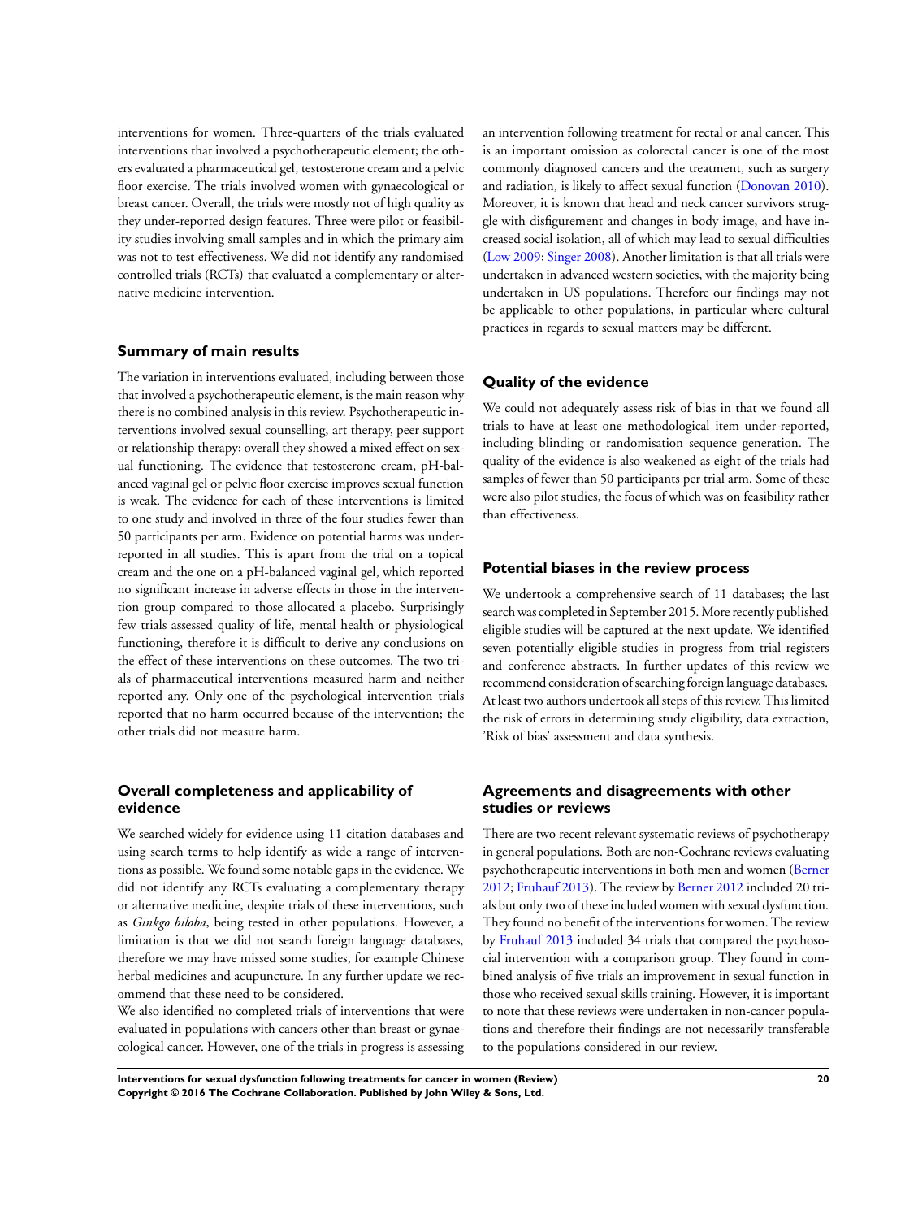interventions for women. Three-quarters of the trials evaluated interventions that involved a psychotherapeutic element; the others evaluated a pharmaceutical gel, testosterone cream and a pelvic floor exercise. The trials involved women with gynaecological or breast cancer. Overall, the trials were mostly not of high quality as they under-reported design features. Three were pilot or feasibility studies involving small samples and in which the primary aim was not to test effectiveness. We did not identify any randomised controlled trials (RCTs) that evaluated a complementary or alternative medicine intervention.

## Summary of main results

The variation in interventions evaluated, including between those that involved a psychotherapeutic element, is the main reason why there is no combined analysis in this review. Psychotherapeutic interventions involved sexual counselling, art therapy, peer support or relationship therapy; overall they showed a mixed effect on sexual functioning. The evidence that testosterone cream, pH-balanced vaginal gel or pelvic floor exercise improves sexual function is weak. The evidence for each of these interventions is limited to one study and involved in three of the four studies fewer than 50 participants per arm. Evidence on potential harms was under-reported in all studies. This is apart from the trial on a topical cream and the one on a pH-balanced vaginal gel, which reported no significant increase in adverse effects in those in the intervention group compared to those allocated a placebo. Surprisingly few trials assessed quality of life, mental health or physiological functioning, therefore it is difficult to derive any conclusions on the effect of these interventions on these outcomes. The two trials of pharmaceutical interventions measured harm and neither reported any. Only one of the psychological intervention trials reported that no harm occurred because of the intervention; the other trials did not measure harm.

## Overall completeness and applicability of evidence

We searched widely for evidence using 11 citation databases and using search terms to help identify as wide a range of interventions as possible. We found some notable gaps in the evidence. We did not identify any RCTs evaluating a complementary therapy or alternative medicine, despite trials of these interventions, such as *Ginkgo biloba*, being tested in other populations. However, a limitation is that we did not search foreign language databases, therefore we may have missed some studies, for example Chinese herbal medicines and acupuncture. In any further update we recommend that these need to be considered.

We also identified no completed trials of interventions that were evaluated in populations with cancers other than breast or gynaecological cancer. However, one of the trials in progress is assessing an intervention following treatment for rectal or anal cancer. This is an important omission as colorectal cancer is one of the most commonly diagnosed cancers and the treatment, such as surgery and radiation, is likely to affect sexual function (Donovan 2010). Moreover, it is known that head and neck cancer survivors struggle with disfigurement and changes in body image, and have increased social isolation, all of which may lead to sexual difficulties (Low 2009; Singer 2008). Another limitation is that all trials were undertaken in advanced western societies, with the majority being undertaken in US populations. Therefore our findings may not be applicable to other populations, in particular where cultural practices in regards to sexual matters may be different.

## Quality of the evidence

We could not adequately assess risk of bias in that we found all trials to have at least one methodological item under-reported, including blinding or randomisation sequence generation. The quality of the evidence is also weakened as eight of the trials had samples of fewer than 50 participants per trial arm. Some of these were also pilot studies, the focus of which was on feasibility rather than effectiveness.

## Potential biases in the review process

We undertook a comprehensive search of 11 databases; the last search was completed in September 2015. More recently published eligible studies will be captured at the next update. We identified seven potentially eligible studies in progress from trial registers and conference abstracts. In further updates of this review we recommend consideration of searching foreign language databases. At least two authors undertook all steps of this review. This limited the risk of errors in determining study eligibility, data extraction, 'Risk of bias' assessment and data synthesis.

## Agreements and disagreements with other studies or reviews

There are two recent relevant systematic reviews of psychotherapy in general populations. Both are non-Cochrane reviews evaluating psychotherapeutic interventions in both men and women (Berner 2012; Fruhauf 2013). The review by Berner 2012 included 20 trials but only two of these included women with sexual dysfunction. They found no benefit of the interventions for women. The review by Fruhauf 2013 included 34 trials that compared the psychosocial intervention with a comparison group. They found in combined analysis of five trials an improvement in sexual function in those who received sexual skills training. However, it is important to note that these reviews were undertaken in non-cancer populations and therefore their findings are not necessarily transferable to the populations considered in our review.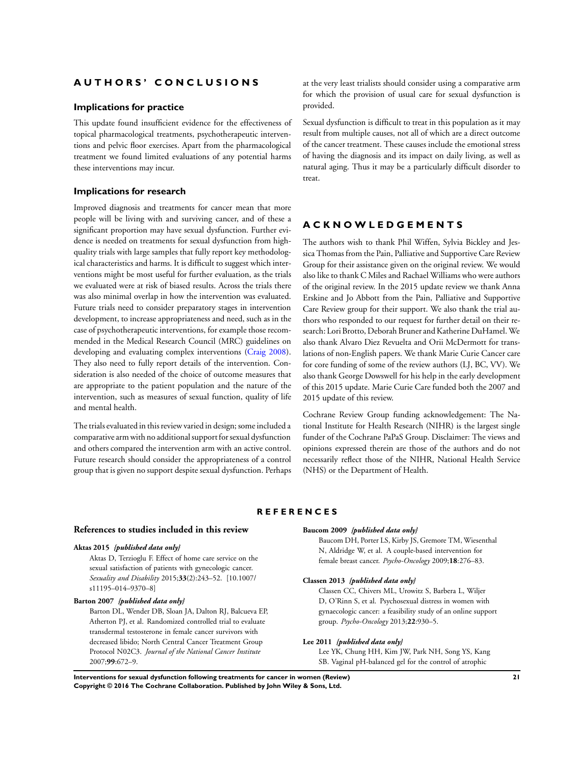## AUTHORS' CONCLUSIONS

### Implications for practice

This update found insufficient evidence for the effectiveness of topical pharmacological treatments, psychotherapeutic interventions and pelvic floor exercises. Apart from the pharmacological treatment we found limited evaluations of any potential harms these interventions may incur.

### Implications for research

Improved diagnosis and treatments for cancer mean that more people will be living with and surviving cancer, and of these a significant proportion may have sexual dysfunction. Further evidence is needed on treatments for sexual dysfunction from high-quality trials with large samples that fully report key methodological characteristics and harms. It is difficult to suggest which interventions might be most useful for further evaluation, as the trials we evaluated were at risk of biased results. Across the trials there was also minimal overlap in how the intervention was evaluated. Future trials need to consider preparatory stages in intervention development, to increase appropriateness and need, such as in the case of psychotherapeutic interventions, for example those recommended in the Medical Research Council (MRC) guidelines on developing and evaluating complex interventions (Craig 2008). They also need to fully report details of the intervention. Consideration is also needed of the choice of outcome measures that are appropriate to the patient population and the nature of the intervention, such as measures of sexual function, quality of life and mental health.

The trials evaluated in this review varied in design; some included a comparative arm with no additional support for sexual dysfunction and others compared the intervention arm with an active control. Future research should consider the appropriateness of a control group that is given no support despite sexual dysfunction. Perhaps at the very least trialists should consider using a comparative arm for which the provision of usual care for sexual dysfunction is provided.

Sexual dysfunction is difficult to treat in this population as it may result from multiple causes, not all of which are a direct outcome of the cancer treatment. These causes include the emotional stress of having the diagnosis and its impact on daily living, as well as natural aging. Thus it may be a particularly difficult disorder to treat.

## ACKNOWLEDGEMENTS

The authors wish to thank Phil Wiffen, Sylvia Bickley and Jessica Thomas from the Pain, Palliative and Supportive Care Review Group for their assistance given on the original review. We would also like to thank C Miles and Rachael Williams who were authors of the original review. In the 2015 update review we thank Anna Erskine and Jo Abbott from the Pain, Palliative and Supportive Care Review group for their support. We also thank the trial authors who responded to our request for further detail on their research: Lori Brotto, Deborah Bruner and Katherine DuHamel. We also thank Alvaro Diez Revuelta and Orii McDermott for translations of non-English papers. We thank Marie Curie Cancer care for core funding of some of the review authors (LJ, BC, VV). We also thank George Dowswell for his help in the early development of this 2015 update. Marie Curie Care funded both the 2007 and 2015 update of this review.

Cochrane Review Group funding acknowledgement: The National Institute for Health Research (NIHR) is the largest single funder of the Cochrane PaPaS Group. Disclaimer: The views and opinions expressed therein are those of the authors and do not necessarily reflect those of the NIHR, National Health Service (NHS) or the Department of Health.

## REFERENCES

### References to studies included in this review

**Aktas 2015** *{published data only}*

Aktas D, Terzioglu F. Effect of home care service on the sexual satisfaction of patients with gynecologic cancer. *Sexuality and Disability* 2015;**33**(2):243–52. [10.1007/s11195–014–9370–8]

**Barton 2007** *{published data only}*

Barton DL, Wender DB, Sloan JA, Dalton RJ, Balcueva EP, Atherton PJ, et al. Randomized controlled trial to evaluate transdermal testosterone in female cancer survivors with decreased libido; North Central Cancer Treatment Group Protocol N02C3. *Journal of the National Cancer Institute* 2007;**99**:672–9.

**Baucom 2009** *{published data only}*

Baucom DH, Porter LS, Kirby JS, Gremore TM, Wiesenthal N, Aldridge W, et al. A couple-based intervention for female breast cancer. *Psycho-Oncology* 2009;**18**:276–83.

**Classen 2013** *{published data only}*

Classen CC, Chivers ML, Urowitz S, Barbera L, Wiljer D, O'Rinn S, et al. Psychosexual distress in women with gynaecologic cancer: a feasibility study of an online support group. *Psycho-Oncology* 2013;**22**:930–5.

**Lee 2011** *{published data only}*

Lee YK, Chung HH, Kim JW, Park NH, Song YS, Kang SB. Vaginal pH-balanced gel for the control of atrophic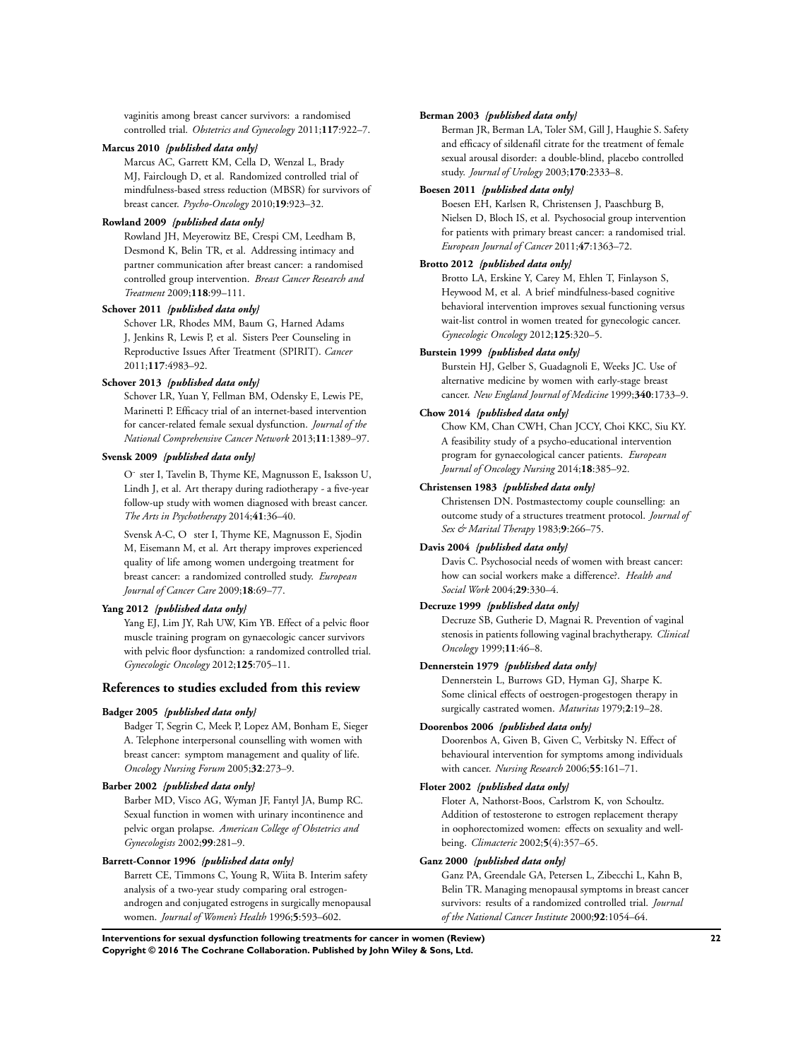vaginitis among breast cancer survivors: a randomised controlled trial. *Obstetrics and Gynecology* 2011;**117**:922–7.

**Marcus 2010** *{published data only}*

Marcus AC, Garrett KM, Cella D, Wenzal L, Brady MJ, Fairclough D, et al. Randomized controlled trial of mindfulness-based stress reduction (MBSR) for survivors of breast cancer. *Psycho-Oncology* 2010;**19**:923–32.

**Rowland 2009** *{published data only}*

Rowland JH, Meyerowitz BE, Crespi CM, Leedham B, Desmond K, Belin TR, et al. Addressing intimacy and partner communication after breast cancer: a randomised controlled group intervention. *Breast Cancer Research and Treatment* 2009;**118**:99–111.

**Schover 2011** *{published data only}*

Schover LR, Rhodes MM, Baum G, Harned Adams J, Jenkins R, Lewis P, et al. Sisters Peer Counseling in Reproductive Issues After Treatment (SPIRIT). *Cancer* 2011;**117**:4983–92.

**Schover 2013** *{published data only}*

Schover LR, Yuan Y, Fellman BM, Odensky E, Lewis PE, Marinetti P. Efficacy trial of an internet-based intervention for cancer-related female sexual dysfunction. *Journal of the National Comprehensive Cancer Network* 2013;**11**:1389–97.

**Svensk 2009** *{published data only}*

Ö ster I, Tavelin B, Thyme KE, Magnusson E, Isaksson U, Lindh J, et al. Art therapy during radiotherapy - a five-year follow-up study with women diagnosed with breast cancer. *The Arts in Psychotherapy* 2014;**41**:36–40.

Svensk A-C, O ster I, Thyme KE, Magnusson E, Sjodin M, Eisemann M, et al. Art therapy improves experienced quality of life among women undergoing treatment for breast cancer: a randomized controlled study. *European Journal of Cancer Care* 2009;**18**:69–77.

**Yang 2012** *{published data only}*

Yang EJ, Lim JY, Rah UW, Kim YB. Effect of a pelvic floor muscle training program on gynaecologic cancer survivors with pelvic floor dysfunction: a randomized controlled trial. *Gynecologic Oncology* 2012;**125**:705–11.

## References to studies excluded from this review

**Badger 2005** *{published data only}*

Badger T, Segrin C, Meek P, Lopez AM, Bonham E, Sieger A. Telephone interpersonal counselling with women with breast cancer: symptom management and quality of life. *Oncology Nursing Forum* 2005;**32**:273–9.

**Barber 2002** *{published data only}*

Barber MD, Visco AG, Wyman JF, Fantyl JA, Bump RC. Sexual function in women with urinary incontinence and pelvic organ prolapse. *American College of Obstetrics and Gynecologists* 2002;**99**:281–9.

**Barrett-Connor 1996** *{published data only}*

Barrett CE, Timmons C, Young R, Wiita B. Interim safety analysis of a two-year study comparing oral estrogen-androgen and conjugated estrogens in surgically menopausal women. *Journal of Women's Health* 1996;**5**:593–602.

**Berman 2003** *{published data only}*

Berman JR, Berman LA, Toler SM, Gill J, Haughie S. Safety and efficacy of sildenafil citrate for the treatment of female sexual arousal disorder: a double-blind, placebo controlled study. *Journal of Urology* 2003;**170**:2333–8.

**Boesen 2011** *{published data only}*

Boesen EH, Karlsen R, Christensen J, Paaschburg B, Nielsen D, Bloch IS, et al. Psychosocial group intervention for patients with primary breast cancer: a randomised trial. *European Journal of Cancer* 2011;**47**:1363–72.

**Brotto 2012** *{published data only}*

Brotto LA, Erskine Y, Carey M, Ehlen T, Finlayson S, Heywood M, et al. A brief mindfulness-based cognitive behavioral intervention improves sexual functioning versus wait-list control in women treated for gynecologic cancer. *Gynecologic Oncology* 2012;**125**:320–5.

**Burstein 1999** *{published data only}*

Burstein HJ, Gelber S, Guadagnoli E, Weeks JC. Use of alternative medicine by women with early-stage breast cancer. *New England Journal of Medicine* 1999;**340**:1733–9.

**Chow 2014** *{published data only}*

Chow KM, Chan CWH, Chan JCCY, Choi KKC, Siu KY. A feasibility study of a psycho-educational intervention program for gynaecological cancer patients. *European Journal of Oncology Nursing* 2014;**18**:385–92.

**Christensen 1983** *{published data only}*

Christensen DN. Postmastectomy couple counselling: an outcome study of a structures treatment protocol. *Journal of Sex & Marital Therapy* 1983;**9**:266–75.

**Davis 2004** *{published data only}*

Davis C. Psychosocial needs of women with breast cancer: how can social workers make a difference?. *Health and Social Work* 2004;**29**:330–4.

**Decruze 1999** *{published data only}*

Decruze SB, Gutherie D, Magnai R. Prevention of vaginal stenosis in patients following vaginal brachytherapy. *Clinical Oncology* 1999;**11**:46–8.

**Dennerstein 1979** *{published data only}*

Dennerstein L, Burrows GD, Hyman GJ, Sharpe K. Some clinical effects of oestrogen-progestogen therapy in surgically castrated women. *Maturitas* 1979;**2**:19–28.

**Doorenbos 2006** *{published data only}*

Doorenbos A, Given B, Given C, Verbitsky N. Effect of behavioural intervention for symptoms among individuals with cancer. *Nursing Research* 2006;**55**:161–71.

**Floter 2002** *{published data only}*

Floter A, Nathorst-Boos, Carlstrom K, von Schoultz. Addition of testosterone to estrogen replacement therapy in oophorectomized women: effects on sexuality and well-being. *Climacteric* 2002;**5**(4):357–65.

**Ganz 2000** *{published data only}*

Ganz PA, Greendale GA, Petersen L, Zibecchi L, Kahn B, Belin TR. Managing menopausal symptoms in breast cancer survivors: results of a randomized controlled trial. *Journal of the National Cancer Institute* 2000;**92**:1054–64.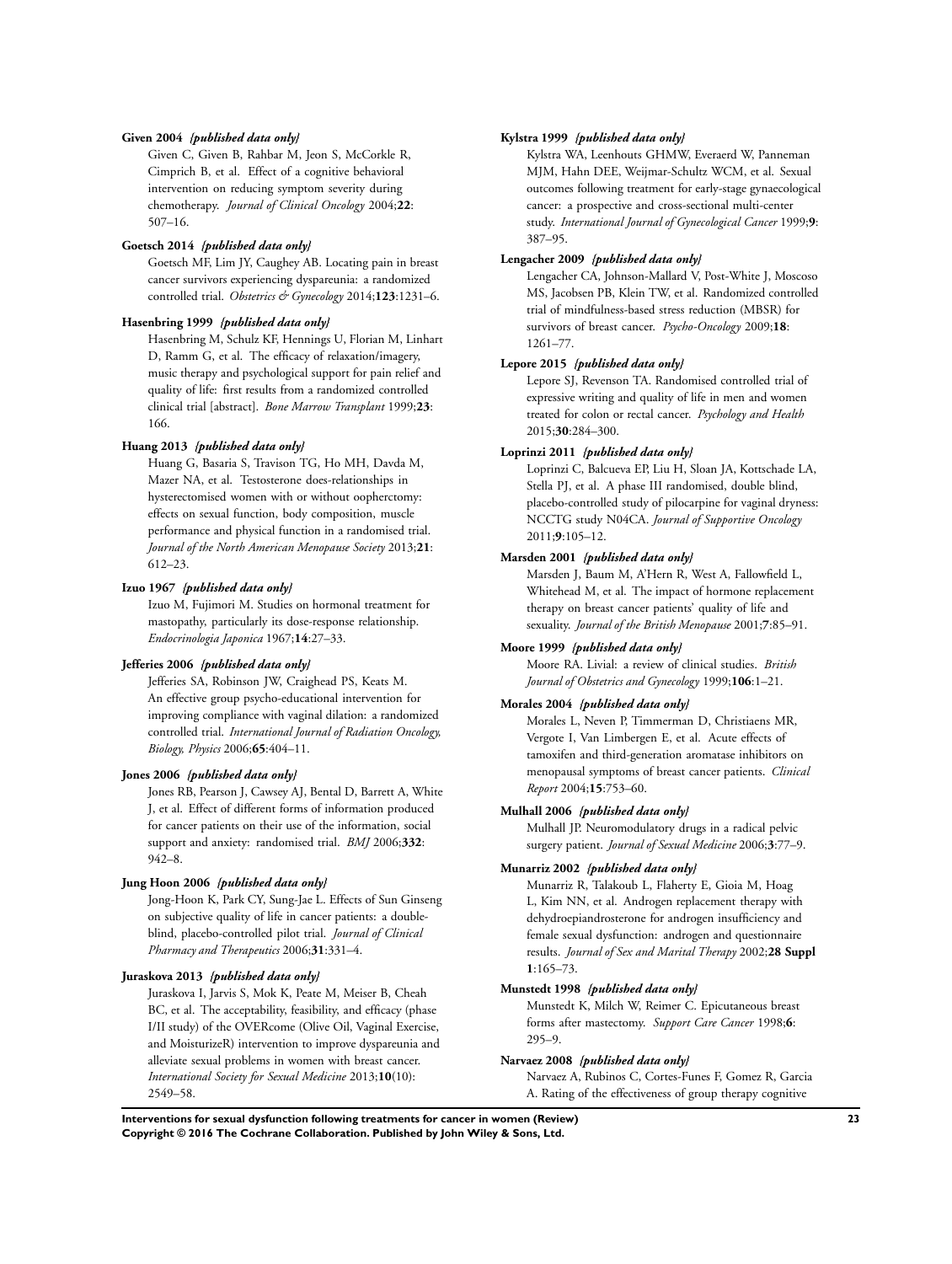**Given 2004** *{published data only}*

Given C, Given B, Rahbar M, Jeon S, McCorkle R, Cimprich B, et al. Effect of a cognitive behavioral intervention on reducing symptom severity during chemotherapy. *Journal of Clinical Oncology* 2004;**22**: 507–16.

**Goetsch 2014** *{published data only}*

Goetsch MF, Lim JY, Caughey AB. Locating pain in breast cancer survivors experiencing dyspareunia: a randomized controlled trial. *Obstetrics & Gynecology* 2014;**123**:1231–6.

**Hasenbring 1999** *{published data only}*

Hasenbring M, Schulz KF, Hennings U, Florian M, Linhart D, Ramm G, et al. The efficacy of relaxation/imagery, music therapy and psychological support for pain relief and quality of life: first results from a randomized controlled clinical trial [abstract]. *Bone Marrow Transplant* 1999;**23**: 166.

**Huang 2013** *{published data only}*

Huang G, Basaria S, Travison TG, Ho MH, Davda M, Mazer NA, et al. Testosterone does-relationships in hysterectomised women with or without oopherctomy: effects on sexual function, body composition, muscle performance and physical function in a randomised trial. *Journal of the North American Menopause Society* 2013;**21**: 612–23.

**Izuo 1967** *{published data only}*

Izuo M, Fujimori M. Studies on hormonal treatment for mastopathy, particularly its dose-response relationship. *Endocrinologia Japonica* 1967;**14**:27–33.

**Jefferies 2006** *{published data only}*

Jefferies SA, Robinson JW, Craighead PS, Keats M. An effective group psycho-educational intervention for improving compliance with vaginal dilation: a randomized controlled trial. *International Journal of Radiation Oncology, Biology, Physics* 2006;**65**:404–11.

**Jones 2006** *{published data only}*

Jones RB, Pearson J, Cawsey AJ, Bental D, Barrett A, White J, et al. Effect of different forms of information produced for cancer patients on their use of the information, social support and anxiety: randomised trial. *BMJ* 2006;**332**: 942–8.

**Jung Hoon 2006** *{published data only}*

Jong-Hoon K, Park CY, Sung-Jae L. Effects of Sun Ginseng on subjective quality of life in cancer patients: a double-blind, placebo-controlled pilot trial. *Journal of Clinical Pharmacy and Therapeutics* 2006;**31**:331–4.

**Juraskova 2013** *{published data only}*

Juraskova I, Jarvis S, Mok K, Peate M, Meiser B, Cheah BC, et al. The acceptability, feasibility, and efficacy (phase I/II study) of the OVERcome (Olive Oil, Vaginal Exercise, and MoisturizeR) intervention to improve dyspareunia and alleviate sexual problems in women with breast cancer. *International Society for Sexual Medicine* 2013;**10**(10): 2549–58.

**Kylstra 1999** *{published data only}*

Kylstra WA, Leenhouts GHMW, Everaerd W, Panneman MJM, Hahn DEE, Weijmar-Schultz WCM, et al. Sexual outcomes following treatment for early-stage gynaecological cancer: a prospective and cross-sectional multi-center study. *International Journal of Gynecological Cancer* 1999;**9**: 387–95.

**Lengacher 2009** *{published data only}*

Lengacher CA, Johnson-Mallard V, Post-White J, Moscoso MS, Jacobsen PB, Klein TW, et al. Randomized controlled trial of mindfulness-based stress reduction (MBSR) for survivors of breast cancer. *Psycho-Oncology* 2009;**18**: 1261–77.

**Lepore 2015** *{published data only}*

Lepore SJ, Revenson TA. Randomised controlled trial of expressive writing and quality of life in men and women treated for colon or rectal cancer. *Psychology and Health* 2015;**30**:284–300.

**Loprinzi 2011** *{published data only}*

Loprinzi C, Balcueva EP, Liu H, Sloan JA, Kottschade LA, Stella PJ, et al. A phase III randomised, double blind, placebo-controlled study of pilocarpine for vaginal dryness: NCCTG study N04CA. *Journal of Supportive Oncology* 2011;**9**:105–12.

**Marsden 2001** *{published data only}*

Marsden J, Baum M, A'Hern R, West A, Fallowfield L, Whitehead M, et al. The impact of hormone replacement therapy on breast cancer patients' quality of life and sexuality. *Journal of the British Menopause* 2001;**7**:85–91.

**Moore 1999** *{published data only}*

Moore RA. Livial: a review of clinical studies. *British Journal of Obstetrics and Gynecology* 1999;**106**:1–21.

**Morales 2004** *{published data only}*

Morales L, Neven P, Timmerman D, Christiaens MR, Vergote I, Van Limbergen E, et al. Acute effects of tamoxifen and third-generation aromatase inhibitors on menopausal symptoms of breast cancer patients. *Clinical Report* 2004;**15**:753–60.

**Mulhall 2006** *{published data only}*

Mulhall JP. Neuromodulatory drugs in a radical pelvic surgery patient. *Journal of Sexual Medicine* 2006;**3**:77–9.

**Munarriz 2002** *{published data only}*

Munarriz R, Talakoub L, Flaherty E, Gioia M, Hoag L, Kim NN, et al. Androgen replacement therapy with dehydroepiandrosterone for androgen insufficiency and female sexual dysfunction: androgen and questionnaire results. *Journal of Sex and Marital Therapy* 2002;**28 Suppl 1**:165–73.

**Munstedt 1998** *{published data only}*

Munstedt K, Milch W, Reimer C. Epicutaneous breast forms after mastectomy. *Support Care Cancer* 1998;**6**: 295–9.

**Narvaez 2008** *{published data only}*

Narvaez A, Rubinos C, Cortes-Funes F, Gomez R, Garcia A. Rating of the effectiveness of group therapy cognitive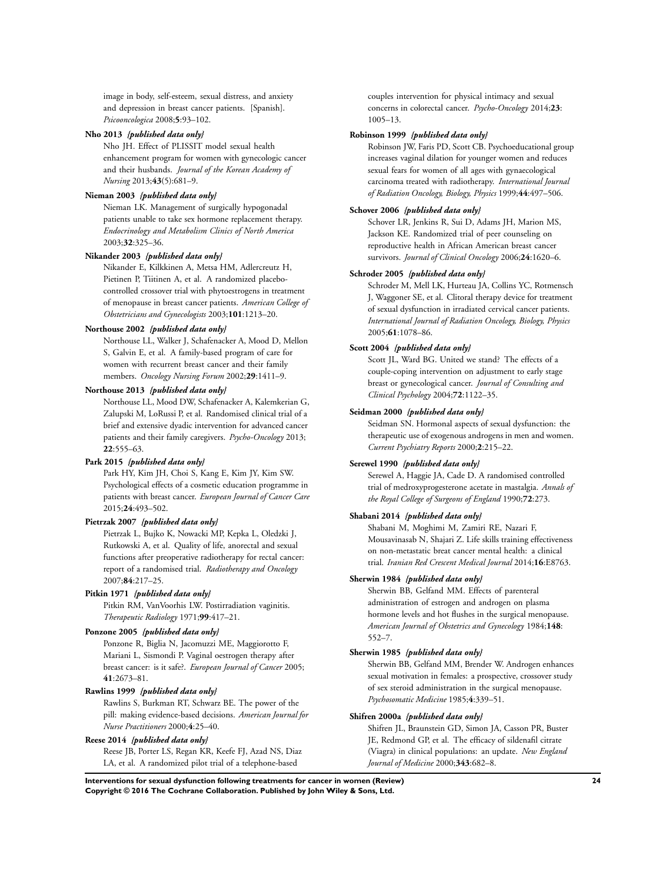image in body, self-esteem, sexual distress, and anxiety and depression in breast cancer patients. [Spanish]. *Psicooncologica* 2008;**5**:93–102.

**Nho 2013** *{published data only}*

Nho JH. Effect of PLISSIT model sexual health enhancement program for women with gynecologic cancer and their husbands. *Journal of the Korean Academy of Nursing* 2013;**43**(5):681–9.

**Nieman 2003** *{published data only}*

Nieman LK. Management of surgically hypogonadal patients unable to take sex hormone replacement therapy. *Endocrinology and Metabolism Clinics of North America* 2003;**32**:325–36.

**Nikander 2003** *{published data only}*

Nikander E, Kilkkinen A, Metsa HM, Adlercreutz H, Pietinen P, Tiitinen A, et al. A randomized placebo-controlled crossover trial with phytoestrogens in treatment of menopause in breast cancer patients. *American College of Obstetricians and Gynecologists* 2003;**101**:1213–20.

**Northouse 2002** *{published data only}*

Northouse LL, Walker J, Schafenacker A, Mood D, Mellon S, Galvin E, et al. A family-based program of care for women with recurrent breast cancer and their family members. *Oncology Nursing Forum* 2002;**29**:1411–9.

**Northouse 2013** *{published data only}*

Northouse LL, Mood DW, Schafenacker A, Kalemkerian G, Zalupski M, LoRussi P, et al. Randomised clinical trial of a brief and extensive dyadic intervention for advanced cancer patients and their family caregivers. *Psycho-Oncology* 2013; **22**:555–63.

**Park 2015** *{published data only}*

Park HY, Kim JH, Choi S, Kang E, Kim JY, Kim SW. Psychological effects of a cosmetic education programme in patients with breast cancer. *European Journal of Cancer Care* 2015;**24**:493–502.

**Pietrzak 2007** *{published data only}*

Pietrzak L, Bujko K, Nowacki MP, Kepka L, Oledzki J, Rutkowski A, et al. Quality of life, anorectal and sexual functions after preoperative radiotherapy for rectal cancer: report of a randomised trial. *Radiotherapy and Oncology* 2007;**84**:217–25.

**Pitkin 1971** *{published data only}*

Pitkin RM, VanVoorhis LW. Postirradiation vaginitis. *Therapeutic Radiology* 1971;**99**:417–21.

**Ponzone 2005** *{published data only}*

Ponzone R, Biglia N, Jacomuzzi ME, Maggiorotto F, Mariani L, Sismondi P. Vaginal oestrogen therapy after breast cancer: is it safe?. *European Journal of Cancer* 2005; **41**:2673–81.

**Rawlins 1999** *{published data only}*

Rawlins S, Burkman RT, Schwarz BE. The power of the pill: making evidence-based decisions. *American Journal for Nurse Practitioners* 2000;**4**:25–40.

**Reese 2014** *{published data only}*

Reese JB, Porter LS, Regan KR, Keefe FJ, Azad NS, Diaz LA, et al. A randomized pilot trial of a telephone-based couples intervention for physical intimacy and sexual concerns in colorectal cancer. *Psycho-Oncology* 2014;**23**: 1005–13.

**Robinson 1999** *{published data only}*

Robinson JW, Faris PD, Scott CB. Psychoeducational group increases vaginal dilation for younger women and reduces sexual fears for women of all ages with gynaecological carcinoma treated with radiotherapy. *International Journal of Radiation Oncology, Biology, Physics* 1999;**44**:497–506.

**Schover 2006** *{published data only}*

Schover LR, Jenkins R, Sui D, Adams JH, Marion MS, Jackson KE. Randomized trial of peer counseling on reproductive health in African American breast cancer survivors. *Journal of Clinical Oncology* 2006;**24**:1620–6.

**Schroder 2005** *{published data only}*

Schroder M, Mell LK, Hurteau JA, Collins YC, Rotmensch J, Waggoner SE, et al. Clitoral therapy device for treatment of sexual dysfunction in irradiated cervical cancer patients. *International Journal of Radiation Oncology, Biology, Physics* 2005;**61**:1078–86.

**Scott 2004** *{published data only}*

Scott JL, Ward BG. United we stand? The effects of a couple-coping intervention on adjustment to early stage breast or gynecological cancer. *Journal of Consulting and Clinical Psychology* 2004;**72**:1122–35.

**Seidman 2000** *{published data only}*

Seidman SN. Hormonal aspects of sexual dysfunction: the therapeutic use of exogenous androgens in men and women. *Current Psychiatry Reports* 2000;**2**:215–22.

**Serewel 1990** *{published data only}*

Serewel A, Haggie JA, Cade D. A randomised controlled trial of medroxyprogesterone acetate in mastalgia. *Annals of the Royal College of Surgeons of England* 1990;**72**:273.

**Shabani 2014** *{published data only}*

Shabani M, Moghimi M, Zamiri RE, Nazari F, Mousavinasab N, Shajari Z. Life skills training effectiveness on non-metastatic breat cancer mental health: a clinical trial. *Iranian Red Crescent Medical Journal* 2014;**16**:E8763.

**Sherwin 1984** *{published data only}*

Sherwin BB, Gelfand MM. Effects of parenteral administration of estrogen and androgen on plasma hormone levels and hot flushes in the surgical menopause. *American Journal of Obstetrics and Gynecology* 1984;**148**: 552–7.

**Sherwin 1985** *{published data only}*

Sherwin BB, Gelfand MM, Brender W. Androgen enhances sexual motivation in females: a prospective, crossover study of sex steroid administration in the surgical menopause. *Psychosomatic Medicine* 1985;**4**:339–51.

**Shifren 2000a** *{published data only}*

Shifren JL, Braunstein GD, Simon JA, Casson PR, Buster JE, Redmond GP, et al. The efficacy of sildenafil citrate (Viagra) in clinical populations: an update. *New England Journal of Medicine* 2000;**343**:682–8.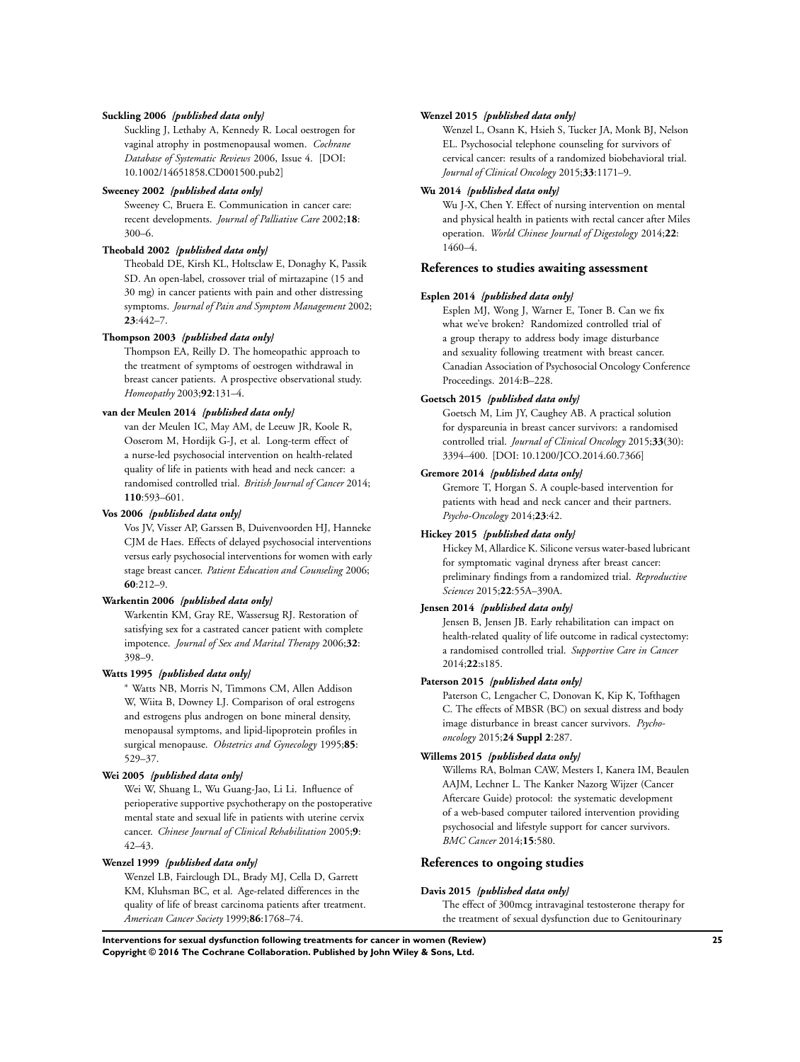**Suckling 2006** *{published data only}*

Suckling J, Lethaby A, Kennedy R. Local oestrogen for vaginal atrophy in postmenopausal women. *Cochrane Database of Systematic Reviews* 2006, Issue 4. [DOI: 10.1002/14651858.CD001500.pub2]

**Sweeney 2002** *{published data only}*

Sweeney C, Bruera E. Communication in cancer care: recent developments. *Journal of Palliative Care* 2002;**18**: 300–6.

**Theobald 2002** *{published data only}*

Theobald DE, Kirsh KL, Holtsclaw E, Donaghy K, Passik SD. An open-label, crossover trial of mirtazapine (15 and 30 mg) in cancer patients with pain and other distressing symptoms. *Journal of Pain and Symptom Management* 2002; **23**:442–7.

**Thompson 2003** *{published data only}*

Thompson EA, Reilly D. The homeopathic approach to the treatment of symptoms of oestrogen withdrawal in breast cancer patients. A prospective observational study. *Homeopathy* 2003;**92**:131–4.

**van der Meulen 2014** *{published data only}*

van der Meulen IC, May AM, de Leeuw JR, Koole R, Ooserom M, Hordijk G-J, et al. Long-term effect of a nurse-led psychosocial intervention on health-related quality of life in patients with head and neck cancer: a randomised controlled trial. *British Journal of Cancer* 2014; **110**:593–601.

**Vos 2006** *{published data only}*

Vos JV, Visser AP, Garssen B, Duivenvoorden HJ, Hanneke CJM de Haes. Effects of delayed psychosocial interventions versus early psychosocial interventions for women with early stage breast cancer. *Patient Education and Counseling* 2006; **60**:212–9.

**Warkentin 2006** *{published data only}*

Warkentin KM, Gray RE, Wassersug RJ. Restoration of satisfying sex for a castrated cancer patient with complete impotence. *Journal of Sex and Marital Therapy* 2006;**32**: 398–9.

**Watts 1995** *{published data only}*

* Watts NB, Morris N, Timmons CM, Allen Addison W, Wiita B, Downey LJ. Comparison of oral estrogens and estrogens plus androgen on bone mineral density, menopausal symptoms, and lipid-lipoprotein profiles in surgical menopause. *Obstetrics and Gynecology* 1995;**85**: 529–37.

**Wei 2005** *{published data only}*

Wei W, Shuang L, Wu Guang-Jao, Li Li. Influence of perioperative supportive psychotherapy on the postoperative mental state and sexual life in patients with uterine cervix cancer. *Chinese Journal of Clinical Rehabilitation* 2005;**9**: 42–43.

**Wenzel 1999** *{published data only}*

Wenzel LB, Fairclough DL, Brady MJ, Cella D, Garrett KM, Kluhsman BC, et al. Age-related differences in the quality of life of breast carcinoma patients after treatment. *American Cancer Society* 1999;**86**:1768–74.

**Wenzel 2015** *{published data only}*

Wenzel L, Osann K, Hsieh S, Tucker JA, Monk BJ, Nelson EL. Psychosocial telephone counseling for survivors of cervical cancer: results of a randomized biobehavioral trial. *Journal of Clinical Oncology* 2015;**33**:1171–9.

**Wu 2014** *{published data only}*

Wu J-X, Chen Y. Effect of nursing intervention on mental and physical health in patients with rectal cancer after Miles operation. *World Chinese Journal of Digestology* 2014;**22**: 1460–4.

### References to studies awaiting assessment

**Esplen 2014** *{published data only}*

Esplen MJ, Wong J, Warner E, Toner B. Can we fix what we've broken? Randomized controlled trial of a group therapy to address body image disturbance and sexuality following treatment with breast cancer. Canadian Association of Psychosocial Oncology Conference Proceedings. 2014:B–228.

**Goetsch 2015** *{published data only}*

Goetsch M, Lim JY, Caughey AB. A practical solution for dyspareunia in breast cancer survivors: a randomised controlled trial. *Journal of Clinical Oncology* 2015;**33**(30): 3394–400. [DOI: 10.1200/JCO.2014.60.7366]

**Gremore 2014** *{published data only}*

Gremore T, Horgan S. A couple-based intervention for patients with head and neck cancer and their partners. *Psycho-Oncology* 2014;**23**:42.

**Hickey 2015** *{published data only}*

Hickey M, Allardice K. Silicone versus water-based lubricant for symptomatic vaginal dryness after breast cancer: preliminary findings from a randomized trial. *Reproductive Sciences* 2015;**22**:55A–390A.

**Jensen 2014** *{published data only}*

Jensen B, Jensen JB. Early rehabilitation can impact on health-related quality of life outcome in radical cystectomy: a randomised controlled trial. *Supportive Care in Cancer* 2014;**22**:s185.

**Paterson 2015** *{published data only}*

Paterson C, Lengacher C, Donovan K, Kip K, Tofthagen C. The effects of MBSR (BC) on sexual distress and body image disturbance in breast cancer survivors. *Psycho-oncology* 2015;**24 Suppl 2**:287.

**Willems 2015** *{published data only}*

Willems RA, Bolman CAW, Mesters I, Kanera IM, Beaulen AAJM, Lechner L. The Kanker Nazorg Wijzer (Cancer Aftercare Guide) protocol: the systematic development of a web-based computer tailored intervention providing psychosocial and lifestyle support for cancer survivors. *BMC Cancer* 2014;**15**:580.

### References to ongoing studies

**Davis 2015** *{published data only}*

The effect of 300mcg intravaginal testosterone therapy for the treatment of sexual dysfunction due to Genitourinary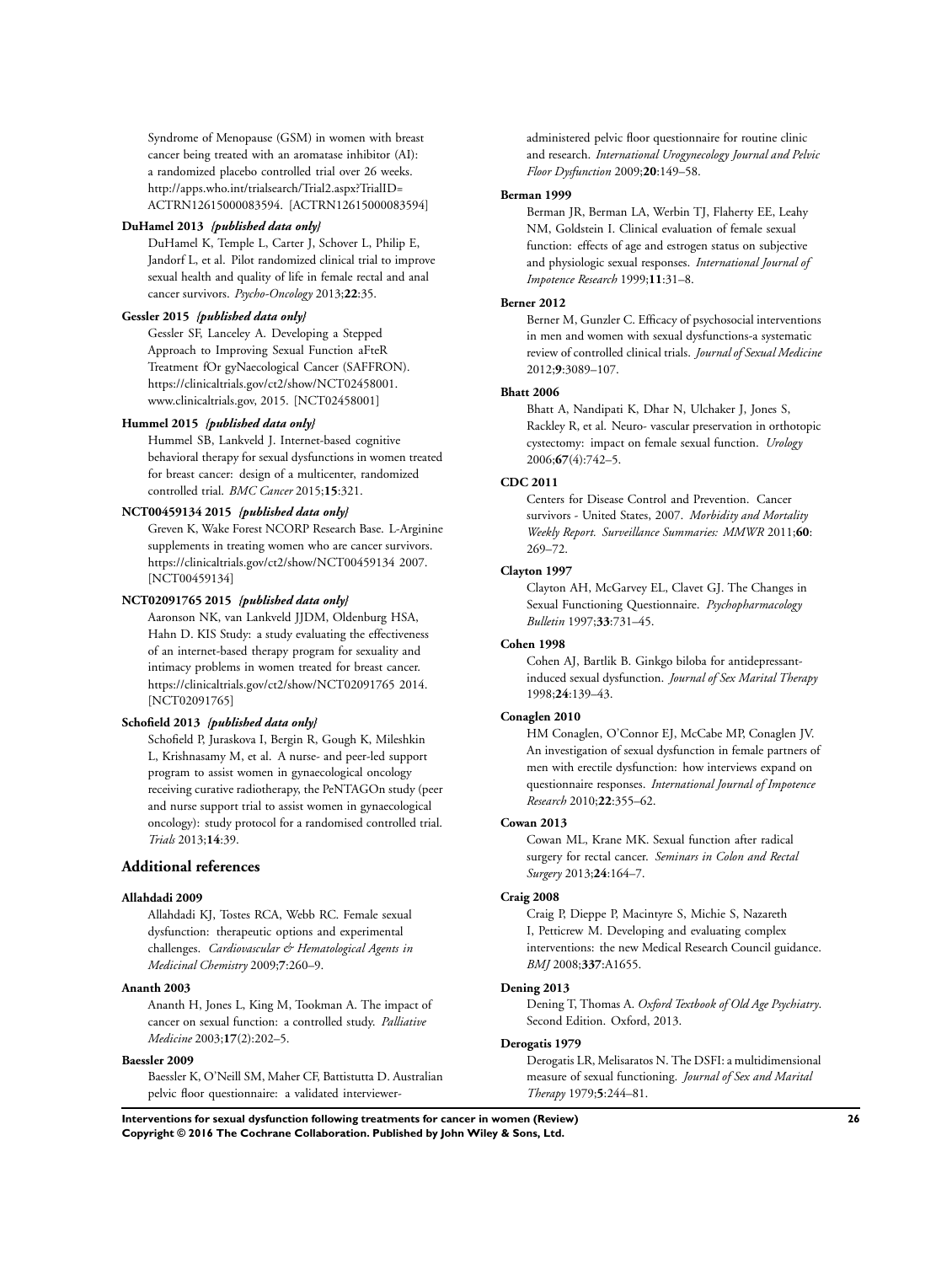Syndrome of Menopause (GSM) in women with breast cancer being treated with an aromatase inhibitor (AI): a randomized placebo controlled trial over 26 weeks. http://apps.who.int/trialsearch/Trial2.aspx?TrialID=ACTRN12615000083594. [ACTRN12615000083594]

**DuHamel 2013** ***{published data only}***

DuHamel K, Temple L, Carter J, Schover L, Philip E, Jandorf L, et al. Pilot randomized clinical trial to improve sexual health and quality of life in female rectal and anal cancer survivors. *Psycho-Oncology* 2013;**22**:35.

**Gessler 2015** ***{published data only}***

Gessler SF, Lanceley A. Developing a Stepped Approach to Improving Sexual Function aFteR Treatment fOr gyNaecological Cancer (SAFFRON). https://clinicaltrials.gov/ct2/show/NCT02458001. www.clinicaltrials.gov, 2015. [NCT02458001]

**Hummel 2015** ***{published data only}***

Hummel SB, Lankveld J. Internet-based cognitive behavioral therapy for sexual dysfunctions in women treated for breast cancer: design of a multicenter, randomized controlled trial. *BMC Cancer* 2015;**15**:321.

**NCT00459134 2015** ***{published data only}***

Greven K, Wake Forest NCORP Research Base. L-Arginine supplements in treating women who are cancer survivors. https://clinicaltrials.gov/ct2/show/NCT00459134 2007. [NCT00459134]

**NCT02091765 2015** ***{published data only}***

Aaronson NK, van Lankveld JJDM, Oldenburg HSA, Hahn D. KIS Study: a study evaluating the effectiveness of an internet-based therapy program for sexuality and intimacy problems in women treated for breast cancer. https://clinicaltrials.gov/ct2/show/NCT02091765 2014. [NCT02091765]

**Schofield 2013** ***{published data only}***

Schofield P, Juraskova I, Bergin R, Gough K, Mileshkin L, Krishnasamy M, et al. A nurse- and peer-led support program to assist women in gynaecological oncology receiving curative radiotherapy, the PeNTAGOn study (peer and nurse support trial to assist women in gynaecological oncology): study protocol for a randomised controlled trial. *Trials* 2013;**14**:39.

## Additional references

**Allahdadi 2009**

Allahdadi KJ, Tostes RCA, Webb RC. Female sexual dysfunction: therapeutic options and experimental challenges. *Cardiovascular & Hematological Agents in Medicinal Chemistry* 2009;**7**:260–9.

**Ananth 2003**

Ananth H, Jones L, King M, Tookman A. The impact of cancer on sexual function: a controlled study. *Palliative Medicine* 2003;**17**(2):202–5.

**Baessler 2009**

Baessler K, O'Neill SM, Maher CF, Battistutta D. Australian pelvic floor questionnaire: a validated interviewer-administered pelvic floor questionnaire for routine clinic and research. *International Urogynecology Journal and Pelvic Floor Dysfunction* 2009;**20**:149–58.

**Berman 1999**

Berman JR, Berman LA, Werbin TJ, Flaherty EE, Leahy NM, Goldstein I. Clinical evaluation of female sexual function: effects of age and estrogen status on subjective and physiologic sexual responses. *International Journal of Impotence Research* 1999;**11**:31–8.

**Berner 2012**

Berner M, Gunzler C. Efficacy of psychosocial interventions in men and women with sexual dysfunctions-a systematic review of controlled clinical trials. *Journal of Sexual Medicine* 2012;**9**:3089–107.

**Bhatt 2006**

Bhatt A, Nandipati K, Dhar N, Ulchaker J, Jones S, Rackley R, et al. Neuro- vascular preservation in orthotopic cystectomy: impact on female sexual function. *Urology* 2006;**67**(4):742–5.

**CDC 2011**

Centers for Disease Control and Prevention. Cancer survivors - United States, 2007. *Morbidity and Mortality Weekly Report. Surveillance Summaries: MMWR* 2011;**60**: 269–72.

**Clayton 1997**

Clayton AH, McGarvey EL, Clavet GJ. The Changes in Sexual Functioning Questionnaire. *Psychopharmacology Bulletin* 1997;**33**:731–45.

**Cohen 1998**

Cohen AJ, Bartlik B. Ginkgo biloba for antidepressant-induced sexual dysfunction. *Journal of Sex Marital Therapy* 1998;**24**:139–43.

**Conaglen 2010**

HM Conaglen, O'Connor EJ, McCabe MP, Conaglen JV. An investigation of sexual dysfunction in female partners of men with erectile dysfunction: how interviews expand on questionnaire responses. *International Journal of Impotence Research* 2010;**22**:355–62.

**Cowan 2013**

Cowan ML, Krane MK. Sexual function after radical surgery for rectal cancer. *Seminars in Colon and Rectal Surgery* 2013;**24**:164–7.

**Craig 2008**

Craig P, Dieppe P, Macintyre S, Michie S, Nazareth I, Petticrew M. Developing and evaluating complex interventions: the new Medical Research Council guidance. *BMJ* 2008;**337**:A1655.

**Dening 2013**

Dening T, Thomas A. *Oxford Textbook of Old Age Psychiatry*. Second Edition. Oxford, 2013.

**Derogatis 1979**

Derogatis LR, Melisaratos N. The DSFI: a multidimensional measure of sexual functioning. *Journal of Sex and Marital Therapy* 1979;**5**:244–81.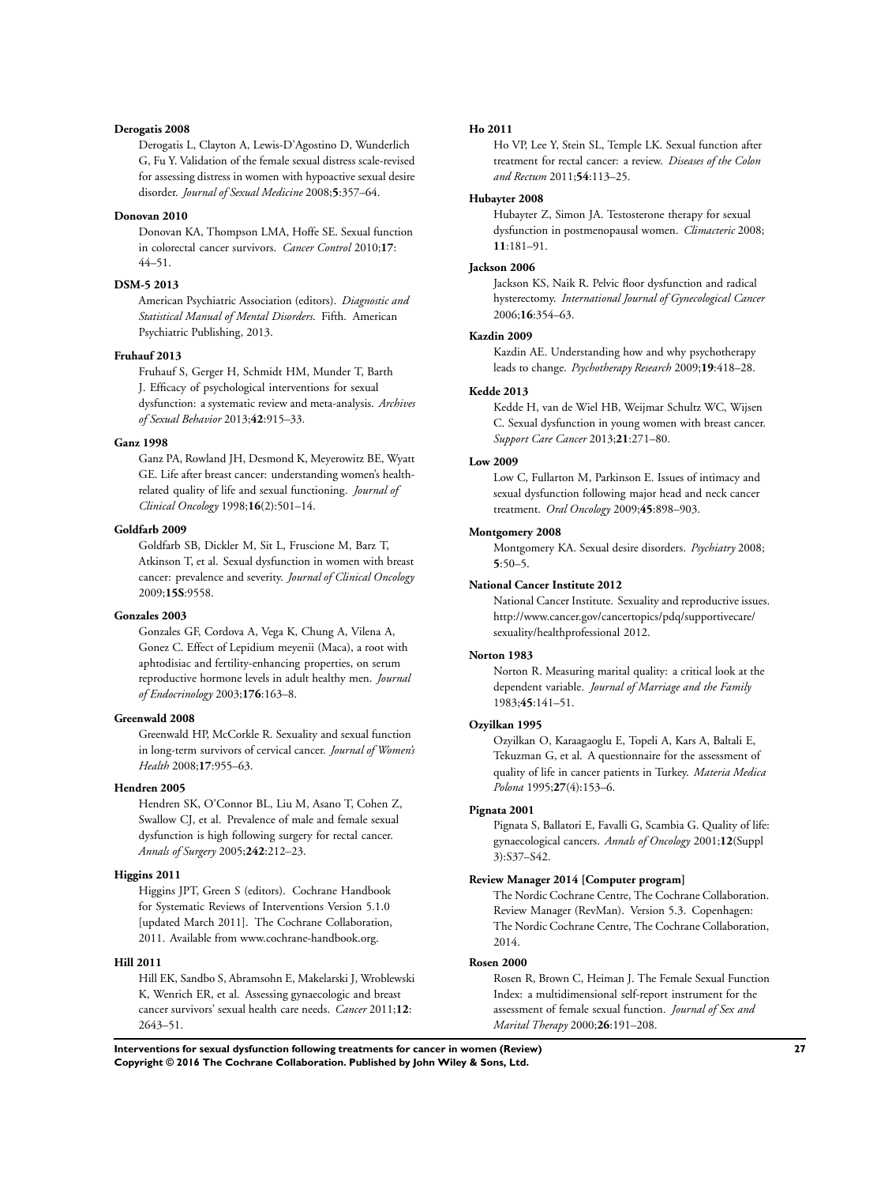**Derogatis 2008**

Derogatis L, Clayton A, Lewis-D'Agostino D, Wunderlich G, Fu Y. Validation of the female sexual distress scale-revised for assessing distress in women with hypoactive sexual desire disorder. *Journal of Sexual Medicine* 2008;**5**:357–64.

**Donovan 2010**

Donovan KA, Thompson LMA, Hoffe SE. Sexual function in colorectal cancer survivors. *Cancer Control* 2010;**17**: 44–51.

**DSM-5 2013**

American Psychiatric Association (editors). *Diagnostic and Statistical Manual of Mental Disorders*. Fifth. American Psychiatric Publishing, 2013.

**Fruhauf 2013**

Fruhauf S, Gerger H, Schmidt HM, Munder T, Barth J. Efficacy of psychological interventions for sexual dysfunction: a systematic review and meta-analysis. *Archives of Sexual Behavior* 2013;**42**:915–33.

**Ganz 1998**

Ganz PA, Rowland JH, Desmond K, Meyerowitz BE, Wyatt GE. Life after breast cancer: understanding women's health-related quality of life and sexual functioning. *Journal of Clinical Oncology* 1998;**16**(2):501–14.

**Goldfarb 2009**

Goldfarb SB, Dickler M, Sit L, Fruscione M, Barz T, Atkinson T, et al. Sexual dysfunction in women with breast cancer: prevalence and severity. *Journal of Clinical Oncology* 2009;**15S**:9558.

**Gonzales 2003**

Gonzales GF, Cordova A, Vega K, Chung A, Vilena A, Gonez C. Effect of Lepidium meyenii (Maca), a root with aphtodisiac and fertility-enhancing properties, on serum reproductive hormone levels in adult healthy men. *Journal of Endocrinology* 2003;**176**:163–8.

**Greenwald 2008**

Greenwald HP, McCorkle R. Sexuality and sexual function in long-term survivors of cervical cancer. *Journal of Women's Health* 2008;**17**:955–63.

**Hendren 2005**

Hendren SK, O'Connor BL, Liu M, Asano T, Cohen Z, Swallow CJ, et al. Prevalence of male and female sexual dysfunction is high following surgery for rectal cancer. *Annals of Surgery* 2005;**242**:212–23.

**Higgins 2011**

Higgins JPT, Green S (editors). Cochrane Handbook for Systematic Reviews of Interventions Version 5.1.0 [updated March 2011]. The Cochrane Collaboration, 2011. Available from www.cochrane-handbook.org.

**Hill 2011**

Hill EK, Sandbo S, Abramsohn E, Makelarski J, Wroblewski K, Wenrich ER, et al. Assessing gynaecologic and breast cancer survivors' sexual health care needs. *Cancer* 2011;**12**: 2643–51.

**Ho 2011**

Ho VP, Lee Y, Stein SL, Temple LK. Sexual function after treatment for rectal cancer: a review. *Diseases of the Colon and Rectum* 2011;**54**:113–25.

**Hubayter 2008**

Hubayter Z, Simon JA. Testosterone therapy for sexual dysfunction in postmenopausal women. *Climacteric* 2008; **11**:181–91.

**Jackson 2006**

Jackson KS, Naik R. Pelvic floor dysfunction and radical hysterectomy. *International Journal of Gynecological Cancer* 2006;**16**:354–63.

**Kazdin 2009**

Kazdin AE. Understanding how and why psychotherapy leads to change. *Psychotherapy Research* 2009;**19**:418–28.

**Kedde 2013**

Kedde H, van de Wiel HB, Weijmar Schultz WC, Wijsen C. Sexual dysfunction in young women with breast cancer. *Support Care Cancer* 2013;**21**:271–80.

**Low 2009**

Low C, Fullarton M, Parkinson E. Issues of intimacy and sexual dysfunction following major head and neck cancer treatment. *Oral Oncology* 2009;**45**:898–903.

**Montgomery 2008**

Montgomery KA. Sexual desire disorders. *Psychiatry* 2008; **5**:50–5.

**National Cancer Institute 2012**

National Cancer Institute. Sexuality and reproductive issues. http://www.cancer.gov/cancertopics/pdq/supportivecare/sexuality/healthprofessional 2012.

**Norton 1983**

Norton R. Measuring marital quality: a critical look at the dependent variable. *Journal of Marriage and the Family* 1983;**45**:141–51.

**Ozyilkan 1995**

Ozyilkan O, Karaagaoglu E, Topeli A, Kars A, Baltali E, Tekuzman G, et al. A questionnaire for the assessment of quality of life in cancer patients in Turkey. *Materia Medica Polona* 1995;**27**(4):153–6.

**Pignata 2001**

Pignata S, Ballatori E, Favalli G, Scambia G. Quality of life: gynaecological cancers. *Annals of Oncology* 2001;**12**(Suppl 3):S37–S42.

**Review Manager 2014 [Computer program]**

The Nordic Cochrane Centre, The Cochrane Collaboration. Review Manager (RevMan). Version 5.3. Copenhagen: The Nordic Cochrane Centre, The Cochrane Collaboration, 2014.

**Rosen 2000**

Rosen R, Brown C, Heiman J. The Female Sexual Function Index: a multidimensional self-report instrument for the assessment of female sexual function. *Journal of Sex and Marital Therapy* 2000;**26**:191–208.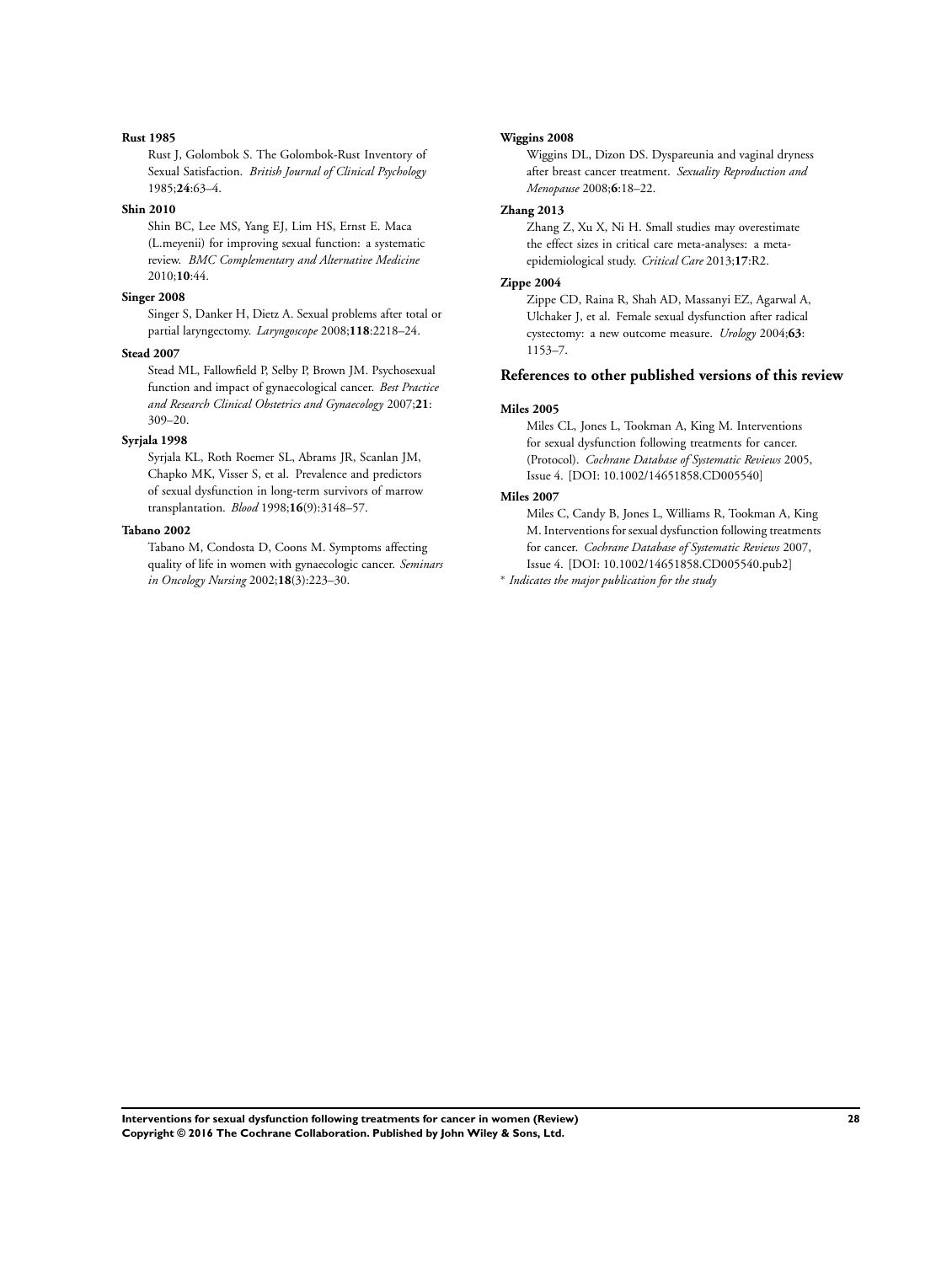**Rust 1985**

Rust J, Golombok S. The Golombok-Rust Inventory of Sexual Satisfaction. *British Journal of Clinical Psychology* 1985;**24**:63–4.

**Shin 2010**

Shin BC, Lee MS, Yang EJ, Lim HS, Ernst E. Maca (L.meyenii) for improving sexual function: a systematic review. *BMC Complementary and Alternative Medicine* 2010;**10**:44.

**Singer 2008**

Singer S, Danker H, Dietz A. Sexual problems after total or partial laryngectomy. *Laryngoscope* 2008;**118**:2218–24.

**Stead 2007**

Stead ML, Fallowfield P, Selby P, Brown JM. Psychosexual function and impact of gynaecological cancer. *Best Practice and Research Clinical Obstetrics and Gynaecology* 2007;**21**: 309–20.

**Syrjala 1998**

Syrjala KL, Roth Roemer SL, Abrams JR, Scanlan JM, Chapko MK, Visser S, et al. Prevalence and predictors of sexual dysfunction in long-term survivors of marrow transplantation. *Blood* 1998;**16**(9):3148–57.

**Tabano 2002**

Tabano M, Condosta D, Coons M. Symptoms affecting quality of life in women with gynaecologic cancer. *Seminars in Oncology Nursing* 2002;**18**(3):223–30.

**Wiggins 2008**

Wiggins DL, Dizon DS. Dyspareunia and vaginal dryness after breast cancer treatment. *Sexuality Reproduction and Menopause* 2008;**6**:18–22.

**Zhang 2013**

Zhang Z, Xu X, Ni H. Small studies may overestimate the effect sizes in critical care meta-analyses: a meta-epidemiological study. *Critical Care* 2013;**17**:R2.

**Zippe 2004**

Zippe CD, Raina R, Shah AD, Massanyi EZ, Agarwal A, Ulchaker J, et al. Female sexual dysfunction after radical cystectomy: a new outcome measure. *Urology* 2004;**63**: 1153–7.

## References to other published versions of this review

**Miles 2005**

Miles CL, Jones L, Tookman A, King M. Interventions for sexual dysfunction following treatments for cancer. (Protocol). *Cochrane Database of Systematic Reviews* 2005, Issue 4. [DOI: 10.1002/14651858.CD005540]

**Miles 2007**

Miles C, Candy B, Jones L, Williams R, Tookman A, King M. Interventions for sexual dysfunction following treatments for cancer. *Cochrane Database of Systematic Reviews* 2007, Issue 4. [DOI: 10.1002/14651858.CD005540.pub2]

* *Indicates the major publication for the study*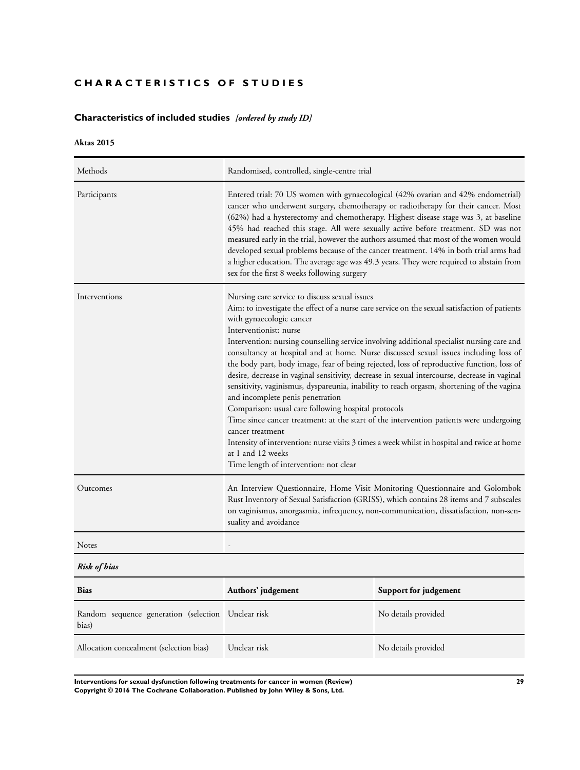# CHARACTERISTICS OF STUDIES

## Characteristics of included studies *[ordered by study ID]*

**Aktas 2015**

| | |
|---|---|
| Methods | Randomised, controlled, single-centre trial |
| Participants | Entered trial: 70 US women with gynaecological (42% ovarian and 42% endometrial) cancer who underwent surgery, chemotherapy or radiotherapy for their cancer. Most (62%) had a hysterectomy and chemotherapy. Highest disease stage was 3, at baseline 45% had reached this stage. All were sexually active before treatment. SD was not measured early in the trial, however the authors assumed that most of the women would developed sexual problems because of the cancer treatment. 14% in both trial arms had a higher education. The average age was 49.3 years. They were required to abstain from sex for the first 8 weeks following surgery |
| Interventions | Nursing care service to discuss sexual issues<br>Aim: to investigate the effect of a nurse care service on the sexual satisfaction of patients with gynaecologic cancer<br>Interventionist: nurse<br>Intervention: nursing counselling service involving additional specialist nursing care and consultancy at hospital and at home. Nurse discussed sexual issues including loss of the body part, body image, fear of being rejected, loss of reproductive function, loss of desire, decrease in vaginal sensitivity, decrease in sexual intercourse, decrease in vaginal sensitivity, vaginismus, dyspareunia, inability to reach orgasm, shortening of the vagina and incomplete penis penetration<br>Comparison: usual care following hospital protocols<br>Time since cancer treatment: at the start of the intervention patients were undergoing cancer treatment<br>Intensity of intervention: nurse visits 3 times a week whilst in hospital and twice at home at 1 and 12 weeks<br>Time length of intervention: not clear |
| Outcomes | An Interview Questionnaire, Home Visit Monitoring Questionnaire and Golombok Rust Inventory of Sexual Satisfaction (GRISS), which contains 28 items and 7 subscales on vaginismus, anorgasmia, infrequency, non-communication, dissatisfaction, non-sensuality and avoidance |
| Notes | - |

***Risk of bias***

| Bias | Authors' judgement | Support for judgement |
|---|---|---|
| Random sequence generation (selection bias) | Unclear risk | No details provided |
| Allocation concealment (selection bias) | Unclear risk | No details provided |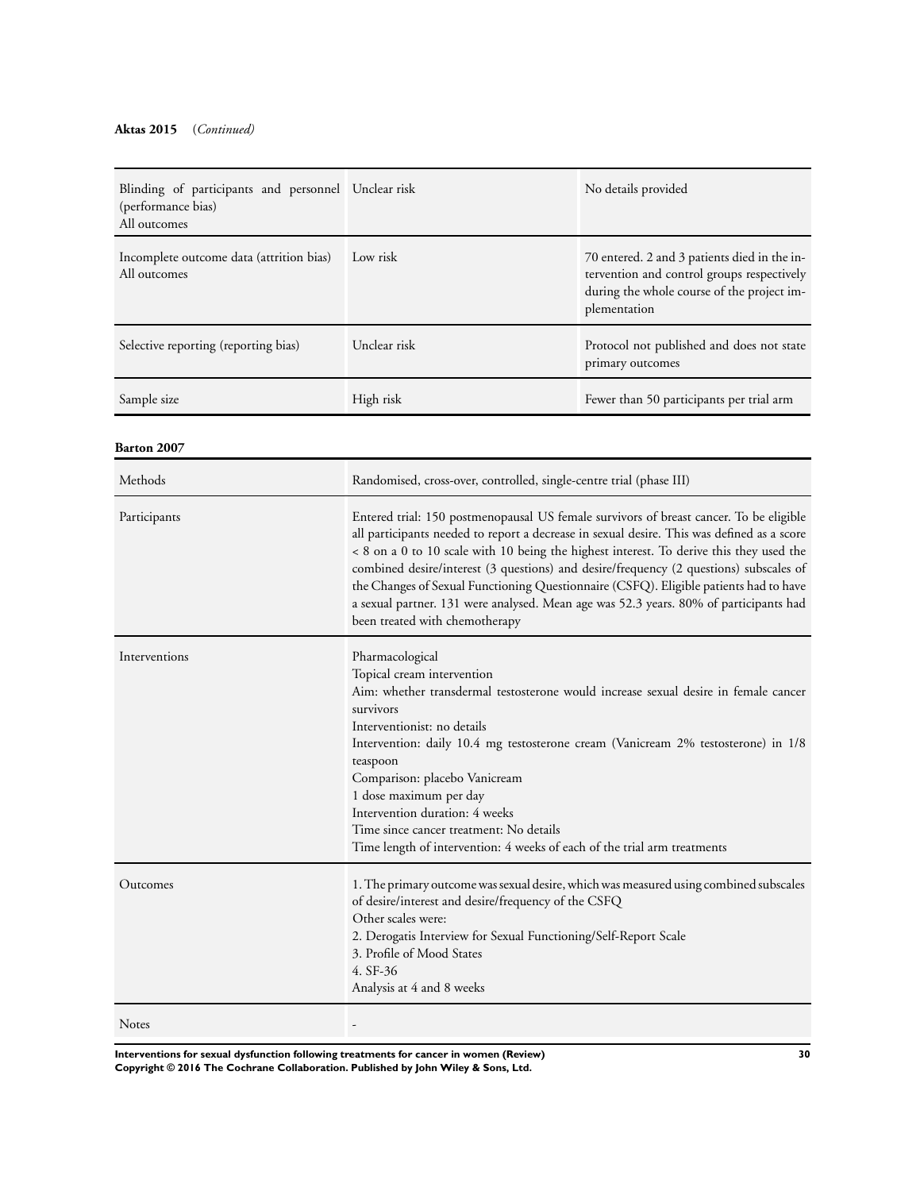**Aktas 2015** (*Continued)*

| | | |
|---|---|---|
| Blinding of participants and personnel (performance bias)<br>All outcomes | Unclear risk | No details provided |
| Incomplete outcome data (attrition bias)<br>All outcomes | Low risk | 70 entered. 2 and 3 patients died in the intervention and control groups respectively during the whole course of the project implementation |
| Selective reporting (reporting bias) | Unclear risk | Protocol not published and does not state primary outcomes |
| Sample size | High risk | Fewer than 50 participants per trial arm |

**Barton 2007**

| | |
|---|---|
| Methods | Randomised, cross-over, controlled, single-centre trial (phase III) |
| Participants | Entered trial: 150 postmenopausal US female survivors of breast cancer. To be eligible all participants needed to report a decrease in sexual desire. This was defined as a score < 8 on a 0 to 10 scale with 10 being the highest interest. To derive this they used the combined desire/interest (3 questions) and desire/frequency (2 questions) subscales of the Changes of Sexual Functioning Questionnaire (CSFQ). Eligible patients had to have a sexual partner. 131 were analysed. Mean age was 52.3 years. 80% of participants had been treated with chemotherapy |
| Interventions | Pharmacological<br>Topical cream intervention<br>Aim: whether transdermal testosterone would increase sexual desire in female cancer survivors<br>Interventionist: no details<br>Intervention: daily 10.4 mg testosterone cream (Vanicream 2% testosterone) in 1/8 teaspoon<br>Comparison: placebo Vanicream<br>1 dose maximum per day<br>Intervention duration: 4 weeks<br>Time since cancer treatment: No details<br>Time length of intervention: 4 weeks of each of the trial arm treatments |
| Outcomes | 1. The primary outcome was sexual desire, which was measured using combined subscales of desire/interest and desire/frequency of the CSFQ<br>Other scales were:<br>2. Derogatis Interview for Sexual Functioning/Self-Report Scale<br>3. Profile of Mood States<br>4. SF-36<br>Analysis at 4 and 8 weeks |
| Notes | - |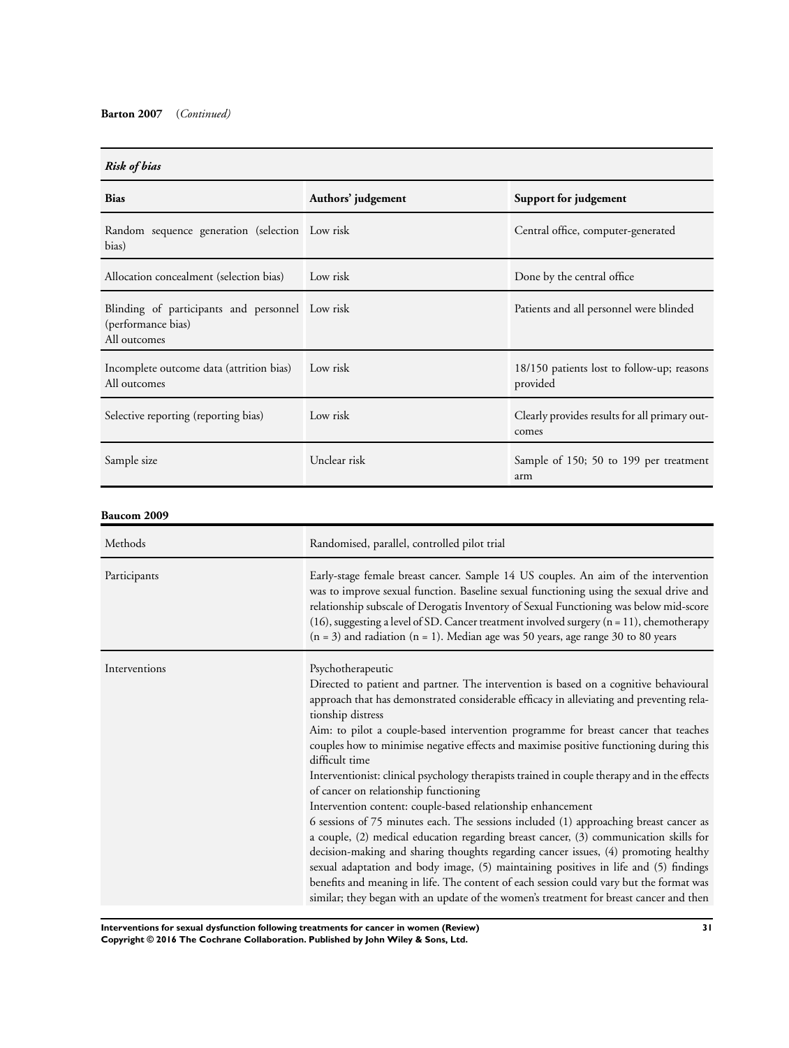**Barton 2007** (*Continued*)

***Risk of bias***

| Bias | Authors' judgement | Support for judgement |
|---|---|---|
| Random sequence generation (selection bias) | Low risk | Central office, computer-generated |
| Allocation concealment (selection bias) | Low risk | Done by the central office |
| Blinding of participants and personnel (performance bias)<br>All outcomes | Low risk | Patients and all personnel were blinded |
| Incomplete outcome data (attrition bias)<br>All outcomes | Low risk | 18/150 patients lost to follow-up; reasons provided |
| Selective reporting (reporting bias) | Low risk | Clearly provides results for all primary outcomes |
| Sample size | Unclear risk | Sample of 150; 50 to 199 per treatment arm |

**Baucom 2009**

| | |
|---|---|
| Methods | Randomised, parallel, controlled pilot trial |
| Participants | Early-stage female breast cancer. Sample 14 US couples. An aim of the intervention was to improve sexual function. Baseline sexual functioning using the sexual drive and relationship subscale of Derogatis Inventory of Sexual Functioning was below mid-score (16), suggesting a level of SD. Cancer treatment involved surgery (n = 11), chemotherapy (n = 3) and radiation (n = 1). Median age was 50 years, age range 30 to 80 years |
| Interventions | Psychotherapeutic<br>Directed to patient and partner. The intervention is based on a cognitive behavioural approach that has demonstrated considerable efficacy in alleviating and preventing relationship distress<br>Aim: to pilot a couple-based intervention programme for breast cancer that teaches couples how to minimise negative effects and maximise positive functioning during this difficult time<br>Interventionist: clinical psychology therapists trained in couple therapy and in the effects of cancer on relationship functioning<br>Intervention content: couple-based relationship enhancement<br>6 sessions of 75 minutes each. The sessions included (1) approaching breast cancer as a couple, (2) medical education regarding breast cancer, (3) communication skills for decision-making and sharing thoughts regarding cancer issues, (4) promoting healthy sexual adaptation and body image, (5) maintaining positives in life and (5) findings benefits and meaning in life. The content of each session could vary but the format was similar; they began with an update of the women's treatment for breast cancer and then |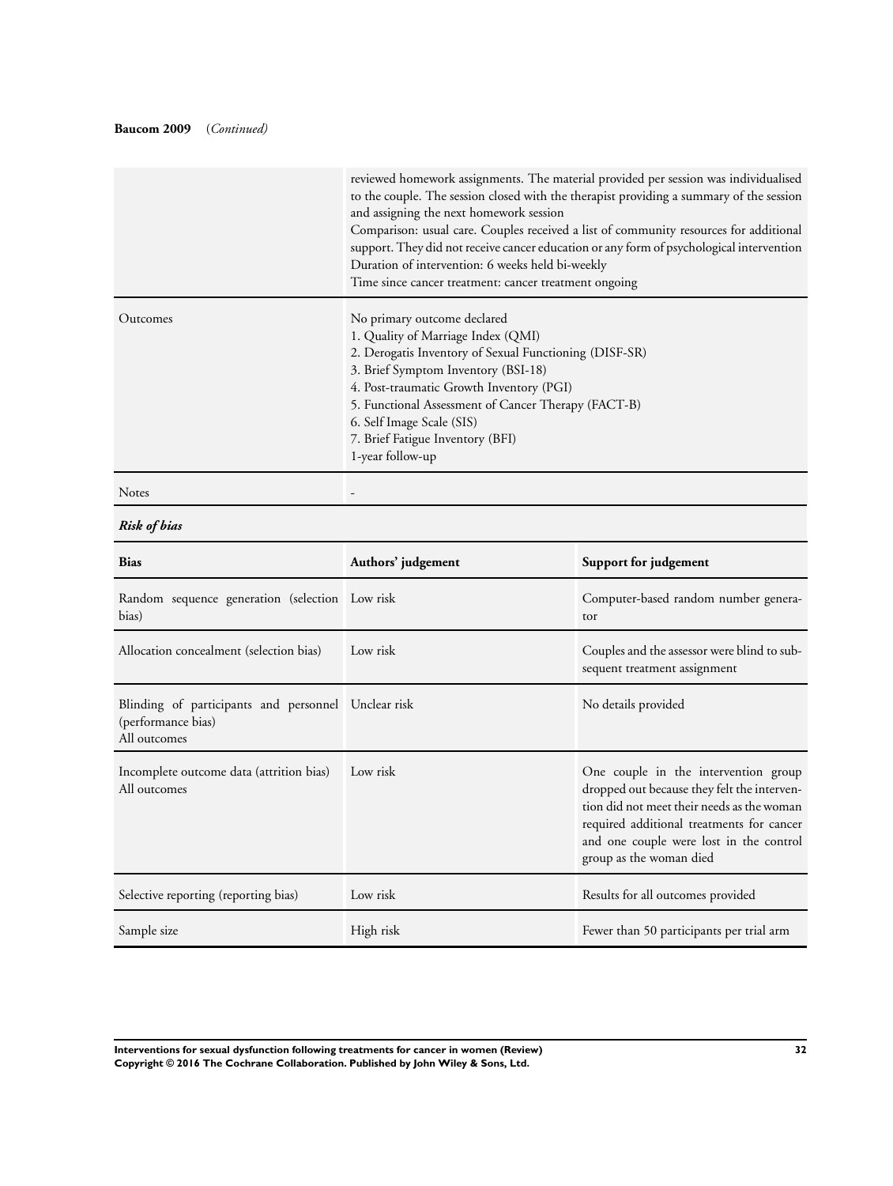**Baucom 2009** (*Continued*)

| | |
|---|---|
| | reviewed homework assignments. The material provided per session was individualised to the couple. The session closed with the therapist providing a summary of the session and assigning the next homework session<br>Comparison: usual care. Couples received a list of community resources for additional support. They did not receive cancer education or any form of psychological intervention<br>Duration of intervention: 6 weeks held bi-weekly<br>Time since cancer treatment: cancer treatment ongoing |
| Outcomes | No primary outcome declared<br>1. Quality of Marriage Index (QMI)<br>2. Derogatis Inventory of Sexual Functioning (DISF-SR)<br>3. Brief Symptom Inventory (BSI-18)<br>4. Post-traumatic Growth Inventory (PGI)<br>5. Functional Assessment of Cancer Therapy (FACT-B)<br>6. Self Image Scale (SIS)<br>7. Brief Fatigue Inventory (BFI)<br>1-year follow-up |
| Notes | - |

***Risk of bias***

| Bias | Authors' judgement | Support for judgement |
|---|---|---|
| Random sequence generation (selection bias) | Low risk | Computer-based random number generator |
| Allocation concealment (selection bias) | Low risk | Couples and the assessor were blind to subsequent treatment assignment |
| Blinding of participants and personnel (performance bias)<br>All outcomes | Unclear risk | No details provided |
| Incomplete outcome data (attrition bias)<br>All outcomes | Low risk | One couple in the intervention group dropped out because they felt the intervention did not meet their needs as the woman required additional treatments for cancer and one couple were lost in the control group as the woman died |
| Selective reporting (reporting bias) | Low risk | Results for all outcomes provided |
| Sample size | High risk | Fewer than 50 participants per trial arm |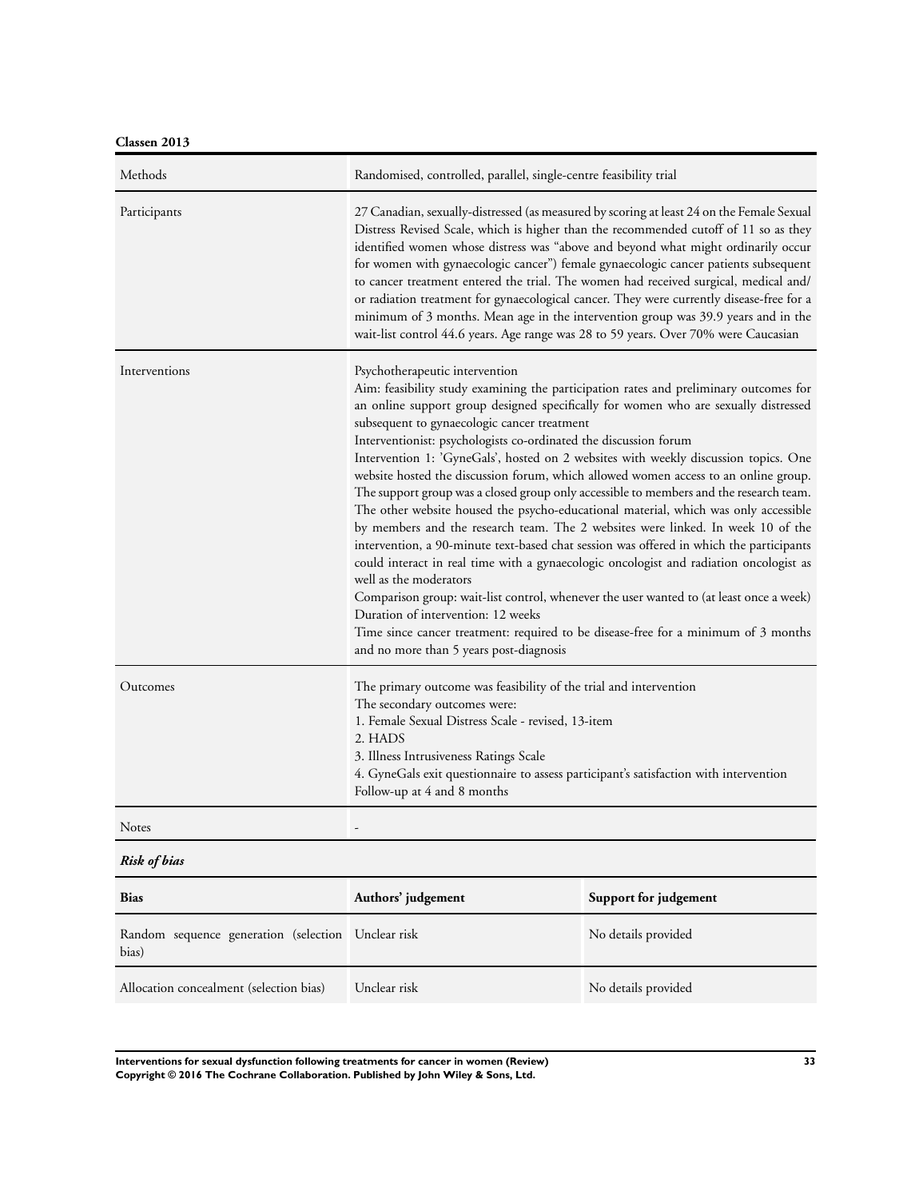**Classen 2013**

| | |
|---|---|
| Methods | Randomised, controlled, parallel, single-centre feasibility trial |
| Participants | 27 Canadian, sexually-distressed (as measured by scoring at least 24 on the Female Sexual Distress Revised Scale, which is higher than the recommended cutoff of 11 so as they identified women whose distress was "above and beyond what might ordinarily occur for women with gynaecologic cancer") female gynaecologic cancer patients subsequent to cancer treatment entered the trial. The women had received surgical, medical and/or radiation treatment for gynaecological cancer. They were currently disease-free for a minimum of 3 months. Mean age in the intervention group was 39.9 years and in the wait-list control 44.6 years. Age range was 28 to 59 years. Over 70% were Caucasian |
| Interventions | Psychotherapeutic intervention<br>Aim: feasibility study examining the participation rates and preliminary outcomes for an online support group designed specifically for women who are sexually distressed subsequent to gynaecologic cancer treatment<br>Interventionist: psychologists co-ordinated the discussion forum<br>Intervention 1: 'GyneGals', hosted on 2 websites with weekly discussion topics. One website hosted the discussion forum, which allowed women access to an online group. The support group was a closed group only accessible to members and the research team. The other website housed the psycho-educational material, which was only accessible by members and the research team. The 2 websites were linked. In week 10 of the intervention, a 90-minute text-based chat session was offered in which the participants could interact in real time with a gynaecologic oncologist and radiation oncologist as well as the moderators<br>Comparison group: wait-list control, whenever the user wanted to (at least once a week)<br>Duration of intervention: 12 weeks<br>Time since cancer treatment: required to be disease-free for a minimum of 3 months and no more than 5 years post-diagnosis |
| Outcomes | The primary outcome was feasibility of the trial and intervention<br>The secondary outcomes were:<br>1. Female Sexual Distress Scale - revised, 13-item<br>2. HADS<br>3. Illness Intrusiveness Ratings Scale<br>4. GyneGals exit questionnaire to assess participant's satisfaction with intervention<br>Follow-up at 4 and 8 months |
| Notes | - |

***Risk of bias***

| Bias | Authors' judgement | Support for judgement |
|---|---|---|
| Random sequence generation (selection bias) | Unclear risk | No details provided |
| Allocation concealment (selection bias) | Unclear risk | No details provided |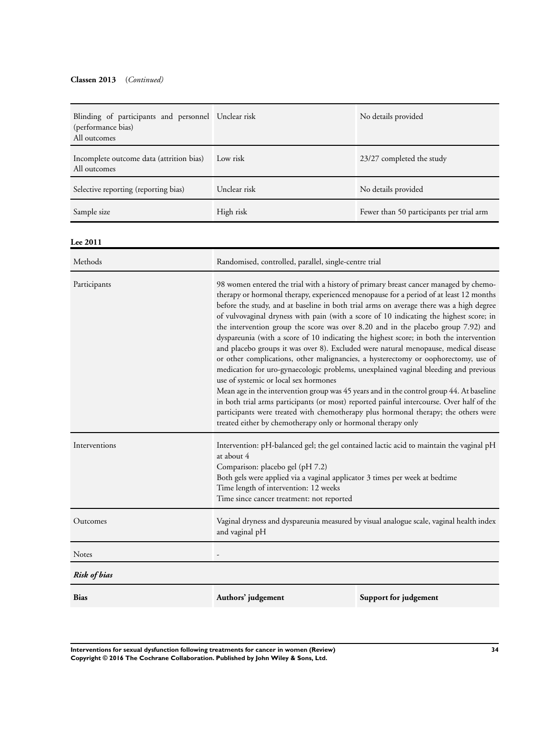**Classen 2013** (*Continued*)

| | | |
|---|---|---|
| Blinding of participants and personnel (performance bias)<br>All outcomes | Unclear risk | No details provided |
| Incomplete outcome data (attrition bias)<br>All outcomes | Low risk | 23/27 completed the study |
| Selective reporting (reporting bias) | Unclear risk | No details provided |
| Sample size | High risk | Fewer than 50 participants per trial arm |

**Lee 2011**

| | |
|---|---|
| Methods | Randomised, controlled, parallel, single-centre trial |
| Participants | 98 women entered the trial with a history of primary breast cancer managed by chemotherapy or hormonal therapy, experienced menopause for a period of at least 12 months before the study, and at baseline in both trial arms on average there was a high degree of vulvovaginal dryness with pain (with a score of 10 indicating the highest score; in the intervention group the score was over 8.20 and in the placebo group 7.92) and dyspareunia (with a score of 10 indicating the highest score; in both the intervention and placebo groups it was over 8). Excluded were natural menopause, medical disease or other complications, other malignancies, a hysterectomy or oophorectomy, use of medication for uro-gynaecologic problems, unexplained vaginal bleeding and previous use of systemic or local sex hormones<br>Mean age in the intervention group was 45 years and in the control group 44. At baseline in both trial arms participants (or most) reported painful intercourse. Over half of the participants were treated with chemotherapy plus hormonal therapy; the others were treated either by chemotherapy only or hormonal therapy only |
| Interventions | Intervention: pH-balanced gel; the gel contained lactic acid to maintain the vaginal pH at about 4<br>Comparison: placebo gel (pH 7.2)<br>Both gels were applied via a vaginal applicator 3 times per week at bedtime<br>Time length of intervention: 12 weeks<br>Time since cancer treatment: not reported |
| Outcomes | Vaginal dryness and dyspareunia measured by visual analogue scale, vaginal health index and vaginal pH |
| Notes | - |

*Risk of bias*

| Bias | Authors' judgement | Support for judgement |
|---|---|---|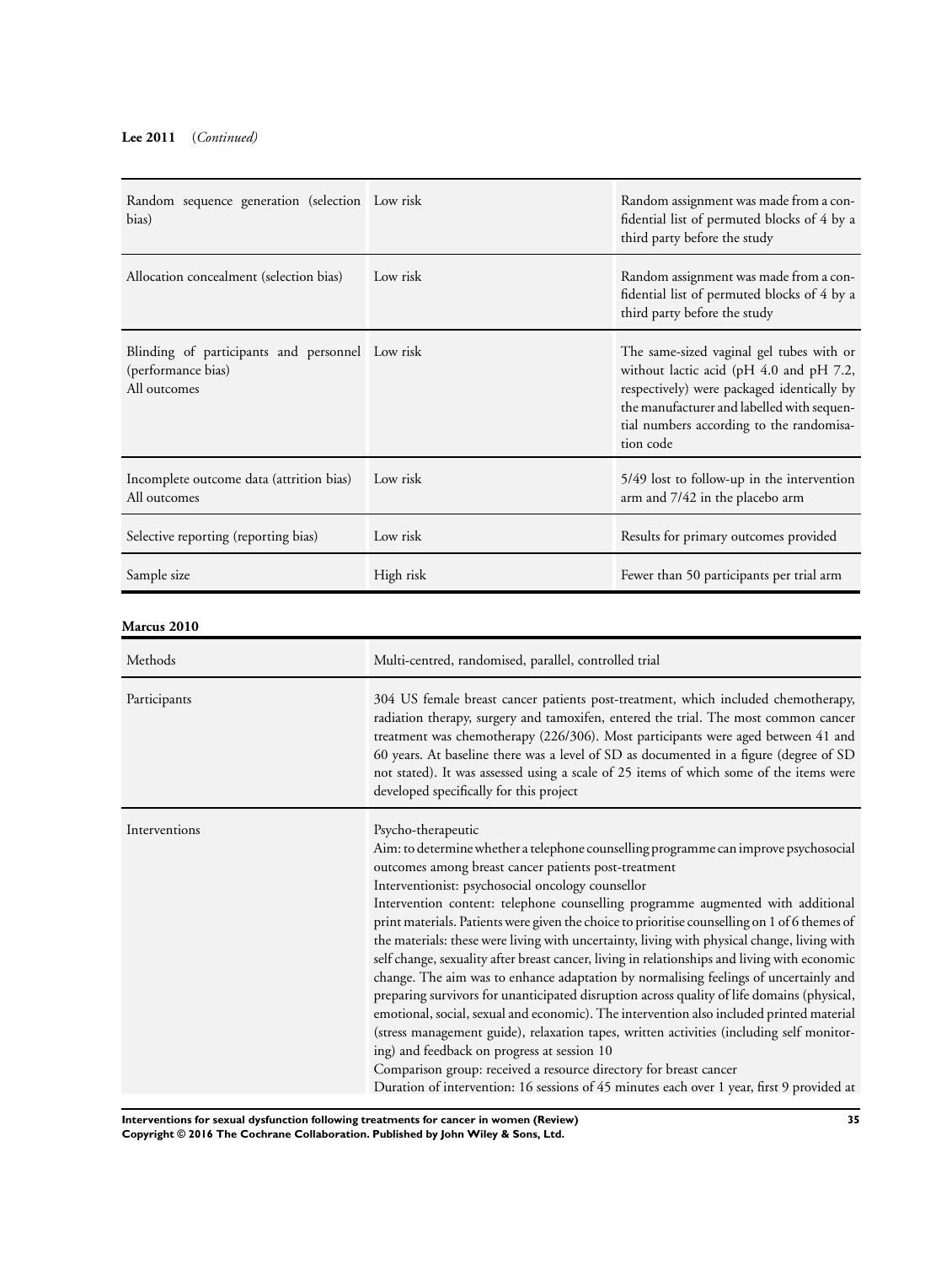**Lee 2011** (*Continued*)

| | | |
|---|---|---|
| Random sequence generation (selection bias) | Low risk | Random assignment was made from a confidential list of permuted blocks of 4 by a third party before the study |
| Allocation concealment (selection bias) | Low risk | Random assignment was made from a confidential list of permuted blocks of 4 by a third party before the study |
| Blinding of participants and personnel (performance bias)<br>All outcomes | Low risk | The same-sized vaginal gel tubes with or without lactic acid (pH 4.0 and pH 7.2, respectively) were packaged identically by the manufacturer and labelled with sequential numbers according to the randomisation code |
| Incomplete outcome data (attrition bias)<br>All outcomes | Low risk | 5/49 lost to follow-up in the intervention arm and 7/42 in the placebo arm |
| Selective reporting (reporting bias) | Low risk | Results for primary outcomes provided |
| Sample size | High risk | Fewer than 50 participants per trial arm |

**Marcus 2010**

| | |
|---|---|
| Methods | Multi-centred, randomised, parallel, controlled trial |
| Participants | 304 US female breast cancer patients post-treatment, which included chemotherapy, radiation therapy, surgery and tamoxifen, entered the trial. The most common cancer treatment was chemotherapy (226/306). Most participants were aged between 41 and 60 years. At baseline there was a level of SD as documented in a figure (degree of SD not stated). It was assessed using a scale of 25 items of which some of the items were developed specifically for this project |
| Interventions | Psycho-therapeutic<br>Aim: to determine whether a telephone counselling programme can improve psychosocial outcomes among breast cancer patients post-treatment<br>Interventionist: psychosocial oncology counsellor<br>Intervention content: telephone counselling programme augmented with additional print materials. Patients were given the choice to prioritise counselling on 1 of 6 themes of the materials: these were living with uncertainty, living with physical change, living with self change, sexuality after breast cancer, living in relationships and living with economic change. The aim was to enhance adaptation by normalising feelings of uncertainly and preparing survivors for unanticipated disruption across quality of life domains (physical, emotional, social, sexual and economic). The intervention also included printed material (stress management guide), relaxation tapes, written activities (including self monitoring) and feedback on progress at session 10<br>Comparison group: received a resource directory for breast cancer<br>Duration of intervention: 16 sessions of 45 minutes each over 1 year, first 9 provided at |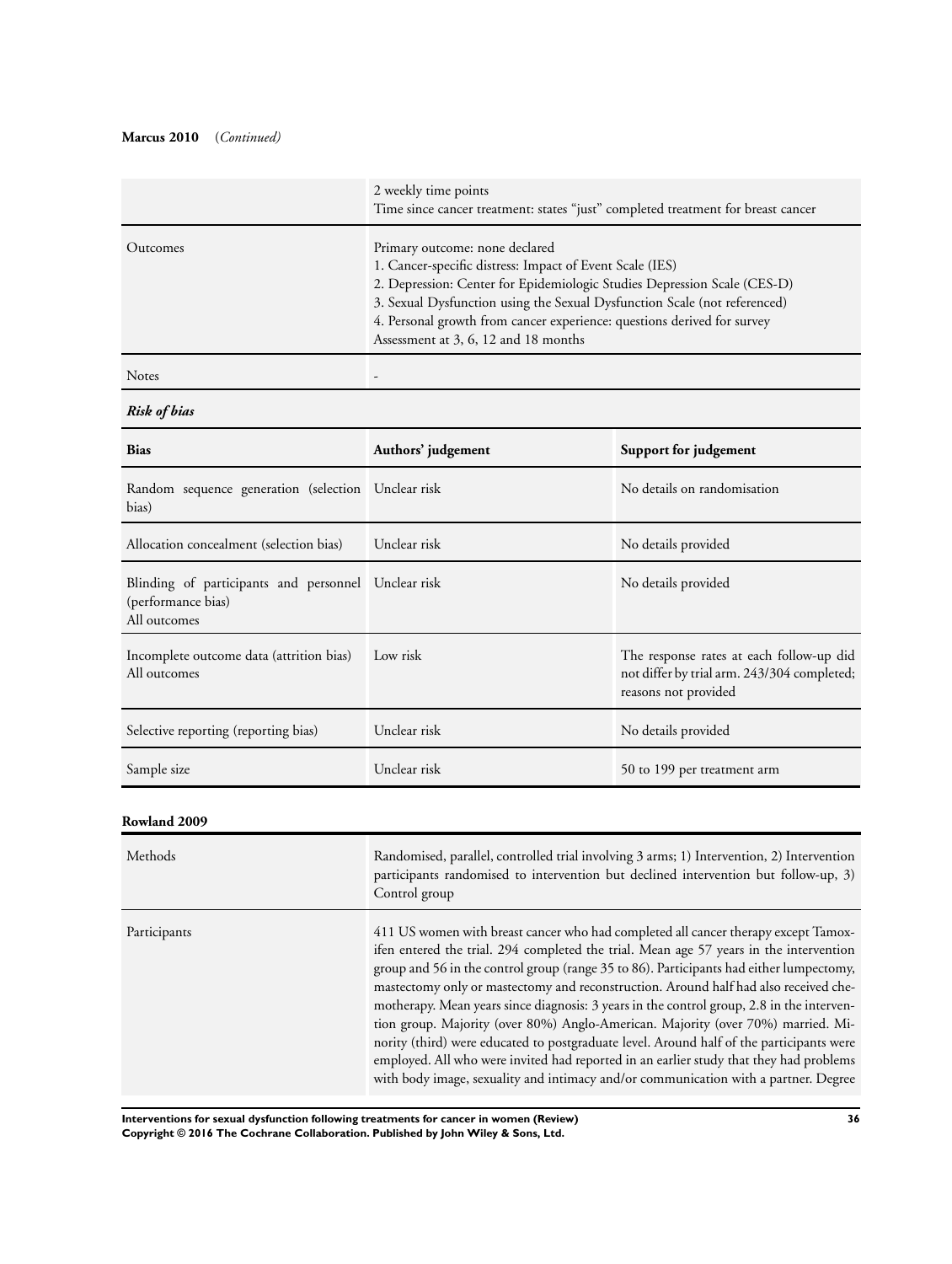**Marcus 2010** (*Continued*)

| | |
|---|---|
| | 2 weekly time points<br>Time since cancer treatment: states "just" completed treatment for breast cancer |
| Outcomes | Primary outcome: none declared<br>1. Cancer-specific distress: Impact of Event Scale (IES)<br>2. Depression: Center for Epidemiologic Studies Depression Scale (CES-D)<br>3. Sexual Dysfunction using the Sexual Dysfunction Scale (not referenced)<br>4. Personal growth from cancer experience: questions derived for survey<br>Assessment at 3, 6, 12 and 18 months |
| Notes | - |

***Risk of bias***

| Bias | Authors' judgement | Support for judgement |
|---|---|---|
| Random sequence generation (selection bias) | Unclear risk | No details on randomisation |
| Allocation concealment (selection bias) | Unclear risk | No details provided |
| Blinding of participants and personnel (performance bias)<br>All outcomes | Unclear risk | No details provided |
| Incomplete outcome data (attrition bias)<br>All outcomes | Low risk | The response rates at each follow-up did not differ by trial arm. 243/304 completed; reasons not provided |
| Selective reporting (reporting bias) | Unclear risk | No details provided |
| Sample size | Unclear risk | 50 to 199 per treatment arm |

**Rowland 2009**

| | |
|---|---|
| Methods | Randomised, parallel, controlled trial involving 3 arms; 1) Intervention, 2) Intervention participants randomised to intervention but declined intervention but follow-up, 3) Control group |
| Participants | 411 US women with breast cancer who had completed all cancer therapy except Tamoxifen entered the trial. 294 completed the trial. Mean age 57 years in the intervention group and 56 in the control group (range 35 to 86). Participants had either lumpectomy, mastectomy only or mastectomy and reconstruction. Around half had also received chemotherapy. Mean years since diagnosis: 3 years in the control group, 2.8 in the intervention group. Majority (over 80%) Anglo-American. Majority (over 70%) married. Minority (third) were educated to postgraduate level. Around half of the participants were employed. All who were invited had reported in an earlier study that they had problems with body image, sexuality and intimacy and/or communication with a partner. Degree |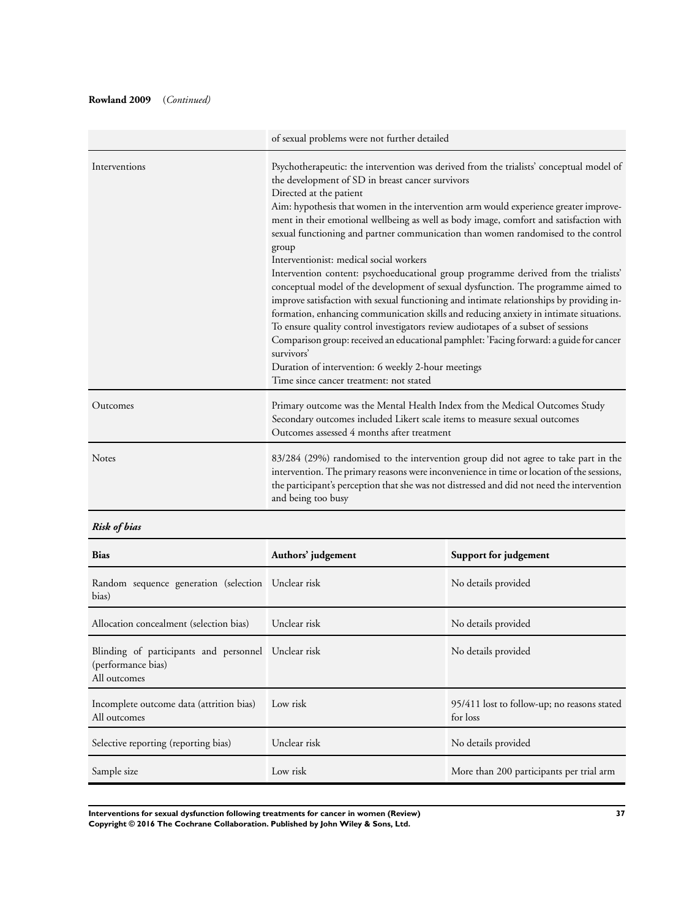**Rowland 2009** (*Continued*)

| | |
|---|---|
| | of sexual problems were not further detailed |
| Interventions | Psychotherapeutic: the intervention was derived from the trialists' conceptual model of the development of SD in breast cancer survivors<br>Directed at the patient<br>Aim: hypothesis that women in the intervention arm would experience greater improvement in their emotional wellbeing as well as body image, comfort and satisfaction with sexual functioning and partner communication than women randomised to the control group<br>Interventionist: medical social workers<br>Intervention content: psychoeducational group programme derived from the trialists' conceptual model of the development of sexual dysfunction. The programme aimed to improve satisfaction with sexual functioning and intimate relationships by providing information, enhancing communication skills and reducing anxiety in intimate situations. To ensure quality control investigators review audiotapes of a subset of sessions<br>Comparison group: received an educational pamphlet: 'Facing forward: a guide for cancer survivors'<br>Duration of intervention: 6 weekly 2-hour meetings<br>Time since cancer treatment: not stated |
| Outcomes | Primary outcome was the Mental Health Index from the Medical Outcomes Study<br>Secondary outcomes included Likert scale items to measure sexual outcomes<br>Outcomes assessed 4 months after treatment |
| Notes | 83/284 (29%) randomised to the intervention group did not agree to take part in the intervention. The primary reasons were inconvenience in time or location of the sessions, the participant's perception that she was not distressed and did not need the intervention and being too busy |

***Risk of bias***

| Bias | Authors' judgement | Support for judgement |
|---|---|---|
| Random sequence generation (selection bias) | Unclear risk | No details provided |
| Allocation concealment (selection bias) | Unclear risk | No details provided |
| Blinding of participants and personnel (performance bias)<br>All outcomes | Unclear risk | No details provided |
| Incomplete outcome data (attrition bias)<br>All outcomes | Low risk | 95/411 lost to follow-up; no reasons stated for loss |
| Selective reporting (reporting bias) | Unclear risk | No details provided |
| Sample size | Low risk | More than 200 participants per trial arm |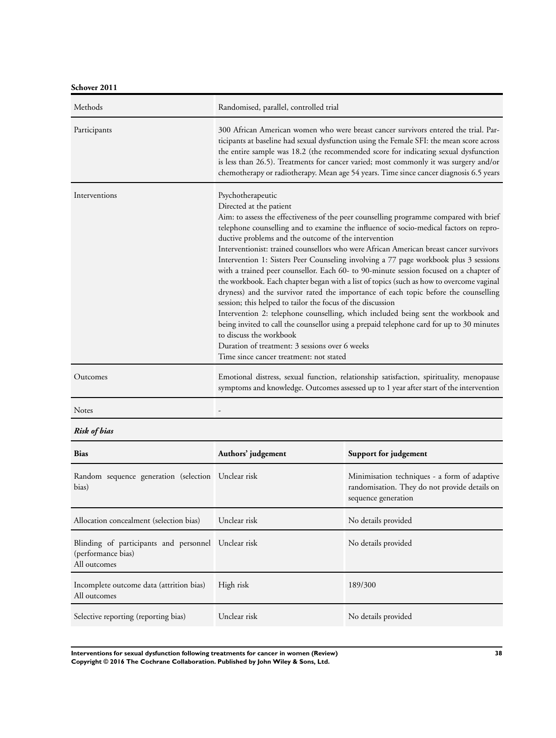**Schover 2011**

| | |
|---|---|
| Methods | Randomised, parallel, controlled trial |
| Participants | 300 African American women who were breast cancer survivors entered the trial. Participants at baseline had sexual dysfunction using the Female SFI: the mean score across the entire sample was 18.2 (the recommended score for indicating sexual dysfunction is less than 26.5). Treatments for cancer varied; most commonly it was surgery and/or chemotherapy or radiotherapy. Mean age 54 years. Time since cancer diagnosis 6.5 years |
| Interventions | Psychotherapeutic<br>Directed at the patient<br>Aim: to assess the effectiveness of the peer counselling programme compared with brief telephone counselling and to examine the influence of socio-medical factors on reproductive problems and the outcome of the intervention<br>Interventionist: trained counsellors who were African American breast cancer survivors<br>Intervention 1: Sisters Peer Counseling involving a 77 page workbook plus 3 sessions with a trained peer counsellor. Each 60- to 90-minute session focused on a chapter of the workbook. Each chapter began with a list of topics (such as how to overcome vaginal dryness) and the survivor rated the importance of each topic before the counselling session; this helped to tailor the focus of the discussion<br>Intervention 2: telephone counselling, which included being sent the workbook and being invited to call the counsellor using a prepaid telephone card for up to 30 minutes to discuss the workbook<br>Duration of treatment: 3 sessions over 6 weeks<br>Time since cancer treatment: not stated |
| Outcomes | Emotional distress, sexual function, relationship satisfaction, spirituality, menopause symptoms and knowledge. Outcomes assessed up to 1 year after start of the intervention |
| Notes | - |

***Risk of bias***

| Bias | Authors' judgement | Support for judgement |
|---|---|---|
| Random sequence generation (selection bias) | Unclear risk | Minimisation techniques - a form of adaptive randomisation. They do not provide details on sequence generation |
| Allocation concealment (selection bias) | Unclear risk | No details provided |
| Blinding of participants and personnel (performance bias)<br>All outcomes | Unclear risk | No details provided |
| Incomplete outcome data (attrition bias)<br>All outcomes | High risk | 189/300 |
| Selective reporting (reporting bias) | Unclear risk | No details provided |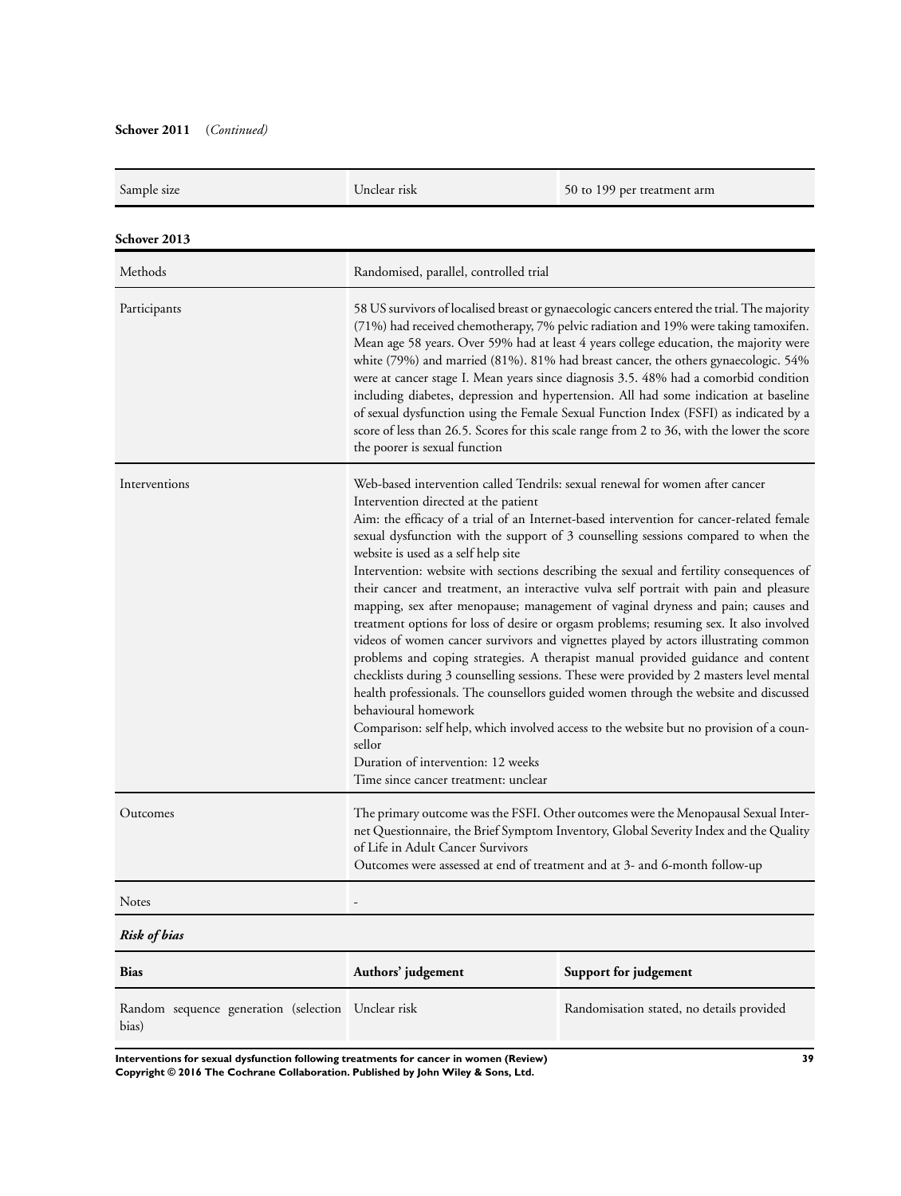**Schover 2011** (*Continued*)

| | | |
|---|---|---|
| Sample size | Unclear risk | 50 to 199 per treatment arm |

**Schover 2013**

| | |
|---|---|
| Methods | Randomised, parallel, controlled trial |
| Participants | 58 US survivors of localised breast or gynaecologic cancers entered the trial. The majority (71%) had received chemotherapy, 7% pelvic radiation and 19% were taking tamoxifen. Mean age 58 years. Over 59% had at least 4 years college education, the majority were white (79%) and married (81%). 81% had breast cancer, the others gynaecologic. 54% were at cancer stage I. Mean years since diagnosis 3.5. 48% had a comorbid condition including diabetes, depression and hypertension. All had some indication at baseline of sexual dysfunction using the Female Sexual Function Index (FSFI) as indicated by a score of less than 26.5. Scores for this scale range from 2 to 36, with the lower the score the poorer is sexual function |
| Interventions | Web-based intervention called Tendrils: sexual renewal for women after cancer<br>Intervention directed at the patient<br>Aim: the efficacy of a trial of an Internet-based intervention for cancer-related female sexual dysfunction with the support of 3 counselling sessions compared to when the website is used as a self help site<br>Intervention: website with sections describing the sexual and fertility consequences of their cancer and treatment, an interactive vulva self portrait with pain and pleasure mapping, sex after menopause; management of vaginal dryness and pain; causes and treatment options for loss of desire or orgasm problems; resuming sex. It also involved videos of women cancer survivors and vignettes played by actors illustrating common problems and coping strategies. A therapist manual provided guidance and content checklists during 3 counselling sessions. These were provided by 2 masters level mental health professionals. The counsellors guided women through the website and discussed behavioural homework<br>Comparison: self help, which involved access to the website but no provision of a counsellor<br>Duration of intervention: 12 weeks<br>Time since cancer treatment: unclear |
| Outcomes | The primary outcome was the FSFI. Other outcomes were the Menopausal Sexual Internet Questionnaire, the Brief Symptom Inventory, Global Severity Index and the Quality of Life in Adult Cancer Survivors<br>Outcomes were assessed at end of treatment and at 3- and 6-month follow-up |
| Notes | - |

***Risk of bias***

| Bias | Authors' judgement | Support for judgement |
|---|---|---|
| Random sequence generation (selection bias) | Unclear risk | Randomisation stated, no details provided |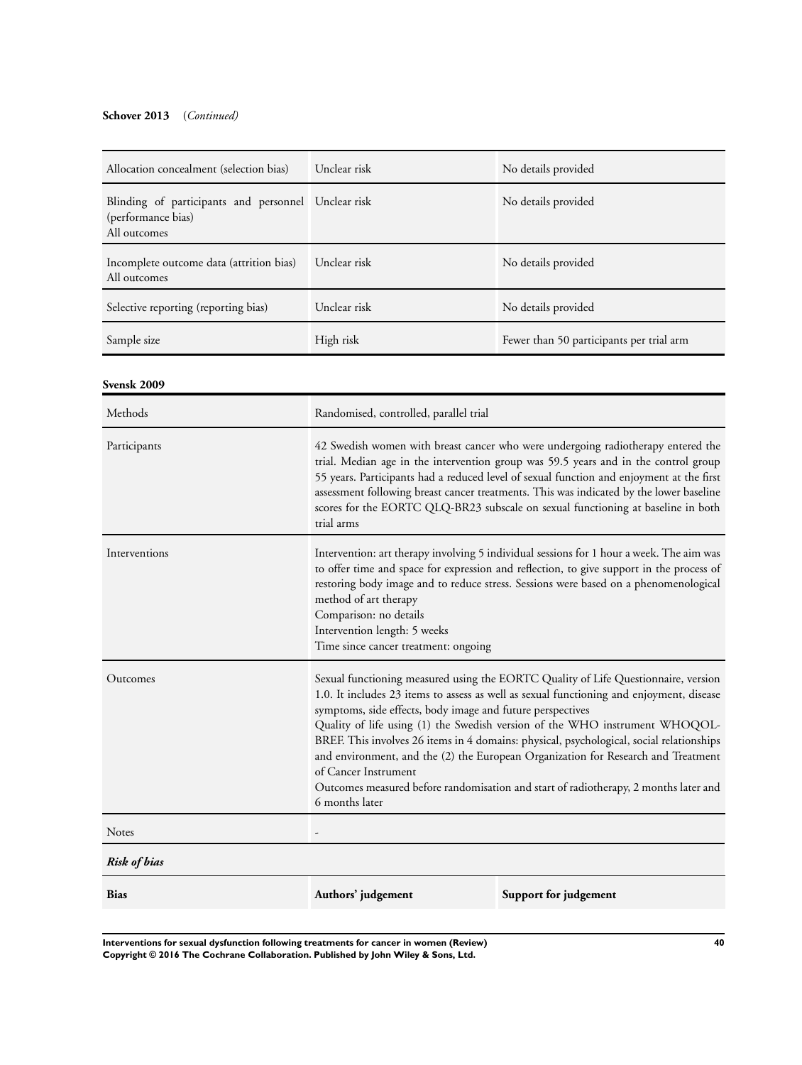**Schover 2013** (*Continued*)

| | | |
|---|---|---|
| Allocation concealment (selection bias) | Unclear risk | No details provided |
| Blinding of participants and personnel (performance bias)<br>All outcomes | Unclear risk | No details provided |
| Incomplete outcome data (attrition bias)<br>All outcomes | Unclear risk | No details provided |
| Selective reporting (reporting bias) | Unclear risk | No details provided |
| Sample size | High risk | Fewer than 50 participants per trial arm |

**Svensk 2009**

| | |
|---|---|
| Methods | Randomised, controlled, parallel trial |
| Participants | 42 Swedish women with breast cancer who were undergoing radiotherapy entered the trial. Median age in the intervention group was 59.5 years and in the control group 55 years. Participants had a reduced level of sexual function and enjoyment at the first assessment following breast cancer treatments. This was indicated by the lower baseline scores for the EORTC QLQ-BR23 subscale on sexual functioning at baseline in both trial arms |
| Interventions | Intervention: art therapy involving 5 individual sessions for 1 hour a week. The aim was to offer time and space for expression and reflection, to give support in the process of restoring body image and to reduce stress. Sessions were based on a phenomenological method of art therapy<br>Comparison: no details<br>Intervention length: 5 weeks<br>Time since cancer treatment: ongoing |
| Outcomes | Sexual functioning measured using the EORTC Quality of Life Questionnaire, version 1.0. It includes 23 items to assess as well as sexual functioning and enjoyment, disease symptoms, side effects, body image and future perspectives<br>Quality of life using (1) the Swedish version of the WHO instrument WHOQOL-BREF. This involves 26 items in 4 domains: physical, psychological, social relationships and environment, and the (2) the European Organization for Research and Treatment of Cancer Instrument<br>Outcomes measured before randomisation and start of radiotherapy, 2 months later and 6 months later |
| Notes | - |

***Risk of bias***

| **Bias** | **Authors' judgement** | **Support for judgement** |
|---|---|---|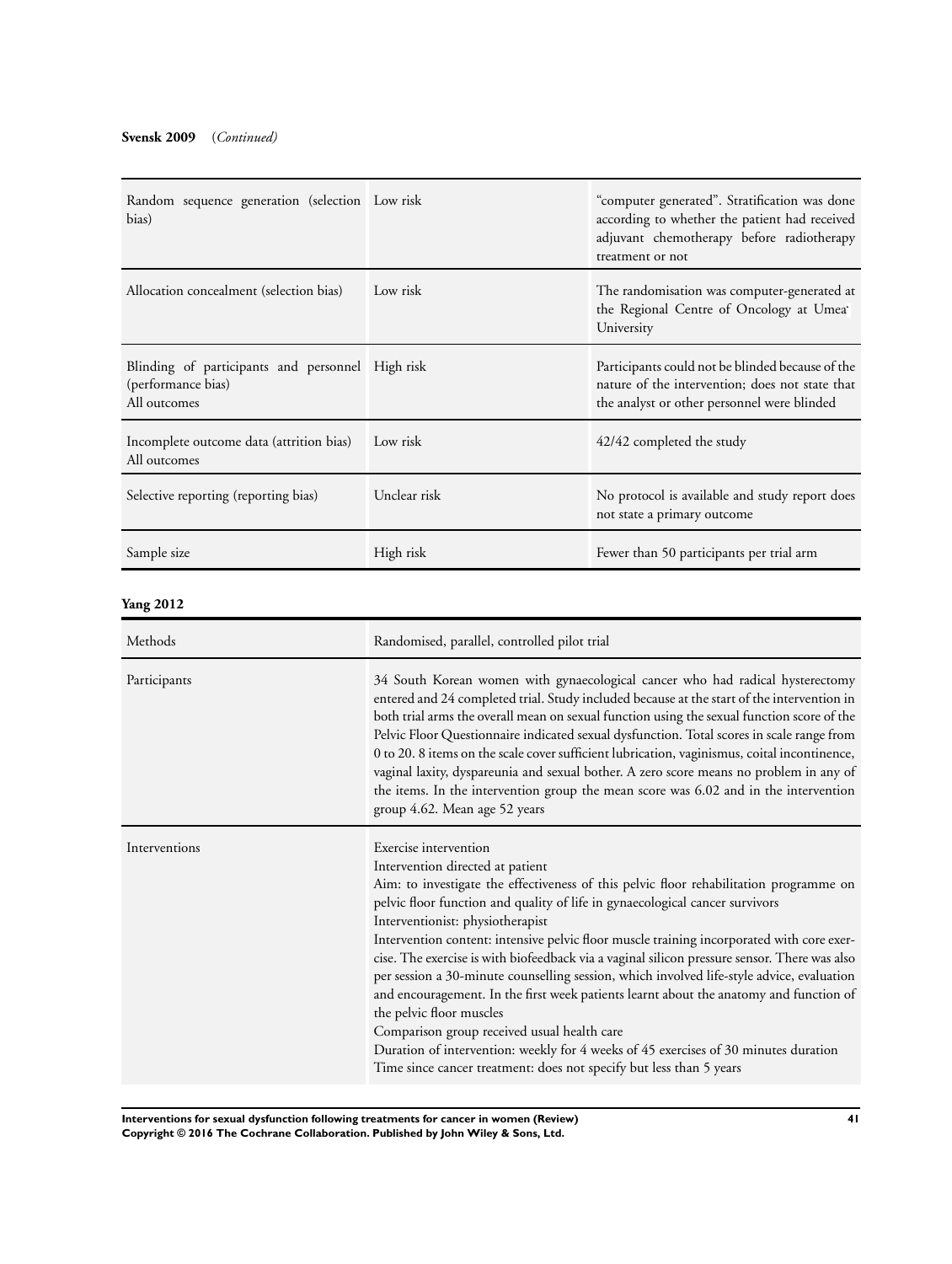**Svensk 2009** (*Continued*)

| | | |
|---|---|---|
| Random sequence generation (selection bias) | Low risk | "computer generated". Stratification was done according to whether the patient had received adjuvant chemotherapy before radiotherapy treatment or not |
| Allocation concealment (selection bias) | Low risk | The randomisation was computer-generated at the Regional Centre of Oncology at Umeå University |
| Blinding of participants and personnel (performance bias)<br>All outcomes | High risk | Participants could not be blinded because of the nature of the intervention; does not state that the analyst or other personnel were blinded |
| Incomplete outcome data (attrition bias)<br>All outcomes | Low risk | 42/42 completed the study |
| Selective reporting (reporting bias) | Unclear risk | No protocol is available and study report does not state a primary outcome |
| Sample size | High risk | Fewer than 50 participants per trial arm |

**Yang 2012**

| | |
|---|---|
| Methods | Randomised, parallel, controlled pilot trial |
| Participants | 34 South Korean women with gynaecological cancer who had radical hysterectomy entered and 24 completed trial. Study included because at the start of the intervention in both trial arms the overall mean on sexual function using the sexual function score of the Pelvic Floor Questionnaire indicated sexual dysfunction. Total scores in scale range from 0 to 20. 8 items on the scale cover sufficient lubrication, vaginismus, coital incontinence, vaginal laxity, dyspareunia and sexual bother. A zero score means no problem in any of the items. In the intervention group the mean score was 6.02 and in the intervention group 4.62. Mean age 52 years |
| Interventions | Exercise intervention<br>Intervention directed at patient<br>Aim: to investigate the effectiveness of this pelvic floor rehabilitation programme on pelvic floor function and quality of life in gynaecological cancer survivors<br>Interventionist: physiotherapist<br>Intervention content: intensive pelvic floor muscle training incorporated with core exercise. The exercise is with biofeedback via a vaginal silicon pressure sensor. There was also per session a 30-minute counselling session, which involved life-style advice, evaluation and encouragement. In the first week patients learnt about the anatomy and function of the pelvic floor muscles<br>Comparison group received usual health care<br>Duration of intervention: weekly for 4 weeks of 45 exercises of 30 minutes duration<br>Time since cancer treatment: does not specify but less than 5 years |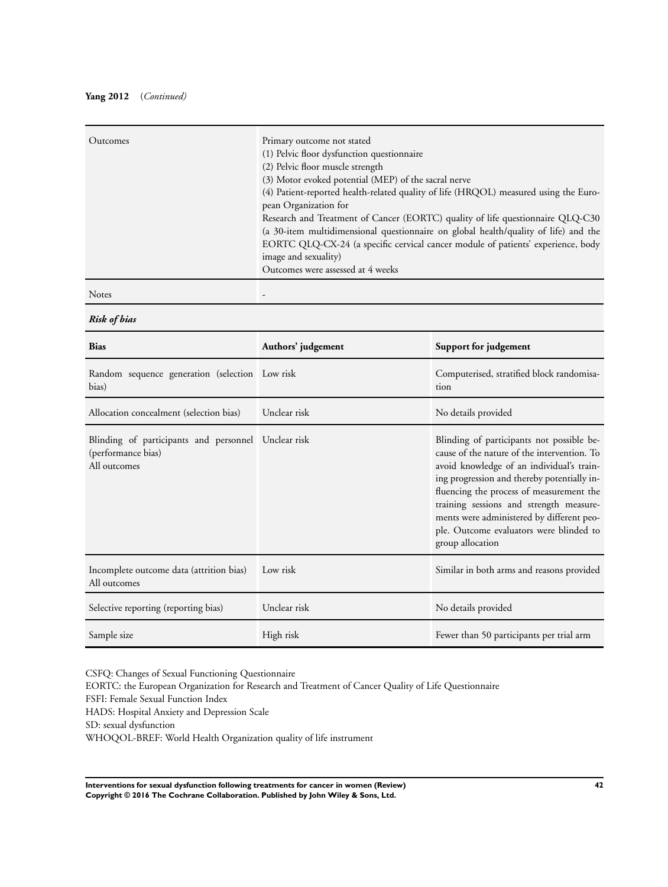**Yang 2012** *(Continued)*

| | |
|---|---|
| Outcomes | Primary outcome not stated<br>(1) Pelvic floor dysfunction questionnaire<br>(2) Pelvic floor muscle strength<br>(3) Motor evoked potential (MEP) of the sacral nerve<br>(4) Patient-reported health-related quality of life (HRQOL) measured using the European Organization for<br>Research and Treatment of Cancer (EORTC) quality of life questionnaire QLQ-C30 (a 30-item multidimensional questionnaire on global health/quality of life) and the EORTC QLQ-CX-24 (a specific cervical cancer module of patients' experience, body image and sexuality)<br>Outcomes were assessed at 4 weeks |
| Notes | - |

***Risk of bias***

| Bias | Authors' judgement | Support for judgement |
|---|---|---|
| Random sequence generation (selection bias) | Low risk | Computerised, stratified block randomisation |
| Allocation concealment (selection bias) | Unclear risk | No details provided |
| Blinding of participants and personnel (performance bias)<br>All outcomes | Unclear risk | Blinding of participants not possible because of the nature of the intervention. To avoid knowledge of an individual's training progression and thereby potentially influencing the process of measurement the training sessions and strength measurements were administered by different people. Outcome evaluators were blinded to group allocation |
| Incomplete outcome data (attrition bias)<br>All outcomes | Low risk | Similar in both arms and reasons provided |
| Selective reporting (reporting bias) | Unclear risk | No details provided |
| Sample size | High risk | Fewer than 50 participants per trial arm |

CSFQ: Changes of Sexual Functioning Questionnaire
EORTC: the European Organization for Research and Treatment of Cancer Quality of Life Questionnaire
FSFI: Female Sexual Function Index
HADS: Hospital Anxiety and Depression Scale
SD: sexual dysfunction
WHOQOL-BREF: World Health Organization quality of life instrument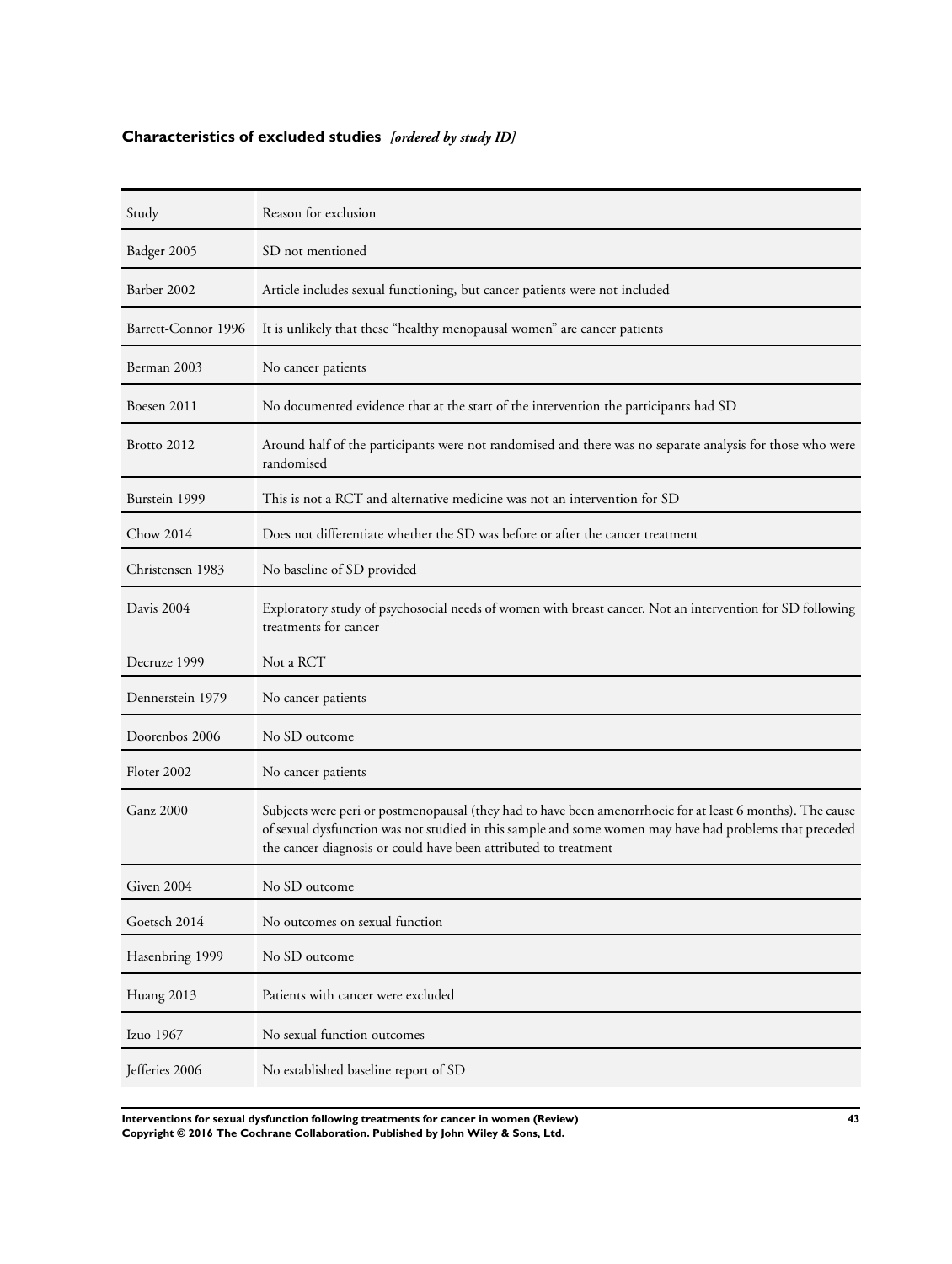## Characteristics of excluded studies *[ordered by study ID]*

| Study | Reason for exclusion |
|---|---|
| Badger 2005 | SD not mentioned |
| Barber 2002 | Article includes sexual functioning, but cancer patients were not included |
| Barrett-Connor 1996 | It is unlikely that these "healthy menopausal women" are cancer patients |
| Berman 2003 | No cancer patients |
| Boesen 2011 | No documented evidence that at the start of the intervention the participants had SD |
| Brotto 2012 | Around half of the participants were not randomised and there was no separate analysis for those who were randomised |
| Burstein 1999 | This is not a RCT and alternative medicine was not an intervention for SD |
| Chow 2014 | Does not differentiate whether the SD was before or after the cancer treatment |
| Christensen 1983 | No baseline of SD provided |
| Davis 2004 | Exploratory study of psychosocial needs of women with breast cancer. Not an intervention for SD following treatments for cancer |
| Decruze 1999 | Not a RCT |
| Dennerstein 1979 | No cancer patients |
| Doorenbos 2006 | No SD outcome |
| Floter 2002 | No cancer patients |
| Ganz 2000 | Subjects were peri or postmenopausal (they had to have been amenorrhoeic for at least 6 months). The cause of sexual dysfunction was not studied in this sample and some women may have had problems that preceded the cancer diagnosis or could have been attributed to treatment |
| Given 2004 | No SD outcome |
| Goetsch 2014 | No outcomes on sexual function |
| Hasenbring 1999 | No SD outcome |
| Huang 2013 | Patients with cancer were excluded |
| Izuo 1967 | No sexual function outcomes |
| Jefferies 2006 | No established baseline report of SD |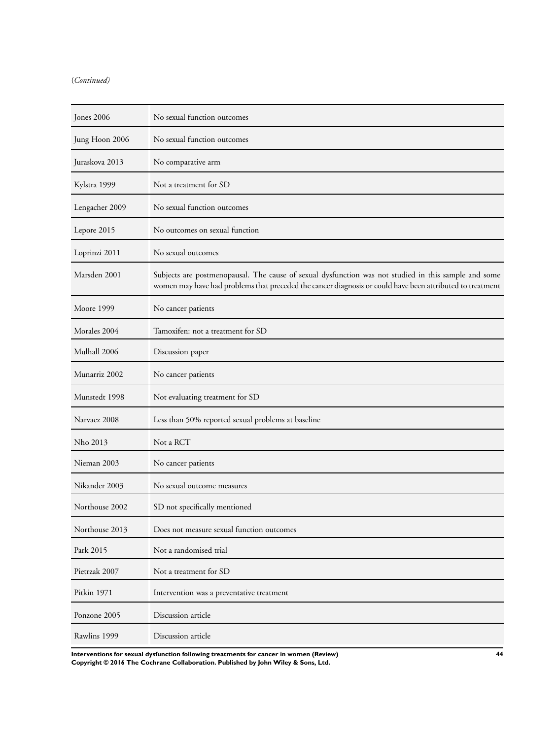(*Continued*)

| | |
|---|---|
| Jones 2006 | No sexual function outcomes |
| Jung Hoon 2006 | No sexual function outcomes |
| Juraskova 2013 | No comparative arm |
| Kylstra 1999 | Not a treatment for SD |
| Lengacher 2009 | No sexual function outcomes |
| Lepore 2015 | No outcomes on sexual function |
| Loprinzi 2011 | No sexual outcomes |
| Marsden 2001 | Subjects are postmenopausal. The cause of sexual dysfunction was not studied in this sample and some women may have had problems that preceded the cancer diagnosis or could have been attributed to treatment |
| Moore 1999 | No cancer patients |
| Morales 2004 | Tamoxifen: not a treatment for SD |
| Mulhall 2006 | Discussion paper |
| Munarriz 2002 | No cancer patients |
| Munstedt 1998 | Not evaluating treatment for SD |
| Narvaez 2008 | Less than 50% reported sexual problems at baseline |
| Nho 2013 | Not a RCT |
| Nieman 2003 | No cancer patients |
| Nikander 2003 | No sexual outcome measures |
| Northouse 2002 | SD not specifically mentioned |
| Northouse 2013 | Does not measure sexual function outcomes |
| Park 2015 | Not a randomised trial |
| Pietrzak 2007 | Not a treatment for SD |
| Pitkin 1971 | Intervention was a preventative treatment |
| Ponzone 2005 | Discussion article |
| Rawlins 1999 | Discussion article |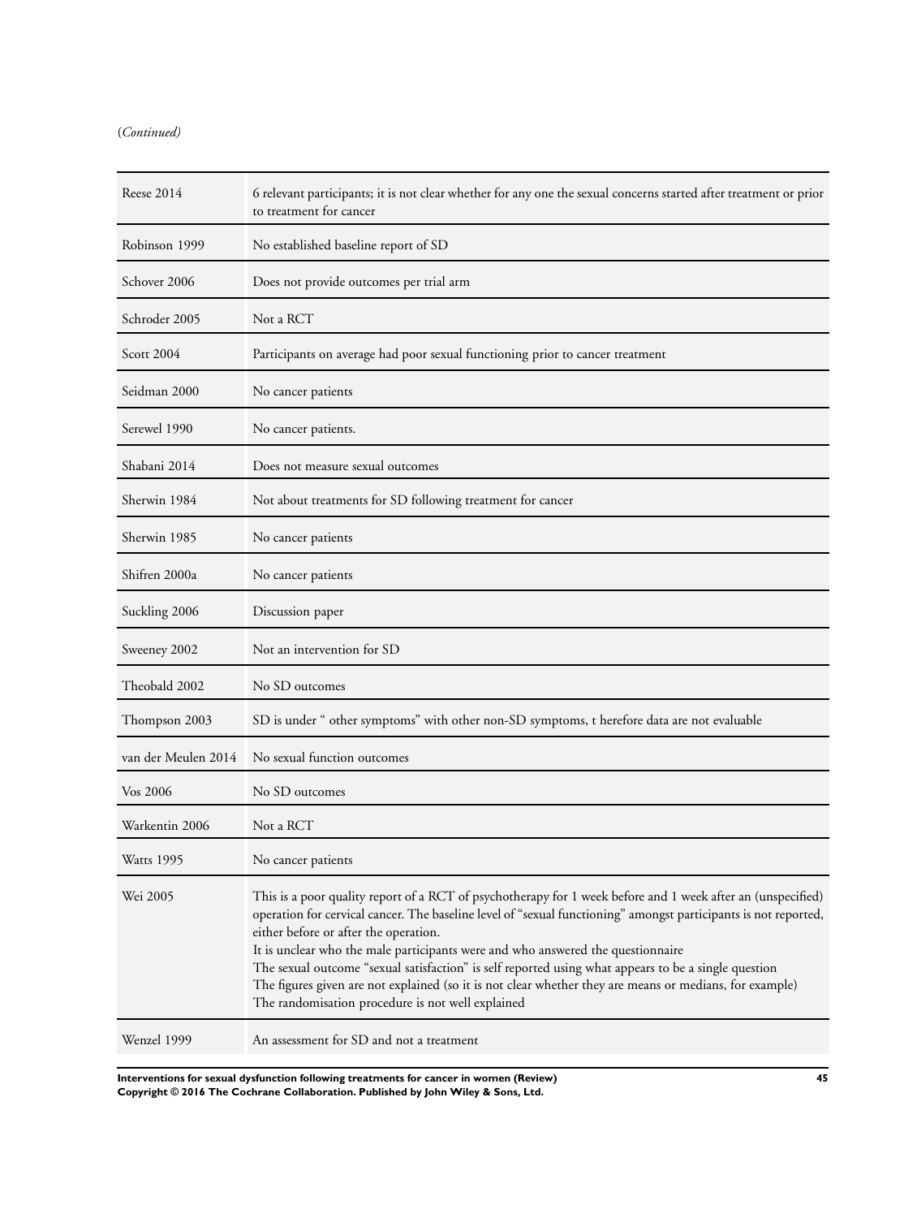(*Continued*)

| | |
|---|---|
| Reese 2014 | 6 relevant participants; it is not clear whether for any one the sexual concerns started after treatment or prior to treatment for cancer |
| Robinson 1999 | No established baseline report of SD |
| Schover 2006 | Does not provide outcomes per trial arm |
| Schroder 2005 | Not a RCT |
| Scott 2004 | Participants on average had poor sexual functioning prior to cancer treatment |
| Seidman 2000 | No cancer patients |
| Serewel 1990 | No cancer patients. |
| Shabani 2014 | Does not measure sexual outcomes |
| Sherwin 1984 | Not about treatments for SD following treatment for cancer |
| Sherwin 1985 | No cancer patients |
| Shifren 2000a | No cancer patients |
| Suckling 2006 | Discussion paper |
| Sweeney 2002 | Not an intervention for SD |
| Theobald 2002 | No SD outcomes |
| Thompson 2003 | SD is under " other symptoms" with other non-SD symptoms, t herefore data are not evaluable |
| van der Meulen 2014 | No sexual function outcomes |
| Vos 2006 | No SD outcomes |
| Warkentin 2006 | Not a RCT |
| Watts 1995 | No cancer patients |
| Wei 2005 | This is a poor quality report of a RCT of psychotherapy for 1 week before and 1 week after an (unspecified) operation for cervical cancer. The baseline level of "sexual functioning" amongst participants is not reported, either before or after the operation.<br>It is unclear who the male participants were and who answered the questionnaire<br>The sexual outcome "sexual satisfaction" is self reported using what appears to be a single question<br>The figures given are not explained (so it is not clear whether they are means or medians, for example)<br>The randomisation procedure is not well explained |
| Wenzel 1999 | An assessment for SD and not a treatment |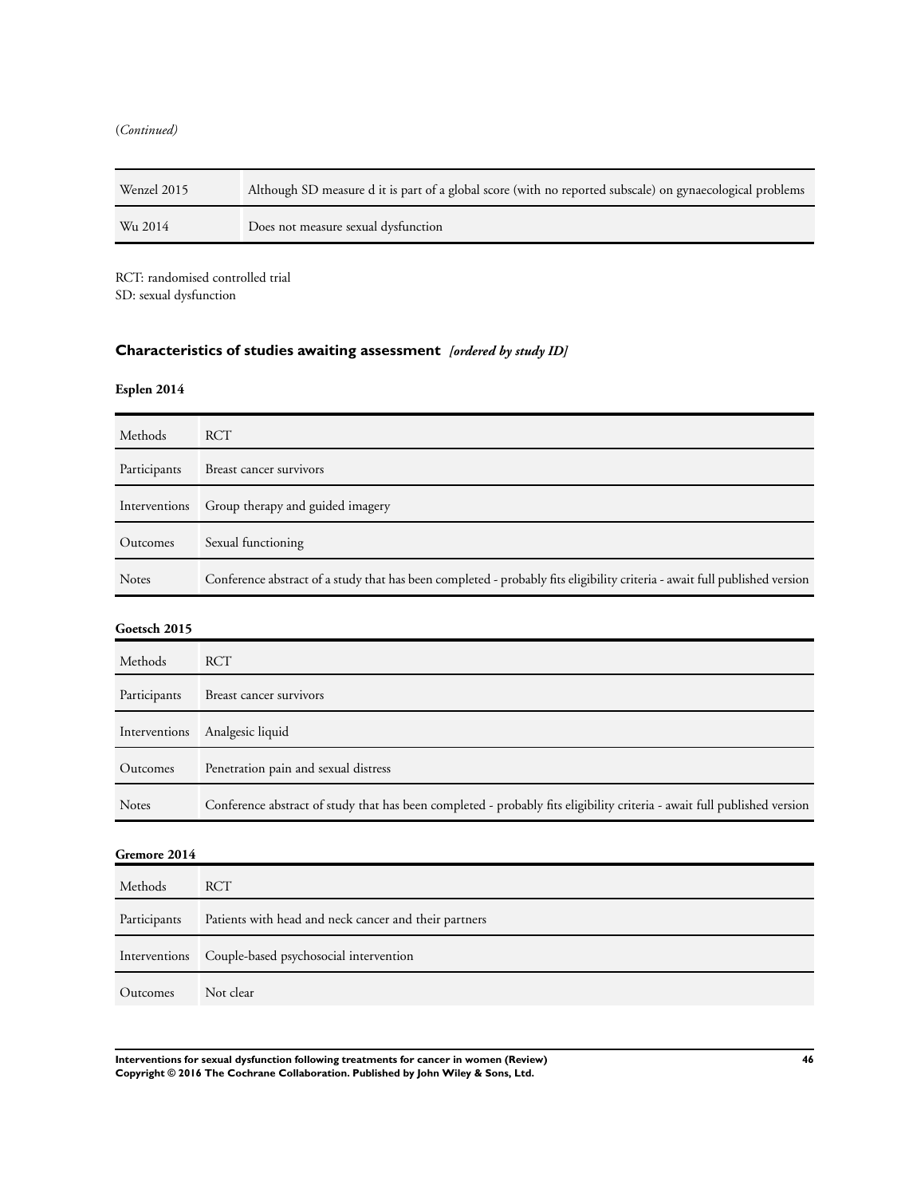(*Continued*)

| | |
|---|---|
| Wenzel 2015 | Although SD measure d it is part of a global score (with no reported subscale) on gynaecological problems |
| Wu 2014 | Does not measure sexual dysfunction |

RCT: randomised controlled trial
SD: sexual dysfunction

## Characteristics of studies awaiting assessment *[ordered by study ID]*

**Esplen 2014**

| | |
|---|---|
| Methods | RCT |
| Participants | Breast cancer survivors |
| Interventions | Group therapy and guided imagery |
| Outcomes | Sexual functioning |
| Notes | Conference abstract of a study that has been completed - probably fits eligibility criteria - await full published version |

**Goetsch 2015**

| | |
|---|---|
| Methods | RCT |
| Participants | Breast cancer survivors |
| Interventions | Analgesic liquid |
| Outcomes | Penetration pain and sexual distress |
| Notes | Conference abstract of study that has been completed - probably fits eligibility criteria - await full published version |

**Gremore 2014**

| | |
|---|---|
| Methods | RCT |
| Participants | Patients with head and neck cancer and their partners |
| Interventions | Couple-based psychosocial intervention |
| Outcomes | Not clear |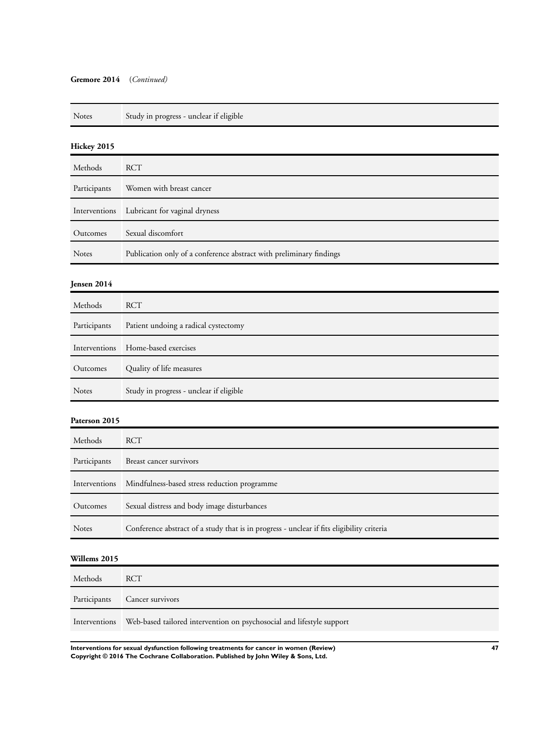**Gremore 2014** *(Continued)*

| | |
|---|---|
| Notes | Study in progress - unclear if eligible |

**Hickey 2015**

| | |
|---|---|
| Methods | RCT |
| Participants | Women with breast cancer |
| Interventions | Lubricant for vaginal dryness |
| Outcomes | Sexual discomfort |
| Notes | Publication only of a conference abstract with preliminary findings |

**Jensen 2014**

| | |
|---|---|
| Methods | RCT |
| Participants | Patient undoing a radical cystectomy |
| Interventions | Home-based exercises |
| Outcomes | Quality of life measures |
| Notes | Study in progress - unclear if eligible |

**Paterson 2015**

| | |
|---|---|
| Methods | RCT |
| Participants | Breast cancer survivors |
| Interventions | Mindfulness-based stress reduction programme |
| Outcomes | Sexual distress and body image disturbances |
| Notes | Conference abstract of a study that is in progress - unclear if fits eligibility criteria |

**Willems 2015**

| | |
|---|---|
| Methods | RCT |
| Participants | Cancer survivors |
| Interventions | Web-based tailored intervention on psychosocial and lifestyle support |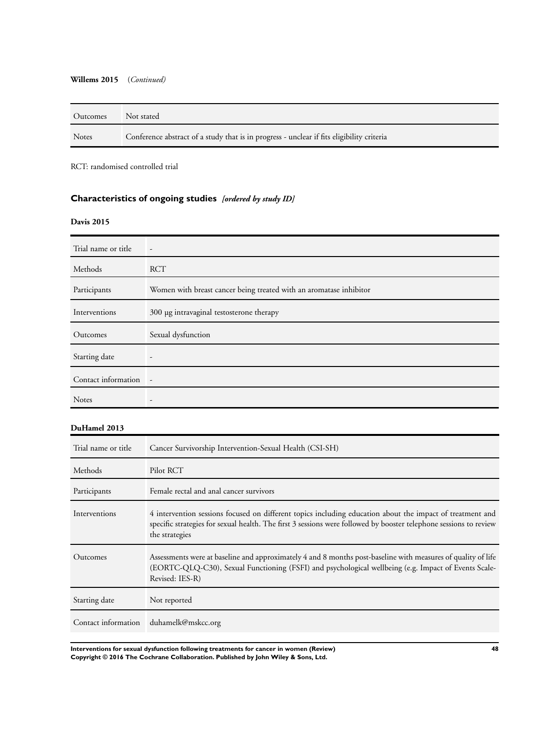**Willems 2015** (*Continued*)

| | |
|---|---|
| Outcomes | Not stated |
| Notes | Conference abstract of a study that is in progress - unclear if fits eligibility criteria |

RCT: randomised controlled trial

## Characteristics of ongoing studies *[ordered by study ID]*

**Davis 2015**

| | |
|---|---|
| Trial name or title | - |
| Methods | RCT |
| Participants | Women with breast cancer being treated with an aromatase inhibitor |
| Interventions | 300 µg intravaginal testosterone therapy |
| Outcomes | Sexual dysfunction |
| Starting date | - |
| Contact information | - |
| Notes | - |

**DuHamel 2013**

| | |
|---|---|
| Trial name or title | Cancer Survivorship Intervention-Sexual Health (CSI-SH) |
| Methods | Pilot RCT |
| Participants | Female rectal and anal cancer survivors |
| Interventions | 4 intervention sessions focused on different topics including education about the impact of treatment and specific strategies for sexual health. The first 3 sessions were followed by booster telephone sessions to review the strategies |
| Outcomes | Assessments were at baseline and approximately 4 and 8 months post-baseline with measures of quality of life (EORTC-QLQ-C30), Sexual Functioning (FSFI) and psychological wellbeing (e.g. Impact of Events Scale-Revised: IES-R) |
| Starting date | Not reported |
| Contact information | duhamelk@mskcc.org |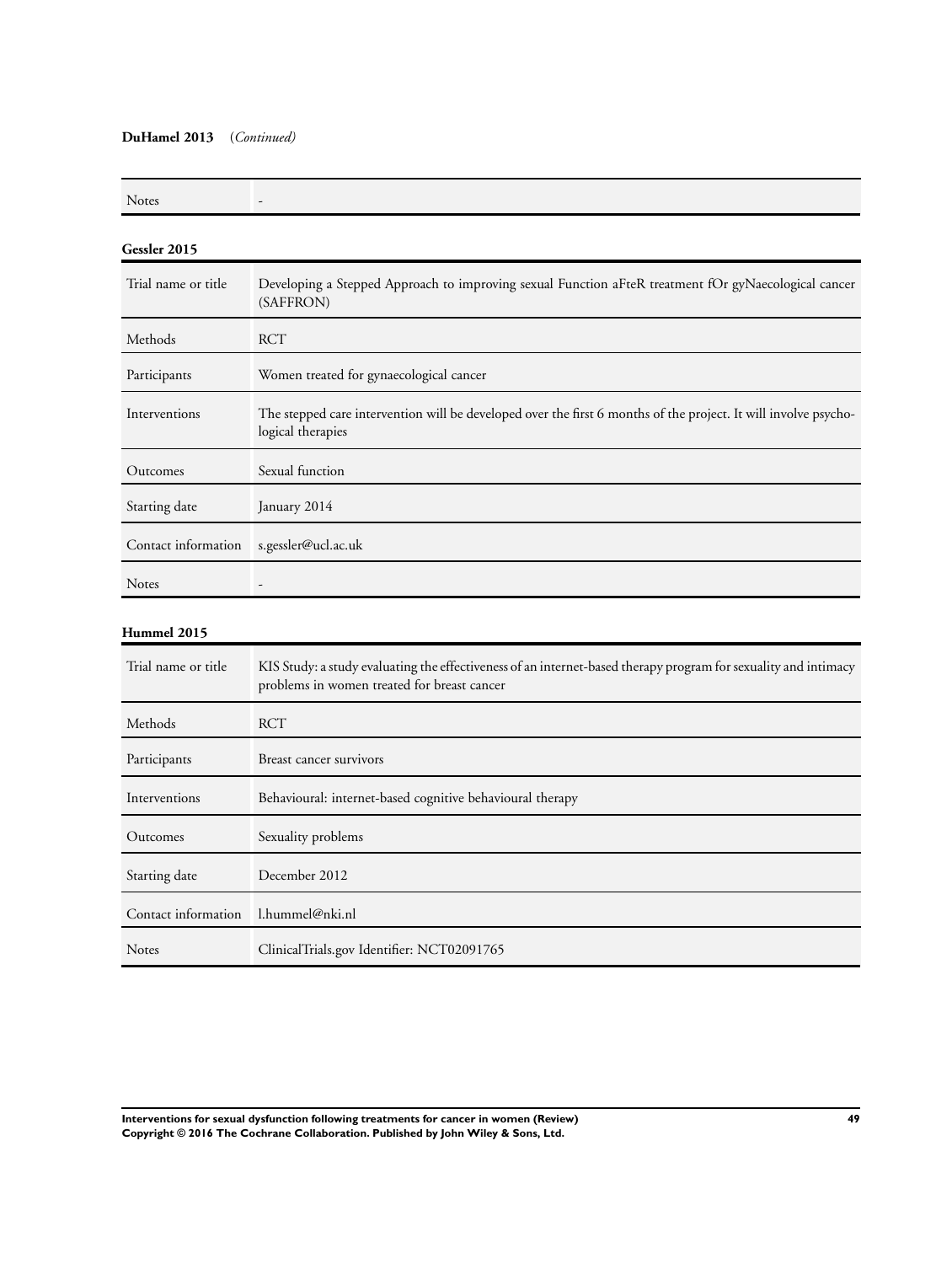**DuHamel 2013** (*Continued*)

| | |
|---|---|
| Notes | - |

**Gessler 2015**

| | |
|---|---|
| Trial name or title | Developing a Stepped Approach to improving sexual Function aFteR treatment fOr gyNaecological cancer (SAFFRON) |
| Methods | RCT |
| Participants | Women treated for gynaecological cancer |
| Interventions | The stepped care intervention will be developed over the first 6 months of the project. It will involve psychological therapies |
| Outcomes | Sexual function |
| Starting date | January 2014 |
| Contact information | s.gessler@ucl.ac.uk |
| Notes | - |

**Hummel 2015**

| | |
|---|---|
| Trial name or title | KIS Study: a study evaluating the effectiveness of an internet-based therapy program for sexuality and intimacy problems in women treated for breast cancer |
| Methods | RCT |
| Participants | Breast cancer survivors |
| Interventions | Behavioural: internet-based cognitive behavioural therapy |
| Outcomes | Sexuality problems |
| Starting date | December 2012 |
| Contact information | l.hummel@nki.nl |
| Notes | ClinicalTrials.gov Identifier: NCT02091765 |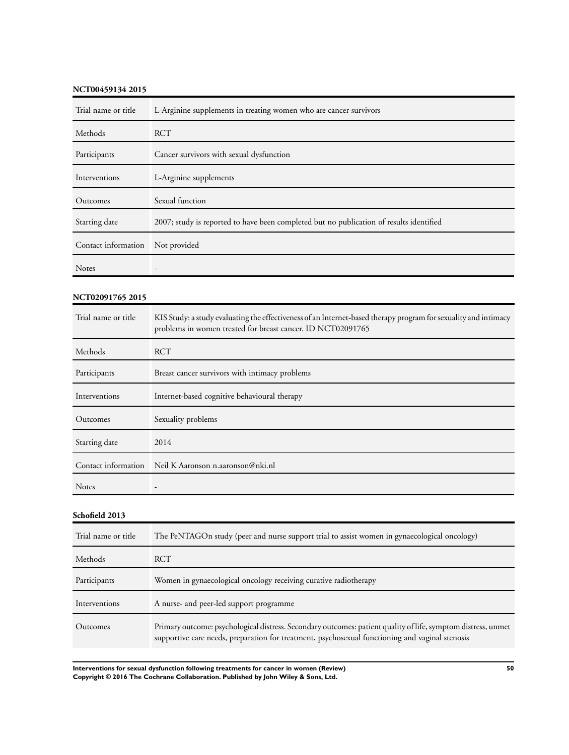**NCT00459134 2015**

| Trial name or title | L-Arginine supplements in treating women who are cancer survivors |
|---|---|
| Methods | RCT |
| Participants | Cancer survivors with sexual dysfunction |
| Interventions | L-Arginine supplements |
| Outcomes | Sexual function |
| Starting date | 2007; study is reported to have been completed but no publication of results identified |
| Contact information | Not provided |
| Notes | - |

**NCT02091765 2015**

| Trial name or title | KIS Study: a study evaluating the effectiveness of an Internet-based therapy program for sexuality and intimacy problems in women treated for breast cancer. ID NCT02091765 |
|---|---|
| Methods | RCT |
| Participants | Breast cancer survivors with intimacy problems |
| Interventions | Internet-based cognitive behavioural therapy |
| Outcomes | Sexuality problems |
| Starting date | 2014 |
| Contact information | Neil K Aaronson n.aaronson@nki.nl |
| Notes | - |

**Schofield 2013**

| Trial name or title | The PeNTAGOn study (peer and nurse support trial to assist women in gynaecological oncology) |
|---|---|
| Methods | RCT |
| Participants | Women in gynaecological oncology receiving curative radiotherapy |
| Interventions | A nurse- and peer-led support programme |
| Outcomes | Primary outcome: psychological distress. Secondary outcomes: patient quality of life, symptom distress, unmet supportive care needs, preparation for treatment, psychosexual functioning and vaginal stenosis |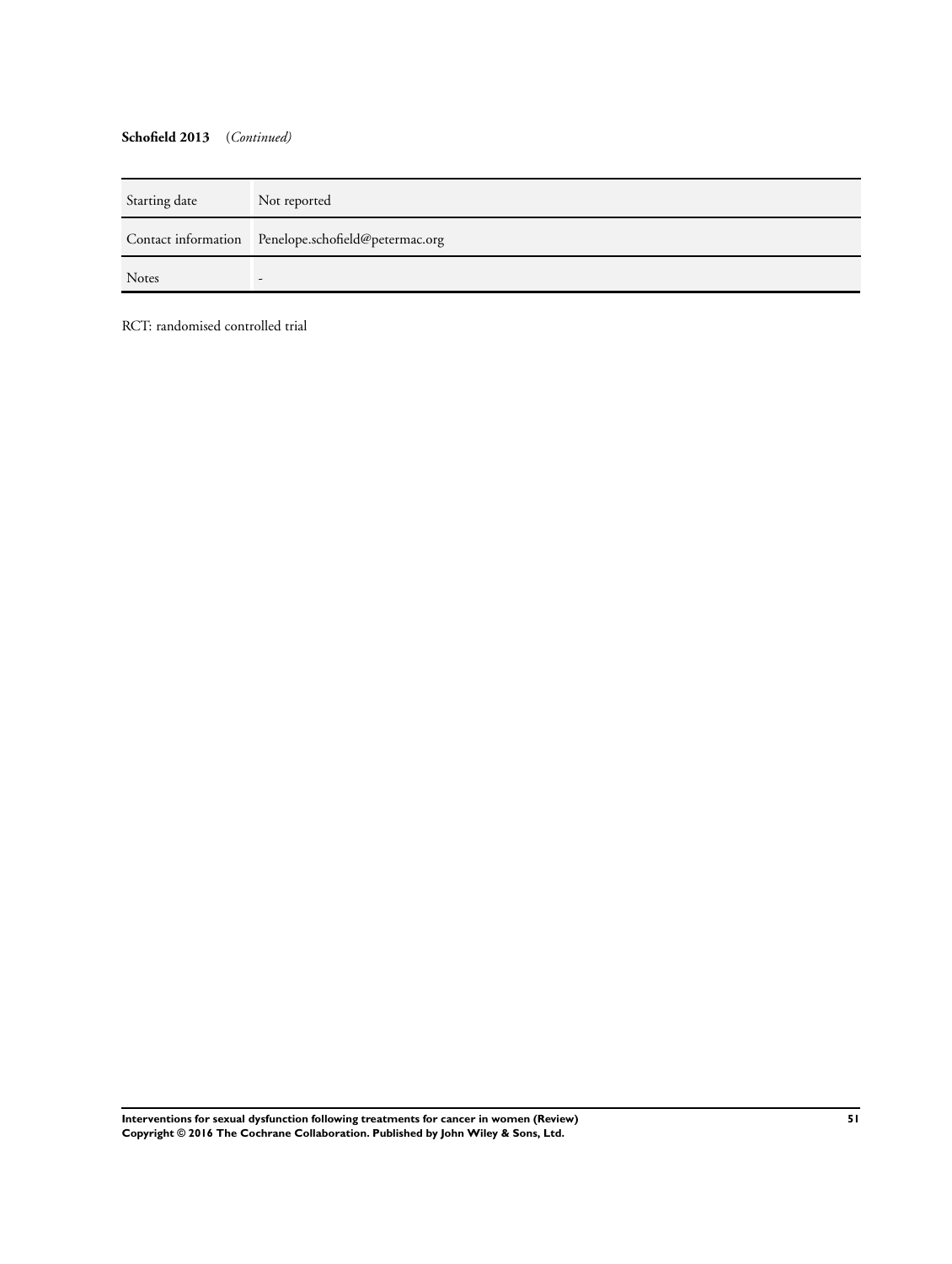**Schofield 2013** (*Continued*)

| | |
|---|---|
| Starting date | Not reported |
| Contact information | Penelope.schofield@petermac.org |
| Notes | - |

RCT: randomised controlled trial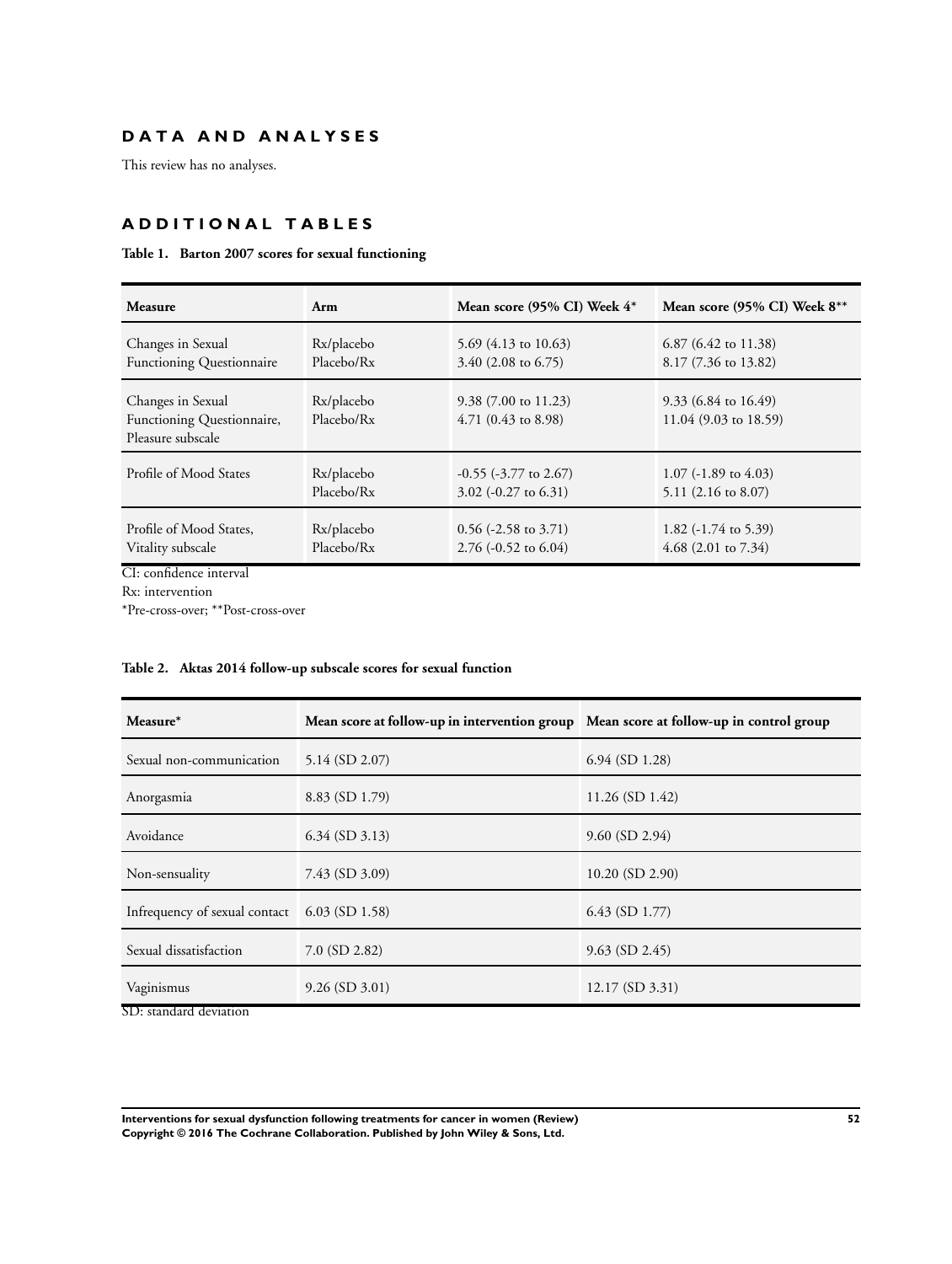# DATA AND ANALYSES

This review has no analyses.

# ADDITIONAL TABLES

**Table 1. Barton 2007 scores for sexual functioning**

| Measure | Arm | Mean score (95% CI) Week 4* | Mean score (95% CI) Week 8** |
|---|---|---|---|
| Changes in Sexual Functioning Questionnaire | Rx/placebo<br>Placebo/Rx | 5.69 (4.13 to 10.63)<br>3.40 (2.08 to 6.75) | 6.87 (6.42 to 11.38)<br>8.17 (7.36 to 13.82) |
| Changes in Sexual Functioning Questionnaire, Pleasure subscale | Rx/placebo<br>Placebo/Rx | 9.38 (7.00 to 11.23)<br>4.71 (0.43 to 8.98) | 9.33 (6.84 to 16.49)<br>11.04 (9.03 to 18.59) |
| Profile of Mood States | Rx/placebo<br>Placebo/Rx | -0.55 (-3.77 to 2.67)<br>3.02 (-0.27 to 6.31) | 1.07 (-1.89 to 4.03)<br>5.11 (2.16 to 8.07) |
| Profile of Mood States, Vitality subscale | Rx/placebo<br>Placebo/Rx | 0.56 (-2.58 to 3.71)<br>2.76 (-0.52 to 6.04) | 1.82 (-1.74 to 5.39)<br>4.68 (2.01 to 7.34) |

CI: confidence interval
Rx: intervention
*Pre-cross-over; **Post-cross-over

**Table 2. Aktas 2014 follow-up subscale scores for sexual function**

| Measure* | Mean score at follow-up in intervention group | Mean score at follow-up in control group |
|---|---|---|
| Sexual non-communication | 5.14 (SD 2.07) | 6.94 (SD 1.28) |
| Anorgasmia | 8.83 (SD 1.79) | 11.26 (SD 1.42) |
| Avoidance | 6.34 (SD 3.13) | 9.60 (SD 2.94) |
| Non-sensuality | 7.43 (SD 3.09) | 10.20 (SD 2.90) |
| Infrequency of sexual contact | 6.03 (SD 1.58) | 6.43 (SD 1.77) |
| Sexual dissatisfaction | 7.0 (SD 2.82) | 9.63 (SD 2.45) |
| Vaginismus | 9.26 (SD 3.01) | 12.17 (SD 3.31) |

SD: standard deviation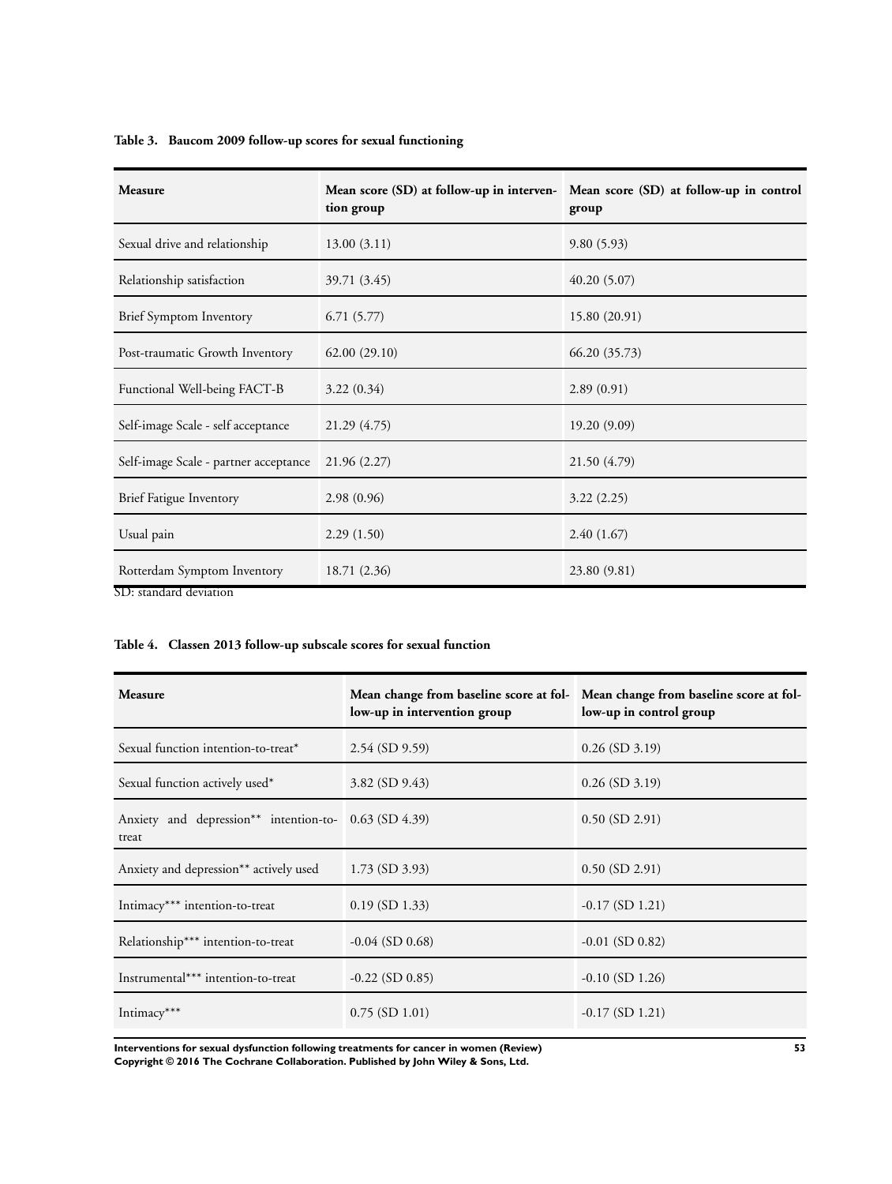**Table 3. Baucom 2009 follow-up scores for sexual functioning**

| Measure | Mean score (SD) at follow-up in intervention group | Mean score (SD) at follow-up in control group |
|---|---|---|
| Sexual drive and relationship | 13.00 (3.11) | 9.80 (5.93) |
| Relationship satisfaction | 39.71 (3.45) | 40.20 (5.07) |
| Brief Symptom Inventory | 6.71 (5.77) | 15.80 (20.91) |
| Post-traumatic Growth Inventory | 62.00 (29.10) | 66.20 (35.73) |
| Functional Well-being FACT-B | 3.22 (0.34) | 2.89 (0.91) |
| Self-image Scale - self acceptance | 21.29 (4.75) | 19.20 (9.09) |
| Self-image Scale - partner acceptance | 21.96 (2.27) | 21.50 (4.79) |
| Brief Fatigue Inventory | 2.98 (0.96) | 3.22 (2.25) |
| Usual pain | 2.29 (1.50) | 2.40 (1.67) |
| Rotterdam Symptom Inventory | 18.71 (2.36) | 23.80 (9.81) |

SD: standard deviation

**Table 4. Classen 2013 follow-up subscale scores for sexual function**

| Measure | Mean change from baseline score at follow-up in intervention group | Mean change from baseline score at follow-up in control group |
|---|---|---|
| Sexual function intention-to-treat* | 2.54 (SD 9.59) | 0.26 (SD 3.19) |
| Sexual function actively used* | 3.82 (SD 9.43) | 0.26 (SD 3.19) |
| Anxiety and depression** intention-to-treat | 0.63 (SD 4.39) | 0.50 (SD 2.91) |
| Anxiety and depression** actively used | 1.73 (SD 3.93) | 0.50 (SD 2.91) |
| Intimacy*** intention-to-treat | 0.19 (SD 1.33) | -0.17 (SD 1.21) |
| Relationship*** intention-to-treat | -0.04 (SD 0.68) | -0.01 (SD 0.82) |
| Instrumental*** intention-to-treat | -0.22 (SD 0.85) | -0.10 (SD 1.26) |
| Intimacy*** | 0.75 (SD 1.01) | -0.17 (SD 1.21) |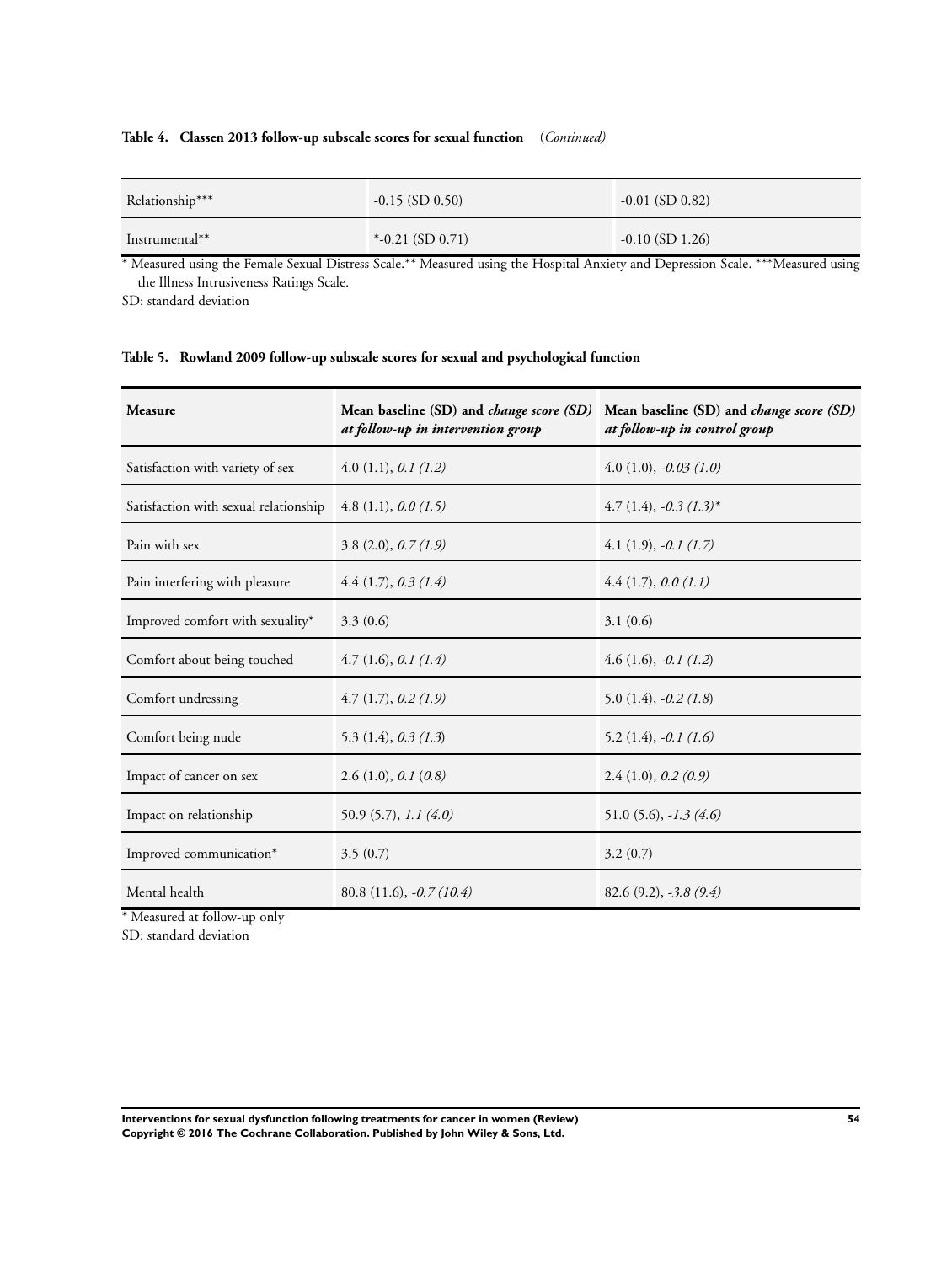**Table 4. Classen 2013 follow-up subscale scores for sexual function** (*Continued*)

| | | |
|---|---|---|
| Relationship*** | -0.15 (SD 0.50) | -0.01 (SD 0.82) |
| Instrumental** | *-0.21 (SD 0.71) | -0.10 (SD 1.26) |

* Measured using the Female Sexual Distress Scale.** Measured using the Hospital Anxiety and Depression Scale. ***Measured using the Illness Intrusiveness Ratings Scale.

SD: standard deviation

**Table 5. Rowland 2009 follow-up subscale scores for sexual and psychological function**

| Measure | Mean baseline (SD) and *change score (SD) at follow-up in intervention group* | Mean baseline (SD) and *change score (SD) at follow-up in control group* |
|---|---|---|
| Satisfaction with variety of sex | 4.0 (1.1), *0.1 (1.2)* | 4.0 (1.0), *-0.03 (1.0)* |
| Satisfaction with sexual relationship | 4.8 (1.1), *0.0 (1.5)* | 4.7 (1.4), *-0.3 (1.3)** |
| Pain with sex | 3.8 (2.0), *0.7 (1.9)* | 4.1 (1.9), *-0.1 (1.7)* |
| Pain interfering with pleasure | 4.4 (1.7), *0.3 (1.4)* | 4.4 (1.7), *0.0 (1.1)* |
| Improved comfort with sexuality* | 3.3 (0.6) | 3.1 (0.6) |
| Comfort about being touched | 4.7 (1.6), *0.1 (1.4)* | 4.6 (1.6), *-0.1 (1.2)* |
| Comfort undressing | 4.7 (1.7), *0.2 (1.9)* | 5.0 (1.4), *-0.2 (1.8)* |
| Comfort being nude | 5.3 (1.4), *0.3 (1.3)* | 5.2 (1.4), *-0.1 (1.6)* |
| Impact of cancer on sex | 2.6 (1.0), *0.1 (0.8)* | 2.4 (1.0), *0.2 (0.9)* |
| Impact on relationship | 50.9 (5.7), *1.1 (4.0)* | 51.0 (5.6), *-1.3 (4.6)* |
| Improved communication* | 3.5 (0.7) | 3.2 (0.7) |
| Mental health | 80.8 (11.6), *-0.7 (10.4)* | 82.6 (9.2), *-3.8 (9.4)* |

* Measured at follow-up only

SD: standard deviation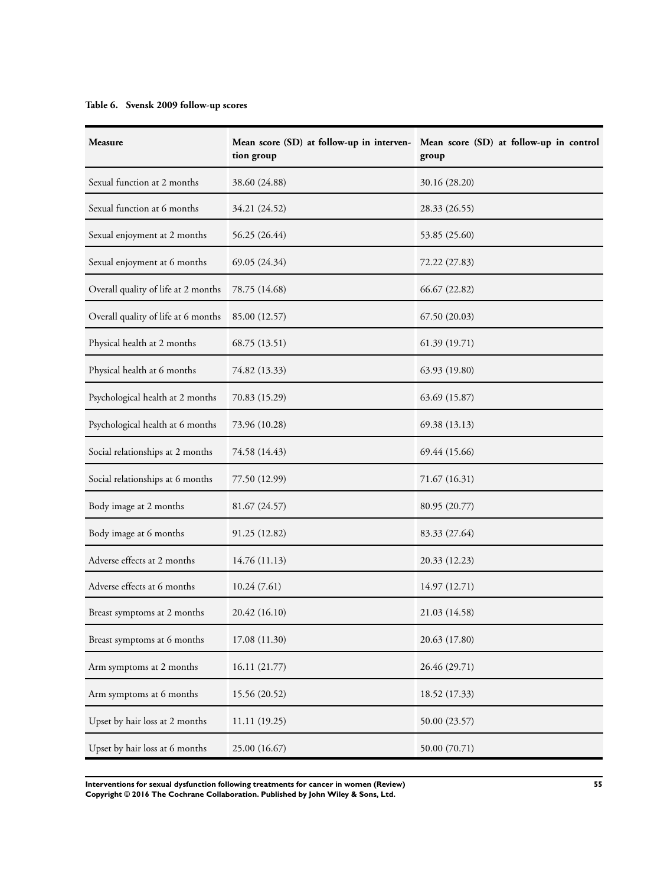**Table 6. Svensk 2009 follow-up scores**

| Measure | Mean score (SD) at follow-up in intervention group | Mean score (SD) at follow-up in control group |
|---|---|---|
| Sexual function at 2 months | 38.60 (24.88) | 30.16 (28.20) |
| Sexual function at 6 months | 34.21 (24.52) | 28.33 (26.55) |
| Sexual enjoyment at 2 months | 56.25 (26.44) | 53.85 (25.60) |
| Sexual enjoyment at 6 months | 69.05 (24.34) | 72.22 (27.83) |
| Overall quality of life at 2 months | 78.75 (14.68) | 66.67 (22.82) |
| Overall quality of life at 6 months | 85.00 (12.57) | 67.50 (20.03) |
| Physical health at 2 months | 68.75 (13.51) | 61.39 (19.71) |
| Physical health at 6 months | 74.82 (13.33) | 63.93 (19.80) |
| Psychological health at 2 months | 70.83 (15.29) | 63.69 (15.87) |
| Psychological health at 6 months | 73.96 (10.28) | 69.38 (13.13) |
| Social relationships at 2 months | 74.58 (14.43) | 69.44 (15.66) |
| Social relationships at 6 months | 77.50 (12.99) | 71.67 (16.31) |
| Body image at 2 months | 81.67 (24.57) | 80.95 (20.77) |
| Body image at 6 months | 91.25 (12.82) | 83.33 (27.64) |
| Adverse effects at 2 months | 14.76 (11.13) | 20.33 (12.23) |
| Adverse effects at 6 months | 10.24 (7.61) | 14.97 (12.71) |
| Breast symptoms at 2 months | 20.42 (16.10) | 21.03 (14.58) |
| Breast symptoms at 6 months | 17.08 (11.30) | 20.63 (17.80) |
| Arm symptoms at 2 months | 16.11 (21.77) | 26.46 (29.71) |
| Arm symptoms at 6 months | 15.56 (20.52) | 18.52 (17.33) |
| Upset by hair loss at 2 months | 11.11 (19.25) | 50.00 (23.57) |
| Upset by hair loss at 6 months | 25.00 (16.67) | 50.00 (70.71) |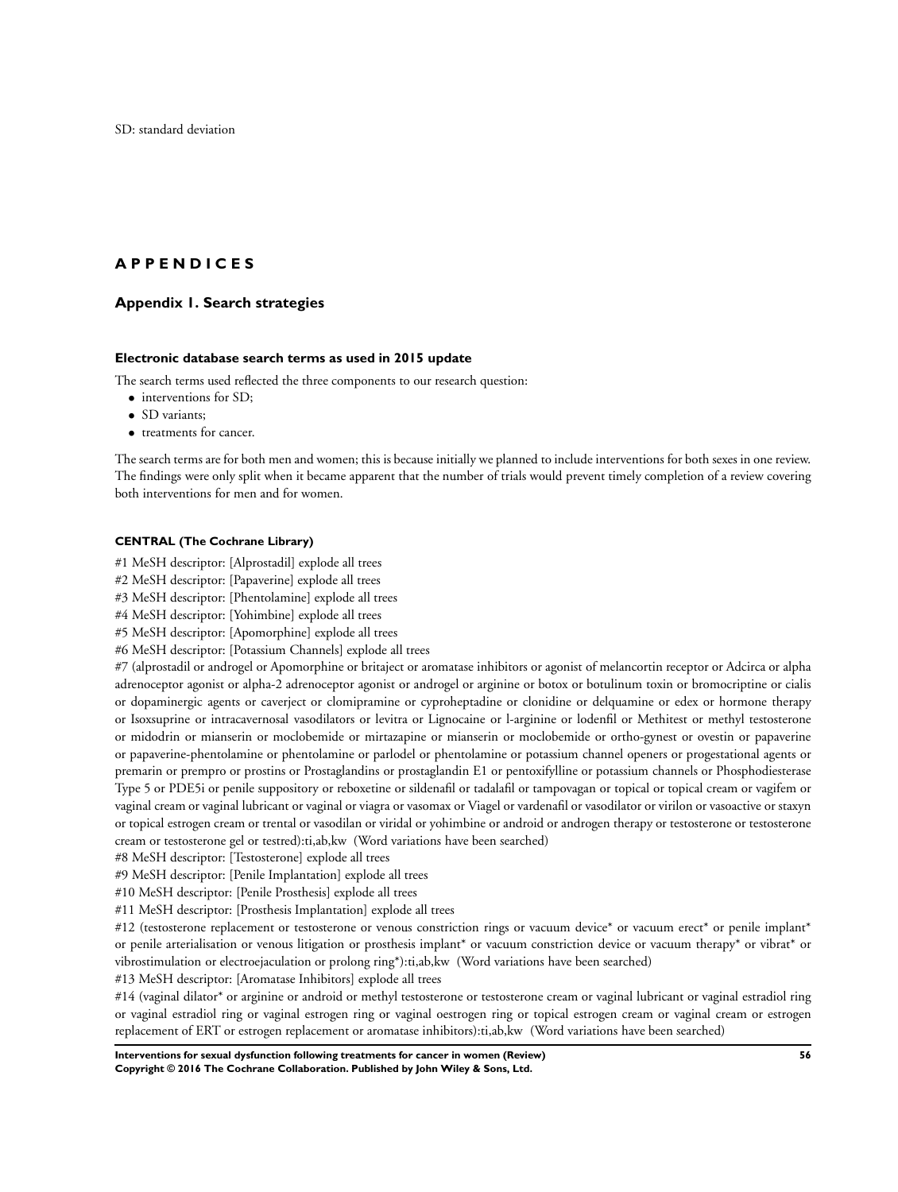SD: standard deviation

# APPENDICES

## Appendix 1. Search strategies

### Electronic database search terms as used in 2015 update

The search terms used reflected the three components to our research question:

- interventions for SD;
- SD variants;
- treatments for cancer.

The search terms are for both men and women; this is because initially we planned to include interventions for both sexes in one review. The findings were only split when it became apparent that the number of trials would prevent timely completion of a review covering both interventions for men and for women.

#### CENTRAL (The Cochrane Library)

#1 MeSH descriptor: [Alprostadil] explode all trees
#2 MeSH descriptor: [Papaverine] explode all trees
#3 MeSH descriptor: [Phentolamine] explode all trees
#4 MeSH descriptor: [Yohimbine] explode all trees
#5 MeSH descriptor: [Apomorphine] explode all trees
#6 MeSH descriptor: [Potassium Channels] explode all trees
#7 (alprostadil or androgel or Apomorphine or britaject or aromatase inhibitors or agonist of melancortin receptor or Adcirca or alpha adrenoceptor agonist or alpha-2 adrenoceptor agonist or androgel or arginine or botox or botulinum toxin or bromocriptine or cialis or dopaminergic agents or caverject or clomipramine or cyproheptadine or clonidine or delquamine or edex or hormone therapy or Isoxsuprine or intracavernosal vasodilators or levitra or Lignocaine or l-arginine or lodenfil or Methitest or methyl testosterone or midodrin or mianserin or moclobemide or mirtazapine or mianserin or moclobemide or ortho-gynest or ovestin or papaverine or papaverine-phentolamine or phentolamine or parlodel or phentolamine or potassium channel openers or progestational agents or premarin or prempro or prostins or Prostaglandins or prostaglandin E1 or pentoxifylline or potassium channels or Phosphodiesterase Type 5 or PDE5i or penile suppository or reboxetine or sildenafil or tadalafil or tampovagan or topical or topical cream or vagifem or vaginal cream or vaginal lubricant or vaginal or viagra or vasomax or Viagel or vardenafil or vasodilator or virilon or vasoactive or staxyn or topical estrogen cream or trental or vasodilan or viridal or yohimbine or android or androgen therapy or testosterone or testosterone cream or testosterone gel or testred):ti,ab,kw (Word variations have been searched)
#8 MeSH descriptor: [Testosterone] explode all trees
#9 MeSH descriptor: [Penile Implantation] explode all trees
#10 MeSH descriptor: [Penile Prosthesis] explode all trees
#11 MeSH descriptor: [Prosthesis Implantation] explode all trees
#12 (testosterone replacement or testosterone or venous constriction rings or vacuum device* or vacuum erect* or penile implant* or penile arterialisation or venous litigation or prosthesis implant* or vacuum constriction device or vacuum therapy* or vibrat* or vibrostimulation or electroejaculation or prolong ring*):ti,ab,kw (Word variations have been searched)
#13 MeSH descriptor: [Aromatase Inhibitors] explode all trees
#14 (vaginal dilator* or arginine or android or methyl testosterone or testosterone cream or vaginal lubricant or vaginal estradiol ring or vaginal estradiol ring or vaginal estrogen ring or vaginal oestrogen ring or topical estrogen cream or vaginal cream or estrogen replacement of ERT or estrogen replacement or aromatase inhibitors):ti,ab,kw (Word variations have been searched)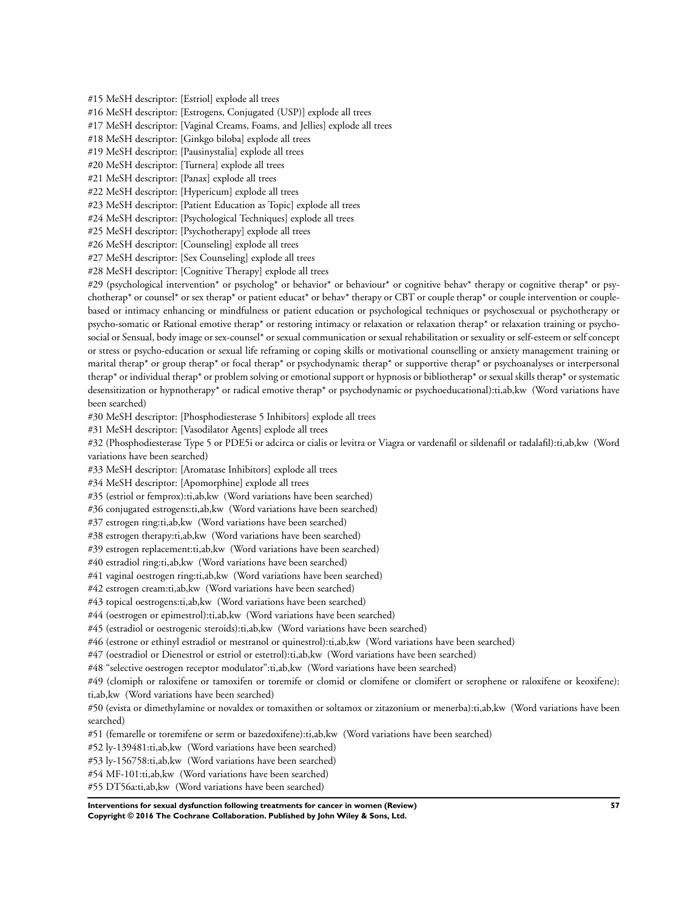#15 MeSH descriptor: [Estriol] explode all trees

#16 MeSH descriptor: [Estrogens, Conjugated (USP)] explode all trees

#17 MeSH descriptor: [Vaginal Creams, Foams, and Jellies] explode all trees

#18 MeSH descriptor: [Ginkgo biloba] explode all trees

#19 MeSH descriptor: [Pausinystalia] explode all trees

#20 MeSH descriptor: [Turnera] explode all trees

#21 MeSH descriptor: [Panax] explode all trees

#22 MeSH descriptor: [Hypericum] explode all trees

#23 MeSH descriptor: [Patient Education as Topic] explode all trees

#24 MeSH descriptor: [Psychological Techniques] explode all trees

#25 MeSH descriptor: [Psychotherapy] explode all trees

#26 MeSH descriptor: [Counseling] explode all trees

#27 MeSH descriptor: [Sex Counseling] explode all trees

#28 MeSH descriptor: [Cognitive Therapy] explode all trees

#29 (psychological intervention* or psycholog* or behavior* or behaviour* or cognitive behav* therapy or cognitive therap* or psychotherap* or counsel* or sex therap* or patient educat* or behav* therapy or CBT or couple therap* or couple intervention or couple-based or intimacy enhancing or mindfulness or patient education or psychological techniques or psychosexual or psychotherapy or psycho-somatic or Rational emotive therap* or restoring intimacy or relaxation or relaxation therap* or relaxation training or psycho-social or Sensual, body image or sex-counsel* or sexual communication or sexual rehabilitation or sexuality or self-esteem or self concept or stress or psycho-education or sexual life reframing or coping skills or motivational counselling or anxiety management training or marital therap* or group therap* or focal therap* or psychodynamic therap* or supportive therap* or psychoanalyses or interpersonal therap* or individual therap* or problem solving or emotional support or hypnosis or bibliotherap* or sexual skills therap* or systematic desensitization or hypnotherapy* or radical emotive therap* or psychodynamic or psychoeducational):ti,ab,kw (Word variations have been searched)

#30 MeSH descriptor: [Phosphodiesterase 5 Inhibitors] explode all trees

#31 MeSH descriptor: [Vasodilator Agents] explode all trees

#32 (Phosphodiesterase Type 5 or PDE5i or adcirca or cialis or levitra or Viagra or vardenafil or sildenafil or tadalafil):ti,ab,kw (Word variations have been searched)

#33 MeSH descriptor: [Aromatase Inhibitors] explode all trees

#34 MeSH descriptor: [Apomorphine] explode all trees

#35 (estriol or femprox):ti,ab,kw (Word variations have been searched)

#36 conjugated estrogens:ti,ab,kw (Word variations have been searched)

#37 estrogen ring:ti,ab,kw (Word variations have been searched)

#38 estrogen therapy:ti,ab,kw (Word variations have been searched)

#39 estrogen replacement:ti,ab,kw (Word variations have been searched)

#40 estradiol ring:ti,ab,kw (Word variations have been searched)

#41 vaginal oestrogen ring:ti,ab,kw (Word variations have been searched)

#42 estrogen cream:ti,ab,kw (Word variations have been searched)

#43 topical oestrogens:ti,ab,kw (Word variations have been searched)

#44 (oestrogen or epimestrol):ti,ab,kw (Word variations have been searched)

#45 (estradiol or oestrogenic steroids):ti,ab,kw (Word variations have been searched)

#46 (estrone or ethinyl estradiol or mestranol or quinestrol):ti,ab,kw (Word variations have been searched)

#47 (oestradiol or Dienestrol or estriol or estetrol):ti,ab,kw (Word variations have been searched)

#48 "selective oestrogen receptor modulator":ti,ab,kw (Word variations have been searched)

#49 (clomiph or raloxifene or tamoxifen or toremife or clomid or clomifene or clomifert or serophene or raloxifene or keoxifene): ti,ab,kw (Word variations have been searched)

#50 (evista or dimethylamine or novaldex or tomaxithen or soltamox or zitazonium or menerba):ti,ab,kw (Word variations have been searched)

#51 (femarelle or toremifene or serm or bazedoxifene):ti,ab,kw (Word variations have been searched)

#52 ly-139481:ti,ab,kw (Word variations have been searched)

#53 ly-156758:ti,ab,kw (Word variations have been searched)

#54 MF-101:ti,ab,kw (Word variations have been searched)

#55 DT56a:ti,ab,kw (Word variations have been searched)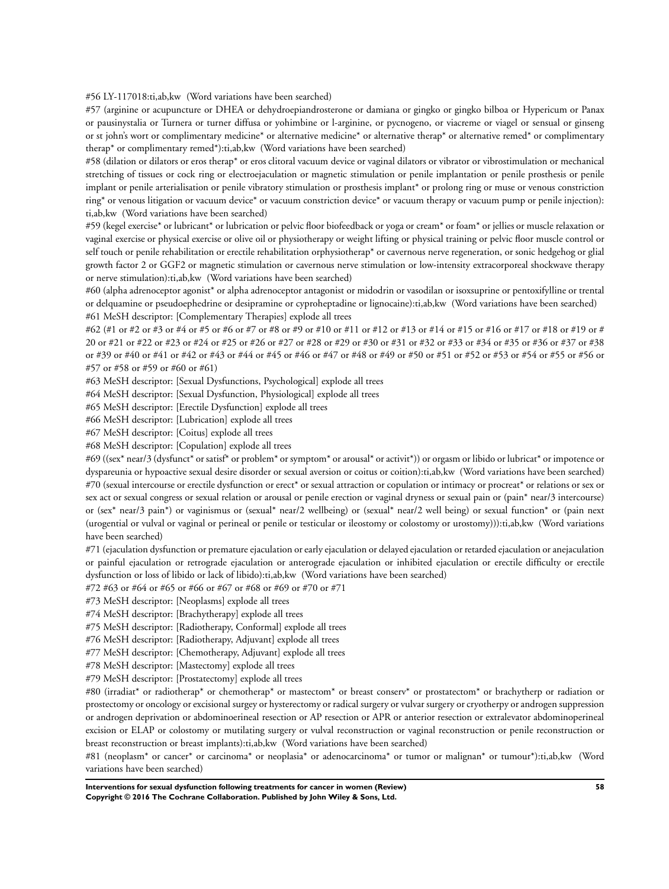#56 LY-117018:ti,ab,kw (Word variations have been searched)

#57 (arginine or acupuncture or DHEA or dehydroepiandrosterone or damiana or gingko or gingko bilboa or Hypericum or Panax or pausinystalia or Turnera or turner diffusa or yohimbine or l-arginine, or pycnogeno, or viacreme or viagel or sensual or ginseng or st john's wort or complimentary medicine* or alternative medicine* or alternative therap* or alternative remed* or complimentary therap* or complimentary remed*):ti,ab,kw (Word variations have been searched)

#58 (dilation or dilators or eros therap* or eros clitoral vacuum device or vaginal dilators or vibrator or vibrostimulation or mechanical stretching of tissues or cock ring or electroejaculation or magnetic stimulation or penile implantation or penile prosthesis or penile implant or penile arterialisation or penile vibratory stimulation or prosthesis implant* or prolong ring or muse or venous constriction ring* or venous litigation or vacuum device* or vacuum constriction device* or vacuum therapy or vacuum pump or penile injection): ti,ab,kw (Word variations have been searched)

#59 (kegel exercise* or lubricant* or lubrication or pelvic floor biofeedback or yoga or cream* or foam* or jellies or muscle relaxation or vaginal exercise or physical exercise or olive oil or physiotherapy or weight lifting or physical training or pelvic floor muscle control or self touch or penile rehabilitation or erectile rehabilitation orphysiotherap* or cavernous nerve regeneration, or sonic hedgehog or glial growth factor 2 or GGF2 or magnetic stimulation or cavernous nerve stimulation or low-intensity extracorporeal shockwave therapy or nerve stimulation):ti,ab,kw (Word variations have been searched)

#60 (alpha adrenoceptor agonist* or alpha adrenoceptor antagonist or midodrin or vasodilan or isoxsuprine or pentoxifylline or trental or delquamine or pseudoephedrine or desipramine or cyproheptadine or lignocaine):ti,ab,kw (Word variations have been searched)

#61 MeSH descriptor: [Complementary Therapies] explode all trees

#62 (#1 or #2 or #3 or #4 or #5 or #6 or #7 or #8 or #9 or #10 or #11 or #12 or #13 or #14 or #15 or #16 or #17 or #18 or #19 or # 20 or #21 or #22 or #23 or #24 or #25 or #26 or #27 or #28 or #29 or #30 or #31 or #32 or #33 or #34 or #35 or #36 or #37 or #38 or #39 or #40 or #41 or #42 or #43 or #44 or #45 or #46 or #47 or #48 or #49 or #50 or #51 or #52 or #53 or #54 or #55 or #56 or #57 or #58 or #59 or #60 or #61)

#63 MeSH descriptor: [Sexual Dysfunctions, Psychological] explode all trees

#64 MeSH descriptor: [Sexual Dysfunction, Physiological] explode all trees

#65 MeSH descriptor: [Erectile Dysfunction] explode all trees

#66 MeSH descriptor: [Lubrication] explode all trees

#67 MeSH descriptor: [Coitus] explode all trees

#68 MeSH descriptor: [Copulation] explode all trees

#69 ((sex* near/3 (dysfunct* or satisf* or problem* or symptom* or arousal* or activit*)) or orgasm or libido or lubricat* or impotence or dyspareunia or hypoactive sexual desire disorder or sexual aversion or coitus or coition):ti,ab,kw (Word variations have been searched)

#70 (sexual intercourse or erectile dysfunction or erect* or sexual attraction or copulation or intimacy or procreat* or relations or sex or sex act or sexual congress or sexual relation or arousal or penile erection or vaginal dryness or sexual pain or (pain* near/3 intercourse) or (sex* near/3 pain*) or vaginismus or (sexual* near/2 wellbeing) or (sexual* near/2 well being) or sexual function* or (pain next (urogential or vulval or vaginal or perineal or penile or testicular or ileostomy or colostomy or urostomy))):ti,ab,kw (Word variations have been searched)

#71 (ejaculation dysfunction or premature ejaculation or early ejaculation or delayed ejaculation or retarded ejaculation or anejaculation or painful ejaculation or retrograde ejaculation or anterograde ejaculation or inhibited ejaculation or erectile difficulty or erectile dysfunction or loss of libido or lack of libido):ti,ab,kw (Word variations have been searched)

#72 #63 or #64 or #65 or #66 or #67 or #68 or #69 or #70 or #71

#73 MeSH descriptor: [Neoplasms] explode all trees

#74 MeSH descriptor: [Brachytherapy] explode all trees

#75 MeSH descriptor: [Radiotherapy, Conformal] explode all trees

#76 MeSH descriptor: [Radiotherapy, Adjuvant] explode all trees

#77 MeSH descriptor: [Chemotherapy, Adjuvant] explode all trees

#78 MeSH descriptor: [Mastectomy] explode all trees

#79 MeSH descriptor: [Prostatectomy] explode all trees

#80 (irradiat* or radiotherap* or chemotherap* or mastectom* or breast conserv* or prostatectom* or brachytherp or radiation or prostectomy or oncology or excisional surgey or hysterectomy or radical surgery or vulvar surgery or cryotherpy or androgen suppression or androgen deprivation or abdominoerineal resection or AP resection or APR or anterior resection or extralevator abdominoperineal excision or ELAP or colostomy or mutilating surgery or vulval reconstruction or vaginal reconstruction or penile reconstruction or breast reconstruction or breast implants):ti,ab,kw (Word variations have been searched)

#81 (neoplasm* or cancer* or carcinoma* or neoplasia* or adenocarcinoma* or tumor or malignan* or tumour*):ti,ab,kw (Word variations have been searched)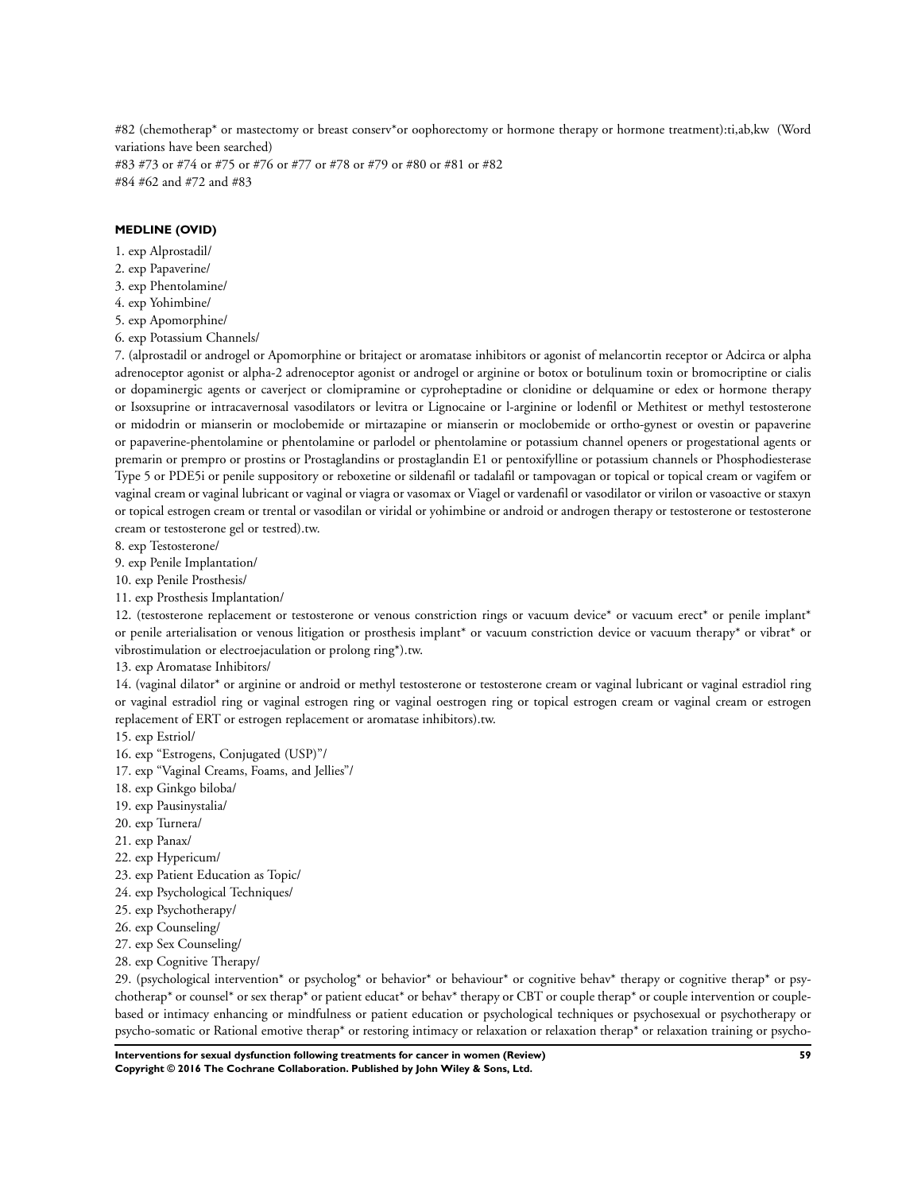#82 (chemotherap* or mastectomy or breast conserv*or oophorectomy or hormone therapy or hormone treatment):ti,ab,kw (Word variations have been searched)

#83 #73 or #74 or #75 or #76 or #77 or #78 or #79 or #80 or #81 or #82

#84 #62 and #72 and #83

**MEDLINE (OVID)**

1. exp Alprostadil/
2. exp Papaverine/
3. exp Phentolamine/
4. exp Yohimbine/
5. exp Apomorphine/
6. exp Potassium Channels/
7. (alprostadil or androgel or Apomorphine or britaject or aromatase inhibitors or agonist of melancortin receptor or Adcirca or alpha adrenoceptor agonist or alpha-2 adrenoceptor agonist or androgel or arginine or botox or botulinum toxin or bromocriptine or cialis or dopaminergic agents or caverject or clomipramine or cyproheptadine or clonidine or delquamine or edex or hormone therapy or Isoxsuprine or intracavernosal vasodilators or levitra or Lignocaine or l-arginine or lodenfil or Methitest or methyl testosterone or midodrin or mianserin or moclobemide or mirtazapine or mianserin or moclobemide or ortho-gynest or ovestin or papaverine or papaverine-phentolamine or phentolamine or parlodel or phentolamine or potassium channel openers or progestational agents or premarin or prempro or prostins or Prostaglandins or prostaglandin E1 or pentoxifylline or potassium channels or Phosphodiesterase Type 5 or PDE5i or penile suppository or reboxetine or sildenafil or tadalafil or tampovagan or topical or topical cream or vagifem or vaginal cream or vaginal lubricant or vaginal or viagra or vasomax or Viagel or vardenafil or vasodilator or virilon or vasoactive or staxyn or topical estrogen cream or trental or vasodilan or viridal or yohimbine or android or androgen therapy or testosterone or testosterone cream or testosterone gel or testred).tw.
8. exp Testosterone/
9. exp Penile Implantation/
10. exp Penile Prosthesis/
11. exp Prosthesis Implantation/
12. (testosterone replacement or testosterone or venous constriction rings or vacuum device* or vacuum erect* or penile implant* or penile arterialisation or venous litigation or prosthesis implant* or vacuum constriction device or vacuum therapy* or vibrat* or vibrostimulation or electroejaculation or prolong ring*).tw.
13. exp Aromatase Inhibitors/
14. (vaginal dilator* or arginine or android or methyl testosterone or testosterone cream or vaginal lubricant or vaginal estradiol ring or vaginal estradiol ring or vaginal estrogen ring or vaginal oestrogen ring or topical estrogen cream or vaginal cream or estrogen replacement of ERT or estrogen replacement or aromatase inhibitors).tw.
15. exp Estriol/
16. exp "Estrogens, Conjugated (USP)"/
17. exp "Vaginal Creams, Foams, and Jellies"/
18. exp Ginkgo biloba/
19. exp Pausinystalia/
20. exp Turnera/
21. exp Panax/
22. exp Hypericum/
23. exp Patient Education as Topic/
24. exp Psychological Techniques/
25. exp Psychotherapy/
26. exp Counseling/
27. exp Sex Counseling/
28. exp Cognitive Therapy/
29. (psychological intervention* or psycholog* or behavior* or behaviour* or cognitive behav* therapy or cognitive therap* or psychotherap* or counsel* or sex therap* or patient educat* or behav* therapy or CBT or couple therap* or couple intervention or couple-based or intimacy enhancing or mindfulness or patient education or psychological techniques or psychosexual or psychotherapy or psycho-somatic or Rational emotive therap* or restoring intimacy or relaxation or relaxation therap* or relaxation training or psycho-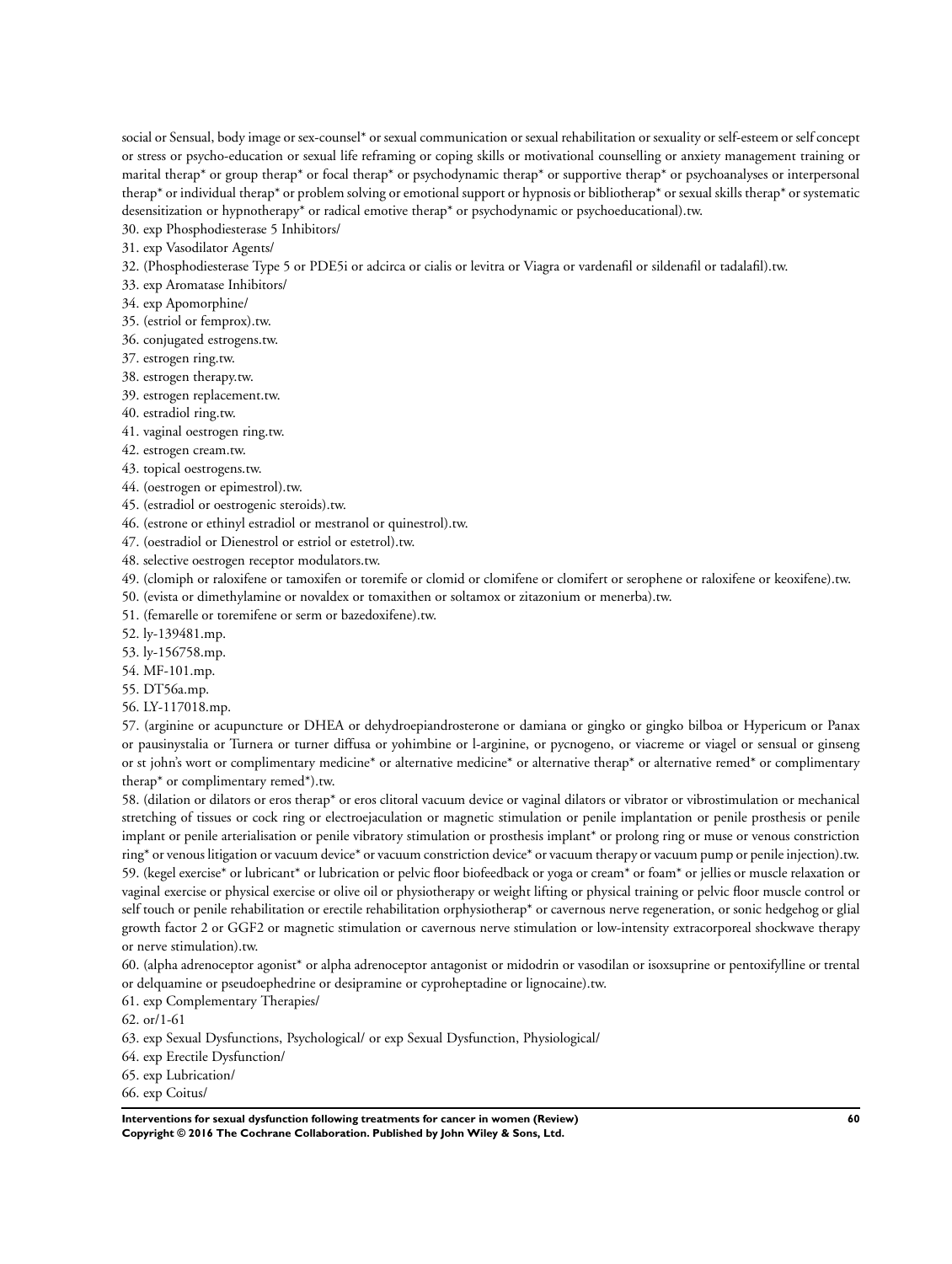social or Sensual, body image or sex-counsel* or sexual communication or sexual rehabilitation or sexuality or self-esteem or self concept or stress or psycho-education or sexual life reframing or coping skills or motivational counselling or anxiety management training or marital therap* or group therap* or focal therap* or psychodynamic therap* or supportive therap* or psychoanalyses or interpersonal therap* or individual therap* or problem solving or emotional support or hypnosis or bibliotherap* or sexual skills therap* or systematic desensitization or hypnotherap* or radical emotive therap* or psychodynamic or psychoeducational).tw.

30. exp Phosphodiesterase 5 Inhibitors/
31. exp Vasodilator Agents/
32. (Phosphodiesterase Type 5 or PDE5i or adcirca or cialis or levitra or Viagra or vardenafil or sildenafil or tadalafil).tw.
33. exp Aromatase Inhibitors/
34. exp Apomorphine/
35. (estriol or femprox).tw.
36. conjugated estrogens.tw.
37. estrogen ring.tw.
38. estrogen therapy.tw.
39. estrogen replacement.tw.
40. estradiol ring.tw.
41. vaginal oestrogen ring.tw.
42. estrogen cream.tw.
43. topical oestrogens.tw.
44. (oestrogen or epimestrol).tw.
45. (estradiol or oestrogenic steroids).tw.
46. (estrone or ethinyl estradiol or mestranol or quinestrol).tw.
47. (oestradiol or Dienestrol or estriol or estetrol).tw.
48. selective oestrogen receptor modulators.tw.
49. (clomiph or raloxifene or tamoxifen or toremife or clomid or clomifene or clomifert or serophene or raloxifene or keoxifene).tw.
50. (evista or dimethylamine or novaldex or tomaxithen or soltamox or zitazonium or menerba).tw.
51. (femarelle or toremifene or serm or bazedoxifene).tw.
52. ly-139481.mp.
53. ly-156758.mp.
54. MF-101.mp.
55. DT56a.mp.
56. LY-117018.mp.
57. (arginine or acupuncture or DHEA or dehydroepiandrosterone or damiana or gingko or gingko bilboa or Hypericum or Panax or pausinystalia or Turnera or turner diffusa or yohimbine or l-arginine, or pycnogeno, or viacreme or viagel or sensual or ginseng or st john's wort or complimentary medicine* or alternative medicine* or alternative therap* or alternative remed* or complimentary therap* or complimentary remed*).tw.
58. (dilation or dilators or eros therap* or eros clitoral vacuum device or vaginal dilators or vibrator or vibrostimulation or mechanical stretching of tissues or cock ring or electroejaculation or magnetic stimulation or penile implantation or penile prosthesis or penile implant or penile arterialisation or penile vibratory stimulation or prosthesis implant* or prolong ring or muse or venous constriction ring* or venous litigation or vacuum device* or vacuum constriction device* or vacuum therapy or vacuum pump or penile injection).tw.
59. (kegel exercise* or lubricant* or lubrication or pelvic floor biofeedback or yoga or cream* or foam* or jellies or muscle relaxation or vaginal exercise or physical exercise or olive oil or physiotherapy or weight lifting or physical training or pelvic floor muscle control or self touch or penile rehabilitation or erectile rehabilitation orphysiotherap* or cavernous nerve regeneration, or sonic hedgehog or glial growth factor 2 or GGF2 or magnetic stimulation or cavernous nerve stimulation or low-intensity extracorporeal shockwave therapy or nerve stimulation).tw.
60. (alpha adrenoceptor agonist* or alpha adrenoceptor antagonist or midodrin or vasodilan or isoxsuprine or pentoxifylline or trental or delquamine or pseudoephedrine or desipramine or cyproheptadine or lignocaine).tw.
61. exp Complementary Therapies/
62. or/1-61
63. exp Sexual Dysfunctions, Psychological/ or exp Sexual Dysfunction, Physiological/
64. exp Erectile Dysfunction/
65. exp Lubrication/
66. exp Coitus/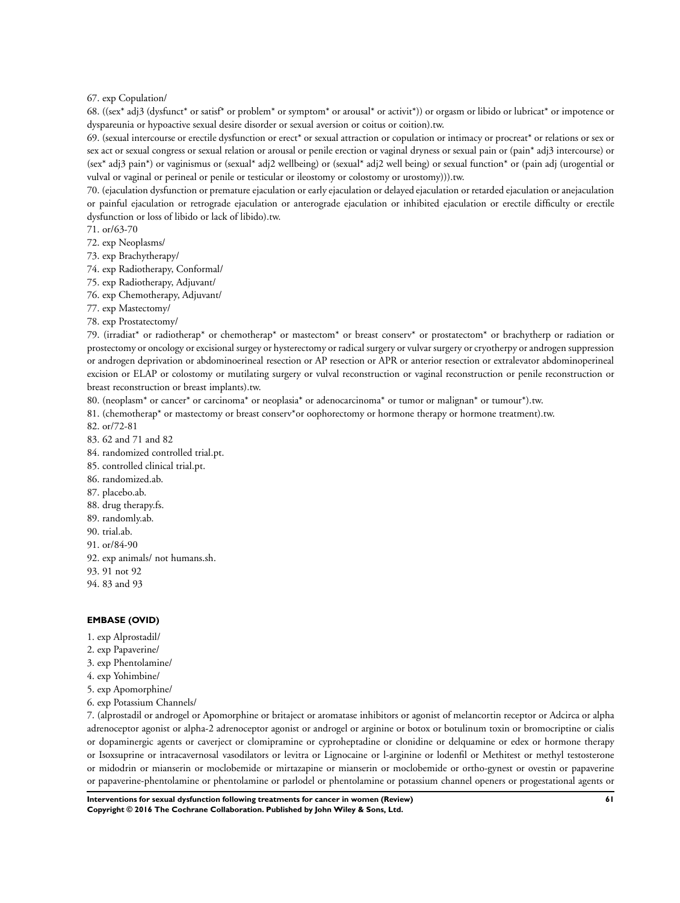67. exp Copulation/

68. ((sex* adj3 (dysfunct* or satisf* or problem* or symptom* or arousal* or activit*)) or orgasm or libido or lubricat* or impotence or dyspareunia or hypoactive sexual desire disorder or sexual aversion or coitus or coition).tw.

69. (sexual intercourse or erectile dysfunction or erect* or sexual attraction or copulation or intimacy or procreat* or relations or sex or sex act or sexual congress or sexual relation or arousal or penile erection or vaginal dryness or sexual pain or (pain* adj3 intercourse) or (sex* adj3 pain*) or vaginismus or (sexual* adj2 wellbeing) or (sexual* adj2 well being) or sexual function* or (pain adj (urogential or vulval or vaginal or perineal or penile or testicular or ileostomy or colostomy or urostomy))).tw.

70. (ejaculation dysfunction or premature ejaculation or early ejaculation or delayed ejaculation or retarded ejaculation or anejaculation or painful ejaculation or retrograde ejaculation or anterograde ejaculation or inhibited ejaculation or erectile difficulty or erectile dysfunction or loss of libido or lack of libido).tw.

71. or/63-70

72. exp Neoplasms/

73. exp Brachytherapy/

74. exp Radiotherapy, Conformal/

75. exp Radiotherapy, Adjuvant/

76. exp Chemotherapy, Adjuvant/

77. exp Mastectomy/

78. exp Prostatectomy/

79. (irradiat* or radiotherap* or chemotherap* or mastectom* or breast conserv* or prostatectom* or brachytherp or radiation or prostectomy or oncology or excisional surgey or hysterectomy or radical surgery or vulvar surgery or cryotherpy or androgen suppression or androgen deprivation or abdominoerineal resection or AP resection or APR or anterior resection or extralevator abdominoperineal excision or ELAP or colostomy or mutilating surgery or vulval reconstruction or vaginal reconstruction or penile reconstruction or breast reconstruction or breast implants).tw.

80. (neoplasm* or cancer* or carcinoma* or neoplasia* or adenocarcinoma* or tumor or malignan* or tumour*).tw.

81. (chemotherap* or mastectomy or breast conserv*or oophorectomy or hormone therapy or hormone treatment).tw.

82. or/72-81

83. 62 and 71 and 82

84. randomized controlled trial.pt.

85. controlled clinical trial.pt.

86. randomized.ab.

87. placebo.ab.

88. drug therapy.fs.

89. randomly.ab.

90. trial.ab.

91. or/84-90

92. exp animals/ not humans.sh.

93. 91 not 92

94. 83 and 93

### EMBASE (OVID)

1. exp Alprostadil/

2. exp Papaverine/

3. exp Phentolamine/

4. exp Yohimbine/

5. exp Apomorphine/

6. exp Potassium Channels/

7. (alprostadil or androgel or Apomorphine or britaject or aromatase inhibitors or agonist of melancortin receptor or Adcirca or alpha adrenoceptor agonist or alpha-2 adrenoceptor agonist or androgel or arginine or botox or botulinum toxin or bromocriptine or cialis or dopaminergic agents or caverject or clomipramine or cyproheptadine or clonidine or delquamine or edex or hormone therapy or Isoxsuprine or intracavernosal vasodilators or levitra or Lignocaine or l-arginine or lodenfil or Methitest or methyl testosterone or midodrin or mianserin or moclobemide or mirtazapine or mianserin or moclobemide or ortho-gynest or ovestin or papaverine or papaverine-phentolamine or phentolamine or parlodel or phentolamine or potassium channel openers or progestational agents or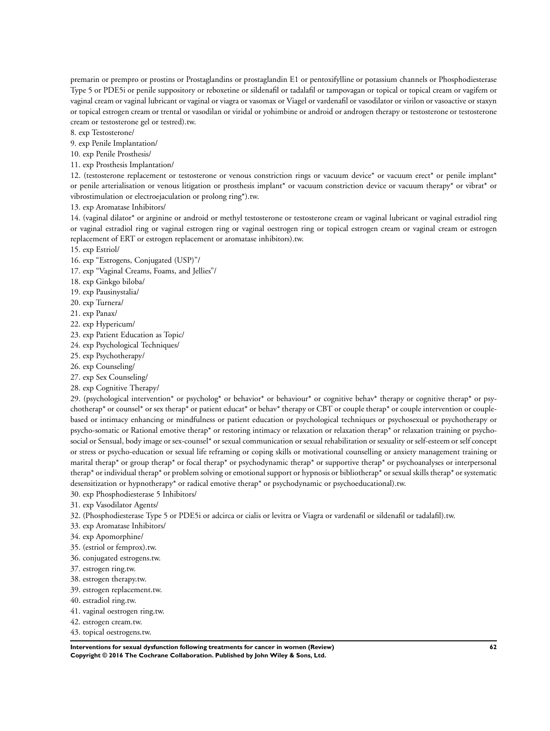premarin or prempro or prostins or Prostaglandins or prostaglandin E1 or pentoxifylline or potassium channels or Phosphodiesterase Type 5 or PDE5i or penile suppository or reboxetine or sildenafil or tadalafil or tampovagan or topical or topical cream or vagifem or vaginal cream or vaginal lubricant or vaginal or viagra or vasomax or Viagel or vardenafil or vasodilator or virilon or vasoactive or staxyn or topical estrogen cream or trental or vasodilan or viridal or yohimbine or android or androgen therapy or testosterone or testosterone cream or testosterone gel or testred).tw.

8. exp Testosterone/
9. exp Penile Implantation/
10. exp Penile Prosthesis/
11. exp Prosthesis Implantation/
12. (testosterone replacement or testosterone or venous constriction rings or vacuum device* or vacuum erect* or penile implant* or penile arterialisation or venous litigation or prosthesis implant* or vacuum constriction device or vacuum therapy* or vibrat* or vibrostimulation or electroejaculation or prolong ring*).tw.
13. exp Aromatase Inhibitors/
14. (vaginal dilator* or arginine or android or methyl testosterone or testosterone cream or vaginal lubricant or vaginal estradiol ring or vaginal estradiol ring or vaginal estrogen ring or vaginal oestrogen ring or topical estrogen cream or vaginal cream or estrogen replacement of ERT or estrogen replacement or aromatase inhibitors).tw.
15. exp Estriol/
16. exp "Estrogens, Conjugated (USP)"/
17. exp "Vaginal Creams, Foams, and Jellies"/
18. exp Ginkgo biloba/
19. exp Pausinystalia/
20. exp Turnera/
21. exp Panax/
22. exp Hypericum/
23. exp Patient Education as Topic/
24. exp Psychological Techniques/
25. exp Psychotherapy/
26. exp Counseling/
27. exp Sex Counseling/
28. exp Cognitive Therapy/
29. (psychological intervention* or psycholog* or behavior* or behaviour* or cognitive behav* therapy or cognitive therap* or psychotherap* or counsel* or sex therap* or patient educat* or behav* therapy or CBT or couple therap* or couple intervention or couple-based or intimacy enhancing or mindfulness or patient education or psychological techniques or psychosexual or psychotherapy or psycho-somatic or Rational emotive therap* or restoring intimacy or relaxation or relaxation therap* or relaxation training or psychosocial or Sensual, body image or sex-counsel* or sexual communication or sexual rehabilitation or sexuality or self-esteem or self concept or stress or psycho-education or sexual life reframing or coping skills or motivational counselling or anxiety management training or marital therap* or group therap* or focal therap* or psychodynamic therap* or supportive therap* or psychoanalyses or interpersonal therap* or individual therap* or problem solving or emotional support or hypnosis or bibliotherap* or sexual skills therap* or systematic desensitization or hypnotherapy* or radical emotive therap* or psychodynamic or psychoeducational).tw.
30. exp Phosphodiesterase 5 Inhibitors/
31. exp Vasodilator Agents/
32. (Phosphodiesterase Type 5 or PDE5i or adcirca or cialis or levitra or Viagra or vardenafil or sildenafil or tadalafil).tw.
33. exp Aromatase Inhibitors/
34. exp Apomorphine/
35. (estriol or femprox).tw.
36. conjugated estrogens.tw.
37. estrogen ring.tw.
38. estrogen therapy.tw.
39. estrogen replacement.tw.
40. estradiol ring.tw.
41. vaginal oestrogen ring.tw.
42. estrogen cream.tw.
43. topical oestrogens.tw.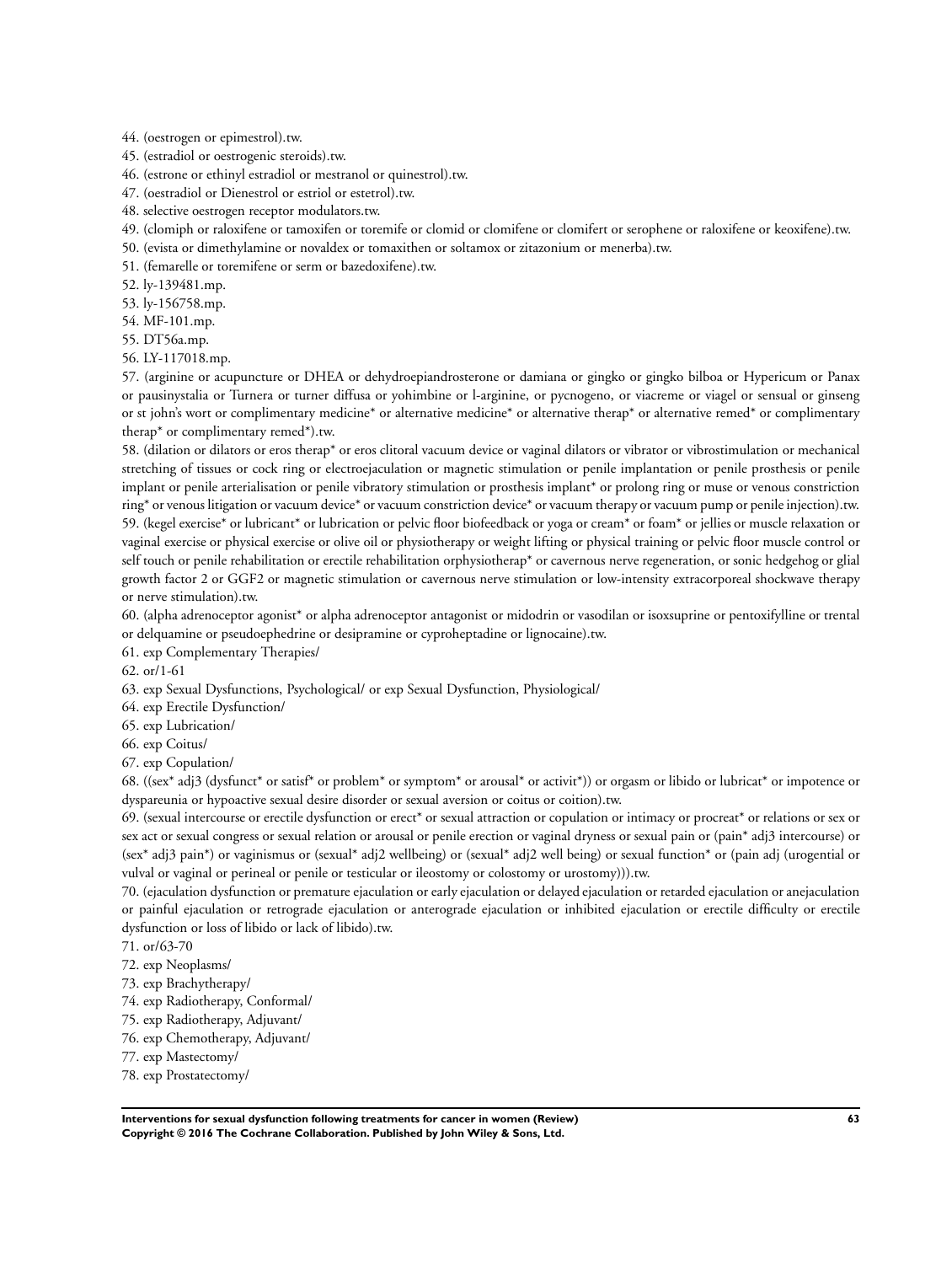44. (oestrogen or epimestrol).tw.
45. (estradiol or oestrogenic steroids).tw.
46. (estrone or ethinyl estradiol or mestranol or quinestrol).tw.
47. (oestradiol or Dienestrol or estriol or estetrol).tw.
48. selective oestrogen receptor modulators.tw.
49. (clomiph or raloxifene or tamoxifen or toremife or clomid or clomifene or clomifert or serophene or raloxifene or keoxifene).tw.
50. (evista or dimethylamine or novaldex or tomaxithen or soltamox or zitazonium or menerba).tw.
51. (femarelle or toremifene or serm or bazedoxifene).tw.
52. ly-139481.mp.
53. ly-156758.mp.
54. MF-101.mp.
55. DT56a.mp.
56. LY-117018.mp.
57. (arginine or acupuncture or DHEA or dehydroepiandrosterone or damiana or gingko or gingko bilboa or Hypericum or Panax or pausinystalia or Turnera or turner diffusa or yohimbine or l-arginine, or pycnogeno, or viacreme or viagel or sensual or ginseng or st john's wort or complimentary medicine* or alternative medicine* or alternative therap* or alternative remed* or complimentary therap* or complimentary remed*).tw.
58. (dilation or dilators or eros therap* or eros clitoral vacuum device or vaginal dilators or vibrator or vibrostimulation or mechanical stretching of tissues or cock ring or electroejaculation or magnetic stimulation or penile implantation or penile prosthesis or penile implant or penile arterialisation or penile vibratory stimulation or prosthesis implant* or prolong ring or muse or venous constriction ring* or venous litigation or vacuum device* or vacuum constriction device* or vacuum therapy or vacuum pump or penile injection).tw.
59. (kegel exercise* or lubricant* or lubrication or pelvic floor biofeedback or yoga or cream* or foam* or jellies or muscle relaxation or vaginal exercise or physical exercise or olive oil or physiotherapy or weight lifting or physical training or pelvic floor muscle control or self touch or penile rehabilitation or erectile rehabilitation orphysiotherap* or cavernous nerve regeneration, or sonic hedgehog or glial growth factor 2 or GGF2 or magnetic stimulation or cavernous nerve stimulation or low-intensity extracorporeal shockwave therapy or nerve stimulation).tw.
60. (alpha adrenoceptor agonist* or alpha adrenoceptor antagonist or midodrin or vasodilan or isoxsuprine or pentoxifylline or trental or delquamine or pseudoephedrine or desipramine or cyproheptadine or lignocaine).tw.
61. exp Complementary Therapies/
62. or/1-61
63. exp Sexual Dysfunctions, Psychological/ or exp Sexual Dysfunction, Physiological/
64. exp Erectile Dysfunction/
65. exp Lubrication/
66. exp Coitus/
67. exp Copulation/
68. ((sex* adj3 (dysfunct* or satisf* or problem* or symptom* or arousal* or activit*)) or orgasm or libido or lubricat* or impotence or dyspareunia or hypoactive sexual desire disorder or sexual aversion or coitus or coition).tw.
69. (sexual intercourse or erectile dysfunction or erect* or sexual attraction or copulation or intimacy or procreat* or relations or sex or sex act or sexual congress or sexual relation or arousal or penile erection or vaginal dryness or sexual pain or (pain* adj3 intercourse) or (sex* adj3 pain*) or vaginismus or (sexual* adj2 wellbeing) or (sexual* adj2 well being) or sexual function* or (pain adj (urogential or vulval or vaginal or perineal or penile or testicular or ileostomy or colostomy or urostomy))).tw.
70. (ejaculation dysfunction or premature ejaculation or early ejaculation or delayed ejaculation or retarded ejaculation or anejaculation or painful ejaculation or retrograde ejaculation or anterograde ejaculation or inhibited ejaculation or erectile difficulty or erectile dysfunction or loss of libido or lack of libido).tw.
71. or/63-70
72. exp Neoplasms/
73. exp Brachytherapy/
74. exp Radiotherapy, Conformal/
75. exp Radiotherapy, Adjuvant/
76. exp Chemotherapy, Adjuvant/
77. exp Mastectomy/
78. exp Prostatectomy/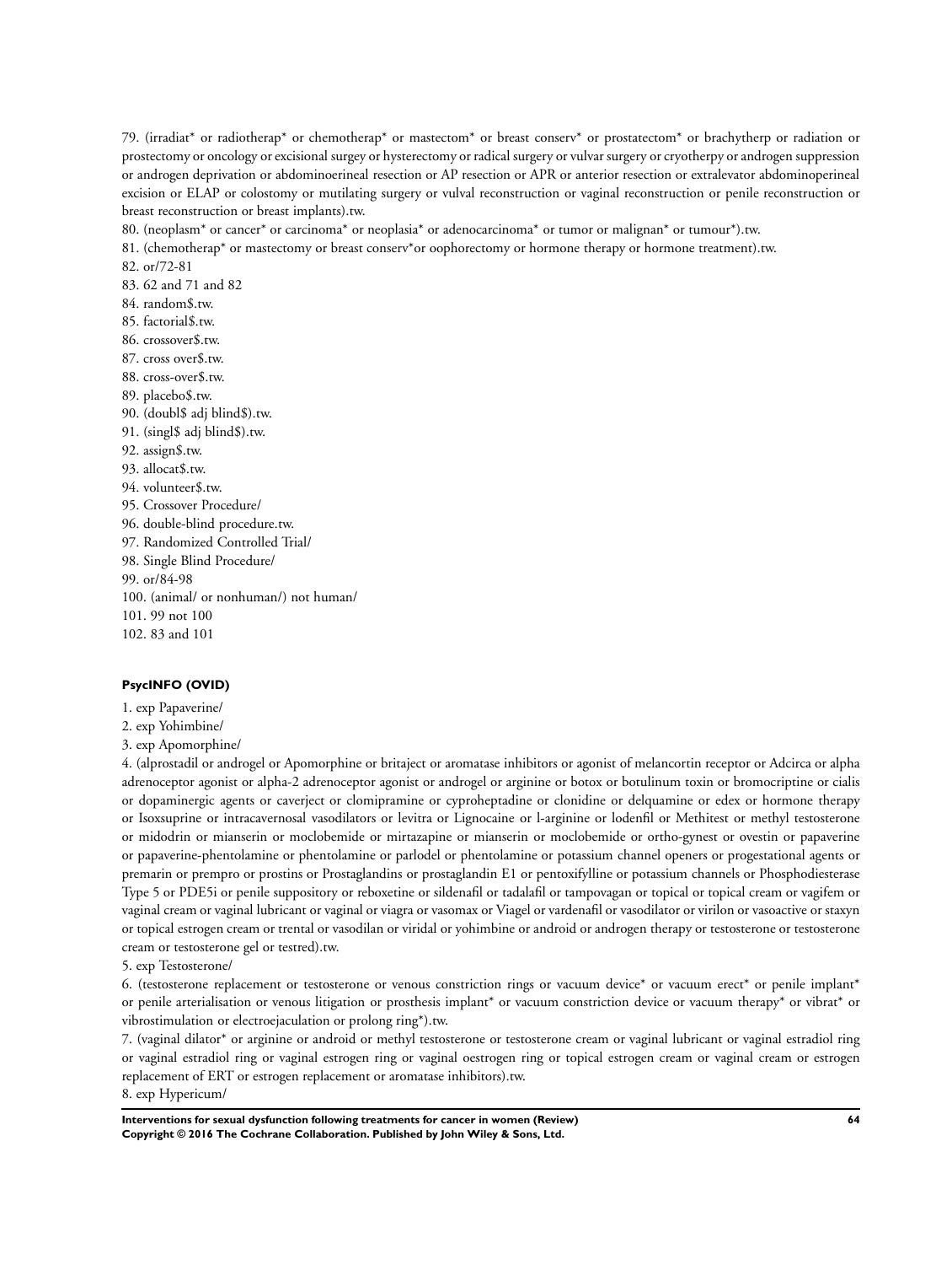79. (irradiat* or radiotherap* or chemotherap* or mastectom* or breast conserv* or prostatectom* or brachytherp or radiation or prostectomy or oncology or excisional surgey or hysterectomy or radical surgery or vulvar surgery or cryotherpy or androgen suppression or androgen deprivation or abdominoerineal resection or AP resection or APR or anterior resection or extralevator abdominoperineal excision or ELAP or colostomy or mutilating surgery or vulval reconstruction or vaginal reconstruction or penile reconstruction or breast reconstruction or breast implants).tw.

80. (neoplasm* or cancer* or carcinoma* or neoplasia* or adenocarcinoma* or tumor or malignan* or tumour*).tw.

81. (chemotherap* or mastectomy or breast conserv*or oophorectomy or hormone therapy or hormone treatment).tw.

82. or/72-81

83. 62 and 71 and 82

84. random$.tw.

85. factorial$.tw.

86. crossover$.tw.

87. cross over$.tw.

88. cross-over$.tw.

89. placebo$.tw.

90. (doubl$ adj blind$).tw.

91. (singl$ adj blind$).tw.

92. assign$.tw.

93. allocat$.tw.

94. volunteer$.tw.

95. Crossover Procedure/

96. double-blind procedure.tw.

97. Randomized Controlled Trial/

98. Single Blind Procedure/

99. or/84-98

100. (animal/ or nonhuman/) not human/

101. 99 not 100

102. 83 and 101

**PsycINFO (OVID)**

1. exp Papaverine/

2. exp Yohimbine/

3. exp Apomorphine/

4. (alprostadil or androgel or Apomorphine or britaject or aromatase inhibitors or agonist of melancortin receptor or Adcirca or alpha adrenoceptor agonist or alpha-2 adrenoceptor agonist or androgel or arginine or botox or botulinum toxin or bromocriptine or cialis or dopaminergic agents or caverject or clomipramine or cyproheptadine or clonidine or delquamine or edex or hormone therapy or Isoxsuprine or intracavernosal vasodilators or levitra or Lignocaine or l-arginine or lodenfil or Methitest or methyl testosterone or midodrin or mianserin or moclobemide or mirtazapine or mianserin or moclobemide or ortho-gynest or ovestin or papaverine or papaverine-phentolamine or phentolamine or parlodel or phentolamine or potassium channel openers or progestational agents or premarin or prempro or prostins or Prostaglandins or prostaglandin E1 or pentoxifylline or potassium channels or Phosphodiesterase Type 5 or PDE5i or penile suppository or reboxetine or sildenafil or tadalafil or tampovagan or topical or topical cream or vagifem or vaginal cream or vaginal lubricant or vaginal or viagra or vasomax or Viagel or vardenafil or vasodilator or virilon or vasoactive or staxyn or topical estrogen cream or trental or vasodilan or viridal or yohimbine or android or androgen therapy or testosterone or testosterone cream or testosterone gel or testred).tw.

5. exp Testosterone/

6. (testosterone replacement or testosterone or venous constriction rings or vacuum device* or vacuum erect* or penile implant* or penile arterialisation or venous litigation or prosthesis implant* or vacuum constriction device or vacuum therapy* or vibrat* or vibrostimulation or electroejaculation or prolong ring*).tw.

7. (vaginal dilator* or arginine or android or methyl testosterone or testosterone cream or vaginal lubricant or vaginal estradiol ring or vaginal estradiol ring or vaginal estrogen ring or vaginal oestrogen ring or topical estrogen cream or vaginal cream or estrogen replacement of ERT or estrogen replacement or aromatase inhibitors).tw.

8. exp Hypericum/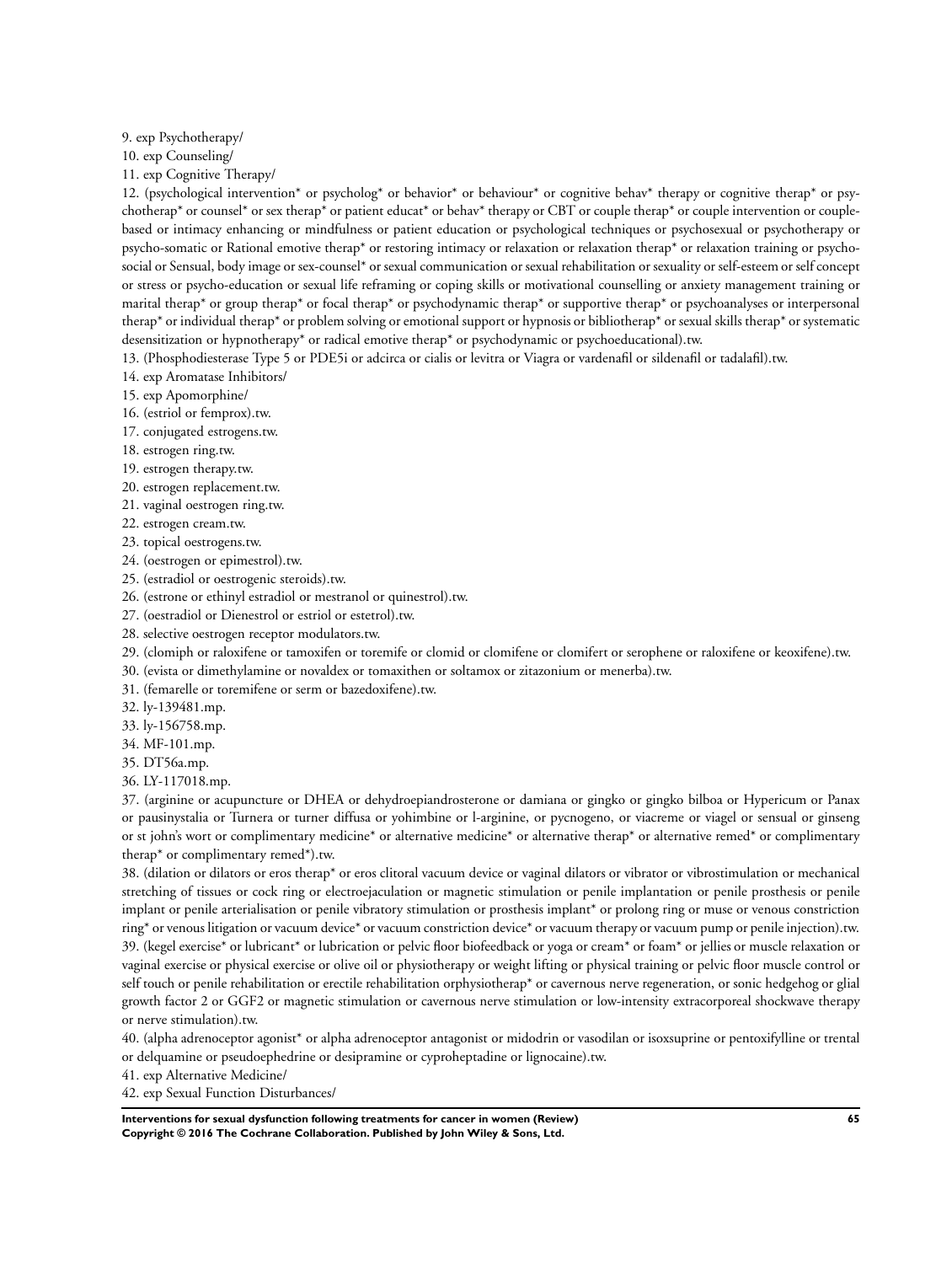9. exp Psychotherapy/

10. exp Counseling/

11. exp Cognitive Therapy/

12. (psychological intervention* or psycholog* or behavior* or behaviour* or cognitive behav* therapy or cognitive therap* or psychotherap* or counsel* or sex therap* or patient educat* or behav* therapy or CBT or couple therap* or couple intervention or couple-based or intimacy enhancing or mindfulness or patient education or psychological techniques or psychosexual or psychotherapy or psycho-somatic or Rational emotive therap* or restoring intimacy or relaxation or relaxation therap* or relaxation training or psycho-social or Sensual, body image or sex-counsel* or sexual communication or sexual rehabilitation or sexuality or self-esteem or self concept or stress or psycho-education or sexual life reframing or coping skills or motivational counselling or anxiety management training or marital therap* or group therap* or focal therap* or psychodynamic therap* or supportive therap* or psychoanalyses or interpersonal therap* or individual therap* or problem solving or emotional support or hypnosis or bibliotherap* or sexual skills therap* or systematic desensitization or hypnotherapy* or radical emotive therap* or psychodynamic or psychoeducational).tw.

13. (Phosphodiesterase Type 5 or PDE5i or adcirca or cialis or levitra or Viagra or vardenafil or sildenafil or tadalafil).tw.

14. exp Aromatase Inhibitors/

15. exp Apomorphine/

16. (estriol or femprox).tw.

17. conjugated estrogens.tw.

18. estrogen ring.tw.

19. estrogen therapy.tw.

20. estrogen replacement.tw.

21. vaginal oestrogen ring.tw.

22. estrogen cream.tw.

23. topical oestrogens.tw.

24. (oestrogen or epimestrol).tw.

25. (estradiol or oestrogenic steroids).tw.

26. (estrone or ethinyl estradiol or mestranol or quinestrol).tw.

27. (oestradiol or Dienestrol or estriol or estetrol).tw.

28. selective oestrogen receptor modulators.tw.

29. (clomiph or raloxifene or tamoxifen or toremife or clomid or clomifene or clomifert or serophene or raloxifene or keoxifene).tw.

30. (evista or dimethylamine or novaldex or tomaxithen or soltamox or zitazonium or menerba).tw.

31. (femarelle or toremifene or serm or bazedoxifene).tw.

32. ly-139481.mp.

33. ly-156758.mp.

34. MF-101.mp.

35. DT56a.mp.

36. LY-117018.mp.

37. (arginine or acupuncture or DHEA or dehydroepiandrosterone or damiana or gingko or gingko bilboa or Hypericum or Panax or pausinystalia or Turnera or turner diffusa or yohimbine or l-arginine, or pycnogeno, or viacreme or viagel or sensual or ginseng or st john's wort or complimentary medicine* or alternative medicine* or alternative therap* or alternative remed* or complimentary therap* or complimentary remed*).tw.

38. (dilation or dilators or eros therap* or eros clitoral vacuum device or vaginal dilators or vibrator or vibrostimulation or mechanical stretching of tissues or cock ring or electroejaculation or magnetic stimulation or penile implantation or penile prosthesis or penile implant or penile arterialisation or penile vibratory stimulation or prosthesis implant* or prolong ring or muse or venous constriction ring* or venous litigation or vacuum device* or vacuum constriction device* or vacuum therapy or vacuum pump or penile injection).tw.

39. (kegel exercise* or lubricant* or lubrication or pelvic floor biofeedback or yoga or cream* or foam* or jellies or muscle relaxation or vaginal exercise or physical exercise or olive oil or physiotherapy or weight lifting or physical training or pelvic floor muscle control or self touch or penile rehabilitation or erectile rehabilitation orphysiotherap* or cavernous nerve regeneration, or sonic hedgehog or glial growth factor 2 or GGF2 or magnetic stimulation or cavernous nerve stimulation or low-intensity extracorporeal shockwave therapy or nerve stimulation).tw.

40. (alpha adrenoceptor agonist* or alpha adrenoceptor antagonist or midodrin or vasodilan or isoxsuprine or pentoxifylline or trental or delquamine or pseudoephedrine or desipramine or cyproheptadine or lignocaine).tw.

41. exp Alternative Medicine/

42. exp Sexual Function Disturbances/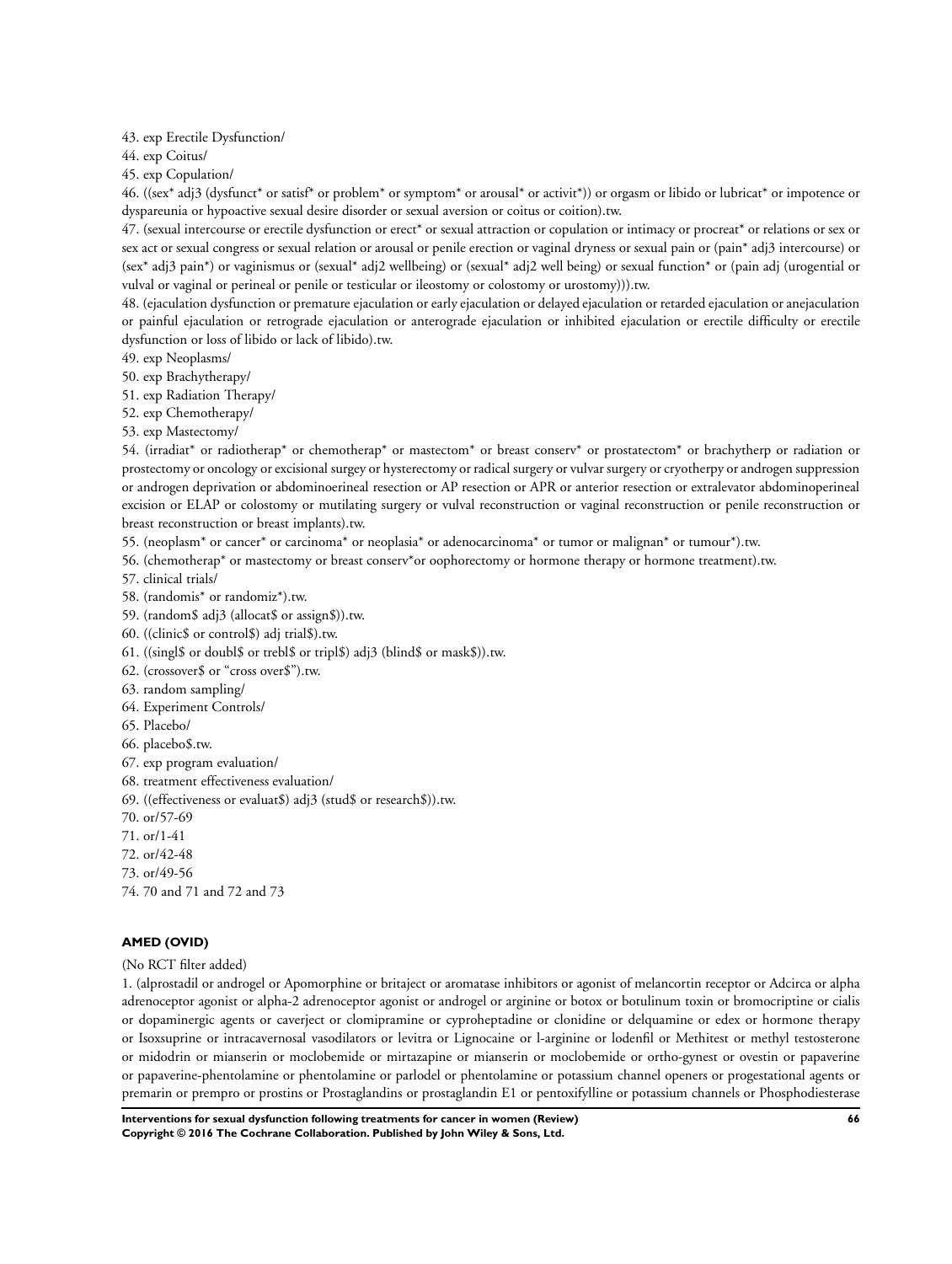43. exp Erectile Dysfunction/

44. exp Coitus/

45. exp Copulation/

46. ((sex* adj3 (dysfunct* or satisf* or problem* or symptom* or arousal* or activit*)) or orgasm or libido or lubricat* or impotence or dyspareunia or hypoactive sexual desire disorder or sexual aversion or coitus or coition).tw.

47. (sexual intercourse or erectile dysfunction or erect* or sexual attraction or copulation or intimacy or procreat* or relations or sex or sex act or sexual congress or sexual relation or arousal or penile erection or vaginal dryness or sexual pain or (pain* adj3 intercourse) or (sex* adj3 pain*) or vaginismus or (sexual* adj2 wellbeing) or (sexual* adj2 well being) or sexual function* or (pain adj (urogential or vulval or vaginal or perineal or penile or testicular or ileostomy or colostomy or urostomy))).tw.

48. (ejaculation dysfunction or premature ejaculation or early ejaculation or delayed ejaculation or retarded ejaculation or anejaculation or painful ejaculation or retrograde ejaculation or anterograde ejaculation or inhibited ejaculation or erectile difficulty or erectile dysfunction or loss of libido or lack of libido).tw.

49. exp Neoplasms/

50. exp Brachytherapy/

51. exp Radiation Therapy/

52. exp Chemotherapy/

53. exp Mastectomy/

54. (irradiat* or radiotherap* or chemotherap* or mastectom* or breast conserv* or prostatectom* or brachytherp or radiation or prostectomy or oncology or excisional surgey or hysterectomy or radical surgery or vulvar surgery or cryotherpy or androgen suppression or androgen deprivation or abdominoerineal resection or AP resection or APR or anterior resection or extralevator abdominoperineal excision or ELAP or colostomy or mutilating surgery or vulval reconstruction or vaginal reconstruction or penile reconstruction or breast reconstruction or breast implants).tw.

55. (neoplasm* or cancer* or carcinoma* or neoplasia* or adenocarcinoma* or tumor or malignan* or tumour*).tw.

56. (chemotherap* or mastectomy or breast conserv*or oophorectomy or hormone therapy or hormone treatment).tw.

57. clinical trials/

58. (randomis* or randomiz*).tw.

59. (random$ adj3 (allocat$ or assign$)).tw.

60. ((clinic$ or control$) adj trial$).tw.

61. ((singl$ or doubl$ or trebl$ or tripl$) adj3 (blind$ or mask$)).tw.

62. (crossover$ or "cross over$").tw.

63. random sampling/

64. Experiment Controls/

65. Placebo/

66. placebo$.tw.

67. exp program evaluation/

68. treatment effectiveness evaluation/

69. ((effectiveness or evaluat$) adj3 (stud$ or research$)).tw.

70. or/57-69

71. or/1-41

72. or/42-48

73. or/49-56

74. 70 and 71 and 72 and 73

**AMED (OVID)**

(No RCT filter added)

1. (alprostadil or androgel or Apomorphine or britaject or aromatase inhibitors or agonist of melancortin receptor or Adcirca or alpha adrenoceptor agonist or alpha-2 adrenoceptor agonist or androgel or arginine or botox or botulinum toxin or bromocriptine or cialis or dopaminergic agents or caverject or clomipramine or cyproheptadine or clonidine or delquamine or edex or hormone therapy or Isoxsuprine or intracavernosal vasodilators or levitra or Lignocaine or l-arginine or lodenfil or Methitest or methyl testosterone or midodrin or mianserin or moclobemide or mirtazapine or mianserin or moclobemide or ortho-gynest or ovestin or papaverine or papaverine-phentolamine or phentolamine or parlodel or phentolamine or potassium channel openers or progestational agents or premarin or prempro or prostins or Prostaglandins or prostaglandin E1 or pentoxifylline or potassium channels or Phosphodiesterase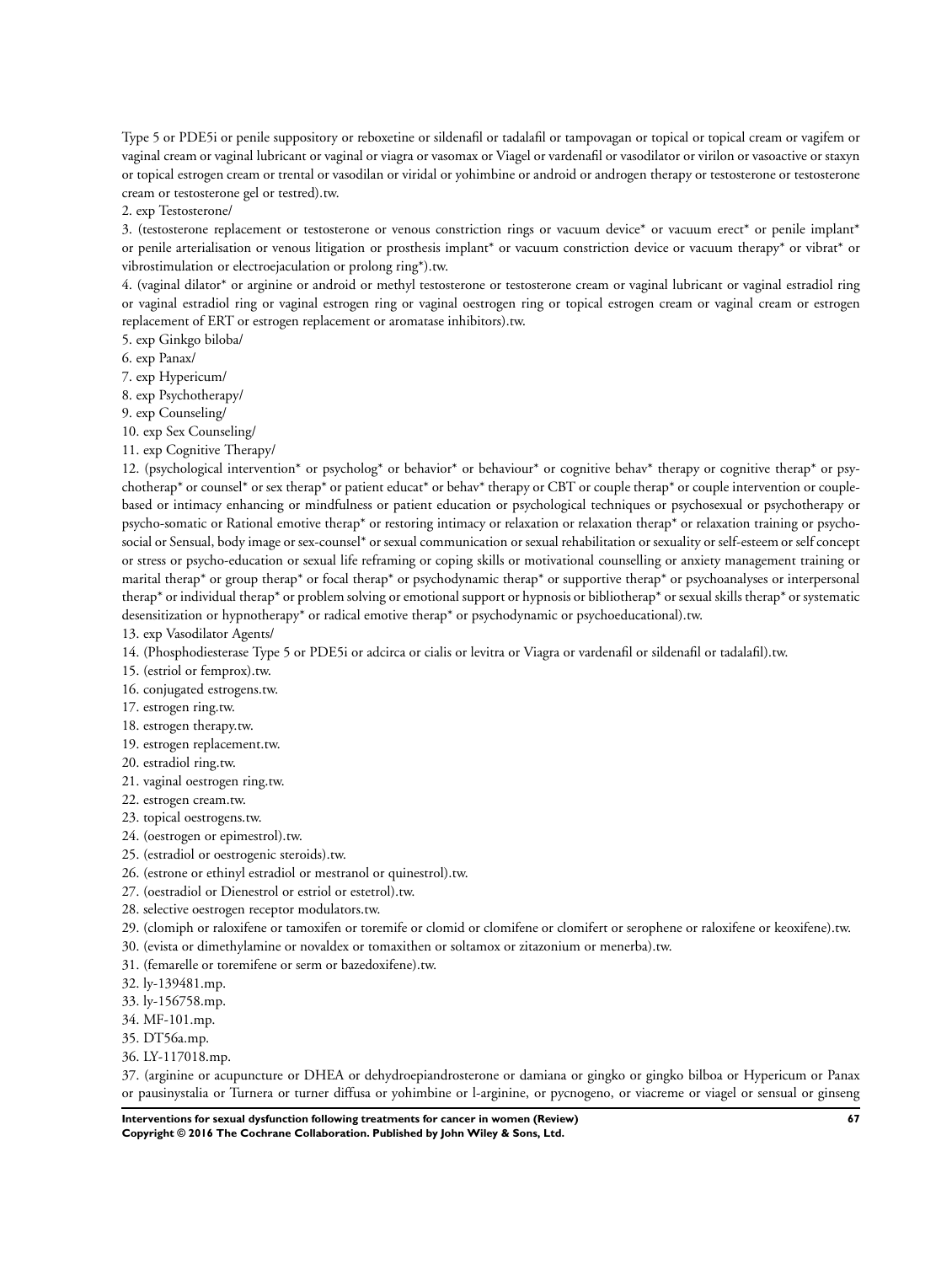Type 5 or PDE5i or penile suppository or reboxetine or sildenafil or tadalafil or tampovagan or topical or topical cream or vagifem or vaginal cream or vaginal lubricant or vaginal or viagra or vasomax or Viagel or vardenafil or vasodilator or virilon or vasoactive or staxyn or topical estrogen cream or trental or vasodilan or viridal or yohimbine or android or androgen therapy or testosterone or testosterone cream or testosterone gel or testred).tw.

2. exp Testosterone/

3. (testosterone replacement or testosterone or venous constriction rings or vacuum device* or vacuum erect* or penile implant* or penile arterialisation or venous litigation or prosthesis implant* or vacuum constriction device or vacuum therapy* or vibrat* or vibrostimulation or electroejaculation or prolong ring*).tw.

4. (vaginal dilator* or arginine or android or methyl testosterone or testosterone cream or vaginal lubricant or vaginal estradiol ring or vaginal estradiol ring or vaginal estrogen ring or vaginal oestrogen ring or topical estrogen cream or vaginal cream or estrogen replacement of ERT or estrogen replacement or aromatase inhibitors).tw.

5. exp Ginkgo biloba/

6. exp Panax/

7. exp Hypericum/

8. exp Psychotherapy/

9. exp Counseling/

10. exp Sex Counseling/

11. exp Cognitive Therapy/

12. (psychological intervention* or psycholog* or behavior* or behaviour* or cognitive behav* therapy or cognitive therap* or psychotherap* or counsel* or sex therap* or patient educat* or behav* therapy or CBT or couple therap* or couple intervention or couple-based or intimacy enhancing or mindfulness or patient education or psychological techniques or psychosexual or psychotherapy or psycho-somatic or Rational emotive therap* or restoring intimacy or relaxation or relaxation therap* or relaxation training or psychosocial or Sensual, body image or sex-counsel* or sexual communication or sexual rehabilitation or sexuality or self-esteem or self concept or stress or psycho-education or sexual life reframing or coping skills or motivational counselling or anxiety management training or marital therap* or group therap* or focal therap* or psychodynamic therap* or supportive therap* or psychoanalyses or interpersonal therap* or individual therap* or problem solving or emotional support or hypnosis or bibliotherap* or sexual skills therap* or systematic desensitization or hypnotherapy* or radical emotive therap* or psychodynamic or psychoeducational).tw.

13. exp Vasodilator Agents/

14. (Phosphodiesterase Type 5 or PDE5i or adcirca or cialis or levitra or Viagra or vardenafil or sildenafil or tadalafil).tw.

15. (estriol or femprox).tw.

16. conjugated estrogens.tw.

17. estrogen ring.tw.

18. estrogen therapy.tw.

19. estrogen replacement.tw.

20. estradiol ring.tw.

21. vaginal oestrogen ring.tw.

22. estrogen cream.tw.

23. topical oestrogens.tw.

24. (oestrogen or epimestrol).tw.

25. (estradiol or oestrogenic steroids).tw.

26. (estrone or ethinyl estradiol or mestranol or quinestrol).tw.

27. (oestradiol or Dienestrol or estriol or estetrol).tw.

28. selective oestrogen receptor modulators.tw.

29. (clomiph or raloxifene or tamoxifen or toremife or clomid or clomifene or clomifert or serophene or raloxifene or keoxifene).tw.

30. (evista or dimethylamine or novaldex or tomaxithen or soltamox or zitazonium or menerba).tw.

31. (femarelle or toremifene or serm or bazedoxifene).tw.

32. ly-139481.mp.

33. ly-156758.mp.

34. MF-101.mp.

35. DT56a.mp.

36. LY-117018.mp.

37. (arginine or acupuncture or DHEA or dehydroepiandrosterone or damiana or gingko or gingko bilboa or Hypericum or Panax or pausinystalia or Turnera or turner diffusa or yohimbine or l-arginine, or pycnogeno, or viacreme or viagel or sensual or ginseng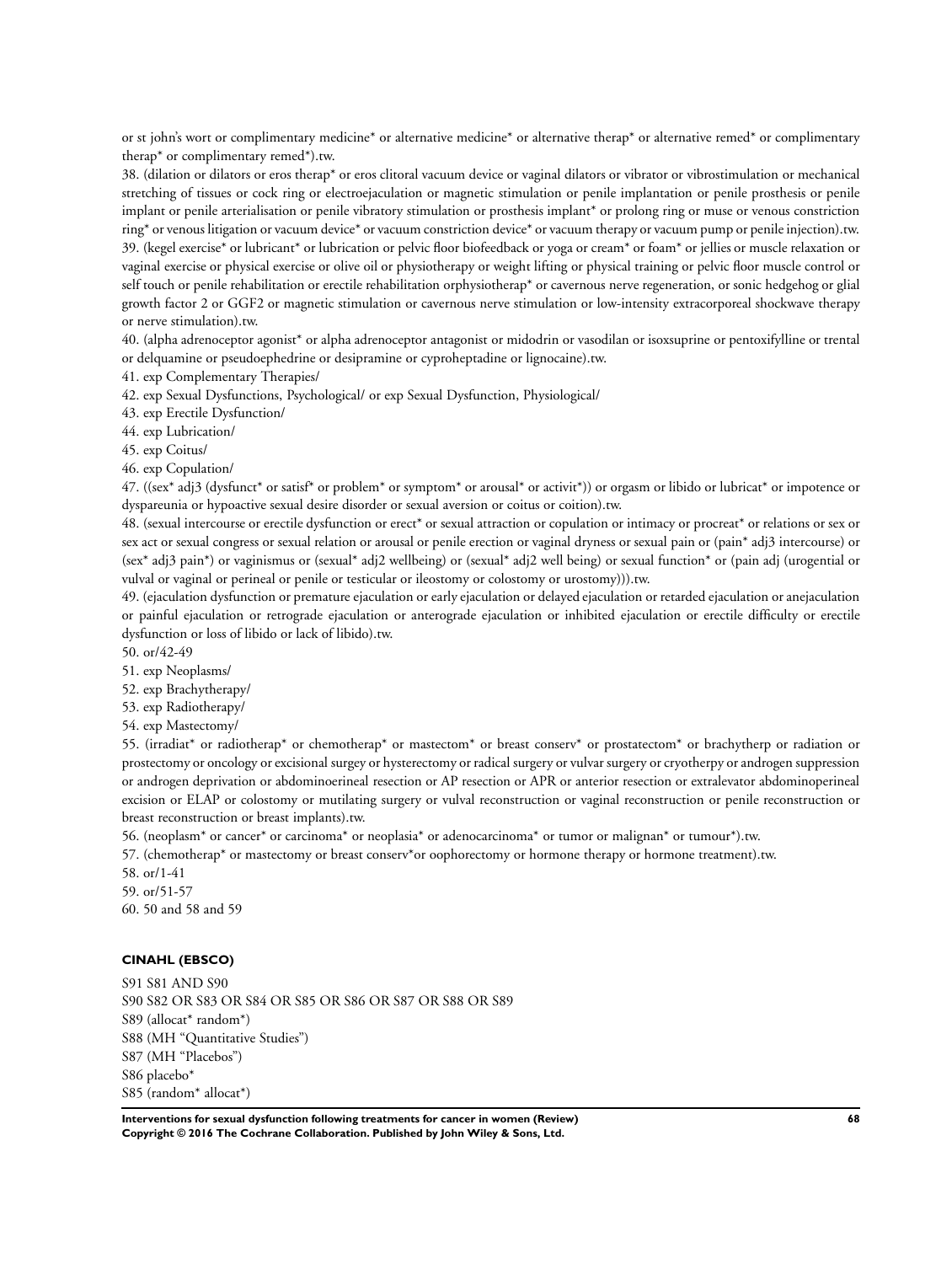or st john's wort or complimentary medicine* or alternative medicine* or alternative therap* or alternative remed* or complimentary therap* or complimentary remed*).tw.

38. (dilation or dilators or eros therap* or eros clitoral vacuum device or vaginal dilators or vibrator or vibrostimulation or mechanical stretching of tissues or cock ring or electroejaculation or magnetic stimulation or penile implantation or penile prosthesis or penile implant or penile arterialisation or penile vibratory stimulation or prosthesis implant* or prolong ring or muse or venous constriction ring* or venous litigation or vacuum device* or vacuum constriction device* or vacuum therapy or vacuum pump or penile injection).tw.

39. (kegel exercise* or lubricant* or lubrication or pelvic floor biofeedback or yoga or cream* or foam* or jellies or muscle relaxation or vaginal exercise or physical exercise or olive oil or physiotherapy or weight lifting or physical training or pelvic floor muscle control or self touch or penile rehabilitation or erectile rehabilitation orphysiotherap* or cavernous nerve regeneration, or sonic hedgehog or glial growth factor 2 or GGF2 or magnetic stimulation or cavernous nerve stimulation or low-intensity extracorporeal shockwave therapy or nerve stimulation).tw.

40. (alpha adrenoceptor agonist* or alpha adrenoceptor antagonist or midodrin or vasodilan or isoxsuprine or pentoxifylline or trental or delquamine or pseudoephedrine or desipramine or cyproheptadine or lignocaine).tw.

41. exp Complementary Therapies/

42. exp Sexual Dysfunctions, Psychological/ or exp Sexual Dysfunction, Physiological/

43. exp Erectile Dysfunction/

44. exp Lubrication/

45. exp Coitus/

46. exp Copulation/

47. ((sex* adj3 (dysfunct* or satisf* or problem* or symptom* or arousal* or activit*)) or orgasm or libido or lubricat* or impotence or dyspareunia or hypoactive sexual desire disorder or sexual aversion or coitus or coition).tw.

48. (sexual intercourse or erectile dysfunction or erect* or sexual attraction or copulation or intimacy or procreat* or relations or sex or sex act or sexual congress or sexual relation or arousal or penile erection or vaginal dryness or sexual pain or (pain* adj3 intercourse) or (sex* adj3 pain*) or vaginismus or (sexual* adj2 wellbeing) or (sexual* adj2 well being) or sexual function* or (pain adj (urogential or vulval or vaginal or perineal or penile or testicular or ileostomy or colostomy or urostomy))).tw.

49. (ejaculation dysfunction or premature ejaculation or early ejaculation or delayed ejaculation or retarded ejaculation or anejaculation or painful ejaculation or retrograde ejaculation or anterograde ejaculation or inhibited ejaculation or erectile difficulty or erectile dysfunction or loss of libido or lack of libido).tw.

50. or/42-49

51. exp Neoplasms/

52. exp Brachytherapy/

53. exp Radiotherapy/

54. exp Mastectomy/

55. (irradiat* or radiotherap* or chemotherap* or mastectom* or breast conserv* or prostatectom* or brachytherp or radiation or prostectomy or oncology or excisional surgey or hysterectomy or radical surgery or vulvar surgery or cryotherpy or androgen suppression or androgen deprivation or abdominoerineal resection or AP resection or APR or anterior resection or extralevator abdominoperineal excision or ELAP or colostomy or mutilating surgery or vulval reconstruction or vaginal reconstruction or penile reconstruction or breast reconstruction or breast implants).tw.

56. (neoplasm* or cancer* or carcinoma* or neoplasia* or adenocarcinoma* or tumor or malignan* or tumour*).tw.

57. (chemotherap* or mastectomy or breast conserv*or oophorectomy or hormone therapy or hormone treatment).tw.

58. or/1-41

59. or/51-57

60. 50 and 58 and 59

#### CINAHL (EBSCO)

S91 S81 AND S90
S90 S82 OR S83 OR S84 OR S85 OR S86 OR S87 OR S88 OR S89
S89 (allocat* random*)
S88 (MH "Quantitative Studies")
S87 (MH "Placebos")
S86 placebo*
S85 (random* allocat*)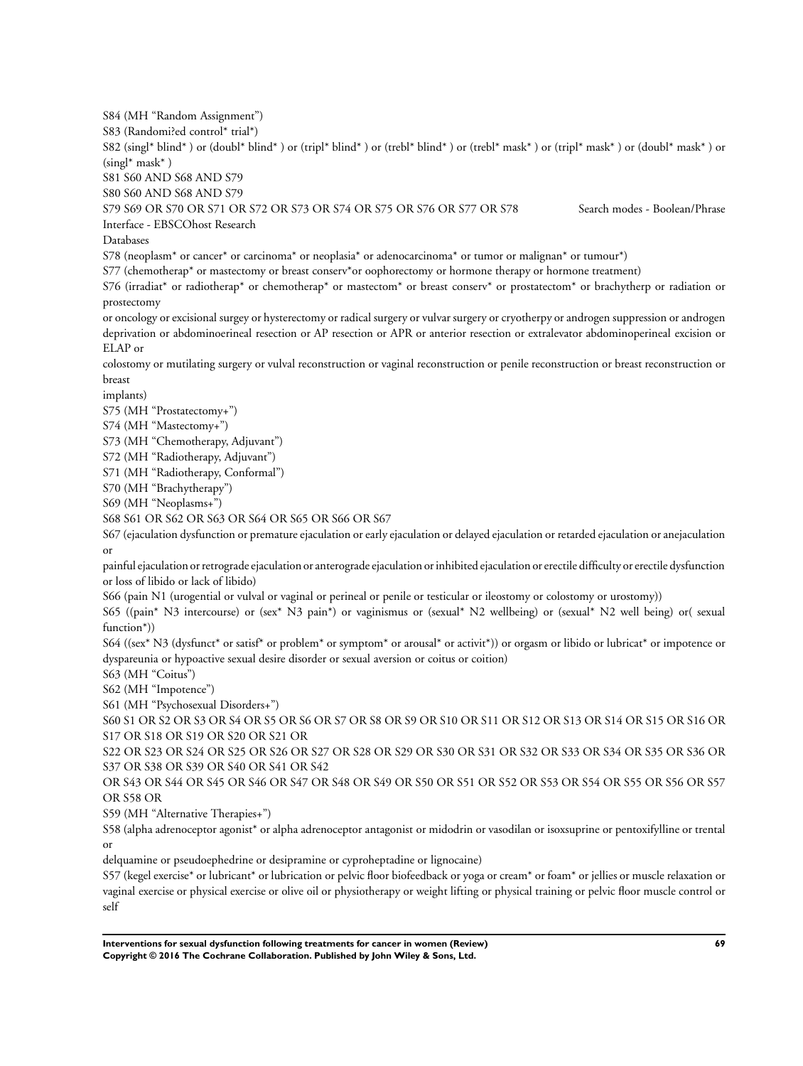S84 (MH "Random Assignment")

S83 (Randomi?ed control* trial*)

S82 (singl* blind* ) or (doubl* blind* ) or (tripl* blind* ) or (trebl* blind* ) or (trebl* mask* ) or (tripl* mask* ) or (doubl* mask* ) or (singl* mask* )

S81 S60 AND S68 AND S79

S80 S60 AND S68 AND S79

S79 S69 OR S70 OR S71 OR S72 OR S73 OR S74 OR S75 OR S76 OR S77 OR S78 Search modes - Boolean/Phrase

Interface - EBSCOhost Research

Databases

S78 (neoplasm* or cancer* or carcinoma* or neoplasia* or adenocarcinoma* or tumor or malignan* or tumour*)

S77 (chemotherap* or mastectomy or breast conserv*or oophorectomy or hormone therapy or hormone treatment)

S76 (irradiat* or radiotherap* or chemotherap* or mastectom* or breast conserv* or prostatectom* or brachytherp or radiation or prostectomy

or oncology or excisional surgey or hysterectomy or radical surgery or vulvar surgery or cryotherpy or androgen suppression or androgen deprivation or abdominoerineal resection or AP resection or APR or anterior resection or extralevator abdominoperineal excision or ELAP or

colostomy or mutilating surgery or vulval reconstruction or vaginal reconstruction or penile reconstruction or breast reconstruction or breast

implants)

S75 (MH "Prostatectomy+")

S74 (MH "Mastectomy+")

S73 (MH "Chemotherapy, Adjuvant")

S72 (MH "Radiotherapy, Adjuvant")

S71 (MH "Radiotherapy, Conformal")

S70 (MH "Brachytherapy")

S69 (MH "Neoplasms+")

S68 S61 OR S62 OR S63 OR S64 OR S65 OR S66 OR S67

S67 (ejaculation dysfunction or premature ejaculation or early ejaculation or delayed ejaculation or retarded ejaculation or anejaculation or

painful ejaculation or retrograde ejaculation or anterograde ejaculation or inhibited ejaculation or erectile difficulty or erectile dysfunction or loss of libido or lack of libido)

S66 (pain N1 (urogential or vulval or vaginal or perineal or penile or testicular or ileostomy or colostomy or urostomy))

S65 ((pain* N3 intercourse) or (sex* N3 pain*) or vaginismus or (sexual* N2 wellbeing) or (sexual* N2 well being) or( sexual function*))

S64 ((sex* N3 (dysfunct* or satisf* or problem* or symptom* or arousal* or activit*)) or orgasm or libido or lubricat* or impotence or dyspareunia or hypoactive sexual desire disorder or sexual aversion or coitus or coition)

S63 (MH "Coitus")

S62 (MH "Impotence")

S61 (MH "Psychosexual Disorders+")

S60 S1 OR S2 OR S3 OR S4 OR S5 OR S6 OR S7 OR S8 OR S9 OR S10 OR S11 OR S12 OR S13 OR S14 OR S15 OR S16 OR S17 OR S18 OR S19 OR S20 OR S21 OR

S22 OR S23 OR S24 OR S25 OR S26 OR S27 OR S28 OR S29 OR S30 OR S31 OR S32 OR S33 OR S34 OR S35 OR S36 OR S37 OR S38 OR S39 OR S40 OR S41 OR S42

OR S43 OR S44 OR S45 OR S46 OR S47 OR S48 OR S49 OR S50 OR S51 OR S52 OR S53 OR S54 OR S55 OR S56 OR S57 OR S58 OR

S59 (MH "Alternative Therapies+")

S58 (alpha adrenoceptor agonist* or alpha adrenoceptor antagonist or midodrin or vasodilan or isoxsuprine or pentoxifylline or trental or

delquamine or pseudoephedrine or desipramine or cyproheptadine or lignocaine)

S57 (kegel exercise* or lubricant* or lubrication or pelvic floor biofeedback or yoga or cream* or foam* or jellies or muscle relaxation or vaginal exercise or physical exercise or olive oil or physiotherapy or weight lifting or physical training or pelvic floor muscle control or self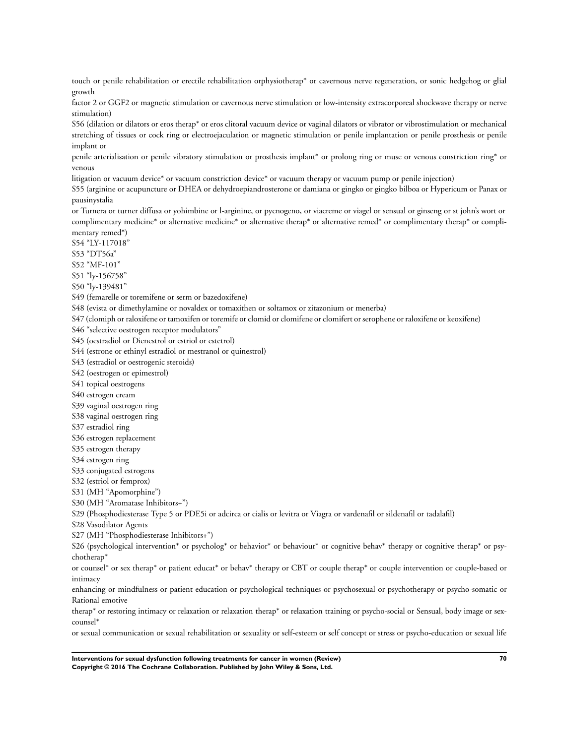touch or penile rehabilitation or erectile rehabilitation orphysiotherap* or cavernous nerve regeneration, or sonic hedgehog or glial growth
factor 2 or GGF2 or magnetic stimulation or cavernous nerve stimulation or low-intensity extracorporeal shockwave therapy or nerve stimulation)
S56 (dilation or dilators or eros therap* or eros clitoral vacuum device or vaginal dilators or vibrator or vibrostimulation or mechanical stretching of tissues or cock ring or electroejaculation or magnetic stimulation or penile implantation or penile prosthesis or penile implant or
penile arterialisation or penile vibratory stimulation or prosthesis implant* or prolong ring or muse or venous constriction ring* or venous
litigation or vacuum device* or vacuum constriction device* or vacuum therapy or vacuum pump or penile injection)
S55 (arginine or acupuncture or DHEA or dehydroepiandrosterone or damiana or gingko or gingko bilboa or Hypericum or Panax or pausinystalia
or Turnera or turner diffusa or yohimbine or l-arginine, or pycnogeno, or viacreme or viagel or sensual or ginseng or st john's wort or complimentary medicine* or alternative medicine* or alternative therap* or alternative remed* or complimentary therap* or complimentary remed*)
S54 "LY-117018"
S53 "DT56a"
S52 "MF-101"
S51 "ly-156758"
S50 "ly-139481"
S49 (femarelle or toremifene or serm or bazedoxifene)
S48 (evista or dimethylamine or novaldex or tomaxithen or soltamox or zitazonium or menerba)
S47 (clomiph or raloxifene or tamoxifen or toremife or clomid or clomifene or clomifert or serophene or raloxifene or keoxifene)
S46 "selective oestrogen receptor modulators"
S45 (oestradiol or Dienestrol or estriol or estetrol)
S44 (estrone or ethinyl estradiol or mestranol or quinestrol)
S43 (estradiol or oestrogenic steroids)
S42 (oestrogen or epimestrol)
S41 topical oestrogens
S40 estrogen cream
S39 vaginal oestrogen ring
S38 vaginal oestrogen ring
S37 estradiol ring
S36 estrogen replacement
S35 estrogen therapy
S34 estrogen ring
S33 conjugated estrogens
S32 (estriol or femprox)
S31 (MH "Apomorphine")
S30 (MH "Aromatase Inhibitors+")
S29 (Phosphodiesterase Type 5 or PDE5i or adcirca or cialis or levitra or Viagra or vardenafil or sildenafil or tadalafil)
S28 Vasodilator Agents
S27 (MH "Phosphodiesterase Inhibitors+")
S26 (psychological intervention* or psycholog* or behavior* or behaviour* or cognitive behav* therapy or cognitive therap* or psychotherap*
or counsel* or sex therap* or patient educat* or behav* therapy or CBT or couple therap* or couple intervention or couple-based or intimacy
enhancing or mindfulness or patient education or psychological techniques or psychosexual or psychotherapy or psycho-somatic or Rational emotive
therap* or restoring intimacy or relaxation or relaxation therap* or relaxation training or psycho-social or Sensual, body image or sex-counsel*
or sexual communication or sexual rehabilitation or sexuality or self-esteem or self concept or stress or psycho-education or sexual life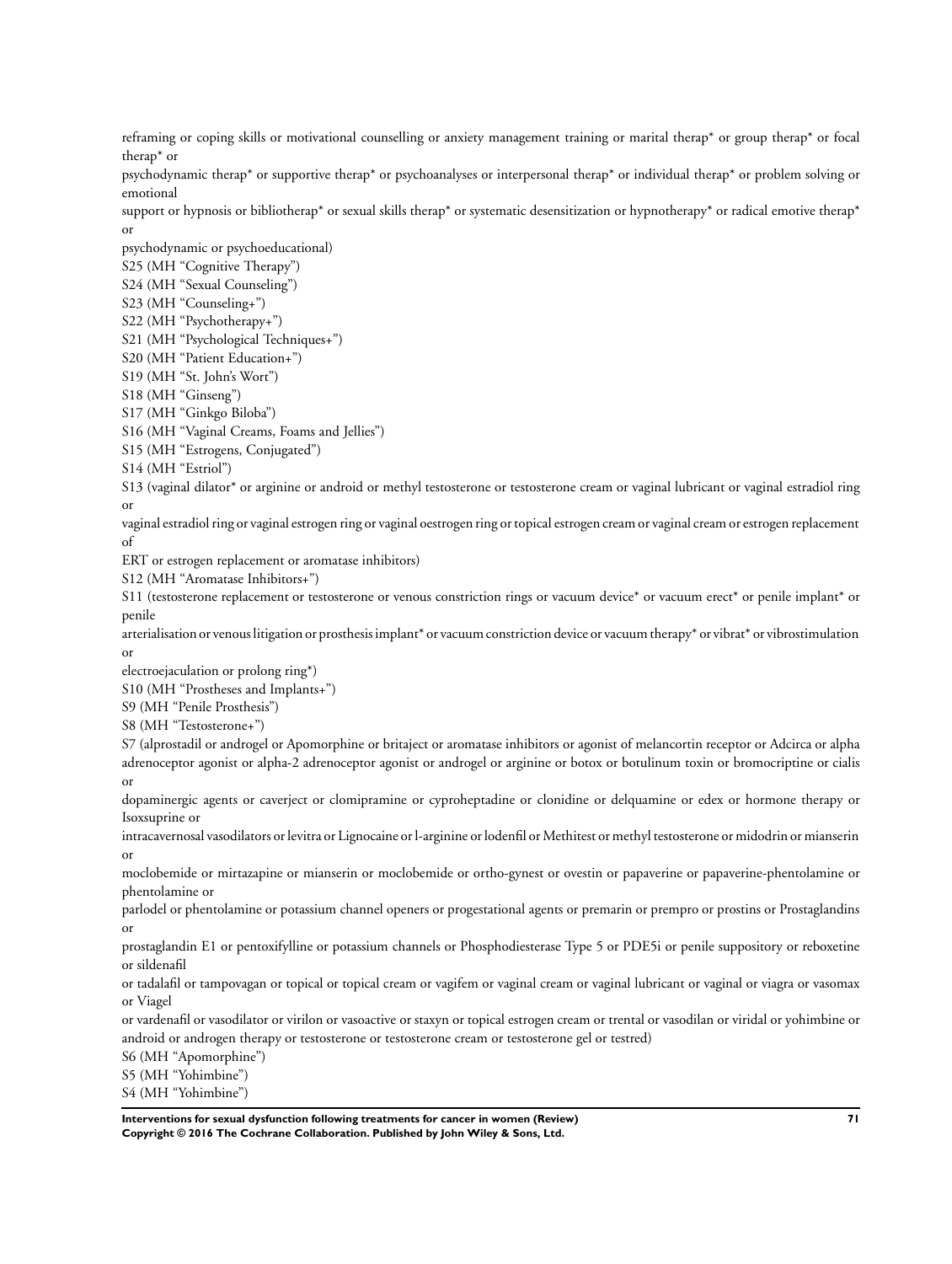reframing or coping skills or motivational counselling or anxiety management training or marital therap* or group therap* or focal therap* or

psychodynamic therap* or supportive therap* or psychoanalyses or interpersonal therap* or individual therap* or problem solving or emotional

support or hypnosis or bibliotherap* or sexual skills therap* or systematic desensitization or hypnotherapy* or radical emotive therap* or

psychodynamic or psychoeducational)

S25 (MH "Cognitive Therapy")

S24 (MH "Sexual Counseling")

S23 (MH "Counseling+")

S22 (MH "Psychotherapy+")

S21 (MH "Psychological Techniques+")

S20 (MH "Patient Education+")

S19 (MH "St. John's Wort")

S18 (MH "Ginseng")

S17 (MH "Ginkgo Biloba")

S16 (MH "Vaginal Creams, Foams and Jellies")

S15 (MH "Estrogens, Conjugated")

S14 (MH "Estriol")

S13 (vaginal dilator* or arginine or android or methyl testosterone or testosterone cream or vaginal lubricant or vaginal estradiol ring or

vaginal estradiol ring or vaginal estrogen ring or vaginal oestrogen ring or topical estrogen cream or vaginal cream or estrogen replacement of

ERT or estrogen replacement or aromatase inhibitors)

S12 (MH "Aromatase Inhibitors+")

S11 (testosterone replacement or testosterone or venous constriction rings or vacuum device* or vacuum erect* or penile implant* or penile

arterialisation or venous litigation or prosthesis implant* or vacuum constriction device or vacuum therapy* or vibrat* or vibrostimulation or

electroejaculation or prolong ring*)

S10 (MH "Prostheses and Implants+")

S9 (MH "Penile Prosthesis")

S8 (MH "Testosterone+")

S7 (alprostadil or androgel or Apomorphine or britaject or aromatase inhibitors or agonist of melancortin receptor or Adcirca or alpha adrenoceptor agonist or alpha-2 adrenoceptor agonist or androgel or arginine or botox or botulinum toxin or bromocriptine or cialis or

dopaminergic agents or caverject or clomipramine or cyproheptadine or clonidine or delquamine or edex or hormone therapy or Isoxsuprine or

intracavernosal vasodilators or levitra or Lignocaine or l-arginine or lodenfil or Methitest or methyl testosterone or midodrin or mianserin or

moclobemide or mirtazapine or mianserin or moclobemide or ortho-gynest or ovestin or papaverine or papaverine-phentolamine or phentolamine or

parlodel or phentolamine or potassium channel openers or progestational agents or premarin or prempro or prostins or Prostaglandins or

prostaglandin E1 or pentoxifylline or potassium channels or Phosphodiesterase Type 5 or PDE5i or penile suppository or reboxetine or sildenafil

or tadalafil or tampovagan or topical or topical cream or vagifem or vaginal cream or vaginal lubricant or vaginal or viagra or vasomax or Viagel

or vardenafil or vasodilator or virilon or vasoactive or staxyn or topical estrogen cream or trental or vasodilan or viridal or yohimbine or android or androgen therapy or testosterone or testosterone cream or testosterone gel or testred)

S6 (MH "Apomorphine")

S5 (MH "Yohimbine")

S4 (MH "Yohimbine")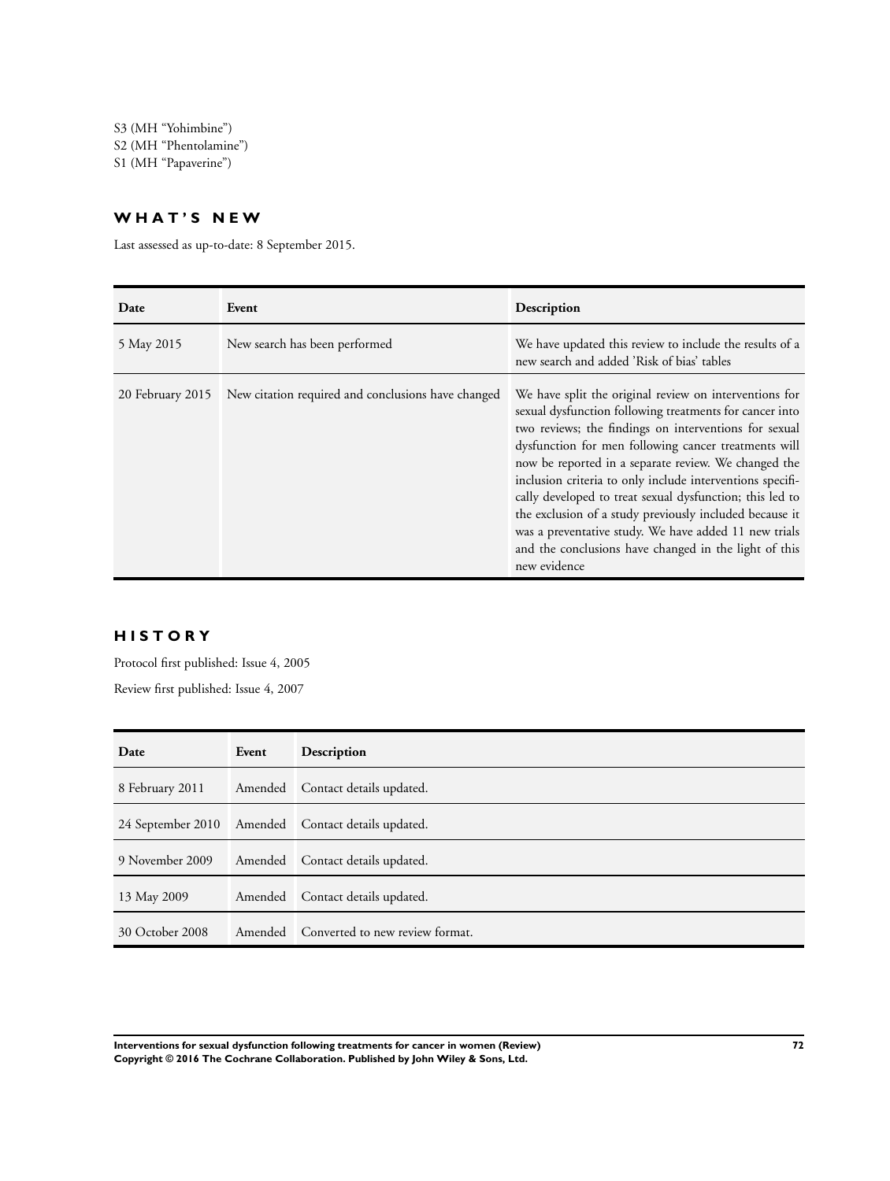S3 (MH "Yohimbine")
S2 (MH "Phentolamine")
S1 (MH "Papaverine")

## WHAT'S NEW

Last assessed as up-to-date: 8 September 2015.

| Date | Event | Description |
| --- | --- | --- |
| 5 May 2015 | New search has been performed | We have updated this review to include the results of a new search and added 'Risk of bias' tables |
| 20 February 2015 | New citation required and conclusions have changed | We have split the original review on interventions for sexual dysfunction following treatments for cancer into two reviews; the findings on interventions for sexual dysfunction for men following cancer treatments will now be reported in a separate review. We changed the inclusion criteria to only include interventions specifically developed to treat sexual dysfunction; this led to the exclusion of a study previously included because it was a preventative study. We have added 11 new trials and the conclusions have changed in the light of this new evidence |

## HISTORY

Protocol first published: Issue 4, 2005

Review first published: Issue 4, 2007

| Date | Event | Description |
| --- | --- | --- |
| 8 February 2011 | Amended | Contact details updated. |
| 24 September 2010 | Amended | Contact details updated. |
| 9 November 2009 | Amended | Contact details updated. |
| 13 May 2009 | Amended | Contact details updated. |
| 30 October 2008 | Amended | Converted to new review format. |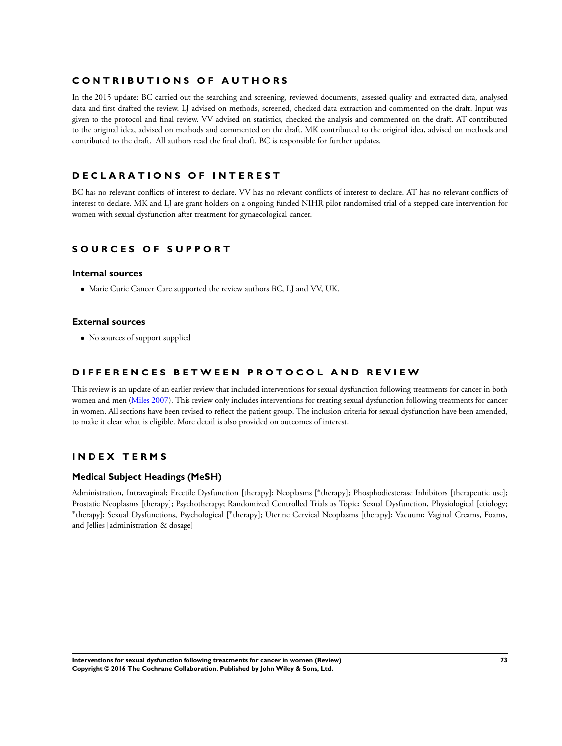# CONTRIBUTIONS OF AUTHORS

In the 2015 update: BC carried out the searching and screening, reviewed documents, assessed quality and extracted data, analysed data and first drafted the review. LJ advised on methods, screened, checked data extraction and commented on the draft. Input was given to the protocol and final review. VV advised on statistics, checked the analysis and commented on the draft. AT contributed to the original idea, advised on methods and commented on the draft. MK contributed to the original idea, advised on methods and contributed to the draft. All authors read the final draft. BC is responsible for further updates.

# DECLARATIONS OF INTEREST

BC has no relevant conflicts of interest to declare. VV has no relevant conflicts of interest to declare. AT has no relevant conflicts of interest to declare. MK and LJ are grant holders on a ongoing funded NIHR pilot randomised trial of a stepped care intervention for women with sexual dysfunction after treatment for gynaecological cancer.

# SOURCES OF SUPPORT

## Internal sources

- Marie Curie Cancer Care supported the review authors BC, LJ and VV, UK.

## External sources

- No sources of support supplied

# DIFFERENCES BETWEEN PROTOCOL AND REVIEW

This review is an update of an earlier review that included interventions for sexual dysfunction following treatments for cancer in both women and men (Miles 2007). This review only includes interventions for treating sexual dysfunction following treatments for cancer in women. All sections have been revised to reflect the patient group. The inclusion criteria for sexual dysfunction have been amended, to make it clear what is eligible. More detail is also provided on outcomes of interest.

# INDEX TERMS

## Medical Subject Headings (MeSH)

Administration, Intravaginal; Erectile Dysfunction [therapy]; Neoplasms [*therapy]; Phosphodiesterase Inhibitors [therapeutic use]; Prostatic Neoplasms [therapy]; Psychotherapy; Randomized Controlled Trials as Topic; Sexual Dysfunction, Physiological [etiology; *therapy]; Sexual Dysfunctions, Psychological [*therapy]; Uterine Cervical Neoplasms [therapy]; Vacuum; Vaginal Creams, Foams, and Jellies [administration & dosage]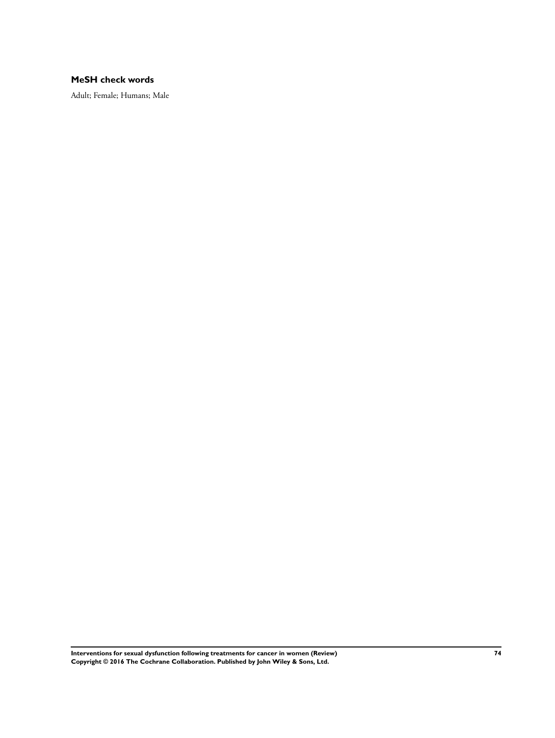### MeSH check words

Adult; Female; Humans; Male